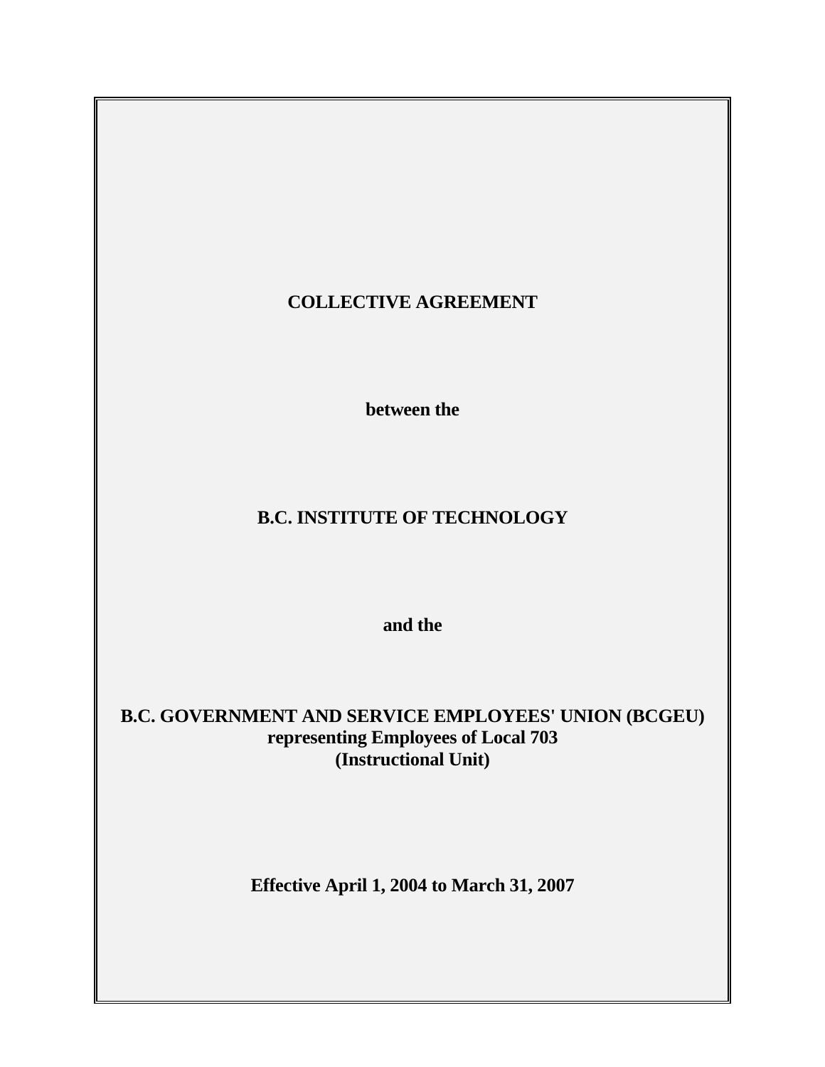# COLLECTIVE AGREEMENT

**between the**

# B.C. INSTITUTE OF TECHNOLOGY

**and the**

# B.C. GOVERNMENT AND SERVICE EMPLOYEES' UNION (BCGEU)

**representing Employees of Local 703**
**(Instructional Unit)**

**Effective April 1, 2004 to March 31, 2007**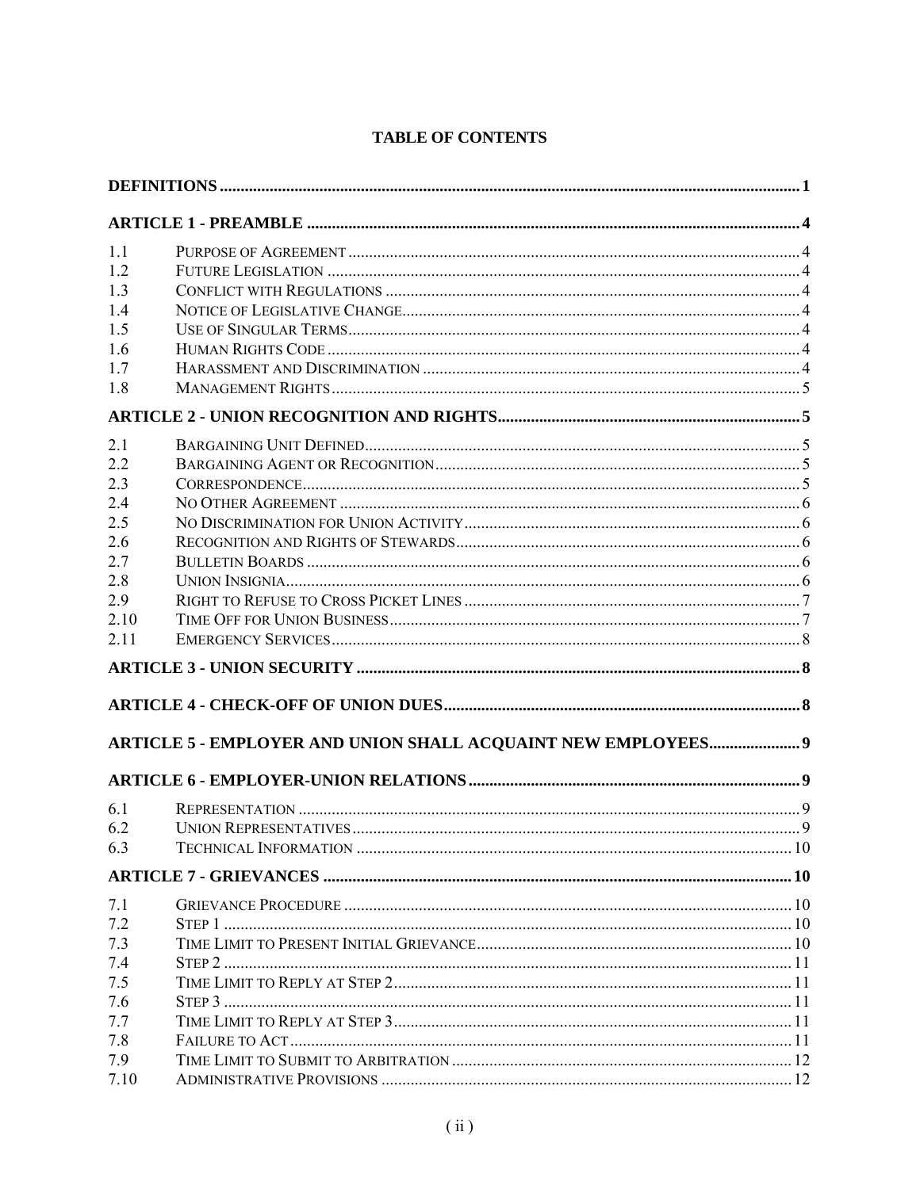# TABLE OF CONTENTS

| | | |
|---|---|---|
| **DEFINITIONS** | | **1** |
| **ARTICLE 1 - PREAMBLE** | | **4** |
| 1.1 | Purpose of Agreement | 4 |
| 1.2 | Future Legislation | 4 |
| 1.3 | Conflict with Regulations | 4 |
| 1.4 | Notice of Legislative Change | 4 |
| 1.5 | Use of Singular Terms | 4 |
| 1.6 | Human Rights Code | 4 |
| 1.7 | Harassment and Discrimination | 4 |
| 1.8 | Management Rights | 5 |
| **ARTICLE 2 - UNION RECOGNITION AND RIGHTS** | | **5** |
| 2.1 | Bargaining Unit Defined | 5 |
| 2.2 | Bargaining Agent or Recognition | 5 |
| 2.3 | Correspondence | 5 |
| 2.4 | No Other Agreement | 6 |
| 2.5 | No Discrimination for Union Activity | 6 |
| 2.6 | Recognition and Rights of Stewards | 6 |
| 2.7 | Bulletin Boards | 6 |
| 2.8 | Union Insignia | 6 |
| 2.9 | Right to Refuse to Cross Picket Lines | 7 |
| 2.10 | Time Off for Union Business | 7 |
| 2.11 | Emergency Services | 8 |
| **ARTICLE 3 - UNION SECURITY** | | **8** |
| **ARTICLE 4 - CHECK-OFF OF UNION DUES** | | **8** |
| **ARTICLE 5 - EMPLOYER AND UNION SHALL ACQUAINT NEW EMPLOYEES** | | **9** |
| **ARTICLE 6 - EMPLOYER-UNION RELATIONS** | | **9** |
| 6.1 | Representation | 9 |
| 6.2 | Union Representatives | 9 |
| 6.3 | Technical Information | 10 |
| **ARTICLE 7 - GRIEVANCES** | | **10** |
| 7.1 | Grievance Procedure | 10 |
| 7.2 | Step 1 | 10 |
| 7.3 | Time Limit to Present Initial Grievance | 10 |
| 7.4 | Step 2 | 11 |
| 7.5 | Time Limit to Reply at Step 2 | 11 |
| 7.6 | Step 3 | 11 |
| 7.7 | Time Limit to Reply at Step 3 | 11 |
| 7.8 | Failure to Act | 11 |
| 7.9 | Time Limit to Submit to Arbitration | 12 |
| 7.10 | Administrative Provisions | 12 |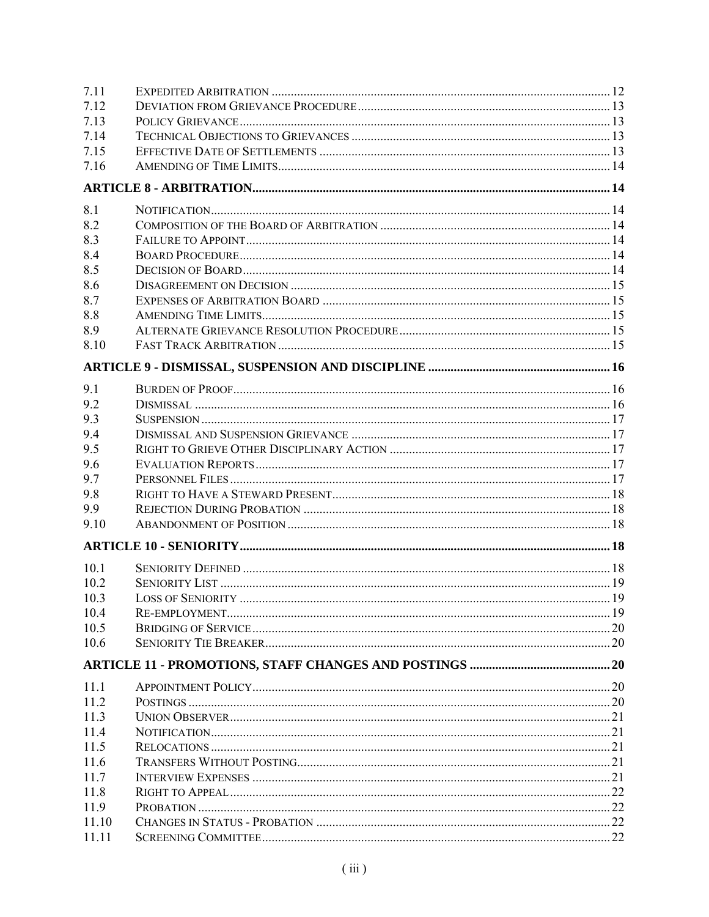| | | |
|---|---|---|
| 7.11 | EXPEDITED ARBITRATION | 12 |
| 7.12 | DEVIATION FROM GRIEVANCE PROCEDURE | 13 |
| 7.13 | POLICY GRIEVANCE | 13 |
| 7.14 | TECHNICAL OBJECTIONS TO GRIEVANCES | 13 |
| 7.15 | EFFECTIVE DATE OF SETTLEMENTS | 13 |
| 7.16 | AMENDING OF TIME LIMITS | 14 |

**ARTICLE 8 - ARTIBTRATION** .......... 14

| | | |
|---|---|---|
| 8.1 | NOTIFICATION | 14 |
| 8.2 | COMPOSITION OF THE BOARD OF ARBITRATION | 14 |
| 8.3 | FAILURE TO APPOINT | 14 |
| 8.4 | BOARD PROCEDURE | 14 |
| 8.5 | DECISION OF BOARD | 14 |
| 8.6 | DISAGREEMENT ON DECISION | 15 |
| 8.7 | EXPENSES OF ARBITRATION BOARD | 15 |
| 8.8 | AMENDING TIME LIMITS | 15 |
| 8.9 | ALTERNATE GRIEVANCE RESOLUTION PROCEDURE | 15 |
| 8.10 | FAST TRACK ARBITRATION | 15 |

**ARTICLE 9 - DISMISSAL, SUSPENSION AND DISCIPLINE** .......... 16

| | | |
|---|---|---|
| 9.1 | BURDEN OF PROOF | 16 |
| 9.2 | DISMISSAL | 16 |
| 9.3 | SUSPENSION | 17 |
| 9.4 | DISMISSAL AND SUSPENSION GRIEVANCE | 17 |
| 9.5 | RIGHT TO GRIEVE OTHER DISCIPLINARY ACTION | 17 |
| 9.6 | EVALUATION REPORTS | 17 |
| 9.7 | PERSONNEL FILES | 17 |
| 9.8 | RIGHT TO HAVE A STEWARD PRESENT | 18 |
| 9.9 | REJECTION DURING PROBATION | 18 |
| 9.10 | ABANDONMENT OF POSITION | 18 |

**ARTICLE 10 - SENIORITY** .......... 18

| | | |
|---|---|---|
| 10.1 | SENIORITY DEFINED | 18 |
| 10.2 | SENIORITY LIST | 19 |
| 10.3 | LOSS OF SENIORITY | 19 |
| 10.4 | RE-EMPLOYMENT | 19 |
| 10.5 | BRIDGING OF SERVICE | 20 |
| 10.6 | SENIORITY TIE BREAKER | 20 |

**ARTICLE 11 - PROMOTIONS, STAFF CHANGES AND POSTINGS** .......... 20

| | | |
|---|---|---|
| 11.1 | APPOINTMENT POLICY | 20 |
| 11.2 | POSTINGS | 20 |
| 11.3 | UNION OBSERVER | 21 |
| 11.4 | NOTIFICATION | 21 |
| 11.5 | RELOCATIONS | 21 |
| 11.6 | TRANSFERS WITHOUT POSTING | 21 |
| 11.7 | INTERVIEW EXPENSES | 21 |
| 11.8 | RIGHT TO APPEAL | 22 |
| 11.9 | PROBATION | 22 |
| 11.10 | CHANGES IN STATUS - PROBATION | 22 |
| 11.11 | SCREENING COMMITTEE | 22 |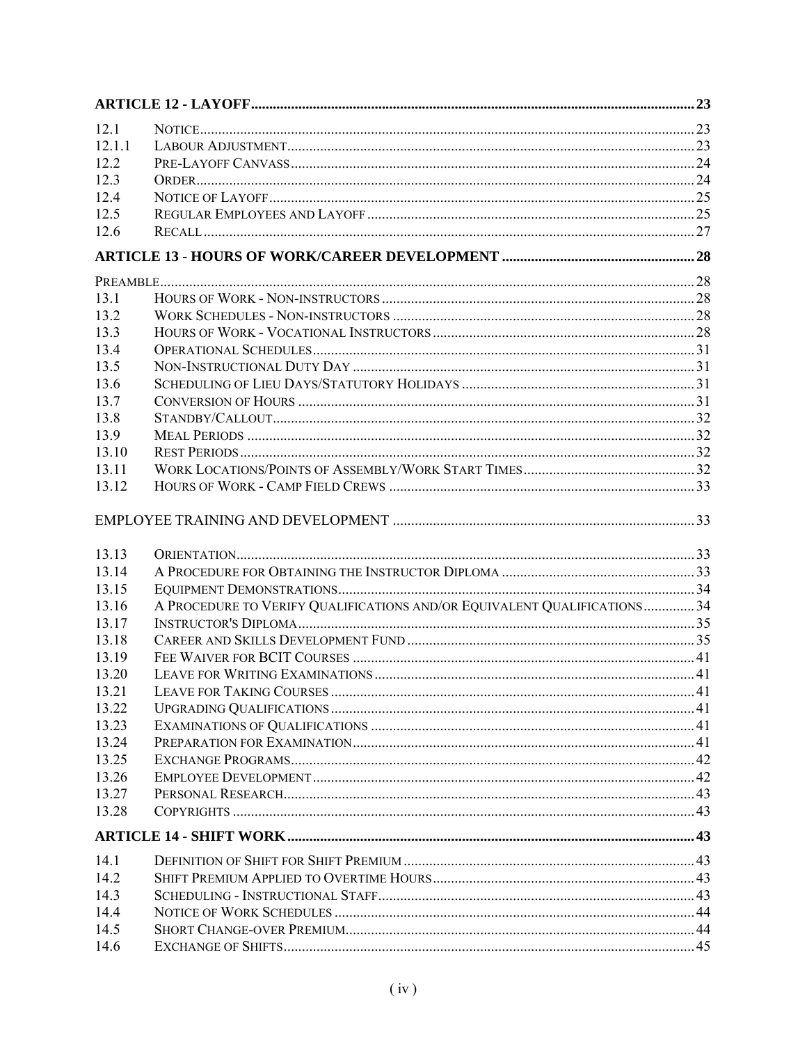| | | |
|---|---|---|
| **ARTICLE 12 - LAYOFF** | | **23** |
| 12.1 | NOTICE | 23 |
| 12.1.1 | LABOUR ADJUSTMENT | 23 |
| 12.2 | PRE-LAYOFF CANVASS | 24 |
| 12.3 | ORDER | 24 |
| 12.4 | NOTICE OF LAYOFF | 25 |
| 12.5 | REGULAR EMPLOYEES AND LAYOFF | 25 |
| 12.6 | RECALL | 27 |
| **ARTICLE 13 - HOURS OF WORK/CAREER DEVELOPMENT** | | **28** |
| PREAMBLE | | 28 |
| 13.1 | HOURS OF WORK - NON-INSTRUCTORS | 28 |
| 13.2 | WORK SCHEDULES - NON-INSTRUCTORS | 28 |
| 13.3 | HOURS OF WORK - VOCATIONAL INSTRUCTORS | 28 |
| 13.4 | OPERATIONAL SCHEDULES | 31 |
| 13.5 | NON-INSTRUCTIONAL DUTY DAY | 31 |
| 13.6 | SCHEDULING OF LIEU DAYS/STATUTORY HOLIDAYS | 31 |
| 13.7 | CONVERSION OF HOURS | 31 |
| 13.8 | STANDBY/CALLOUT | 32 |
| 13.9 | MEAL PERIODS | 32 |
| 13.10 | REST PERIODS | 32 |
| 13.11 | WORK LOCATIONS/POINTS OF ASSEMBLY/WORK START TIMES | 32 |
| 13.12 | HOURS OF WORK - CAMP FIELD CREWS | 33 |
| EMPLOYEE TRAINING AND DEVELOPMENT | | 33 |
| 13.13 | ORIENTATION | 33 |
| 13.14 | A PROCEDURE FOR OBTAINING THE INSTRUCTOR DIPLOMA | 33 |
| 13.15 | EQUIPMENT DEMONSTRATIONS | 34 |
| 13.16 | A PROCEDURE TO VERIFY QUALIFICATIONS AND/OR EQUIVALENT QUALIFICATIONS | 34 |
| 13.17 | INSTRUCTOR'S DIPLOMA | 35 |
| 13.18 | CAREER AND SKILLS DEVELOPMENT FUND | 35 |
| 13.19 | FEE WAIVER FOR BCIT COURSES | 41 |
| 13.20 | LEAVE FOR WRITING EXAMINATIONS | 41 |
| 13.21 | LEAVE FOR TAKING COURSES | 41 |
| 13.22 | UPGRADING QUALIFICATIONS | 41 |
| 13.23 | EXAMINATIONS OF QUALIFICATIONS | 41 |
| 13.24 | PREPARATION FOR EXAMINATION | 41 |
| 13.25 | EXCHANGE PROGRAMS | 42 |
| 13.26 | EMPLOYEE DEVELOPMENT | 42 |
| 13.27 | PERSONAL RESEARCH | 43 |
| 13.28 | COPYRIGHTS | 43 |
| **ARTICLE 14 - SHIFT WORK** | | **43** |
| 14.1 | DEFINITION OF SHIFT FOR SHIFT PREMIUM | 43 |
| 14.2 | SHIFT PREMIUM APPLIED TO OVERTIME HOURS | 43 |
| 14.3 | SCHEDULING - INSTRUCTIONAL STAFF | 43 |
| 14.4 | NOTICE OF WORK SCHEDULES | 44 |
| 14.5 | SHORT CHANGE-OVER PREMIUM | 44 |
| 14.6 | EXCHANGE OF SHIFTS | 45 |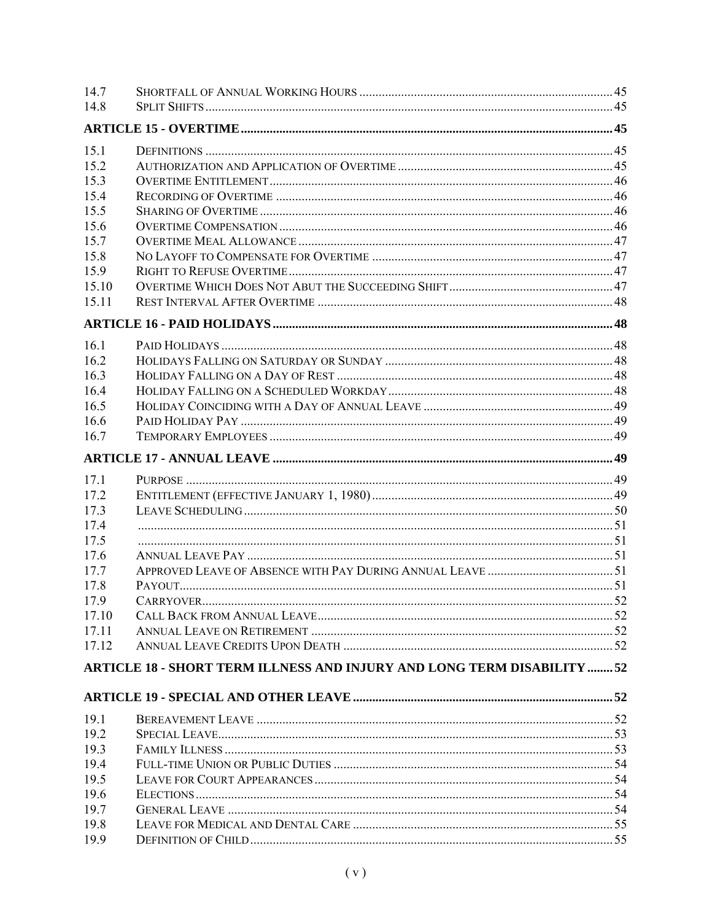| | | |
|---|---|---|
| 14.7 | SHORTFALL OF ANNUAL WORKING HOURS | 45 |
| 14.8 | SPLIT SHIFTS | 45 |
| **ARTICLE 15 - OVERTIME** | | **45** |
| 15.1 | DEFINITIONS | 45 |
| 15.2 | AUTHORIZATION AND APPLICATION OF OVERTIME | 45 |
| 15.3 | OVERTIME ENTITLEMENT | 46 |
| 15.4 | RECORDING OF OVERTIME | 46 |
| 15.5 | SHARING OF OVERTIME | 46 |
| 15.6 | OVERTIME COMPENSATION | 46 |
| 15.7 | OVERTIME MEAL ALLOWANCE | 47 |
| 15.8 | NO LAYOFF TO COMPENSATE FOR OVERTIME | 47 |
| 15.9 | RIGHT TO REFUSE OVERTIME | 47 |
| 15.10 | OVERTIME WHICH DOES NOT ABUT THE SUCCEEDING SHIFT | 47 |
| 15.11 | REST INTERVAL AFTER OVERTIME | 48 |
| **ARTICLE 16 - PAID HOLIDAYS** | | **48** |
| 16.1 | PAID HOLIDAYS | 48 |
| 16.2 | HOLIDAYS FALLING ON SATURDAY OR SUNDAY | 48 |
| 16.3 | HOLIDAY FALLING ON A DAY OF REST | 48 |
| 16.4 | HOLIDAY FALLING ON A SCHEDULED WORKDAY | 48 |
| 16.5 | HOLIDAY COINCIDING WITH A DAY OF ANNUAL LEAVE | 49 |
| 16.6 | PAID HOLIDAY PAY | 49 |
| 16.7 | TEMPORARY EMPLOYEES | 49 |
| **ARTICLE 17 - ANNUAL LEAVE** | | **49** |
| 17.1 | PURPOSE | 49 |
| 17.2 | ENTITLEMENT (EFFECTIVE JANUARY 1, 1980) | 49 |
| 17.3 | LEAVE SCHEDULING | 50 |
| 17.4 | | 51 |
| 17.5 | | 51 |
| 17.6 | ANNUAL LEAVE PAY | 51 |
| 17.7 | APPROVED LEAVE OF ABSENCE WITH PAY DURING ANNUAL LEAVE | 51 |
| 17.8 | PAYOUT | 51 |
| 17.9 | CARRYOVER | 52 |
| 17.10 | CALL BACK FROM ANNUAL LEAVE | 52 |
| 17.11 | ANNUAL LEAVE ON RETIREMENT | 52 |
| 17.12 | ANNUAL LEAVE CREDITS UPON DEATH | 52 |
| **ARTICLE 18 - SHORT TERM ILLNESS AND INJURY AND LONG TERM DISABILITY** | | **52** |
| **ARTICLE 19 - SPECIAL AND OTHER LEAVE** | | **52** |
| 19.1 | BEREAVEMENT LEAVE | 52 |
| 19.2 | SPECIAL LEAVE | 53 |
| 19.3 | FAMILY ILLNESS | 53 |
| 19.4 | FULL-TIME UNION OR PUBLIC DUTIES | 54 |
| 19.5 | LEAVE FOR COURT APPEARANCES | 54 |
| 19.6 | ELECTIONS | 54 |
| 19.7 | GENERAL LEAVE | 54 |
| 19.8 | LEAVE FOR MEDICAL AND DENTAL CARE | 55 |
| 19.9 | DEFINITION OF CHILD | 55 |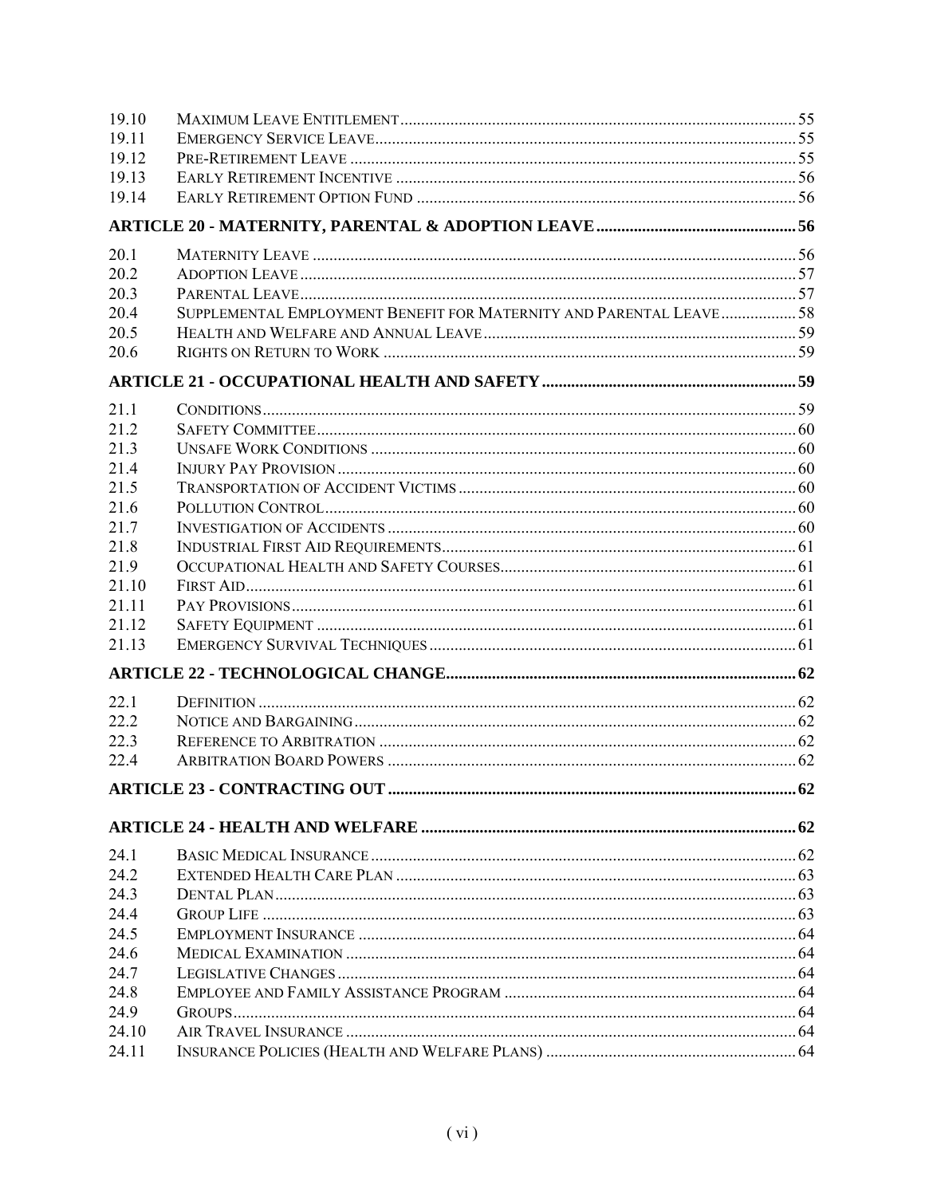| | | |
|---|---|---|
| 19.10 | MAXIMUM LEAVE ENTITLEMENT | 55 |
| 19.11 | EMERGENCY SERVICE LEAVE | 55 |
| 19.12 | PRE-RETIREMENT LEAVE | 55 |
| 19.13 | EARLY RETIREMENT INCENTIVE | 56 |
| 19.14 | EARLY RETIREMENT OPTION FUND | 56 |

**ARTICLE 20 - MATERNITY, PARENTAL & ADOPTION LEAVE** ..... 56

| | | |
|---|---|---|
| 20.1 | MATERNITY LEAVE | 56 |
| 20.2 | ADOPTION LEAVE | 57 |
| 20.3 | PARENTAL LEAVE | 57 |
| 20.4 | SUPPLEMENTAL EMPLOYMENT BENEFIT FOR MATERNITY AND PARENTAL LEAVE | 58 |
| 20.5 | HEALTH AND WELFARE AND ANNUAL LEAVE | 59 |
| 20.6 | RIGHTS ON RETURN TO WORK | 59 |

**ARTICLE 21 - OCCUPATIONAL HEALTH AND SAFETY** ..... 59

| | | |
|---|---|---|
| 21.1 | CONDITIONS | 59 |
| 21.2 | SAFETY COMMITTEE | 60 |
| 21.3 | UNSAFE WORK CONDITIONS | 60 |
| 21.4 | INJURY PAY PROVISION | 60 |
| 21.5 | TRANSPORTATION OF ACCIDENT VICTIMS | 60 |
| 21.6 | POLLUTION CONTROL | 60 |
| 21.7 | INVESTIGATION OF ACCIDENTS | 60 |
| 21.8 | INDUSTRIAL FIRST AID REQUIREMENTS | 61 |
| 21.9 | OCCUPATIONAL HEALTH AND SAFETY COURSES | 61 |
| 21.10 | FIRST AID | 61 |
| 21.11 | PAY PROVISIONS | 61 |
| 21.12 | SAFETY EQUIPMENT | 61 |
| 21.13 | EMERGENCY SURVIVAL TECHNIQUES | 61 |

**ARTICLE 22 - TECHNOLOGICAL CHANGE** ..... 62

| | | |
|---|---|---|
| 22.1 | DEFINITION | 62 |
| 22.2 | NOTICE AND BARGAINING | 62 |
| 22.3 | REFERENCE TO ARBITRATION | 62 |
| 22.4 | ARBITRATION BOARD POWERS | 62 |

**ARTICLE 23 - CONTRACTING OUT** ..... 62

**ARTICLE 24 - HEALTH AND WELFARE** ..... 62

| | | |
|---|---|---|
| 24.1 | BASIC MEDICAL INSURANCE | 62 |
| 24.2 | EXTENDED HEALTH CARE PLAN | 63 |
| 24.3 | DENTAL PLAN | 63 |
| 24.4 | GROUP LIFE | 63 |
| 24.5 | EMPLOYMENT INSURANCE | 64 |
| 24.6 | MEDICAL EXAMINATION | 64 |
| 24.7 | LEGISLATIVE CHANGES | 64 |
| 24.8 | EMPLOYEE AND FAMILY ASSISTANCE PROGRAM | 64 |
| 24.9 | GROUPS | 64 |
| 24.10 | AIR TRAVEL INSURANCE | 64 |
| 24.11 | INSURANCE POLICIES (HEALTH AND WELFARE PLANS) | 64 |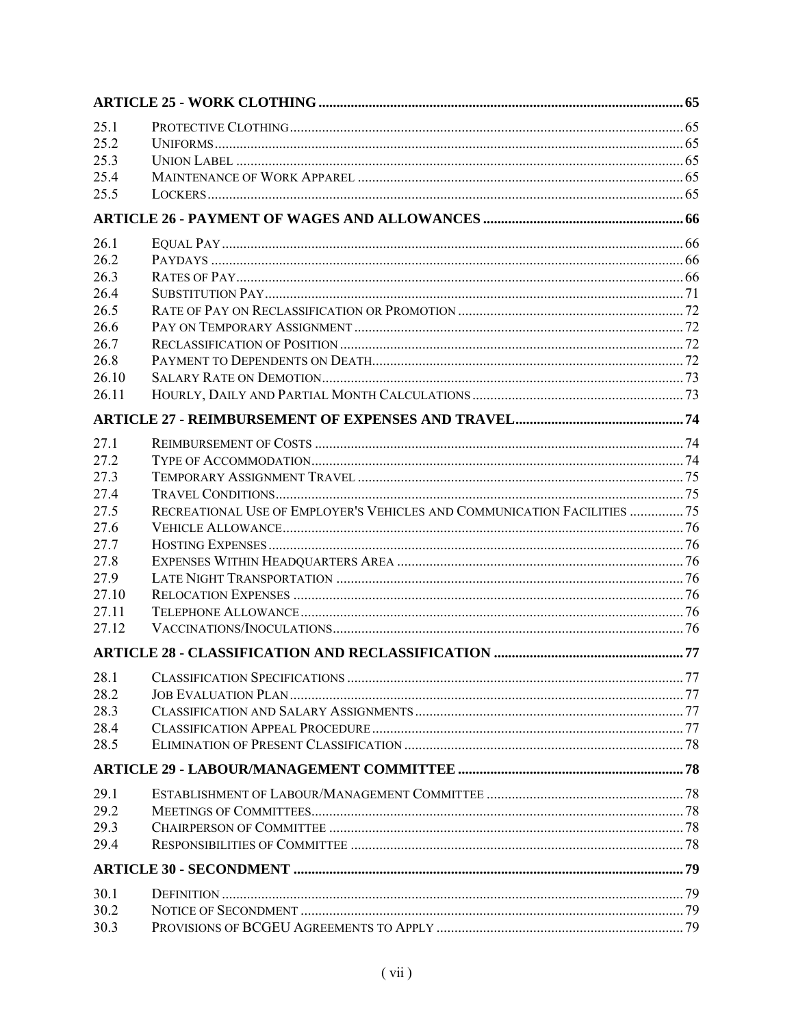| | | |
|---|---|---|
| **ARTICLE 25 - WORK CLOTHING** | | **65** |
| 25.1 | PROTECTIVE CLOTHING | 65 |
| 25.2 | UNIFORMS | 65 |
| 25.3 | UNION LABEL | 65 |
| 25.4 | MAINTENANCE OF WORK APPAREL | 65 |
| 25.5 | LOCKERS | 65 |
| **ARTICLE 26 - PAYMENT OF WAGES AND ALLOWANCES** | | **66** |
| 26.1 | EQUAL PAY | 66 |
| 26.2 | PAYDAYS | 66 |
| 26.3 | RATES OF PAY | 66 |
| 26.4 | SUBSTITUTION PAY | 71 |
| 26.5 | RATE OF PAY ON RECLASSIFICATION OR PROMOTION | 72 |
| 26.6 | PAY ON TEMPORARY ASSIGNMENT | 72 |
| 26.7 | RECLASSIFICATION OF POSITION | 72 |
| 26.8 | PAYMENT TO DEPENDENTS ON DEATH | 72 |
| 26.10 | SALARY RATE ON DEMOTION | 73 |
| 26.11 | HOURLY, DAILY AND PARTIAL MONTH CALCULATIONS | 73 |
| **ARTICLE 27 - REIMBURSEMENT OF EXPENSES AND TRAVEL** | | **74** |
| 27.1 | REIMBURSEMENT OF COSTS | 74 |
| 27.2 | TYPE OF ACCOMMODATION | 74 |
| 27.3 | TEMPORARY ASSIGNMENT TRAVEL | 75 |
| 27.4 | TRAVEL CONDITIONS | 75 |
| 27.5 | RECREATIONAL USE OF EMPLOYER'S VEHICLES AND COMMUNICATION FACILITIES | 75 |
| 27.6 | VEHICLE ALLOWANCE | 76 |
| 27.7 | HOSTING EXPENSES | 76 |
| 27.8 | EXPENSES WITHIN HEADQUARTERS AREA | 76 |
| 27.9 | LATE NIGHT TRANSPORTATION | 76 |
| 27.10 | RELOCATION EXPENSES | 76 |
| 27.11 | TELEPHONE ALLOWANCE | 76 |
| 27.12 | VACCINATIONS/INOCULATIONS | 76 |
| **ARTICLE 28 - CLASSIFICATION AND RECLASSIFICATION** | | **77** |
| 28.1 | CLASSIFICATION SPECIFICATIONS | 77 |
| 28.2 | JOB EVALUATION PLAN | 77 |
| 28.3 | CLASSIFICATION AND SALARY ASSIGNMENTS | 77 |
| 28.4 | CLASSIFICATION APPEAL PROCEDURE | 77 |
| 28.5 | ELIMINATION OF PRESENT CLASSIFICATION | 78 |
| **ARTICLE 29 - LABOUR/MANAGEMENT COMMITTEE** | | **78** |
| 29.1 | ESTABLISHMENT OF LABOUR/MANAGEMENT COMMITTEE | 78 |
| 29.2 | MEETINGS OF COMMITTEES | 78 |
| 29.3 | CHAIRPERSON OF COMMITTEE | 78 |
| 29.4 | RESPONSIBILITIES OF COMMITTEE | 78 |
| **ARTICLE 30 - SECONDMENT** | | **79** |
| 30.1 | DEFINITION | 79 |
| 30.2 | NOTICE OF SECONDMENT | 79 |
| 30.3 | PROVISIONS OF BCGEU AGREEMENTS TO APPLY | 79 |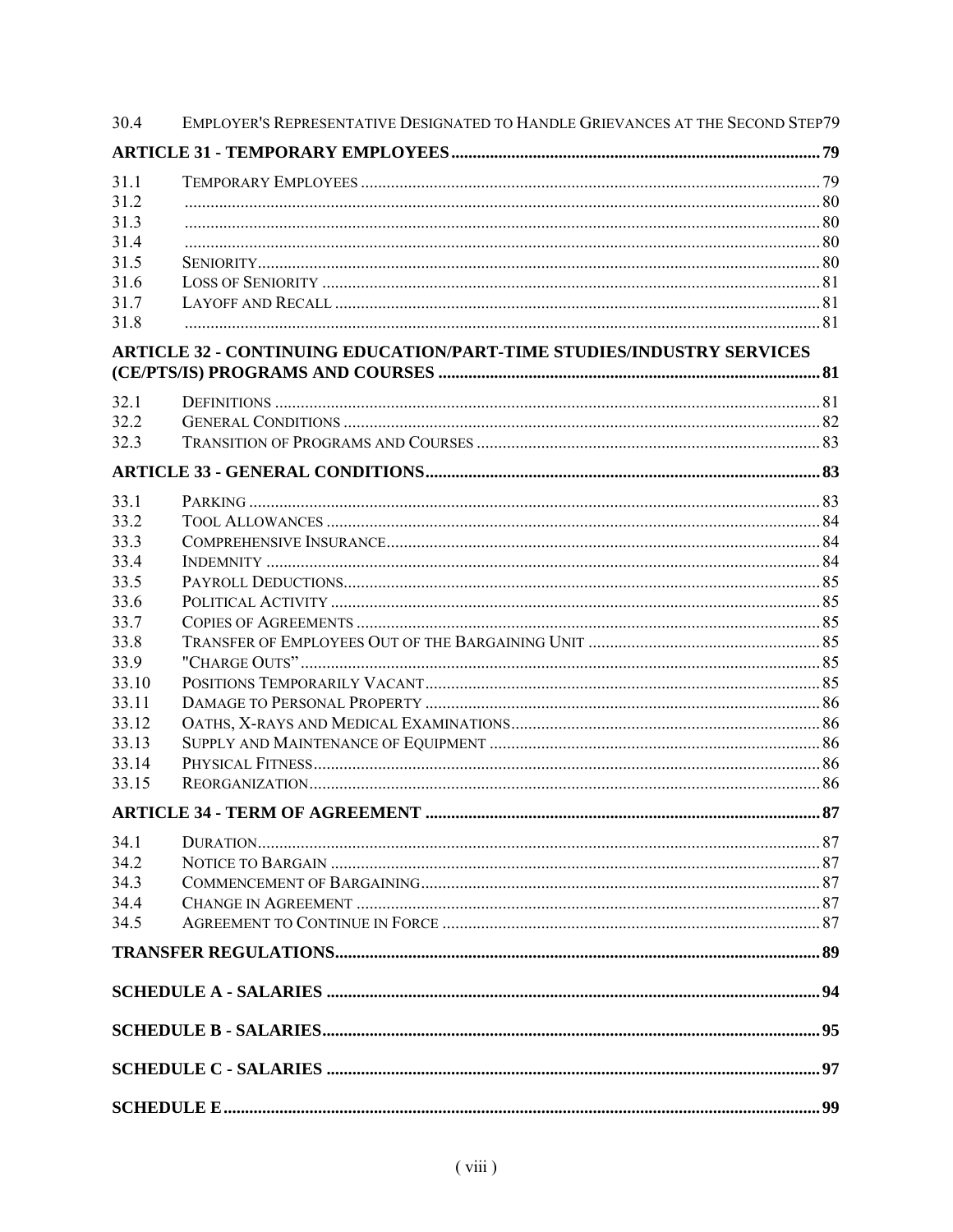30.4 EMPLOYER'S REPRESENTATIVE DESIGNATED TO HANDLE GRIEVANCES AT THE SECOND STEP 79

**ARTICLE 31 - TEMPORARY EMPLOYEES** 79

31.1 TEMPORARY EMPLOYEES 79
31.2 80
31.3 80
31.4 80
31.5 SENIORITY 80
31.6 LOSS OF SENIORITY 81
31.7 LAYOFF AND RECALL 81
31.8 81

**ARTICLE 32 - CONTINUING EDUCATION/PART-TIME STUDIES/INDUSTRY SERVICES (CE/PTS/IS) PROGRAMS AND COURSES** 81

32.1 DEFINITIONS 81
32.2 GENERAL CONDITIONS 82
32.3 TRANSITION OF PROGRAMS AND COURSES 83

**ARTICLE 33 - GENERAL CONDITIONS** 83

33.1 PARKING 83
33.2 TOOL ALLOWANCES 84
33.3 COMPREHENSIVE INSURANCE 84
33.4 INDEMNITY 84
33.5 PAYROLL DEDUCTIONS 85
33.6 POLITICAL ACTIVITY 85
33.7 COPIES OF AGREEMENTS 85
33.8 TRANSFER OF EMPLOYEES OUT OF THE BARGAINING UNIT 85
33.9 "CHARGE OUTS" 85
33.10 POSITIONS TEMPORARILY VACANT 85
33.11 DAMAGE TO PERSONAL PROPERTY 86
33.12 OATHS, X-RAYS AND MEDICAL EXAMINATIONS 86
33.13 SUPPLY AND MAINTENANCE OF EQUIPMENT 86
33.14 PHYSICAL FITNESS 86
33.15 REORGANIZATION 86

**ARTICLE 34 - TERM OF AGREEMENT** 87

34.1 DURATION 87
34.2 NOTICE TO BARGAIN 87
34.3 COMMENCEMENT OF BARGAINING 87
34.4 CHANGE IN AGREEMENT 87
34.5 AGREEMENT TO CONTINUE IN FORCE 87

**TRANSFER REGULATIONS** 89

**SCHEDULE A - SALARIES** 94

**SCHEDULE B - SALARIES** 95

**SCHEDULE C - SALARIES** 97

**SCHEDULE E** 99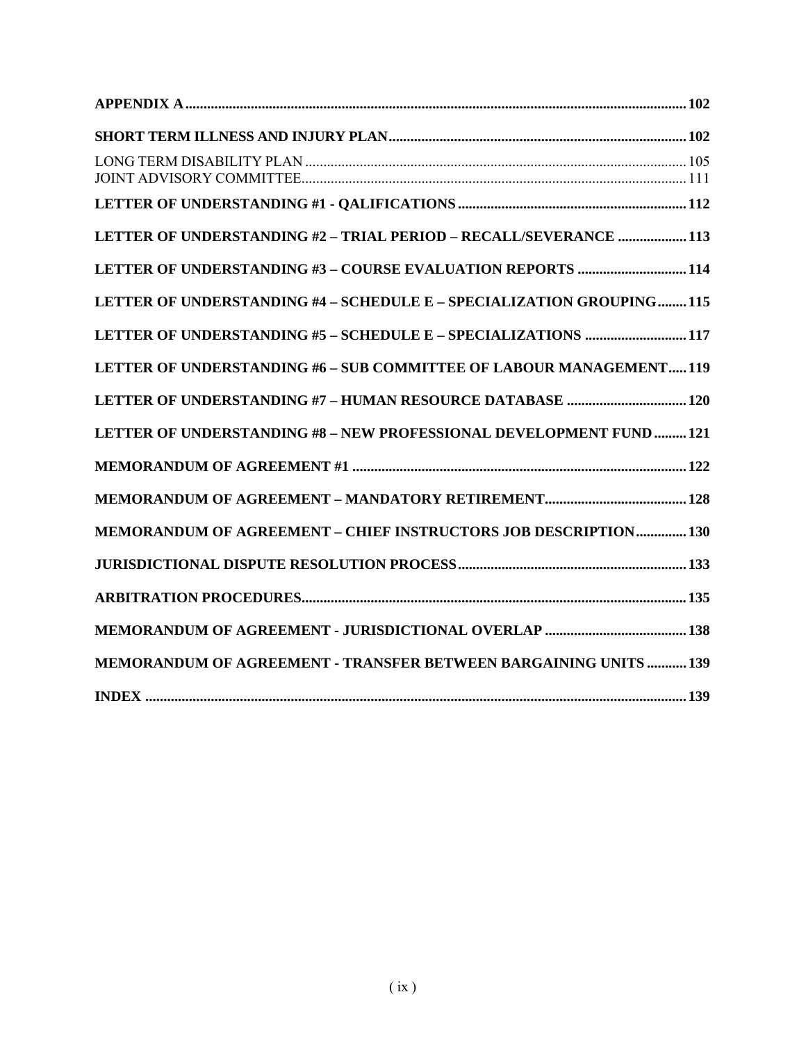**APPENDIX A** ........................................................................................................ **102**

**SHORT TERM ILLNESS AND INJURY PLAN** ........................................................................ **102**

LONG TERM DISABILITY PLAN ........................................................................................ 105
JOINT ADVISORY COMMITTEE ........................................................................................ 111

**LETTER OF UNDERSTANDING #1 - QALIFICATIONS** .......................................................... **112**

**LETTER OF UNDERSTANDING #2 – TRIAL PERIOD – RECALL/SEVERANCE** ................... **113**

**LETTER OF UNDERSTANDING #3 – COURSE EVALUATION REPORTS** ............................. **114**

**LETTER OF UNDERSTANDING #4 – SCHEDULE E – SPECIALIZATION GROUPING** ........ **115**

**LETTER OF UNDERSTANDING #5 – SCHEDULE E – SPECIALIZATIONS** ............................ **117**

**LETTER OF UNDERSTANDING #6 – SUB COMMITTEE OF LABOUR MANAGEMENT** ..... **119**

**LETTER OF UNDERSTANDING #7 – HUMAN RESOURCE DATABASE** ................................. **120**

**LETTER OF UNDERSTANDING #8 – NEW PROFESSIONAL DEVELOPMENT FUND** ......... **121**

**MEMORANDUM OF AGREEMENT #1** .................................................................................. **122**

**MEMORANDUM OF AGREEMENT – MANDATORY RETIREMENT** ....................................... **128**

**MEMORANDUM OF AGREEMENT – CHIEF INSTRUCTORS JOB DESCRIPTION** .............. **130**

**JURISDICTIONAL DISPUTE RESOLUTION PROCESS** .......................................................... **133**

**ARBITRATION PROCEDURES** ............................................................................................ **135**

**MEMORANDUM OF AGREEMENT - JURISDICTIONAL OVERLAP** ....................................... **138**

**MEMORANDUM OF AGREEMENT - TRANSFER BETWEEN BARGAINING UNITS** ........... **139**

**INDEX** .................................................................................................................................. **139**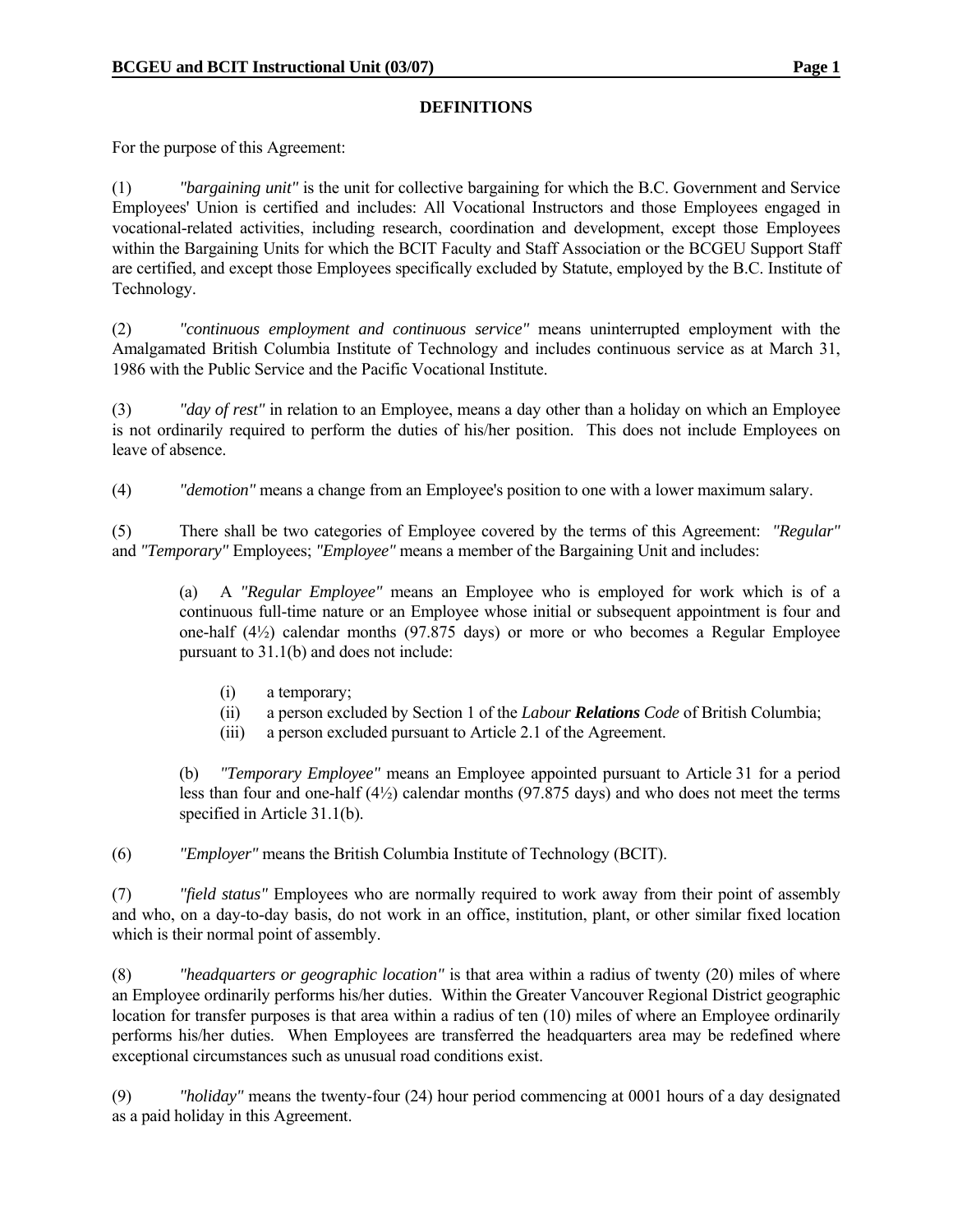## DEFINITIONS

For the purpose of this Agreement:

(1) *"bargaining unit"* is the unit for collective bargaining for which the B.C. Government and Service Employees' Union is certified and includes: All Vocational Instructors and those Employees engaged in vocational-related activities, including research, coordination and development, except those Employees within the Bargaining Units for which the BCIT Faculty and Staff Association or the BCGEU Support Staff are certified, and except those Employees specifically excluded by Statute, employed by the B.C. Institute of Technology.

(2) *"continuous employment and continuous service"* means uninterrupted employment with the Amalgamated British Columbia Institute of Technology and includes continuous service as at March 31, 1986 with the Public Service and the Pacific Vocational Institute.

(3) *"day of rest"* in relation to an Employee, means a day other than a holiday on which an Employee is not ordinarily required to perform the duties of his/her position. This does not include Employees on leave of absence.

(4) *"demotion"* means a change from an Employee's position to one with a lower maximum salary.

(5) There shall be two categories of Employee covered by the terms of this Agreement: *"Regular"* and *"Temporary"* Employees; *"Employee"* means a member of the Bargaining Unit and includes:

> (a) A *"Regular Employee"* means an Employee who is employed for work which is of a continuous full-time nature or an Employee whose initial or subsequent appointment is four and one-half (4½) calendar months (97.875 days) or more or who becomes a Regular Employee pursuant to 31.1(b) and does not include:
>
> > (i) a temporary;
> > (ii) a person excluded by Section 1 of the *Labour **Relations** Code* of British Columbia;
> > (iii) a person excluded pursuant to Article 2.1 of the Agreement.
>
> (b) *"Temporary Employee"* means an Employee appointed pursuant to Article 31 for a period less than four and one-half (4½) calendar months (97.875 days) and who does not meet the terms specified in Article 31.1(b).

(6) *"Employer"* means the British Columbia Institute of Technology (BCIT).

(7) *"field status"* Employees who are normally required to work away from their point of assembly and who, on a day-to-day basis, do not work in an office, institution, plant, or other similar fixed location which is their normal point of assembly.

(8) *"headquarters or geographic location"* is that area within a radius of twenty (20) miles of where an Employee ordinarily performs his/her duties. Within the Greater Vancouver Regional District geographic location for transfer purposes is that area within a radius of ten (10) miles of where an Employee ordinarily performs his/her duties. When Employees are transferred the headquarters area may be redefined where exceptional circumstances such as unusual road conditions exist.

(9) *"holiday"* means the twenty-four (24) hour period commencing at 0001 hours of a day designated as a paid holiday in this Agreement.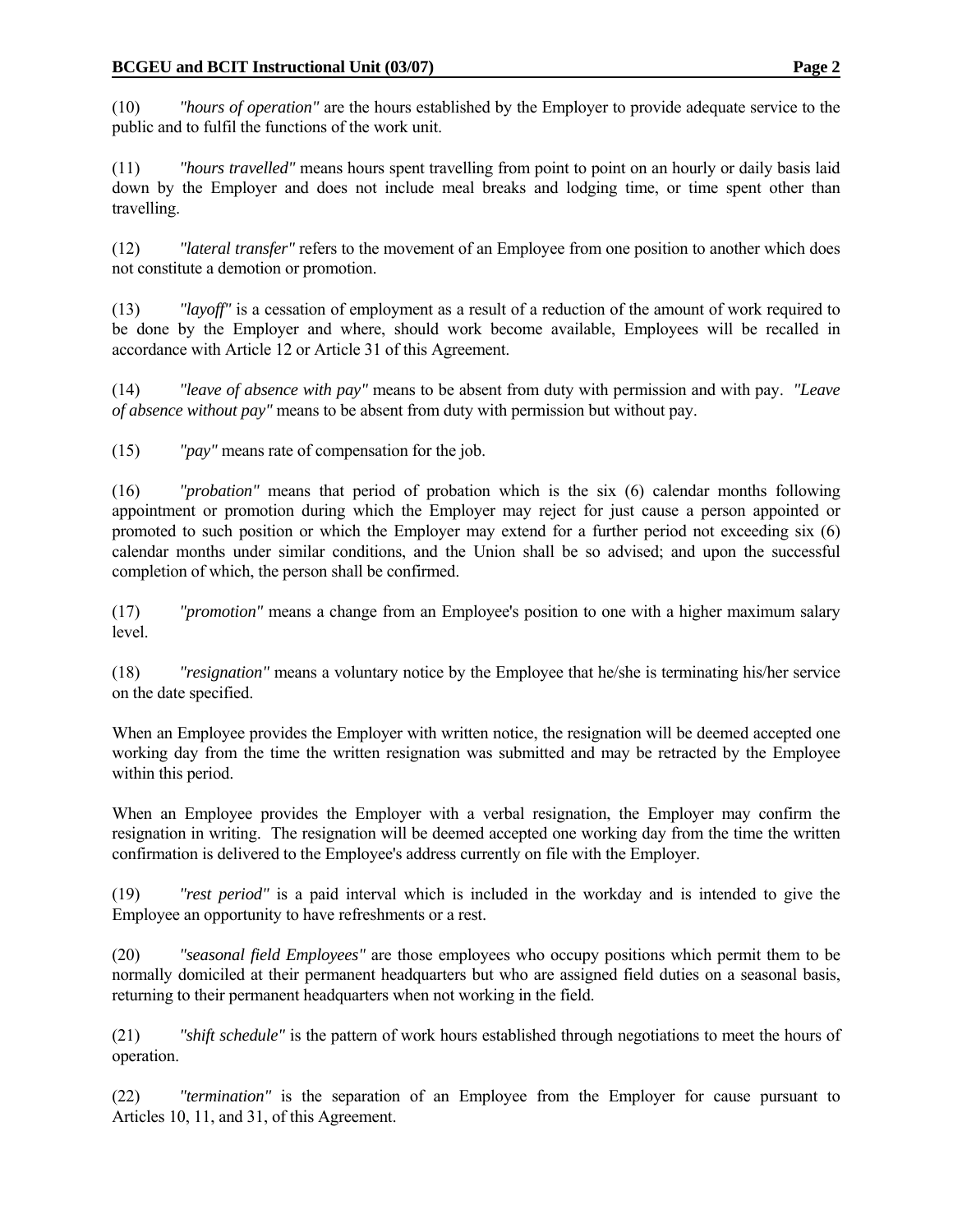(10) *"hours of operation"* are the hours established by the Employer to provide adequate service to the public and to fulfil the functions of the work unit.

(11) *"hours travelled"* means hours spent travelling from point to point on an hourly or daily basis laid down by the Employer and does not include meal breaks and lodging time, or time spent other than travelling.

(12) *"lateral transfer"* refers to the movement of an Employee from one position to another which does not constitute a demotion or promotion.

(13) *"layoff"* is a cessation of employment as a result of a reduction of the amount of work required to be done by the Employer and where, should work become available, Employees will be recalled in accordance with Article 12 or Article 31 of this Agreement.

(14) *"leave of absence with pay"* means to be absent from duty with permission and with pay. *"Leave of absence without pay"* means to be absent from duty with permission but without pay.

(15) *"pay"* means rate of compensation for the job.

(16) *"probation"* means that period of probation which is the six (6) calendar months following appointment or promotion during which the Employer may reject for just cause a person appointed or promoted to such position or which the Employer may extend for a further period not exceeding six (6) calendar months under similar conditions, and the Union shall be so advised; and upon the successful completion of which, the person shall be confirmed.

(17) *"promotion"* means a change from an Employee's position to one with a higher maximum salary level.

(18) *"resignation"* means a voluntary notice by the Employee that he/she is terminating his/her service on the date specified.

When an Employee provides the Employer with written notice, the resignation will be deemed accepted one working day from the time the written resignation was submitted and may be retracted by the Employee within this period.

When an Employee provides the Employer with a verbal resignation, the Employer may confirm the resignation in writing. The resignation will be deemed accepted one working day from the time the written confirmation is delivered to the Employee's address currently on file with the Employer.

(19) *"rest period"* is a paid interval which is included in the workday and is intended to give the Employee an opportunity to have refreshments or a rest.

(20) *"seasonal field Employees"* are those employees who occupy positions which permit them to be normally domiciled at their permanent headquarters but who are assigned field duties on a seasonal basis, returning to their permanent headquarters when not working in the field.

(21) *"shift schedule"* is the pattern of work hours established through negotiations to meet the hours of operation.

(22) *"termination"* is the separation of an Employee from the Employer for cause pursuant to Articles 10, 11, and 31, of this Agreement.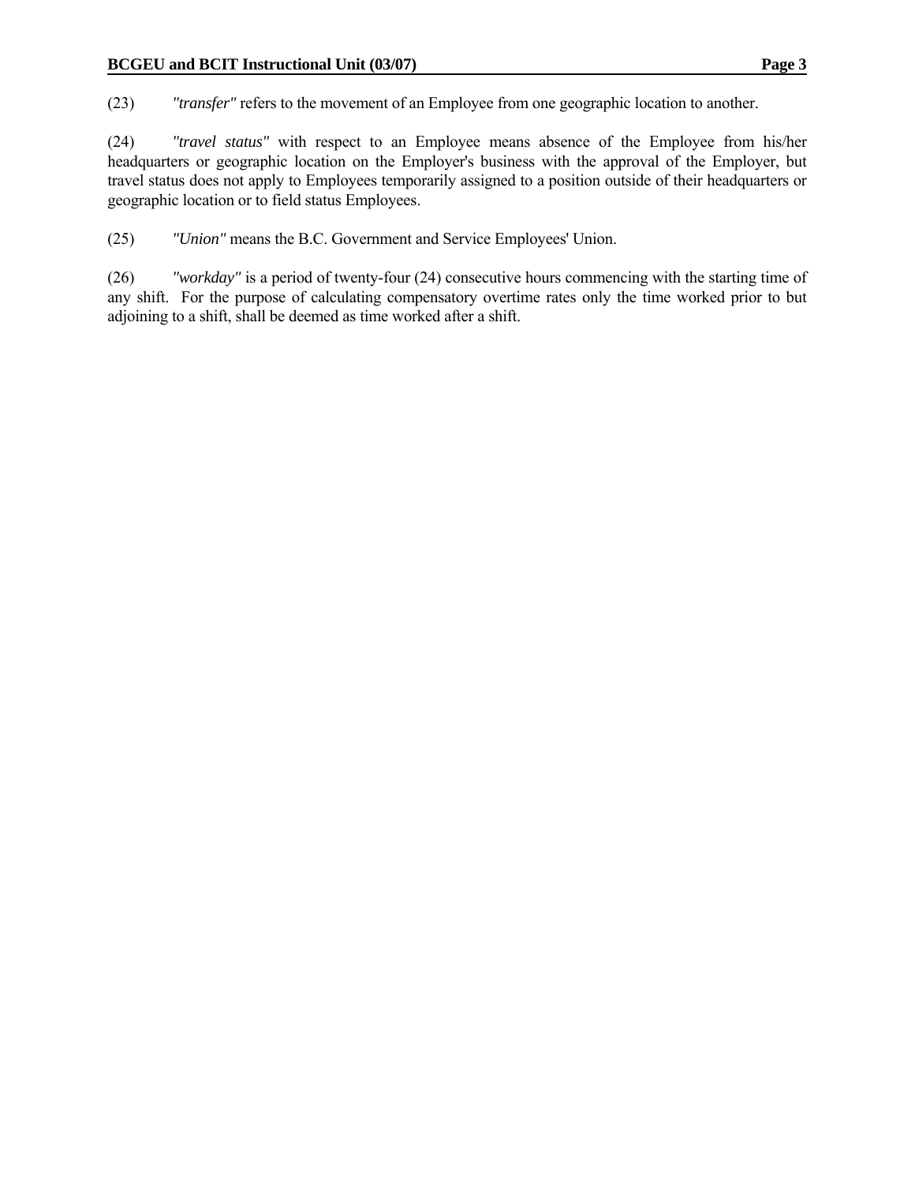(23) *"transfer"* refers to the movement of an Employee from one geographic location to another.

(24) *"travel status"* with respect to an Employee means absence of the Employee from his/her headquarters or geographic location on the Employer's business with the approval of the Employer, but travel status does not apply to Employees temporarily assigned to a position outside of their headquarters or geographic location or to field status Employees.

(25) *"Union"* means the B.C. Government and Service Employees' Union.

(26) *"workday"* is a period of twenty-four (24) consecutive hours commencing with the starting time of any shift. For the purpose of calculating compensatory overtime rates only the time worked prior to but adjoining to a shift, shall be deemed as time worked after a shift.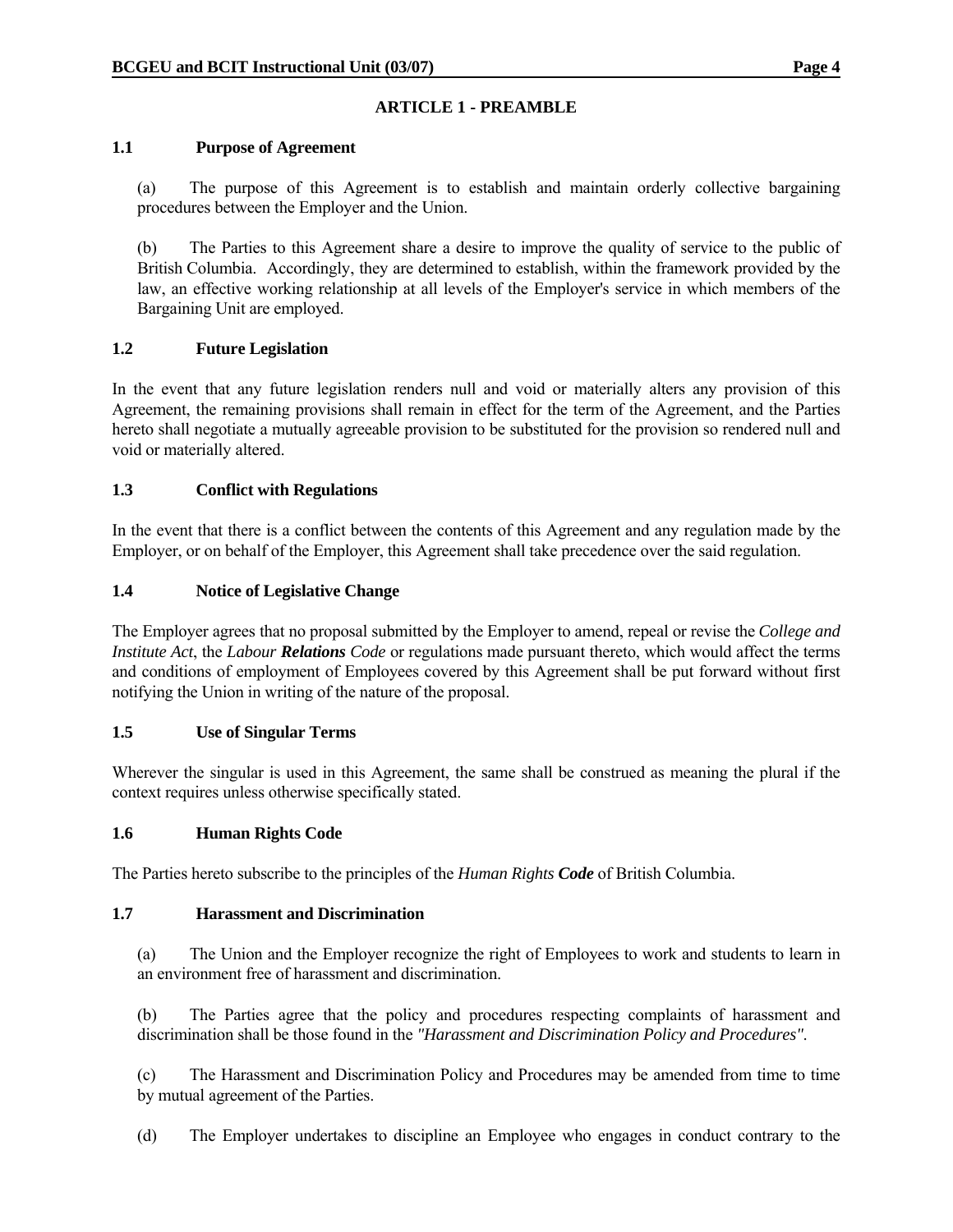## ARTICLE 1 - PREAMBLE

### 1.1 Purpose of Agreement

(a) The purpose of this Agreement is to establish and maintain orderly collective bargaining procedures between the Employer and the Union.

(b) The Parties to this Agreement share a desire to improve the quality of service to the public of British Columbia. Accordingly, they are determined to establish, within the framework provided by the law, an effective working relationship at all levels of the Employer's service in which members of the Bargaining Unit are employed.

### 1.2 Future Legislation

In the event that any future legislation renders null and void or materially alters any provision of this Agreement, the remaining provisions shall remain in effect for the term of the Agreement, and the Parties hereto shall negotiate a mutually agreeable provision to be substituted for the provision so rendered null and void or materially altered.

### 1.3 Conflict with Regulations

In the event that there is a conflict between the contents of this Agreement and any regulation made by the Employer, or on behalf of the Employer, this Agreement shall take precedence over the said regulation.

### 1.4 Notice of Legislative Change

The Employer agrees that no proposal submitted by the Employer to amend, repeal or revise the *College and Institute Act*, the *Labour **Relations** Code* or regulations made pursuant thereto, which would affect the terms and conditions of employment of Employees covered by this Agreement shall be put forward without first notifying the Union in writing of the nature of the proposal.

### 1.5 Use of Singular Terms

Wherever the singular is used in this Agreement, the same shall be construed as meaning the plural if the context requires unless otherwise specifically stated.

### 1.6 Human Rights Code

The Parties hereto subscribe to the principles of the *Human Rights **Code*** of British Columbia.

### 1.7 Harassment and Discrimination

(a) The Union and the Employer recognize the right of Employees to work and students to learn in an environment free of harassment and discrimination.

(b) The Parties agree that the policy and procedures respecting complaints of harassment and discrimination shall be those found in the *"Harassment and Discrimination Policy and Procedures"*.

(c) The Harassment and Discrimination Policy and Procedures may be amended from time to time by mutual agreement of the Parties.

(d) The Employer undertakes to discipline an Employee who engages in conduct contrary to the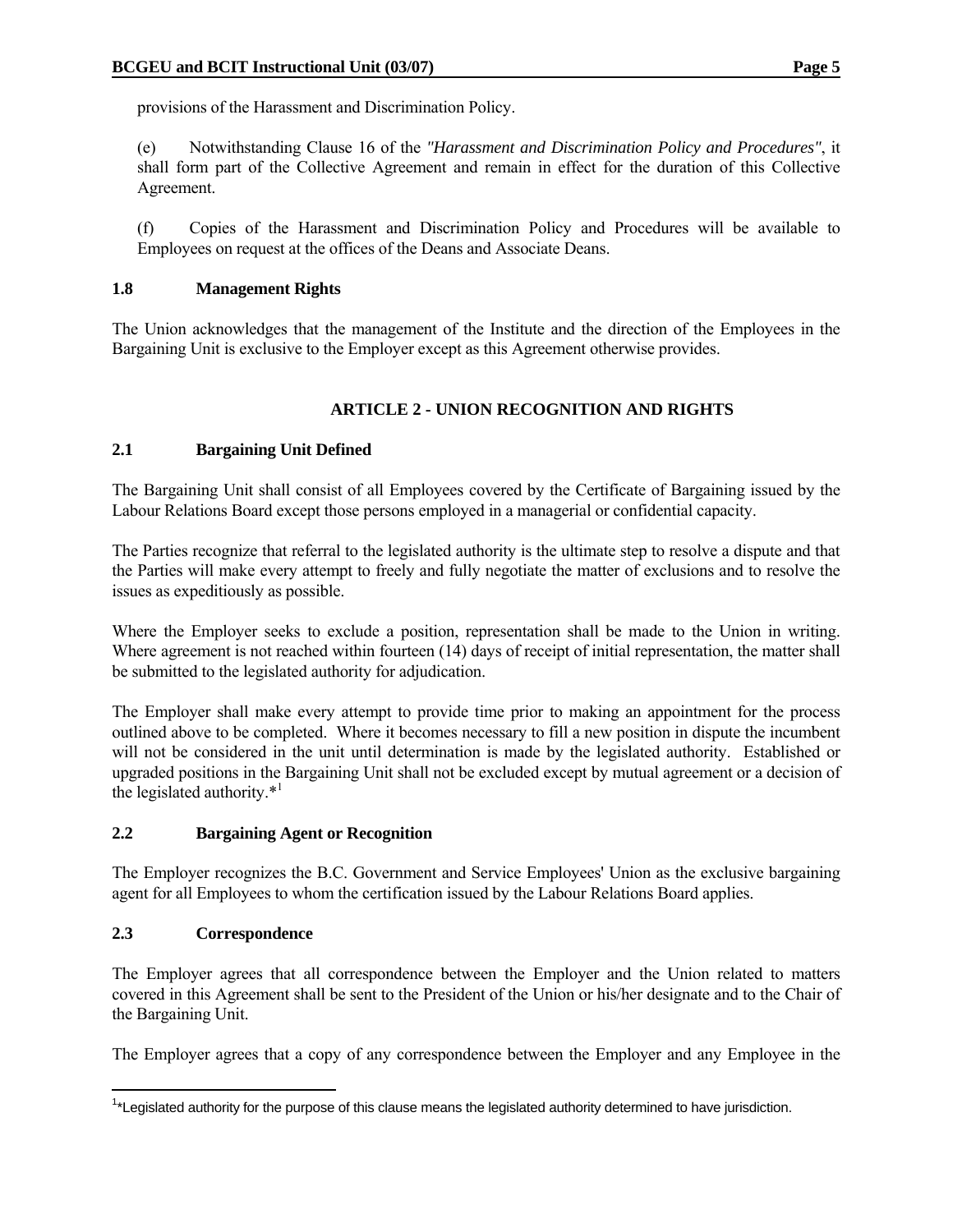provisions of the Harassment and Discrimination Policy.

(e) Notwithstanding Clause 16 of the *"Harassment and Discrimination Policy and Procedures"*, it shall form part of the Collective Agreement and remain in effect for the duration of this Collective Agreement.

(f) Copies of the Harassment and Discrimination Policy and Procedures will be available to Employees on request at the offices of the Deans and Associate Deans.

### 1.8 Management Rights

The Union acknowledges that the management of the Institute and the direction of the Employees in the Bargaining Unit is exclusive to the Employer except as this Agreement otherwise provides.

## ARTICLE 2 - UNION RECOGNITION AND RIGHTS

### 2.1 Bargaining Unit Defined

The Bargaining Unit shall consist of all Employees covered by the Certificate of Bargaining issued by the Labour Relations Board except those persons employed in a managerial or confidential capacity.

The Parties recognize that referral to the legislated authority is the ultimate step to resolve a dispute and that the Parties will make every attempt to freely and fully negotiate the matter of exclusions and to resolve the issues as expeditiously as possible.

Where the Employer seeks to exclude a position, representation shall be made to the Union in writing. Where agreement is not reached within fourteen (14) days of receipt of initial representation, the matter shall be submitted to the legislated authority for adjudication.

The Employer shall make every attempt to provide time prior to making an appointment for the process outlined above to be completed. Where it becomes necessary to fill a new position in dispute the incumbent will not be considered in the unit until determination is made by the legislated authority. Established or upgraded positions in the Bargaining Unit shall not be excluded except by mutual agreement or a decision of the legislated authority.*[1]

### 2.2 Bargaining Agent or Recognition

The Employer recognizes the B.C. Government and Service Employees' Union as the exclusive bargaining agent for all Employees to whom the certification issued by the Labour Relations Board applies.

### 2.3 Correspondence

The Employer agrees that all correspondence between the Employer and the Union related to matters covered in this Agreement shall be sent to the President of the Union or his/her designate and to the Chair of the Bargaining Unit.

The Employer agrees that a copy of any correspondence between the Employer and any Employee in the

---

[1]*Legislated authority for the purpose of this clause means the legislated authority determined to have jurisdiction.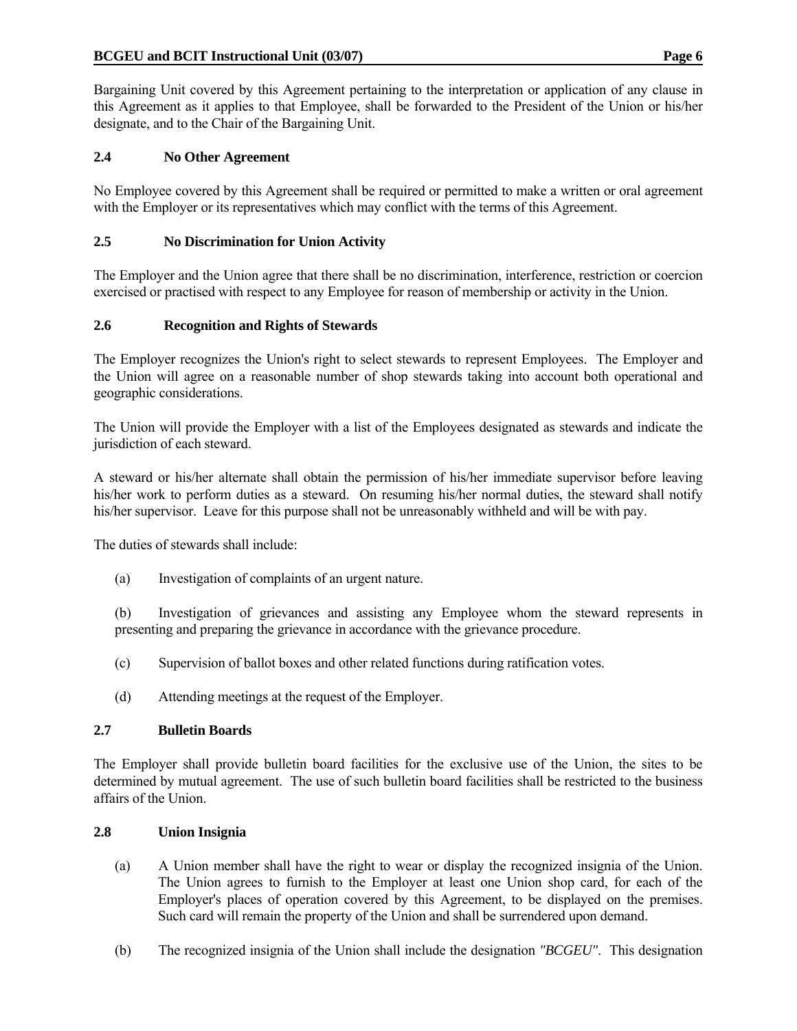Bargaining Unit covered by this Agreement pertaining to the interpretation or application of any clause in this Agreement as it applies to that Employee, shall be forwarded to the President of the Union or his/her designate, and to the Chair of the Bargaining Unit.

### 2.4 No Other Agreement

No Employee covered by this Agreement shall be required or permitted to make a written or oral agreement with the Employer or its representatives which may conflict with the terms of this Agreement.

### 2.5 No Discrimination for Union Activity

The Employer and the Union agree that there shall be no discrimination, interference, restriction or coercion exercised or practised with respect to any Employee for reason of membership or activity in the Union.

### 2.6 Recognition and Rights of Stewards

The Employer recognizes the Union's right to select stewards to represent Employees. The Employer and the Union will agree on a reasonable number of shop stewards taking into account both operational and geographic considerations.

The Union will provide the Employer with a list of the Employees designated as stewards and indicate the jurisdiction of each steward.

A steward or his/her alternate shall obtain the permission of his/her immediate supervisor before leaving his/her work to perform duties as a steward. On resuming his/her normal duties, the steward shall notify his/her supervisor. Leave for this purpose shall not be unreasonably withheld and will be with pay.

The duties of stewards shall include:

(a) Investigation of complaints of an urgent nature.

(b) Investigation of grievances and assisting any Employee whom the steward represents in presenting and preparing the grievance in accordance with the grievance procedure.

(c) Supervision of ballot boxes and other related functions during ratification votes.

(d) Attending meetings at the request of the Employer.

### 2.7 Bulletin Boards

The Employer shall provide bulletin board facilities for the exclusive use of the Union, the sites to be determined by mutual agreement. The use of such bulletin board facilities shall be restricted to the business affairs of the Union.

### 2.8 Union Insignia

(a) A Union member shall have the right to wear or display the recognized insignia of the Union. The Union agrees to furnish to the Employer at least one Union shop card, for each of the Employer's places of operation covered by this Agreement, to be displayed on the premises. Such card will remain the property of the Union and shall be surrendered upon demand.

(b) The recognized insignia of the Union shall include the designation *"BCGEU"*. This designation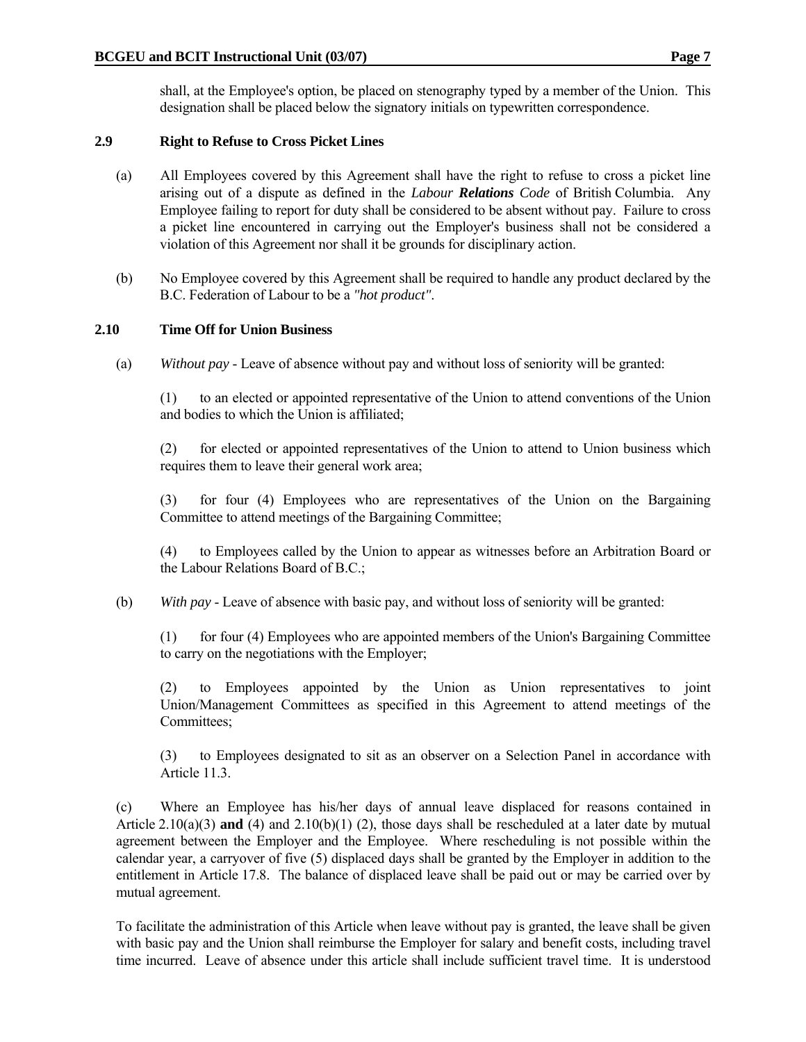shall, at the Employee's option, be placed on stenography typed by a member of the Union. This designation shall be placed below the signatory initials on typewritten correspondence.

### 2.9 Right to Refuse to Cross Picket Lines

(a) All Employees covered by this Agreement shall have the right to refuse to cross a picket line arising out of a dispute as defined in the *Labour **Relations** Code* of British Columbia. Any Employee failing to report for duty shall be considered to be absent without pay. Failure to cross a picket line encountered in carrying out the Employer's business shall not be considered a violation of this Agreement nor shall it be grounds for disciplinary action.

(b) No Employee covered by this Agreement shall be required to handle any product declared by the B.C. Federation of Labour to be a *"hot product"*.

### 2.10 Time Off for Union Business

(a) *Without pay* - Leave of absence without pay and without loss of seniority will be granted:

(1) to an elected or appointed representative of the Union to attend conventions of the Union and bodies to which the Union is affiliated;

(2) for elected or appointed representatives of the Union to attend to Union business which requires them to leave their general work area;

(3) for four (4) Employees who are representatives of the Union on the Bargaining Committee to attend meetings of the Bargaining Committee;

(4) to Employees called by the Union to appear as witnesses before an Arbitration Board or the Labour Relations Board of B.C.;

(b) *With pay* - Leave of absence with basic pay, and without loss of seniority will be granted:

(1) for four (4) Employees who are appointed members of the Union's Bargaining Committee to carry on the negotiations with the Employer;

(2) to Employees appointed by the Union as Union representatives to joint Union/Management Committees as specified in this Agreement to attend meetings of the Committees;

(3) to Employees designated to sit as an observer on a Selection Panel in accordance with Article 11.3.

(c) Where an Employee has his/her days of annual leave displaced for reasons contained in Article 2.10(a)(3) **and** (4) and 2.10(b)(1) (2), those days shall be rescheduled at a later date by mutual agreement between the Employer and the Employee. Where rescheduling is not possible within the calendar year, a carryover of five (5) displaced days shall be granted by the Employer in addition to the entitlement in Article 17.8. The balance of displaced leave shall be paid out or may be carried over by mutual agreement.

To facilitate the administration of this Article when leave without pay is granted, the leave shall be given with basic pay and the Union shall reimburse the Employer for salary and benefit costs, including travel time incurred. Leave of absence under this article shall include sufficient travel time. It is understood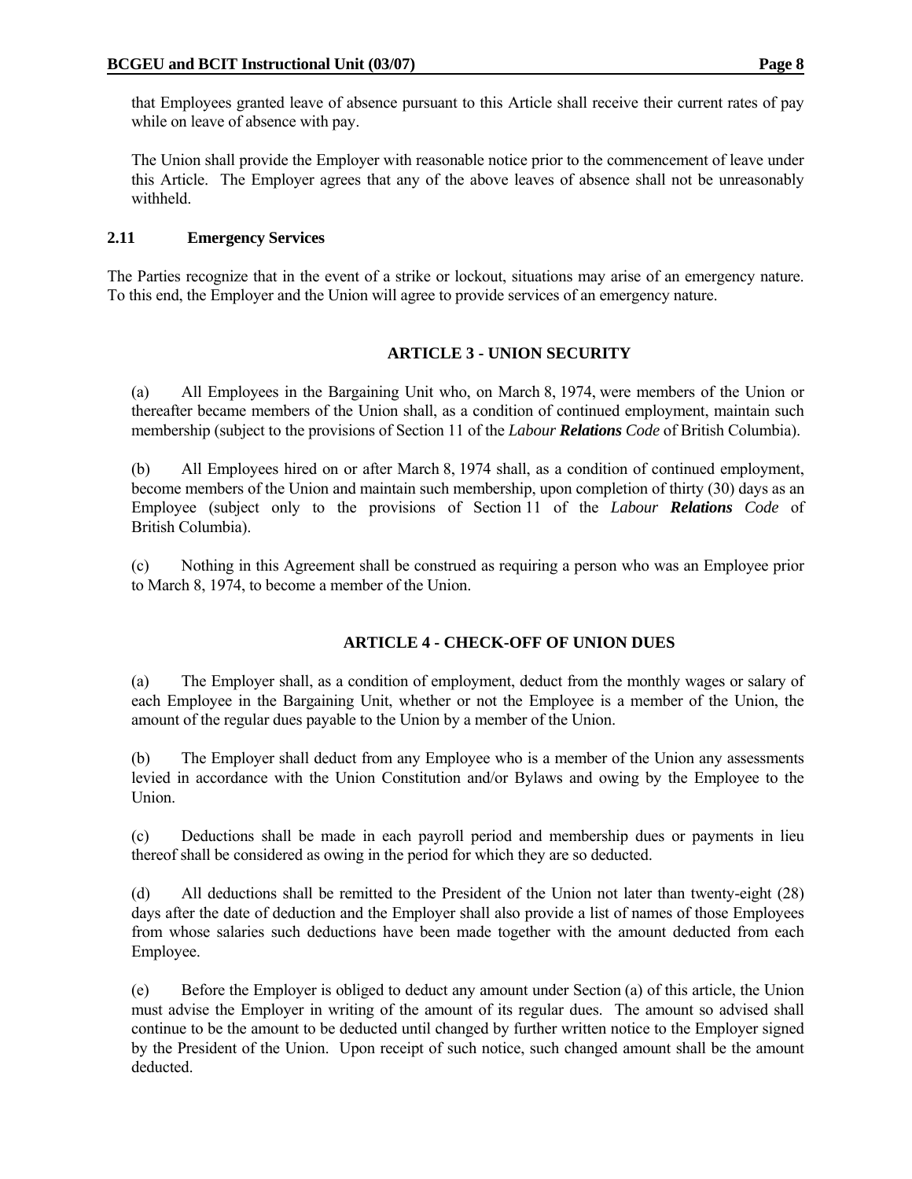that Employees granted leave of absence pursuant to this Article shall receive their current rates of pay while on leave of absence with pay.

The Union shall provide the Employer with reasonable notice prior to the commencement of leave under this Article. The Employer agrees that any of the above leaves of absence shall not be unreasonably withheld.

### 2.11 Emergency Services

The Parties recognize that in the event of a strike or lockout, situations may arise of an emergency nature. To this end, the Employer and the Union will agree to provide services of an emergency nature.

## ARTICLE 3 - UNION SECURITY

(a) All Employees in the Bargaining Unit who, on March 8, 1974, were members of the Union or thereafter became members of the Union shall, as a condition of continued employment, maintain such membership (subject to the provisions of Section 11 of the *Labour **Relations** Code* of British Columbia).

(b) All Employees hired on or after March 8, 1974 shall, as a condition of continued employment, become members of the Union and maintain such membership, upon completion of thirty (30) days as an Employee (subject only to the provisions of Section 11 of the *Labour **Relations** Code* of British Columbia).

(c) Nothing in this Agreement shall be construed as requiring a person who was an Employee prior to March 8, 1974, to become a member of the Union.

## ARTICLE 4 - CHECK-OFF OF UNION DUES

(a) The Employer shall, as a condition of employment, deduct from the monthly wages or salary of each Employee in the Bargaining Unit, whether or not the Employee is a member of the Union, the amount of the regular dues payable to the Union by a member of the Union.

(b) The Employer shall deduct from any Employee who is a member of the Union any assessments levied in accordance with the Union Constitution and/or Bylaws and owing by the Employee to the Union.

(c) Deductions shall be made in each payroll period and membership dues or payments in lieu thereof shall be considered as owing in the period for which they are so deducted.

(d) All deductions shall be remitted to the President of the Union not later than twenty-eight (28) days after the date of deduction and the Employer shall also provide a list of names of those Employees from whose salaries such deductions have been made together with the amount deducted from each Employee.

(e) Before the Employer is obliged to deduct any amount under Section (a) of this article, the Union must advise the Employer in writing of the amount of its regular dues. The amount so advised shall continue to be the amount to be deducted until changed by further written notice to the Employer signed by the President of the Union. Upon receipt of such notice, such changed amount shall be the amount deducted.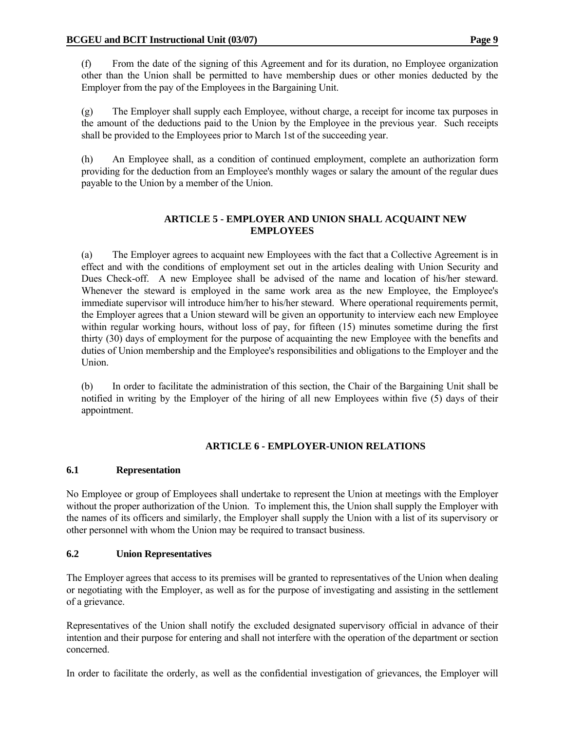(f) From the date of the signing of this Agreement and for its duration, no Employee organization other than the Union shall be permitted to have membership dues or other monies deducted by the Employer from the pay of the Employees in the Bargaining Unit.

(g) The Employer shall supply each Employee, without charge, a receipt for income tax purposes in the amount of the deductions paid to the Union by the Employee in the previous year. Such receipts shall be provided to the Employees prior to March 1st of the succeeding year.

(h) An Employee shall, as a condition of continued employment, complete an authorization form providing for the deduction from an Employee's monthly wages or salary the amount of the regular dues payable to the Union by a member of the Union.

## ARTICLE 5 - EMPLOYER AND UNION SHALL ACQUAINT NEW EMPLOYEES

(a) The Employer agrees to acquaint new Employees with the fact that a Collective Agreement is in effect and with the conditions of employment set out in the articles dealing with Union Security and Dues Check-off. A new Employee shall be advised of the name and location of his/her steward. Whenever the steward is employed in the same work area as the new Employee, the Employee's immediate supervisor will introduce him/her to his/her steward. Where operational requirements permit, the Employer agrees that a Union steward will be given an opportunity to interview each new Employee within regular working hours, without loss of pay, for fifteen (15) minutes sometime during the first thirty (30) days of employment for the purpose of acquainting the new Employee with the benefits and duties of Union membership and the Employee's responsibilities and obligations to the Employer and the Union.

(b) In order to facilitate the administration of this section, the Chair of the Bargaining Unit shall be notified in writing by the Employer of the hiring of all new Employees within five (5) days of their appointment.

## ARTICLE 6 - EMPLOYER-UNION RELATIONS

### 6.1 Representation

No Employee or group of Employees shall undertake to represent the Union at meetings with the Employer without the proper authorization of the Union. To implement this, the Union shall supply the Employer with the names of its officers and similarly, the Employer shall supply the Union with a list of its supervisory or other personnel with whom the Union may be required to transact business.

### 6.2 Union Representatives

The Employer agrees that access to its premises will be granted to representatives of the Union when dealing or negotiating with the Employer, as well as for the purpose of investigating and assisting in the settlement of a grievance.

Representatives of the Union shall notify the excluded designated supervisory official in advance of their intention and their purpose for entering and shall not interfere with the operation of the department or section concerned.

In order to facilitate the orderly, as well as the confidential investigation of grievances, the Employer will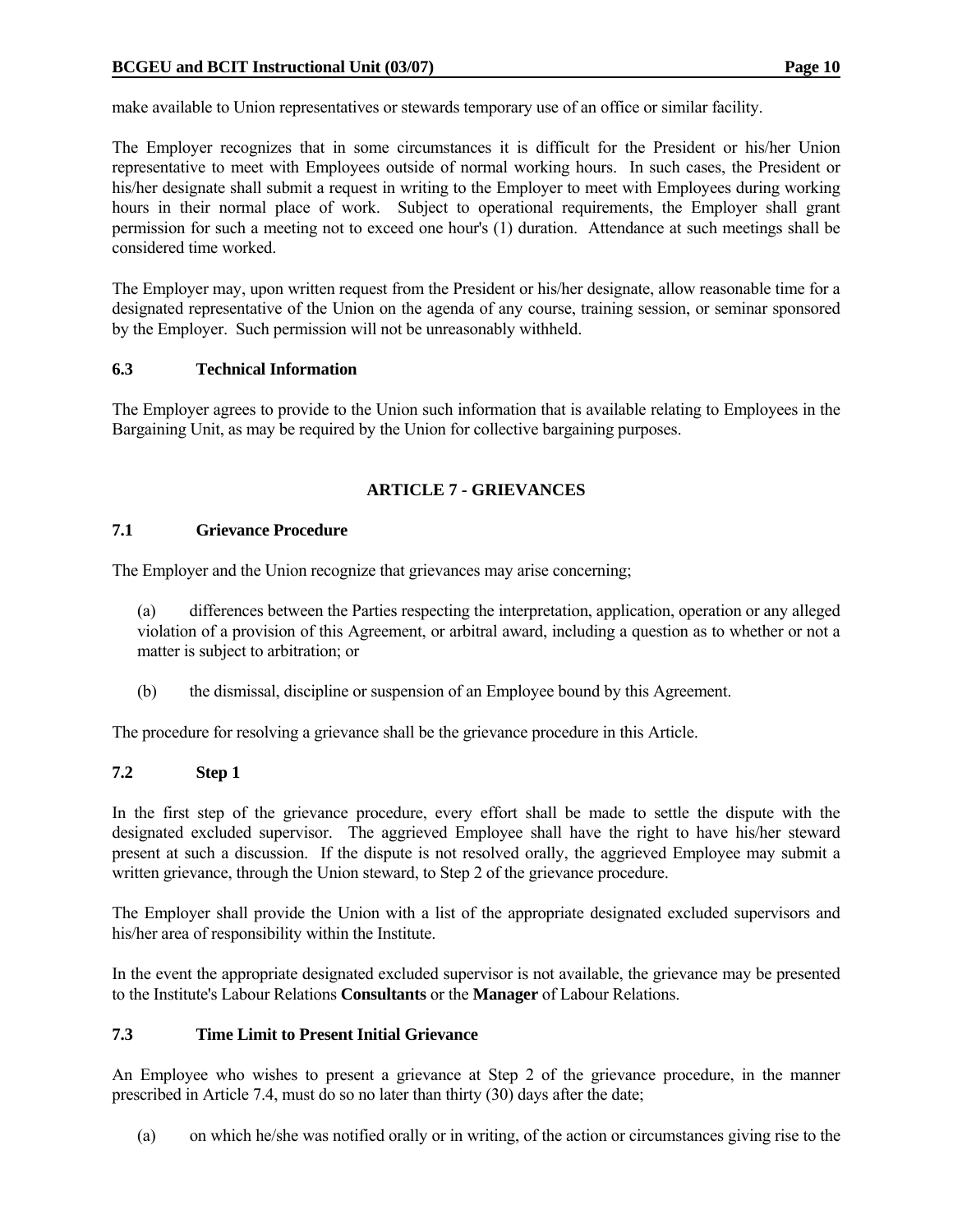make available to Union representatives or stewards temporary use of an office or similar facility.

The Employer recognizes that in some circumstances it is difficult for the President or his/her Union representative to meet with Employees outside of normal working hours. In such cases, the President or his/her designate shall submit a request in writing to the Employer to meet with Employees during working hours in their normal place of work. Subject to operational requirements, the Employer shall grant permission for such a meeting not to exceed one hour's (1) duration. Attendance at such meetings shall be considered time worked.

The Employer may, upon written request from the President or his/her designate, allow reasonable time for a designated representative of the Union on the agenda of any course, training session, or seminar sponsored by the Employer. Such permission will not be unreasonably withheld.

### 6.3 Technical Information

The Employer agrees to provide to the Union such information that is available relating to Employees in the Bargaining Unit, as may be required by the Union for collective bargaining purposes.

## ARTICLE 7 - GRIEVANCES

### 7.1 Grievance Procedure

The Employer and the Union recognize that grievances may arise concerning;

(a) differences between the Parties respecting the interpretation, application, operation or any alleged violation of a provision of this Agreement, or arbitral award, including a question as to whether or not a matter is subject to arbitration; or

(b) the dismissal, discipline or suspension of an Employee bound by this Agreement.

The procedure for resolving a grievance shall be the grievance procedure in this Article.

### 7.2 Step 1

In the first step of the grievance procedure, every effort shall be made to settle the dispute with the designated excluded supervisor. The aggrieved Employee shall have the right to have his/her steward present at such a discussion. If the dispute is not resolved orally, the aggrieved Employee may submit a written grievance, through the Union steward, to Step 2 of the grievance procedure.

The Employer shall provide the Union with a list of the appropriate designated excluded supervisors and his/her area of responsibility within the Institute.

In the event the appropriate designated excluded supervisor is not available, the grievance may be presented to the Institute's Labour Relations **Consultants** or the **Manager** of Labour Relations.

### 7.3 Time Limit to Present Initial Grievance

An Employee who wishes to present a grievance at Step 2 of the grievance procedure, in the manner prescribed in Article 7.4, must do so no later than thirty (30) days after the date;

(a) on which he/she was notified orally or in writing, of the action or circumstances giving rise to the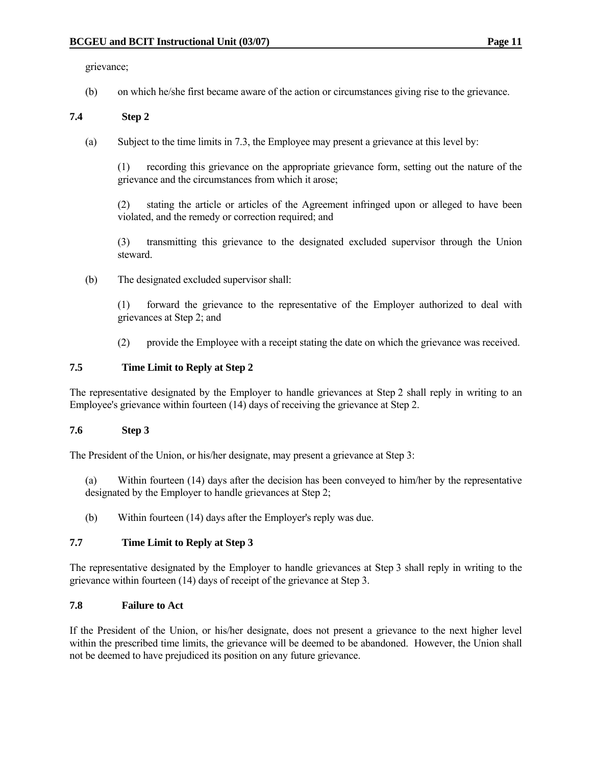grievance;

(b) on which he/she first became aware of the action or circumstances giving rise to the grievance.

### 7.4 Step 2

(a) Subject to the time limits in 7.3, the Employee may present a grievance at this level by:

(1) recording this grievance on the appropriate grievance form, setting out the nature of the grievance and the circumstances from which it arose;

(2) stating the article or articles of the Agreement infringed upon or alleged to have been violated, and the remedy or correction required; and

(3) transmitting this grievance to the designated excluded supervisor through the Union steward.

(b) The designated excluded supervisor shall:

(1) forward the grievance to the representative of the Employer authorized to deal with grievances at Step 2; and

(2) provide the Employee with a receipt stating the date on which the grievance was received.

### 7.5 Time Limit to Reply at Step 2

The representative designated by the Employer to handle grievances at Step 2 shall reply in writing to an Employee's grievance within fourteen (14) days of receiving the grievance at Step 2.

### 7.6 Step 3

The President of the Union, or his/her designate, may present a grievance at Step 3:

(a) Within fourteen (14) days after the decision has been conveyed to him/her by the representative designated by the Employer to handle grievances at Step 2;

(b) Within fourteen (14) days after the Employer's reply was due.

### 7.7 Time Limit to Reply at Step 3

The representative designated by the Employer to handle grievances at Step 3 shall reply in writing to the grievance within fourteen (14) days of receipt of the grievance at Step 3.

### 7.8 Failure to Act

If the President of the Union, or his/her designate, does not present a grievance to the next higher level within the prescribed time limits, the grievance will be deemed to be abandoned. However, the Union shall not be deemed to have prejudiced its position on any future grievance.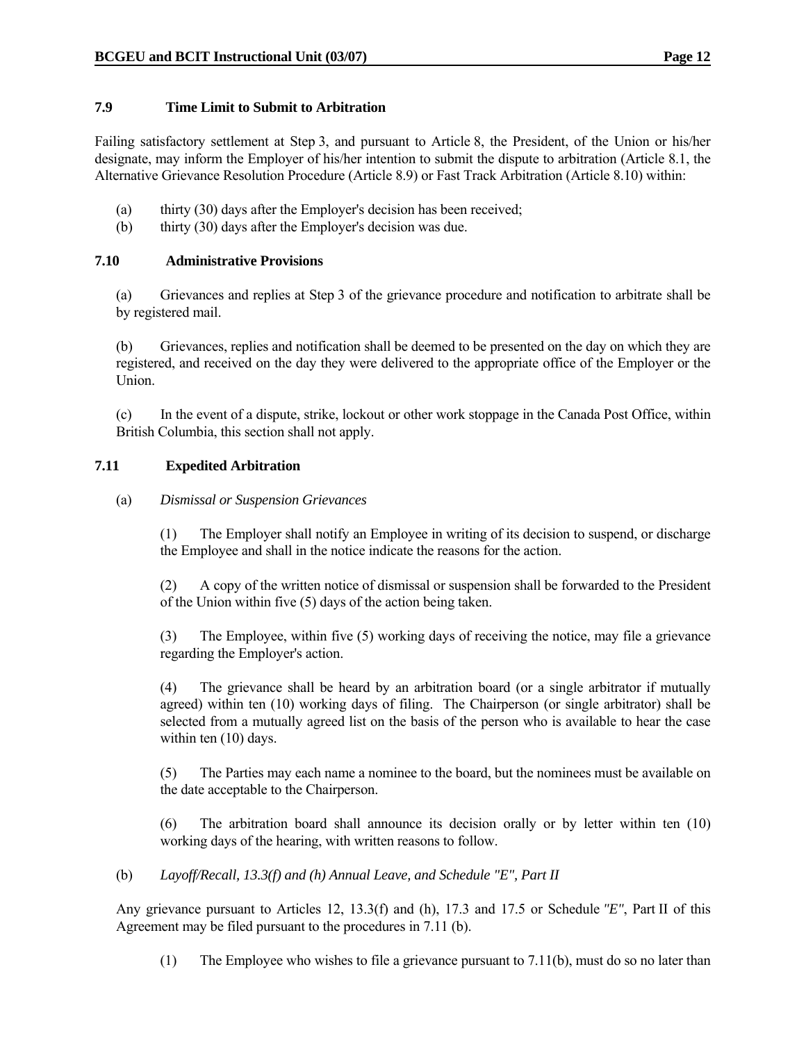### 7.9 Time Limit to Submit to Arbitration

Failing satisfactory settlement at Step 3, and pursuant to Article 8, the President, of the Union or his/her designate, may inform the Employer of his/her intention to submit the dispute to arbitration (Article 8.1, the Alternative Grievance Resolution Procedure (Article 8.9) or Fast Track Arbitration (Article 8.10) within:

- (a) thirty (30) days after the Employer's decision has been received;
- (b) thirty (30) days after the Employer's decision was due.

### 7.10 Administrative Provisions

(a) Grievances and replies at Step 3 of the grievance procedure and notification to arbitrate shall be by registered mail.

(b) Grievances, replies and notification shall be deemed to be presented on the day on which they are registered, and received on the day they were delivered to the appropriate office of the Employer or the Union.

(c) In the event of a dispute, strike, lockout or other work stoppage in the Canada Post Office, within British Columbia, this section shall not apply.

### 7.11 Expedited Arbitration

(a) *Dismissal or Suspension Grievances*

(1) The Employer shall notify an Employee in writing of its decision to suspend, or discharge the Employee and shall in the notice indicate the reasons for the action.

(2) A copy of the written notice of dismissal or suspension shall be forwarded to the President of the Union within five (5) days of the action being taken.

(3) The Employee, within five (5) working days of receiving the notice, may file a grievance regarding the Employer's action.

(4) The grievance shall be heard by an arbitration board (or a single arbitrator if mutually agreed) within ten (10) working days of filing. The Chairperson (or single arbitrator) shall be selected from a mutually agreed list on the basis of the person who is available to hear the case within ten (10) days.

(5) The Parties may each name a nominee to the board, but the nominees must be available on the date acceptable to the Chairperson.

(6) The arbitration board shall announce its decision orally or by letter within ten (10) working days of the hearing, with written reasons to follow.

(b) *Layoff/Recall, 13.3(f) and (h) Annual Leave, and Schedule "E", Part II*

Any grievance pursuant to Articles 12, 13.3(f) and (h), 17.3 and 17.5 or Schedule *"E"*, Part II of this Agreement may be filed pursuant to the procedures in 7.11 (b).

(1) The Employee who wishes to file a grievance pursuant to 7.11(b), must do so no later than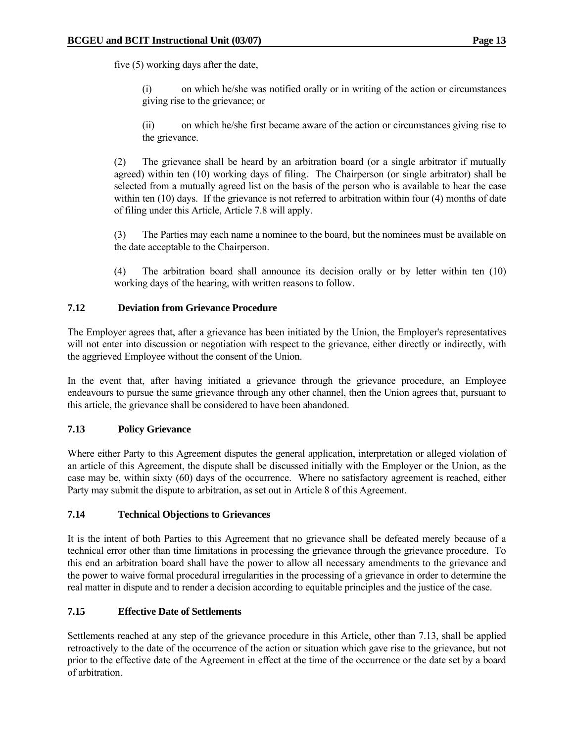five (5) working days after the date,

(i) on which he/she was notified orally or in writing of the action or circumstances giving rise to the grievance; or

(ii) on which he/she first became aware of the action or circumstances giving rise to the grievance.

(2) The grievance shall be heard by an arbitration board (or a single arbitrator if mutually agreed) within ten (10) working days of filing. The Chairperson (or single arbitrator) shall be selected from a mutually agreed list on the basis of the person who is available to hear the case within ten (10) days. If the grievance is not referred to arbitration within four (4) months of date of filing under this Article, Article 7.8 will apply.

(3) The Parties may each name a nominee to the board, but the nominees must be available on the date acceptable to the Chairperson.

(4) The arbitration board shall announce its decision orally or by letter within ten (10) working days of the hearing, with written reasons to follow.

### 7.12 Deviation from Grievance Procedure

The Employer agrees that, after a grievance has been initiated by the Union, the Employer's representatives will not enter into discussion or negotiation with respect to the grievance, either directly or indirectly, with the aggrieved Employee without the consent of the Union.

In the event that, after having initiated a grievance through the grievance procedure, an Employee endeavours to pursue the same grievance through any other channel, then the Union agrees that, pursuant to this article, the grievance shall be considered to have been abandoned.

### 7.13 Policy Grievance

Where either Party to this Agreement disputes the general application, interpretation or alleged violation of an article of this Agreement, the dispute shall be discussed initially with the Employer or the Union, as the case may be, within sixty (60) days of the occurrence. Where no satisfactory agreement is reached, either Party may submit the dispute to arbitration, as set out in Article 8 of this Agreement.

### 7.14 Technical Objections to Grievances

It is the intent of both Parties to this Agreement that no grievance shall be defeated merely because of a technical error other than time limitations in processing the grievance through the grievance procedure. To this end an arbitration board shall have the power to allow all necessary amendments to the grievance and the power to waive formal procedural irregularities in the processing of a grievance in order to determine the real matter in dispute and to render a decision according to equitable principles and the justice of the case.

### 7.15 Effective Date of Settlements

Settlements reached at any step of the grievance procedure in this Article, other than 7.13, shall be applied retroactively to the date of the occurrence of the action or situation which gave rise to the grievance, but not prior to the effective date of the Agreement in effect at the time of the occurrence or the date set by a board of arbitration.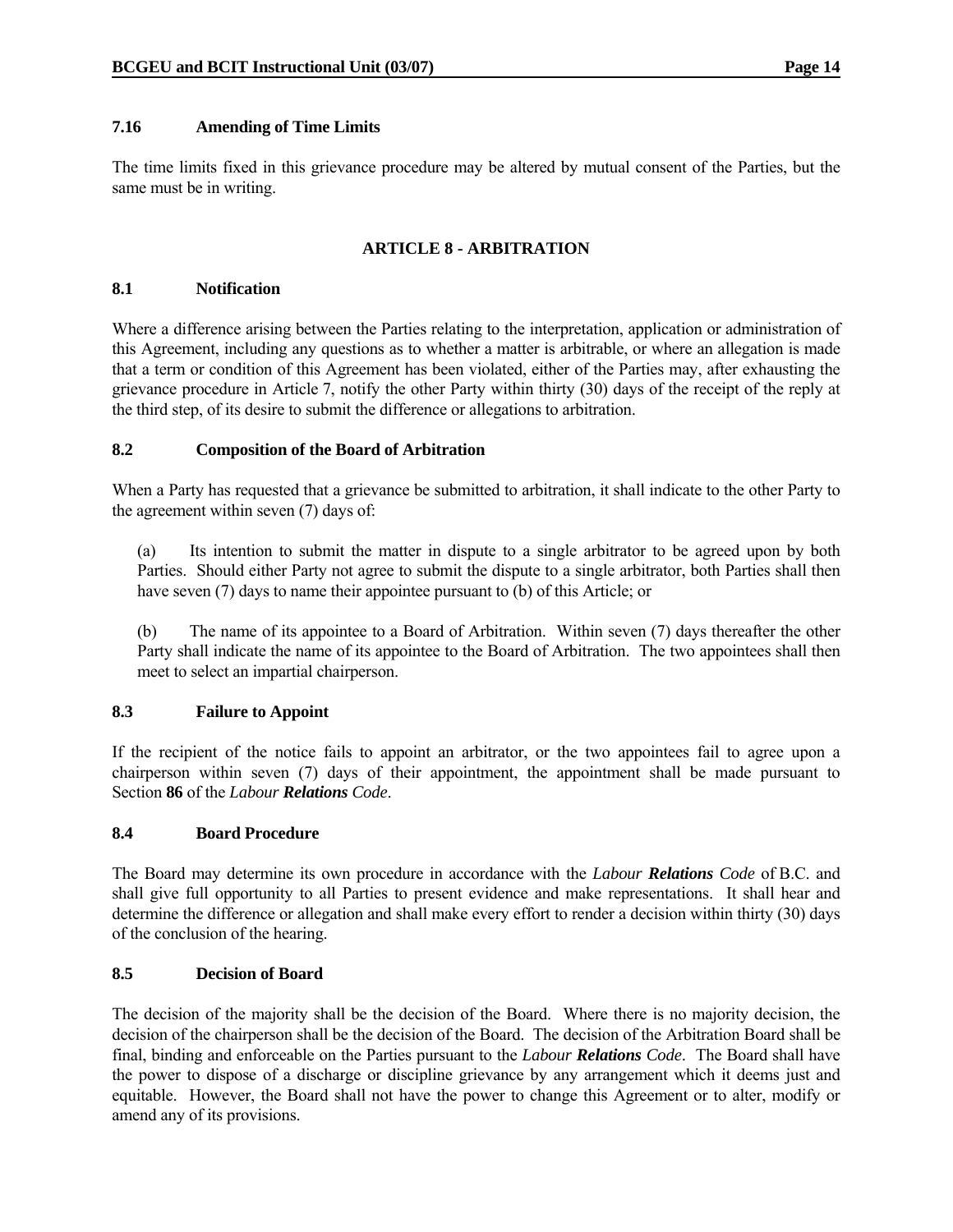### 7.16 Amending of Time Limits

The time limits fixed in this grievance procedure may be altered by mutual consent of the Parties, but the same must be in writing.

## ARTICLE 8 - ARBITRATION

### 8.1 Notification

Where a difference arising between the Parties relating to the interpretation, application or administration of this Agreement, including any questions as to whether a matter is arbitrable, or where an allegation is made that a term or condition of this Agreement has been violated, either of the Parties may, after exhausting the grievance procedure in Article 7, notify the other Party within thirty (30) days of the receipt of the reply at the third step, of its desire to submit the difference or allegations to arbitration.

### 8.2 Composition of the Board of Arbitration

When a Party has requested that a grievance be submitted to arbitration, it shall indicate to the other Party to the agreement within seven (7) days of:

(a) Its intention to submit the matter in dispute to a single arbitrator to be agreed upon by both Parties. Should either Party not agree to submit the dispute to a single arbitrator, both Parties shall then have seven (7) days to name their appointee pursuant to (b) of this Article; or

(b) The name of its appointee to a Board of Arbitration. Within seven (7) days thereafter the other Party shall indicate the name of its appointee to the Board of Arbitration. The two appointees shall then meet to select an impartial chairperson.

### 8.3 Failure to Appoint

If the recipient of the notice fails to appoint an arbitrator, or the two appointees fail to agree upon a chairperson within seven (7) days of their appointment, the appointment shall be made pursuant to Section **86** of the *Labour **Relations** Code*.

### 8.4 Board Procedure

The Board may determine its own procedure in accordance with the *Labour **Relations** Code* of B.C. and shall give full opportunity to all Parties to present evidence and make representations. It shall hear and determine the difference or allegation and shall make every effort to render a decision within thirty (30) days of the conclusion of the hearing.

### 8.5 Decision of Board

The decision of the majority shall be the decision of the Board. Where there is no majority decision, the decision of the chairperson shall be the decision of the Board. The decision of the Arbitration Board shall be final, binding and enforceable on the Parties pursuant to the *Labour **Relations** Code*. The Board shall have the power to dispose of a discharge or discipline grievance by any arrangement which it deems just and equitable. However, the Board shall not have the power to change this Agreement or to alter, modify or amend any of its provisions.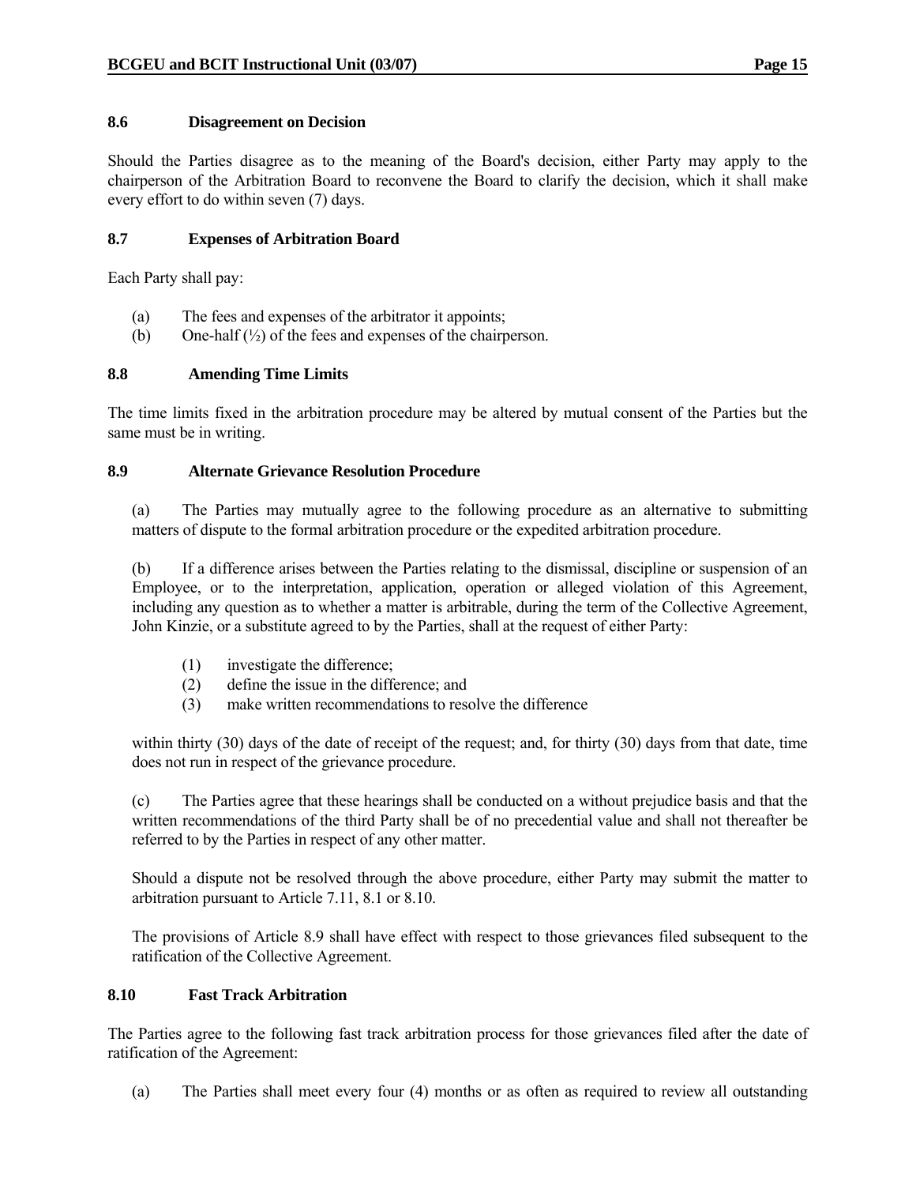### 8.6 Disagreement on Decision

Should the Parties disagree as to the meaning of the Board's decision, either Party may apply to the chairperson of the Arbitration Board to reconvene the Board to clarify the decision, which it shall make every effort to do within seven (7) days.

### 8.7 Expenses of Arbitration Board

Each Party shall pay:

(a) The fees and expenses of the arbitrator it appoints;
(b) One-half (½) of the fees and expenses of the chairperson.

### 8.8 Amending Time Limits

The time limits fixed in the arbitration procedure may be altered by mutual consent of the Parties but the same must be in writing.

### 8.9 Alternate Grievance Resolution Procedure

(a) The Parties may mutually agree to the following procedure as an alternative to submitting matters of dispute to the formal arbitration procedure or the expedited arbitration procedure.

(b) If a difference arises between the Parties relating to the dismissal, discipline or suspension of an Employee, or to the interpretation, application, operation or alleged violation of this Agreement, including any question as to whether a matter is arbitrable, during the term of the Collective Agreement, John Kinzie, or a substitute agreed to by the Parties, shall at the request of either Party:

(1) investigate the difference;
(2) define the issue in the difference; and
(3) make written recommendations to resolve the difference

within thirty (30) days of the date of receipt of the request; and, for thirty (30) days from that date, time does not run in respect of the grievance procedure.

(c) The Parties agree that these hearings shall be conducted on a without prejudice basis and that the written recommendations of the third Party shall be of no precedential value and shall not thereafter be referred to by the Parties in respect of any other matter.

Should a dispute not be resolved through the above procedure, either Party may submit the matter to arbitration pursuant to Article 7.11, 8.1 or 8.10.

The provisions of Article 8.9 shall have effect with respect to those grievances filed subsequent to the ratification of the Collective Agreement.

### 8.10 Fast Track Arbitration

The Parties agree to the following fast track arbitration process for those grievances filed after the date of ratification of the Agreement:

(a) The Parties shall meet every four (4) months or as often as required to review all outstanding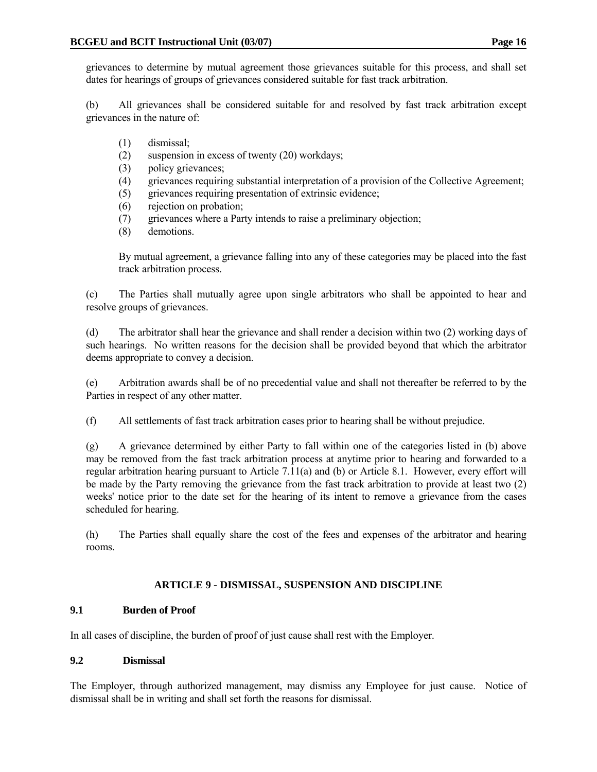grievances to determine by mutual agreement those grievances suitable for this process, and shall set dates for hearings of groups of grievances considered suitable for fast track arbitration.

(b) All grievances shall be considered suitable for and resolved by fast track arbitration except grievances in the nature of:

(1) dismissal;
(2) suspension in excess of twenty (20) workdays;
(3) policy grievances;
(4) grievances requiring substantial interpretation of a provision of the Collective Agreement;
(5) grievances requiring presentation of extrinsic evidence;
(6) rejection on probation;
(7) grievances where a Party intends to raise a preliminary objection;
(8) demotions.

By mutual agreement, a grievance falling into any of these categories may be placed into the fast track arbitration process.

(c) The Parties shall mutually agree upon single arbitrators who shall be appointed to hear and resolve groups of grievances.

(d) The arbitrator shall hear the grievance and shall render a decision within two (2) working days of such hearings. No written reasons for the decision shall be provided beyond that which the arbitrator deems appropriate to convey a decision.

(e) Arbitration awards shall be of no precedential value and shall not thereafter be referred to by the Parties in respect of any other matter.

(f) All settlements of fast track arbitration cases prior to hearing shall be without prejudice.

(g) A grievance determined by either Party to fall within one of the categories listed in (b) above may be removed from the fast track arbitration process at anytime prior to hearing and forwarded to a regular arbitration hearing pursuant to Article 7.11(a) and (b) or Article 8.1. However, every effort will be made by the Party removing the grievance from the fast track arbitration to provide at least two (2) weeks' notice prior to the date set for the hearing of its intent to remove a grievance from the cases scheduled for hearing.

(h) The Parties shall equally share the cost of the fees and expenses of the arbitrator and hearing rooms.

## ARTICLE 9 - DISMISSAL, SUSPENSION AND DISCIPLINE

### 9.1 Burden of Proof

In all cases of discipline, the burden of proof of just cause shall rest with the Employer.

### 9.2 Dismissal

The Employer, through authorized management, may dismiss any Employee for just cause. Notice of dismissal shall be in writing and shall set forth the reasons for dismissal.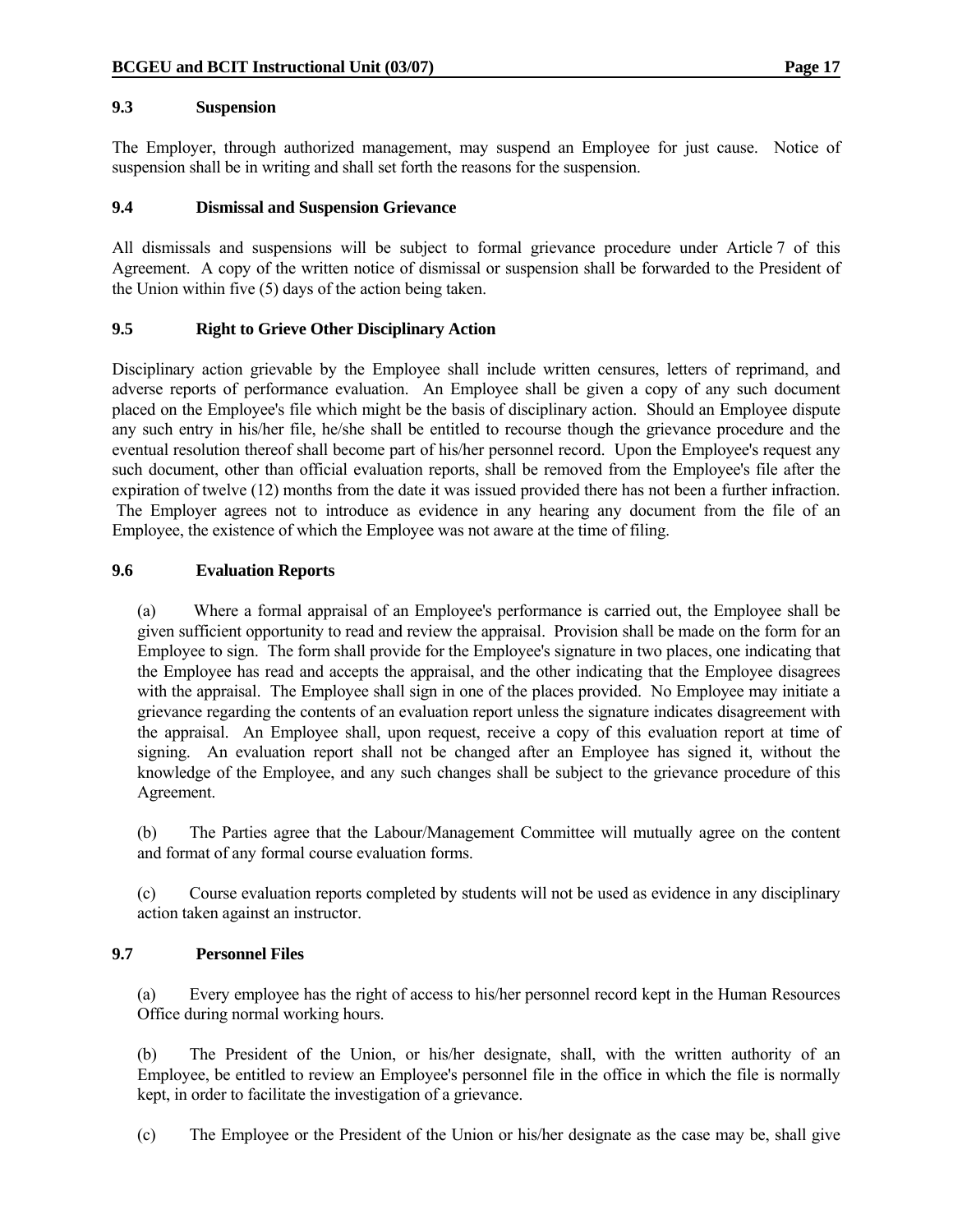### 9.3 Suspension

The Employer, through authorized management, may suspend an Employee for just cause. Notice of suspension shall be in writing and shall set forth the reasons for the suspension.

### 9.4 Dismissal and Suspension Grievance

All dismissals and suspensions will be subject to formal grievance procedure under Article 7 of this Agreement. A copy of the written notice of dismissal or suspension shall be forwarded to the President of the Union within five (5) days of the action being taken.

### 9.5 Right to Grieve Other Disciplinary Action

Disciplinary action grievable by the Employee shall include written censures, letters of reprimand, and adverse reports of performance evaluation. An Employee shall be given a copy of any such document placed on the Employee's file which might be the basis of disciplinary action. Should an Employee dispute any such entry in his/her file, he/she shall be entitled to recourse though the grievance procedure and the eventual resolution thereof shall become part of his/her personnel record. Upon the Employee's request any such document, other than official evaluation reports, shall be removed from the Employee's file after the expiration of twelve (12) months from the date it was issued provided there has not been a further infraction. The Employer agrees not to introduce as evidence in any hearing any document from the file of an Employee, the existence of which the Employee was not aware at the time of filing.

### 9.6 Evaluation Reports

(a) Where a formal appraisal of an Employee's performance is carried out, the Employee shall be given sufficient opportunity to read and review the appraisal. Provision shall be made on the form for an Employee to sign. The form shall provide for the Employee's signature in two places, one indicating that the Employee has read and accepts the appraisal, and the other indicating that the Employee disagrees with the appraisal. The Employee shall sign in one of the places provided. No Employee may initiate a grievance regarding the contents of an evaluation report unless the signature indicates disagreement with the appraisal. An Employee shall, upon request, receive a copy of this evaluation report at time of signing. An evaluation report shall not be changed after an Employee has signed it, without the knowledge of the Employee, and any such changes shall be subject to the grievance procedure of this Agreement.

(b) The Parties agree that the Labour/Management Committee will mutually agree on the content and format of any formal course evaluation forms.

(c) Course evaluation reports completed by students will not be used as evidence in any disciplinary action taken against an instructor.

### 9.7 Personnel Files

(a) Every employee has the right of access to his/her personnel record kept in the Human Resources Office during normal working hours.

(b) The President of the Union, or his/her designate, shall, with the written authority of an Employee, be entitled to review an Employee's personnel file in the office in which the file is normally kept, in order to facilitate the investigation of a grievance.

(c) The Employee or the President of the Union or his/her designate as the case may be, shall give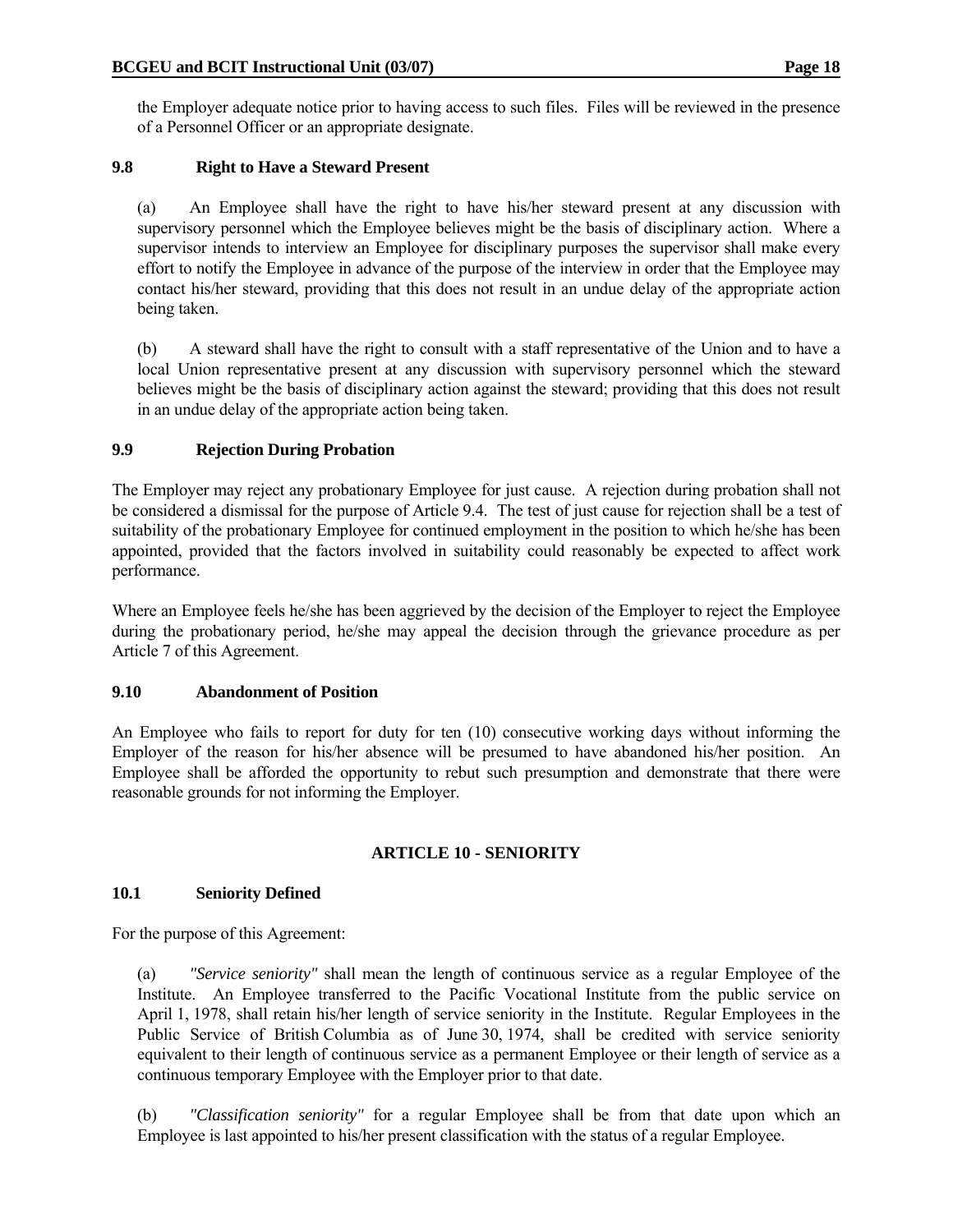the Employer adequate notice prior to having access to such files. Files will be reviewed in the presence of a Personnel Officer or an appropriate designate.

### 9.8 Right to Have a Steward Present

(a) An Employee shall have the right to have his/her steward present at any discussion with supervisory personnel which the Employee believes might be the basis of disciplinary action. Where a supervisor intends to interview an Employee for disciplinary purposes the supervisor shall make every effort to notify the Employee in advance of the purpose of the interview in order that the Employee may contact his/her steward, providing that this does not result in an undue delay of the appropriate action being taken.

(b) A steward shall have the right to consult with a staff representative of the Union and to have a local Union representative present at any discussion with supervisory personnel which the steward believes might be the basis of disciplinary action against the steward; providing that this does not result in an undue delay of the appropriate action being taken.

### 9.9 Rejection During Probation

The Employer may reject any probationary Employee for just cause. A rejection during probation shall not be considered a dismissal for the purpose of Article 9.4. The test of just cause for rejection shall be a test of suitability of the probationary Employee for continued employment in the position to which he/she has been appointed, provided that the factors involved in suitability could reasonably be expected to affect work performance.

Where an Employee feels he/she has been aggrieved by the decision of the Employer to reject the Employee during the probationary period, he/she may appeal the decision through the grievance procedure as per Article 7 of this Agreement.

### 9.10 Abandonment of Position

An Employee who fails to report for duty for ten (10) consecutive working days without informing the Employer of the reason for his/her absence will be presumed to have abandoned his/her position. An Employee shall be afforded the opportunity to rebut such presumption and demonstrate that there were reasonable grounds for not informing the Employer.

## ARTICLE 10 - SENIORITY

### 10.1 Seniority Defined

For the purpose of this Agreement:

(a) *"Service seniority"* shall mean the length of continuous service as a regular Employee of the Institute. An Employee transferred to the Pacific Vocational Institute from the public service on April 1, 1978, shall retain his/her length of service seniority in the Institute. Regular Employees in the Public Service of British Columbia as of June 30, 1974, shall be credited with service seniority equivalent to their length of continuous service as a permanent Employee or their length of service as a continuous temporary Employee with the Employer prior to that date.

(b) *"Classification seniority"* for a regular Employee shall be from that date upon which an Employee is last appointed to his/her present classification with the status of a regular Employee.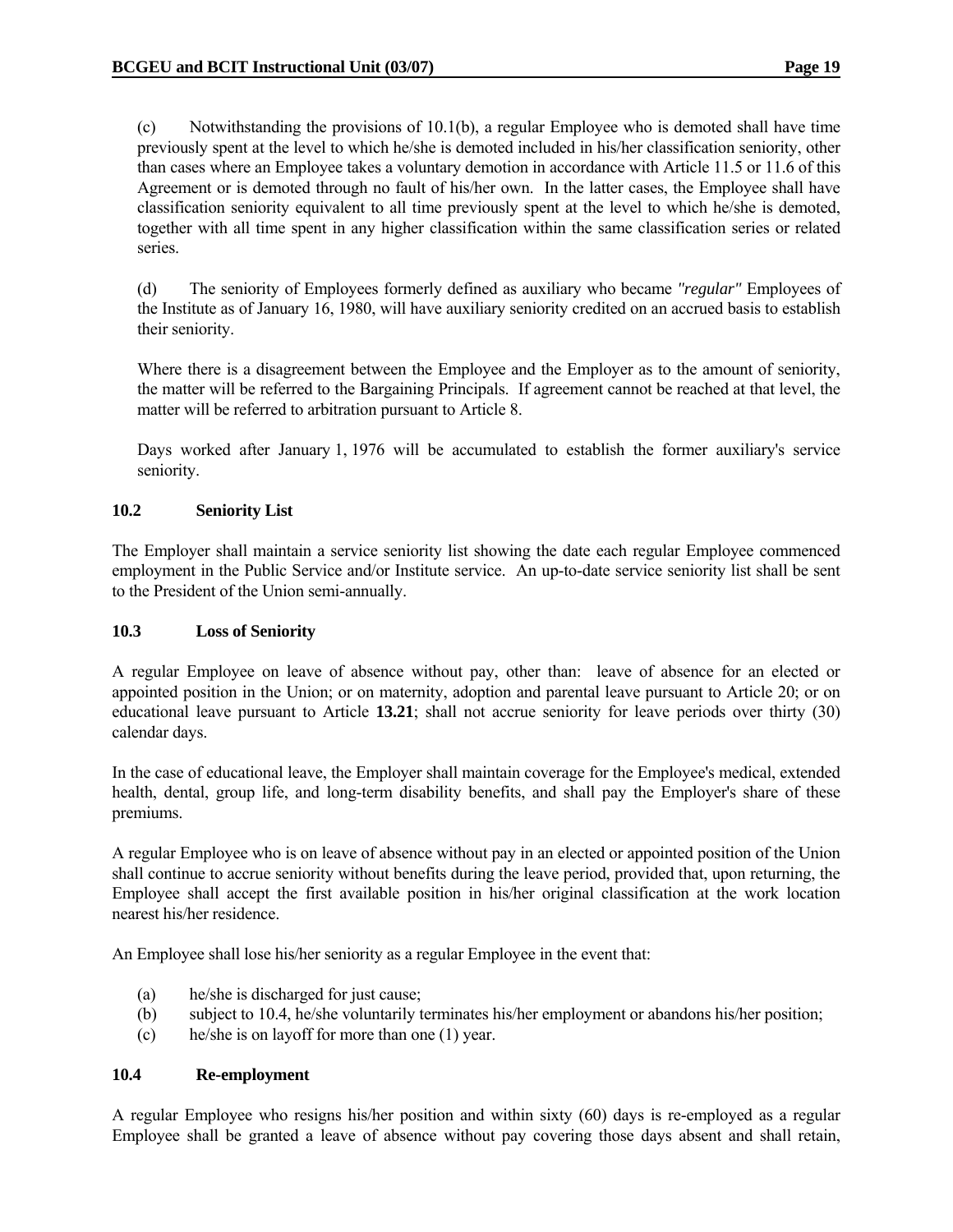(c) Notwithstanding the provisions of 10.1(b), a regular Employee who is demoted shall have time previously spent at the level to which he/she is demoted included in his/her classification seniority, other than cases where an Employee takes a voluntary demotion in accordance with Article 11.5 or 11.6 of this Agreement or is demoted through no fault of his/her own. In the latter cases, the Employee shall have classification seniority equivalent to all time previously spent at the level to which he/she is demoted, together with all time spent in any higher classification within the same classification series or related series.

(d) The seniority of Employees formerly defined as auxiliary who became *"regular"* Employees of the Institute as of January 16, 1980, will have auxiliary seniority credited on an accrued basis to establish their seniority.

Where there is a disagreement between the Employee and the Employer as to the amount of seniority, the matter will be referred to the Bargaining Principals. If agreement cannot be reached at that level, the matter will be referred to arbitration pursuant to Article 8.

Days worked after January 1, 1976 will be accumulated to establish the former auxiliary's service seniority.

### 10.2 Seniority List

The Employer shall maintain a service seniority list showing the date each regular Employee commenced employment in the Public Service and/or Institute service. An up-to-date service seniority list shall be sent to the President of the Union semi-annually.

### 10.3 Loss of Seniority

A regular Employee on leave of absence without pay, other than: leave of absence for an elected or appointed position in the Union; or on maternity, adoption and parental leave pursuant to Article 20; or on educational leave pursuant to Article **13.21**; shall not accrue seniority for leave periods over thirty (30) calendar days.

In the case of educational leave, the Employer shall maintain coverage for the Employee's medical, extended health, dental, group life, and long-term disability benefits, and shall pay the Employer's share of these premiums.

A regular Employee who is on leave of absence without pay in an elected or appointed position of the Union shall continue to accrue seniority without benefits during the leave period, provided that, upon returning, the Employee shall accept the first available position in his/her original classification at the work location nearest his/her residence.

An Employee shall lose his/her seniority as a regular Employee in the event that:

(a) he/she is discharged for just cause;
(b) subject to 10.4, he/she voluntarily terminates his/her employment or abandons his/her position;
(c) he/she is on layoff for more than one (1) year.

### 10.4 Re-employment

A regular Employee who resigns his/her position and within sixty (60) days is re-employed as a regular Employee shall be granted a leave of absence without pay covering those days absent and shall retain,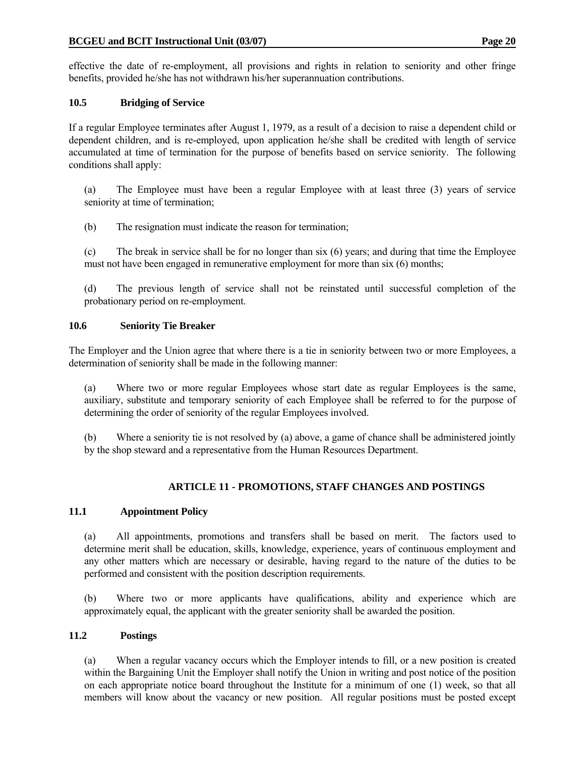effective the date of re-employment, all provisions and rights in relation to seniority and other fringe benefits, provided he/she has not withdrawn his/her superannuation contributions.

### 10.5 Bridging of Service

If a regular Employee terminates after August 1, 1979, as a result of a decision to raise a dependent child or dependent children, and is re-employed, upon application he/she shall be credited with length of service accumulated at time of termination for the purpose of benefits based on service seniority. The following conditions shall apply:

(a) The Employee must have been a regular Employee with at least three (3) years of service seniority at time of termination;

(b) The resignation must indicate the reason for termination;

(c) The break in service shall be for no longer than six (6) years; and during that time the Employee must not have been engaged in remunerative employment for more than six (6) months;

(d) The previous length of service shall not be reinstated until successful completion of the probationary period on re-employment.

### 10.6 Seniority Tie Breaker

The Employer and the Union agree that where there is a tie in seniority between two or more Employees, a determination of seniority shall be made in the following manner:

(a) Where two or more regular Employees whose start date as regular Employees is the same, auxiliary, substitute and temporary seniority of each Employee shall be referred to for the purpose of determining the order of seniority of the regular Employees involved.

(b) Where a seniority tie is not resolved by (a) above, a game of chance shall be administered jointly by the shop steward and a representative from the Human Resources Department.

## ARTICLE 11 - PROMOTIONS, STAFF CHANGES AND POSTINGS

### 11.1 Appointment Policy

(a) All appointments, promotions and transfers shall be based on merit. The factors used to determine merit shall be education, skills, knowledge, experience, years of continuous employment and any other matters which are necessary or desirable, having regard to the nature of the duties to be performed and consistent with the position description requirements.

(b) Where two or more applicants have qualifications, ability and experience which are approximately equal, the applicant with the greater seniority shall be awarded the position.

### 11.2 Postings

(a) When a regular vacancy occurs which the Employer intends to fill, or a new position is created within the Bargaining Unit the Employer shall notify the Union in writing and post notice of the position on each appropriate notice board throughout the Institute for a minimum of one (1) week, so that all members will know about the vacancy or new position. All regular positions must be posted except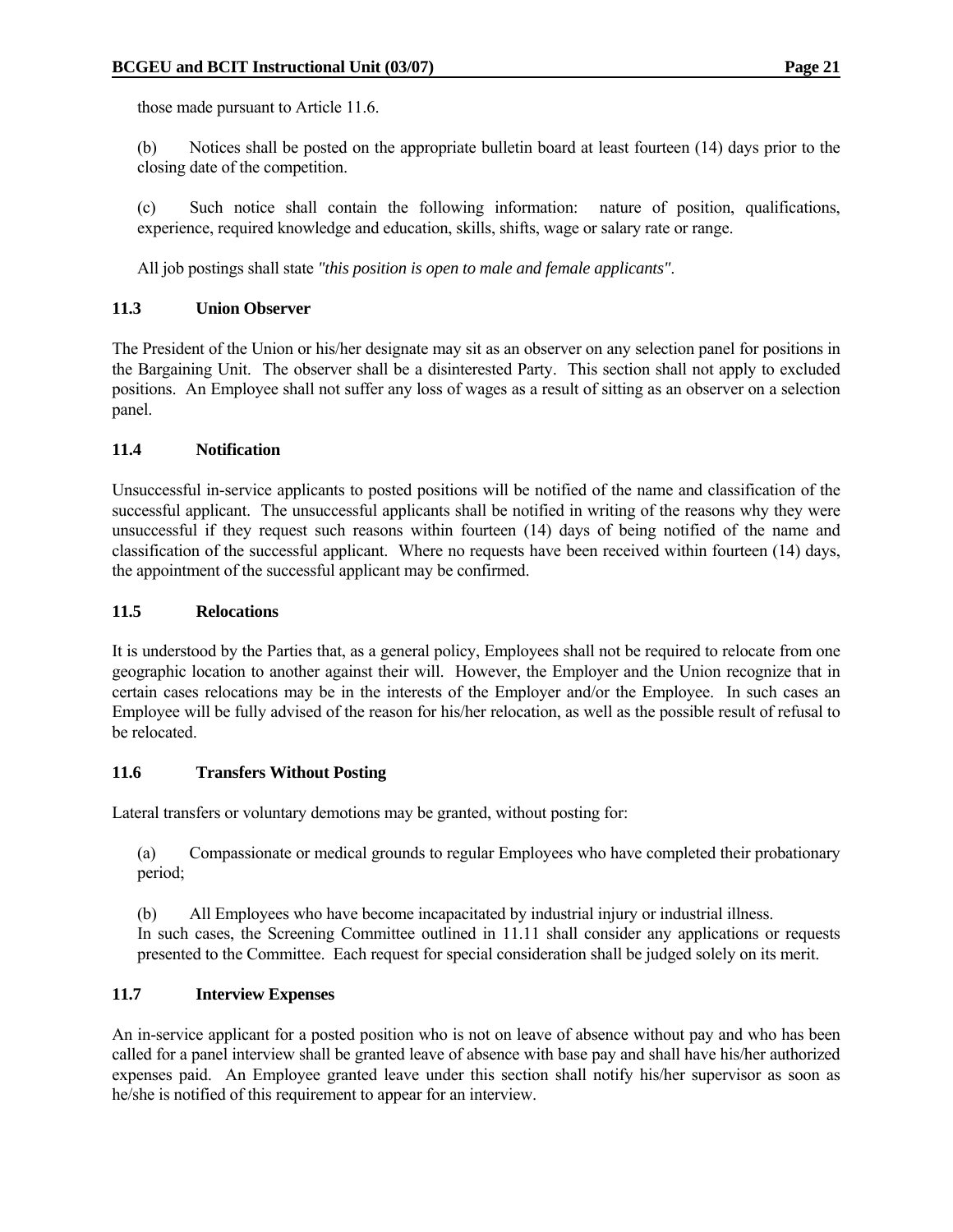those made pursuant to Article 11.6.

(b) Notices shall be posted on the appropriate bulletin board at least fourteen (14) days prior to the closing date of the competition.

(c) Such notice shall contain the following information: nature of position, qualifications, experience, required knowledge and education, skills, shifts, wage or salary rate or range.

All job postings shall state *"this position is open to male and female applicants"*.

### 11.3 Union Observer

The President of the Union or his/her designate may sit as an observer on any selection panel for positions in the Bargaining Unit. The observer shall be a disinterested Party. This section shall not apply to excluded positions. An Employee shall not suffer any loss of wages as a result of sitting as an observer on a selection panel.

### 11.4 Notification

Unsuccessful in-service applicants to posted positions will be notified of the name and classification of the successful applicant. The unsuccessful applicants shall be notified in writing of the reasons why they were unsuccessful if they request such reasons within fourteen (14) days of being notified of the name and classification of the successful applicant. Where no requests have been received within fourteen (14) days, the appointment of the successful applicant may be confirmed.

### 11.5 Relocations

It is understood by the Parties that, as a general policy, Employees shall not be required to relocate from one geographic location to another against their will. However, the Employer and the Union recognize that in certain cases relocations may be in the interests of the Employer and/or the Employee. In such cases an Employee will be fully advised of the reason for his/her relocation, as well as the possible result of refusal to be relocated.

### 11.6 Transfers Without Posting

Lateral transfers or voluntary demotions may be granted, without posting for:

(a) Compassionate or medical grounds to regular Employees who have completed their probationary period;

(b) All Employees who have become incapacitated by industrial injury or industrial illness.

In such cases, the Screening Committee outlined in 11.11 shall consider any applications or requests presented to the Committee. Each request for special consideration shall be judged solely on its merit.

### 11.7 Interview Expenses

An in-service applicant for a posted position who is not on leave of absence without pay and who has been called for a panel interview shall be granted leave of absence with base pay and shall have his/her authorized expenses paid. An Employee granted leave under this section shall notify his/her supervisor as soon as he/she is notified of this requirement to appear for an interview.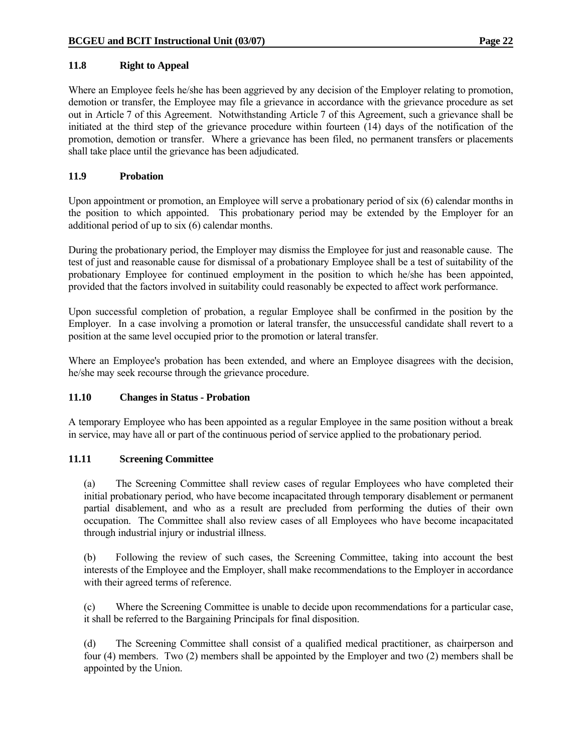### 11.8 Right to Appeal

Where an Employee feels he/she has been aggrieved by any decision of the Employer relating to promotion, demotion or transfer, the Employee may file a grievance in accordance with the grievance procedure as set out in Article 7 of this Agreement. Notwithstanding Article 7 of this Agreement, such a grievance shall be initiated at the third step of the grievance procedure within fourteen (14) days of the notification of the promotion, demotion or transfer. Where a grievance has been filed, no permanent transfers or placements shall take place until the grievance has been adjudicated.

### 11.9 Probation

Upon appointment or promotion, an Employee will serve a probationary period of six (6) calendar months in the position to which appointed. This probationary period may be extended by the Employer for an additional period of up to six (6) calendar months.

During the probationary period, the Employer may dismiss the Employee for just and reasonable cause. The test of just and reasonable cause for dismissal of a probationary Employee shall be a test of suitability of the probationary Employee for continued employment in the position to which he/she has been appointed, provided that the factors involved in suitability could reasonably be expected to affect work performance.

Upon successful completion of probation, a regular Employee shall be confirmed in the position by the Employer. In a case involving a promotion or lateral transfer, the unsuccessful candidate shall revert to a position at the same level occupied prior to the promotion or lateral transfer.

Where an Employee's probation has been extended, and where an Employee disagrees with the decision, he/she may seek recourse through the grievance procedure.

### 11.10 Changes in Status - Probation

A temporary Employee who has been appointed as a regular Employee in the same position without a break in service, may have all or part of the continuous period of service applied to the probationary period.

### 11.11 Screening Committee

(a) The Screening Committee shall review cases of regular Employees who have completed their initial probationary period, who have become incapacitated through temporary disablement or permanent partial disablement, and who as a result are precluded from performing the duties of their own occupation. The Committee shall also review cases of all Employees who have become incapacitated through industrial injury or industrial illness.

(b) Following the review of such cases, the Screening Committee, taking into account the best interests of the Employee and the Employer, shall make recommendations to the Employer in accordance with their agreed terms of reference.

(c) Where the Screening Committee is unable to decide upon recommendations for a particular case, it shall be referred to the Bargaining Principals for final disposition.

(d) The Screening Committee shall consist of a qualified medical practitioner, as chairperson and four (4) members. Two (2) members shall be appointed by the Employer and two (2) members shall be appointed by the Union.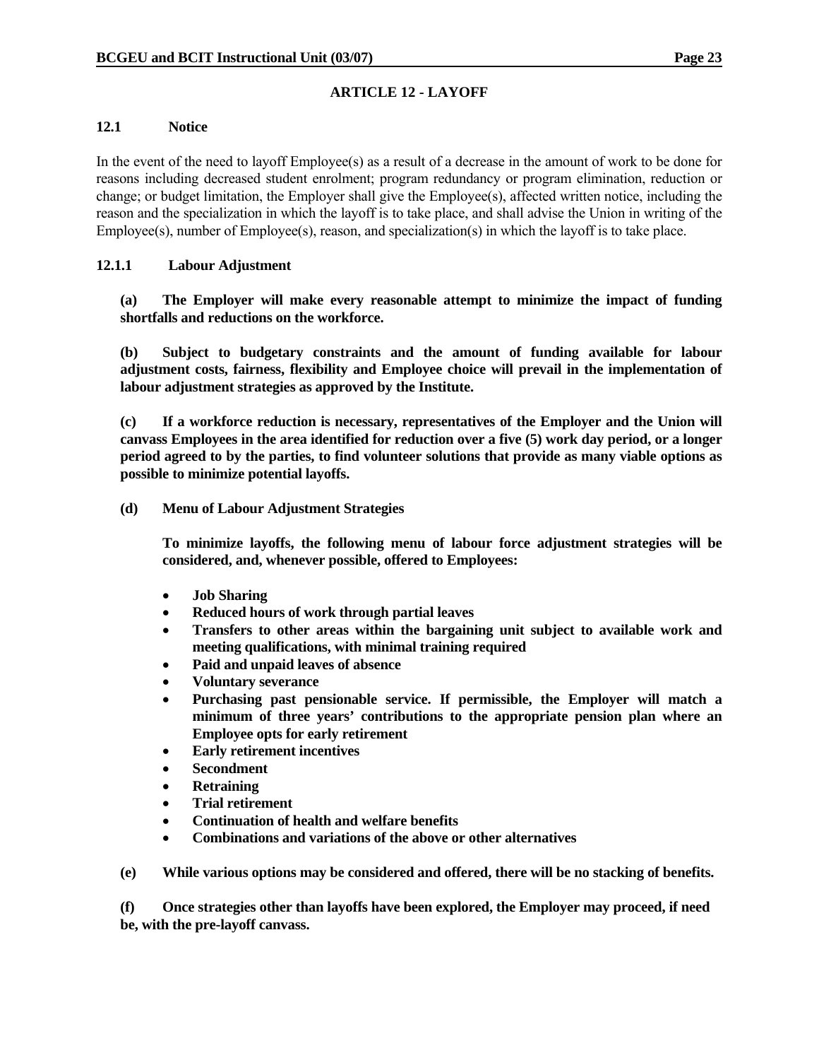## ARTICLE 12 - LAYOFF

### 12.1 Notice

In the event of the need to layoff Employee(s) as a result of a decrease in the amount of work to be done for reasons including decreased student enrolment; program redundancy or program elimination, reduction or change; or budget limitation, the Employer shall give the Employee(s), affected written notice, including the reason and the specialization in which the layoff is to take place, and shall advise the Union in writing of the Employee(s), number of Employee(s), reason, and specialization(s) in which the layoff is to take place.

#### 12.1.1 Labour Adjustment

**(a) The Employer will make every reasonable attempt to minimize the impact of funding shortfalls and reductions on the workforce.**

**(b) Subject to budgetary constraints and the amount of funding available for labour adjustment costs, fairness, flexibility and Employee choice will prevail in the implementation of labour adjustment strategies as approved by the Institute.**

**(c) If a workforce reduction is necessary, representatives of the Employer and the Union will canvass Employees in the area identified for reduction over a five (5) work day period, or a longer period agreed to by the parties, to find volunteer solutions that provide as many viable options as possible to minimize potential layoffs.**

**(d) Menu of Labour Adjustment Strategies**

**To minimize layoffs, the following menu of labour force adjustment strategies will be considered, and, whenever possible, offered to Employees:**

- **Job Sharing**
- **Reduced hours of work through partial leaves**
- **Transfers to other areas within the bargaining unit subject to available work and meeting qualifications, with minimal training required**
- **Paid and unpaid leaves of absence**
- **Voluntary severance**
- **Purchasing past pensionable service. If permissible, the Employer will match a minimum of three years' contributions to the appropriate pension plan where an Employee opts for early retirement**
- **Early retirement incentives**
- **Secondment**
- **Retraining**
- **Trial retirement**
- **Continuation of health and welfare benefits**
- **Combinations and variations of the above or other alternatives**

**(e) While various options may be considered and offered, there will be no stacking of benefits.**

**(f) Once strategies other than layoffs have been explored, the Employer may proceed, if need be, with the pre-layoff canvass.**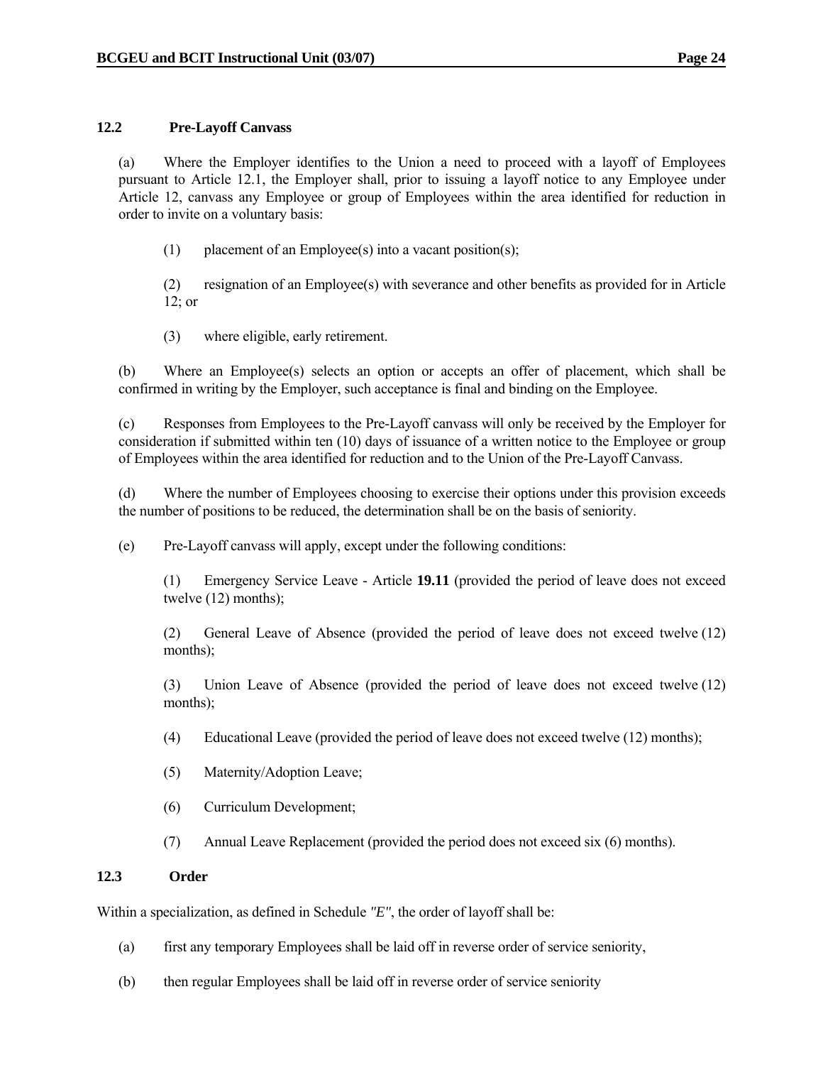### 12.2 Pre-Layoff Canvass

(a) Where the Employer identifies to the Union a need to proceed with a layoff of Employees pursuant to Article 12.1, the Employer shall, prior to issuing a layoff notice to any Employee under Article 12, canvass any Employee or group of Employees within the area identified for reduction in order to invite on a voluntary basis:

(1) placement of an Employee(s) into a vacant position(s);

(2) resignation of an Employee(s) with severance and other benefits as provided for in Article 12; or

(3) where eligible, early retirement.

(b) Where an Employee(s) selects an option or accepts an offer of placement, which shall be confirmed in writing by the Employer, such acceptance is final and binding on the Employee.

(c) Responses from Employees to the Pre-Layoff canvass will only be received by the Employer for consideration if submitted within ten (10) days of issuance of a written notice to the Employee or group of Employees within the area identified for reduction and to the Union of the Pre-Layoff Canvass.

(d) Where the number of Employees choosing to exercise their options under this provision exceeds the number of positions to be reduced, the determination shall be on the basis of seniority.

(e) Pre-Layoff canvass will apply, except under the following conditions:

(1) Emergency Service Leave - Article **19.11** (provided the period of leave does not exceed twelve (12) months);

(2) General Leave of Absence (provided the period of leave does not exceed twelve (12) months);

(3) Union Leave of Absence (provided the period of leave does not exceed twelve (12) months);

(4) Educational Leave (provided the period of leave does not exceed twelve (12) months);

(5) Maternity/Adoption Leave;

(6) Curriculum Development;

(7) Annual Leave Replacement (provided the period does not exceed six (6) months).

### 12.3 Order

Within a specialization, as defined in Schedule *"E"*, the order of layoff shall be:

(a) first any temporary Employees shall be laid off in reverse order of service seniority,

(b) then regular Employees shall be laid off in reverse order of service seniority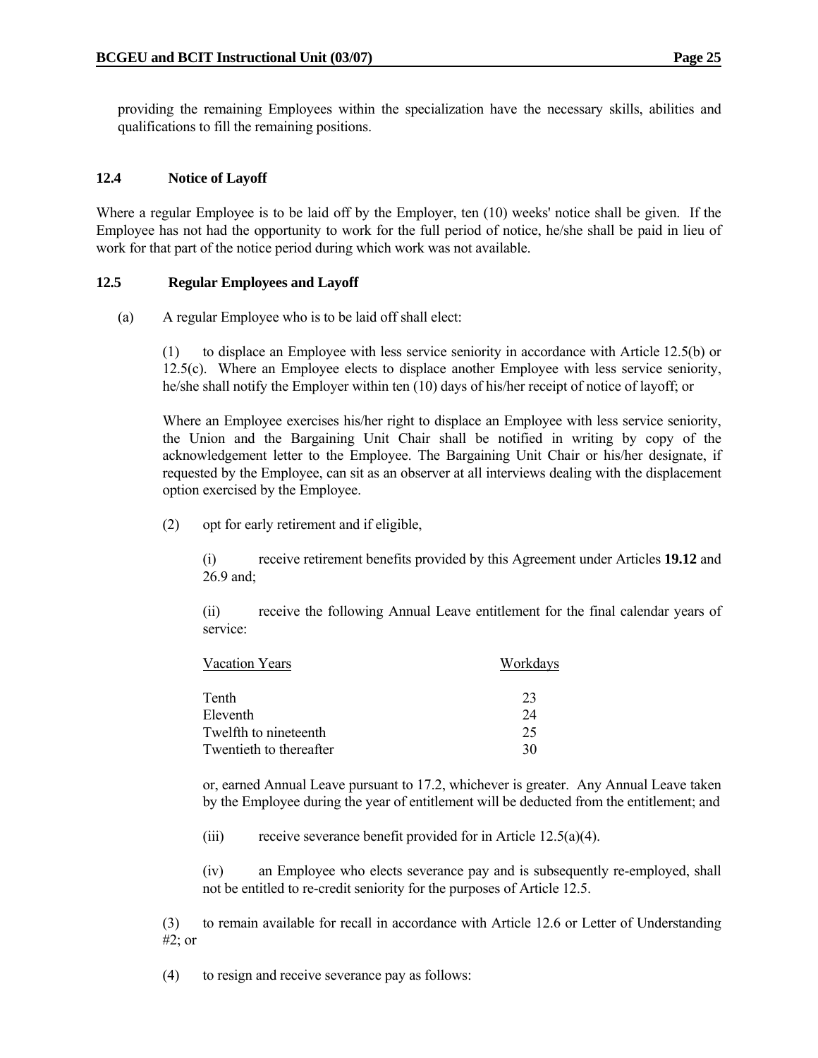providing the remaining Employees within the specialization have the necessary skills, abilities and qualifications to fill the remaining positions.

### 12.4 Notice of Layoff

Where a regular Employee is to be laid off by the Employer, ten (10) weeks' notice shall be given. If the Employee has not had the opportunity to work for the full period of notice, he/she shall be paid in lieu of work for that part of the notice period during which work was not available.

### 12.5 Regular Employees and Layoff

(a) A regular Employee who is to be laid off shall elect:

(1) to displace an Employee with less service seniority in accordance with Article 12.5(b) or 12.5(c). Where an Employee elects to displace another Employee with less service seniority, he/she shall notify the Employer within ten (10) days of his/her receipt of notice of layoff; or

Where an Employee exercises his/her right to displace an Employee with less service seniority, the Union and the Bargaining Unit Chair shall be notified in writing by copy of the acknowledgement letter to the Employee. The Bargaining Unit Chair or his/her designate, if requested by the Employee, can sit as an observer at all interviews dealing with the displacement option exercised by the Employee.

(2) opt for early retirement and if eligible,

(i) receive retirement benefits provided by this Agreement under Articles **19.12** and 26.9 and;

(ii) receive the following Annual Leave entitlement for the final calendar years of service:

| Vacation Years | Workdays |
|---|---|
| Tenth | 23 |
| Eleventh | 24 |
| Twelfth to nineteenth | 25 |
| Twentieth to thereafter | 30 |

or, earned Annual Leave pursuant to 17.2, whichever is greater. Any Annual Leave taken by the Employee during the year of entitlement will be deducted from the entitlement; and

(iii) receive severance benefit provided for in Article 12.5(a)(4).

(iv) an Employee who elects severance pay and is subsequently re-employed, shall not be entitled to re-credit seniority for the purposes of Article 12.5.

(3) to remain available for recall in accordance with Article 12.6 or Letter of Understanding #2; or

(4) to resign and receive severance pay as follows: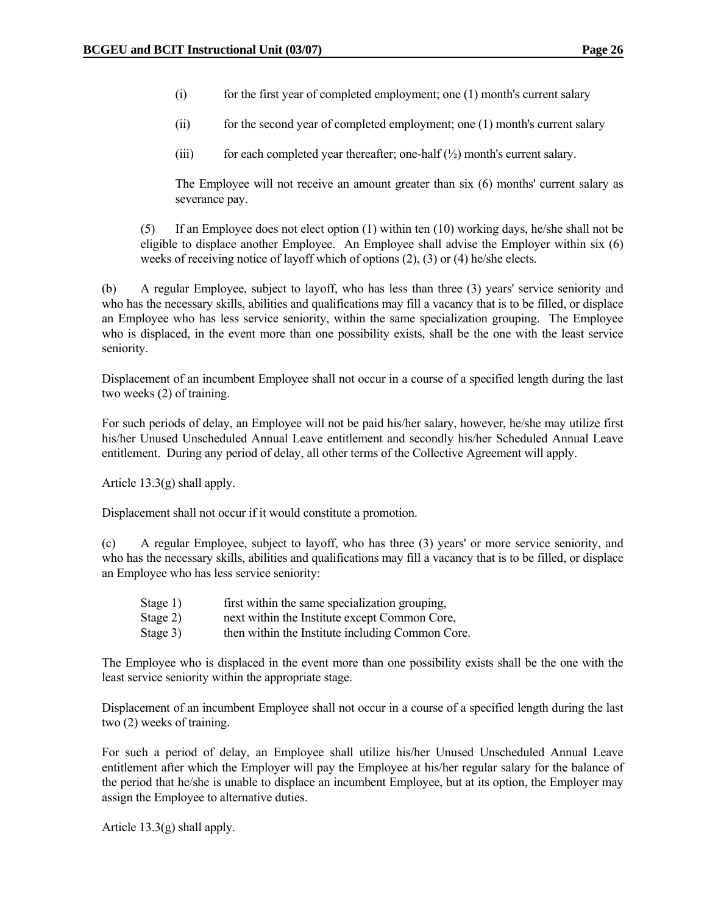(i) for the first year of completed employment; one (1) month's current salary

(ii) for the second year of completed employment; one (1) month's current salary

(iii) for each completed year thereafter; one-half (½) month's current salary.

The Employee will not receive an amount greater than six (6) months' current salary as severance pay.

(5) If an Employee does not elect option (1) within ten (10) working days, he/she shall not be eligible to displace another Employee. An Employee shall advise the Employer within six (6) weeks of receiving notice of layoff which of options (2), (3) or (4) he/she elects.

(b) A regular Employee, subject to layoff, who has less than three (3) years' service seniority and who has the necessary skills, abilities and qualifications may fill a vacancy that is to be filled, or displace an Employee who has less service seniority, within the same specialization grouping. The Employee who is displaced, in the event more than one possibility exists, shall be the one with the least service seniority.

Displacement of an incumbent Employee shall not occur in a course of a specified length during the last two weeks (2) of training.

For such periods of delay, an Employee will not be paid his/her salary, however, he/she may utilize first his/her Unused Unscheduled Annual Leave entitlement and secondly his/her Scheduled Annual Leave entitlement. During any period of delay, all other terms of the Collective Agreement will apply.

Article 13.3(g) shall apply.

Displacement shall not occur if it would constitute a promotion.

(c) A regular Employee, subject to layoff, who has three (3) years' or more service seniority, and who has the necessary skills, abilities and qualifications may fill a vacancy that is to be filled, or displace an Employee who has less service seniority:

Stage 1) first within the same specialization grouping,
Stage 2) next within the Institute except Common Core,
Stage 3) then within the Institute including Common Core.

The Employee who is displaced in the event more than one possibility exists shall be the one with the least service seniority within the appropriate stage.

Displacement of an incumbent Employee shall not occur in a course of a specified length during the last two (2) weeks of training.

For such a period of delay, an Employee shall utilize his/her Unused Unscheduled Annual Leave entitlement after which the Employer will pay the Employee at his/her regular salary for the balance of the period that he/she is unable to displace an incumbent Employee, but at its option, the Employer may assign the Employee to alternative duties.

Article 13.3(g) shall apply.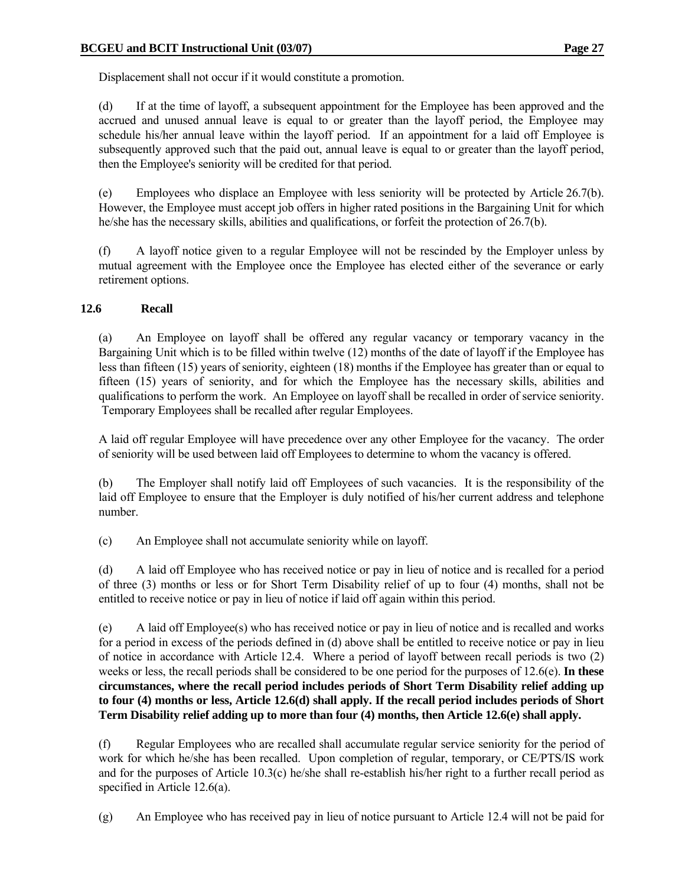Displacement shall not occur if it would constitute a promotion.

(d) If at the time of layoff, a subsequent appointment for the Employee has been approved and the accrued and unused annual leave is equal to or greater than the layoff period, the Employee may schedule his/her annual leave within the layoff period. If an appointment for a laid off Employee is subsequently approved such that the paid out, annual leave is equal to or greater than the layoff period, then the Employee's seniority will be credited for that period.

(e) Employees who displace an Employee with less seniority will be protected by Article 26.7(b). However, the Employee must accept job offers in higher rated positions in the Bargaining Unit for which he/she has the necessary skills, abilities and qualifications, or forfeit the protection of 26.7(b).

(f) A layoff notice given to a regular Employee will not be rescinded by the Employer unless by mutual agreement with the Employee once the Employee has elected either of the severance or early retirement options.

### 12.6 Recall

(a) An Employee on layoff shall be offered any regular vacancy or temporary vacancy in the Bargaining Unit which is to be filled within twelve (12) months of the date of layoff if the Employee has less than fifteen (15) years of seniority, eighteen (18) months if the Employee has greater than or equal to fifteen (15) years of seniority, and for which the Employee has the necessary skills, abilities and qualifications to perform the work. An Employee on layoff shall be recalled in order of service seniority. Temporary Employees shall be recalled after regular Employees.

A laid off regular Employee will have precedence over any other Employee for the vacancy. The order of seniority will be used between laid off Employees to determine to whom the vacancy is offered.

(b) The Employer shall notify laid off Employees of such vacancies. It is the responsibility of the laid off Employee to ensure that the Employer is duly notified of his/her current address and telephone number.

(c) An Employee shall not accumulate seniority while on layoff.

(d) A laid off Employee who has received notice or pay in lieu of notice and is recalled for a period of three (3) months or less or for Short Term Disability relief of up to four (4) months, shall not be entitled to receive notice or pay in lieu of notice if laid off again within this period.

(e) A laid off Employee(s) who has received notice or pay in lieu of notice and is recalled and works for a period in excess of the periods defined in (d) above shall be entitled to receive notice or pay in lieu of notice in accordance with Article 12.4. Where a period of layoff between recall periods is two (2) weeks or less, the recall periods shall be considered to be one period for the purposes of 12.6(e). **In these circumstances, where the recall period includes periods of Short Term Disability relief adding up to four (4) months or less, Article 12.6(d) shall apply. If the recall period includes periods of Short Term Disability relief adding up to more than four (4) months, then Article 12.6(e) shall apply.**

(f) Regular Employees who are recalled shall accumulate regular service seniority for the period of work for which he/she has been recalled. Upon completion of regular, temporary, or CE/PTS/IS work and for the purposes of Article 10.3(c) he/she shall re-establish his/her right to a further recall period as specified in Article 12.6(a).

(g) An Employee who has received pay in lieu of notice pursuant to Article 12.4 will not be paid for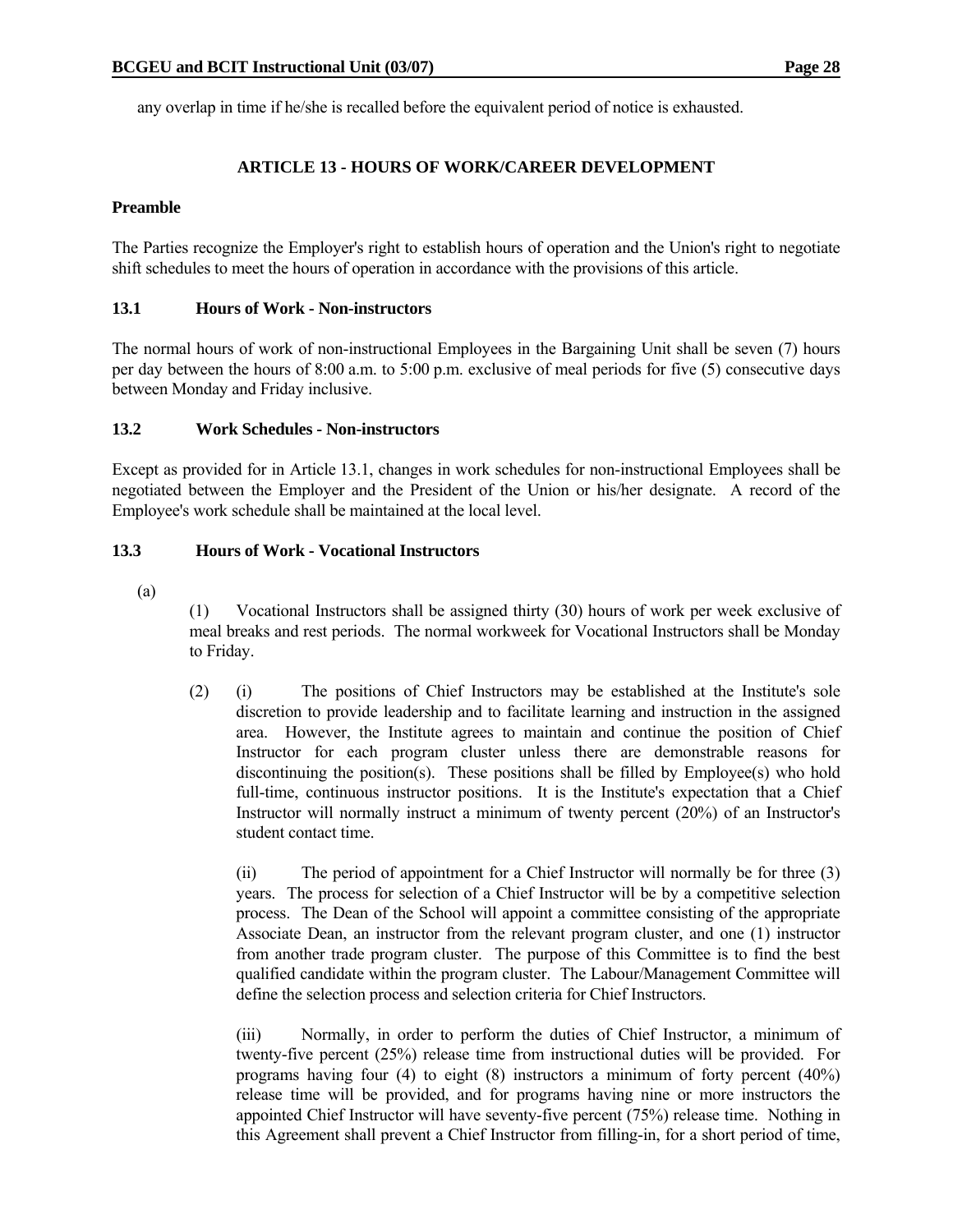any overlap in time if he/she is recalled before the equivalent period of notice is exhausted.

## ARTICLE 13 - HOURS OF WORK/CAREER DEVELOPMENT

**Preamble**

The Parties recognize the Employer's right to establish hours of operation and the Union's right to negotiate shift schedules to meet the hours of operation in accordance with the provisions of this article.

### 13.1 Hours of Work - Non-instructors

The normal hours of work of non-instructional Employees in the Bargaining Unit shall be seven (7) hours per day between the hours of 8:00 a.m. to 5:00 p.m. exclusive of meal periods for five (5) consecutive days between Monday and Friday inclusive.

### 13.2 Work Schedules - Non-instructors

Except as provided for in Article 13.1, changes in work schedules for non-instructional Employees shall be negotiated between the Employer and the President of the Union or his/her designate. A record of the Employee's work schedule shall be maintained at the local level.

### 13.3 Hours of Work - Vocational Instructors

(a)

(1) Vocational Instructors shall be assigned thirty (30) hours of work per week exclusive of meal breaks and rest periods. The normal workweek for Vocational Instructors shall be Monday to Friday.

(2) (i) The positions of Chief Instructors may be established at the Institute's sole discretion to provide leadership and to facilitate learning and instruction in the assigned area. However, the Institute agrees to maintain and continue the position of Chief Instructor for each program cluster unless there are demonstrable reasons for discontinuing the position(s). These positions shall be filled by Employee(s) who hold full-time, continuous instructor positions. It is the Institute's expectation that a Chief Instructor will normally instruct a minimum of twenty percent (20%) of an Instructor's student contact time.

(ii) The period of appointment for a Chief Instructor will normally be for three (3) years. The process for selection of a Chief Instructor will be by a competitive selection process. The Dean of the School will appoint a committee consisting of the appropriate Associate Dean, an instructor from the relevant program cluster, and one (1) instructor from another trade program cluster. The purpose of this Committee is to find the best qualified candidate within the program cluster. The Labour/Management Committee will define the selection process and selection criteria for Chief Instructors.

(iii) Normally, in order to perform the duties of Chief Instructor, a minimum of twenty-five percent (25%) release time from instructional duties will be provided. For programs having four (4) to eight (8) instructors a minimum of forty percent (40%) release time will be provided, and for programs having nine or more instructors the appointed Chief Instructor will have seventy-five percent (75%) release time. Nothing in this Agreement shall prevent a Chief Instructor from filling-in, for a short period of time,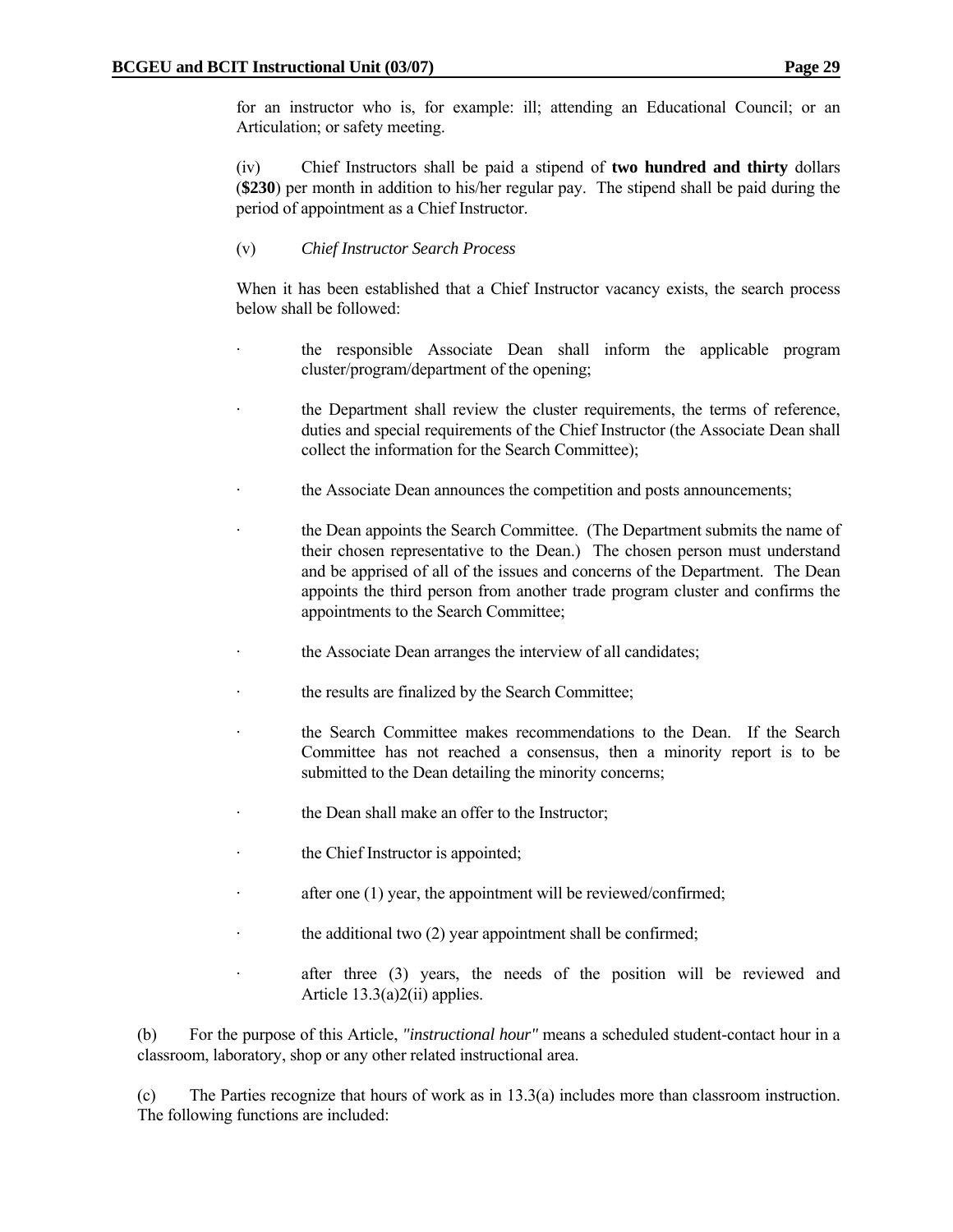for an instructor who is, for example: ill; attending an Educational Council; or an Articulation; or safety meeting.

(iv) Chief Instructors shall be paid a stipend of **two hundred and thirty** dollars (**$230**) per month in addition to his/her regular pay. The stipend shall be paid during the period of appointment as a Chief Instructor.

(v) *Chief Instructor Search Process*

When it has been established that a Chief Instructor vacancy exists, the search process below shall be followed:

- the responsible Associate Dean shall inform the applicable program cluster/program/department of the opening;
- the Department shall review the cluster requirements, the terms of reference, duties and special requirements of the Chief Instructor (the Associate Dean shall collect the information for the Search Committee);
- the Associate Dean announces the competition and posts announcements;
- the Dean appoints the Search Committee. (The Department submits the name of their chosen representative to the Dean.) The chosen person must understand and be apprised of all of the issues and concerns of the Department. The Dean appoints the third person from another trade program cluster and confirms the appointments to the Search Committee;
- the Associate Dean arranges the interview of all candidates;
- the results are finalized by the Search Committee;
- the Search Committee makes recommendations to the Dean. If the Search Committee has not reached a consensus, then a minority report is to be submitted to the Dean detailing the minority concerns;
- the Dean shall make an offer to the Instructor;
- the Chief Instructor is appointed;
- after one (1) year, the appointment will be reviewed/confirmed;
- the additional two (2) year appointment shall be confirmed;
- after three (3) years, the needs of the position will be reviewed and Article 13.3(a)2(ii) applies.

(b) For the purpose of this Article, *"instructional hour"* means a scheduled student-contact hour in a classroom, laboratory, shop or any other related instructional area.

(c) The Parties recognize that hours of work as in 13.3(a) includes more than classroom instruction. The following functions are included: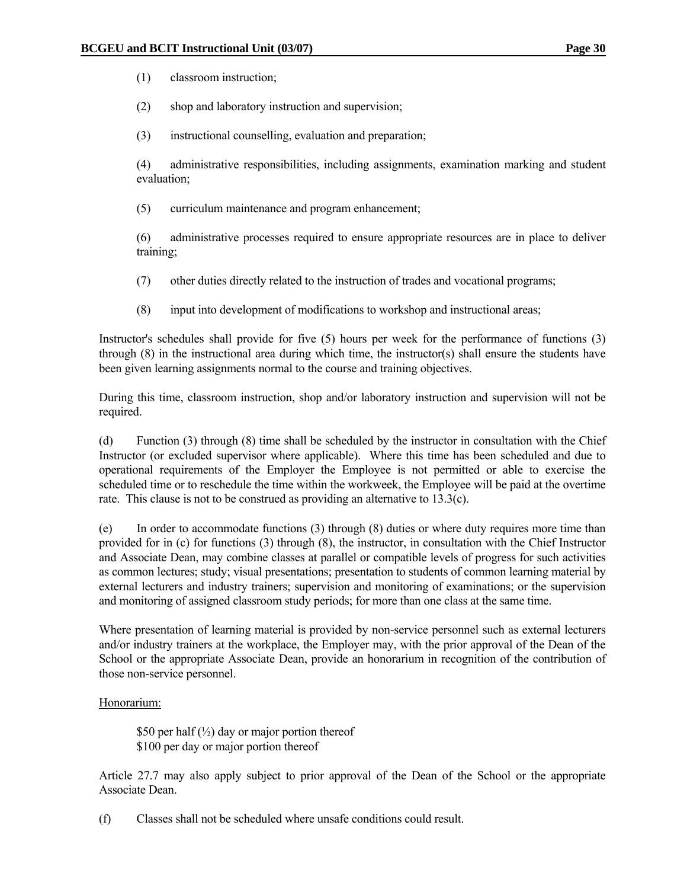(1) classroom instruction;

(2) shop and laboratory instruction and supervision;

(3) instructional counselling, evaluation and preparation;

(4) administrative responsibilities, including assignments, examination marking and student evaluation;

(5) curriculum maintenance and program enhancement;

(6) administrative processes required to ensure appropriate resources are in place to deliver training;

(7) other duties directly related to the instruction of trades and vocational programs;

(8) input into development of modifications to workshop and instructional areas;

Instructor's schedules shall provide for five (5) hours per week for the performance of functions (3) through (8) in the instructional area during which time, the instructor(s) shall ensure the students have been given learning assignments normal to the course and training objectives.

During this time, classroom instruction, shop and/or laboratory instruction and supervision will not be required.

(d) Function (3) through (8) time shall be scheduled by the instructor in consultation with the Chief Instructor (or excluded supervisor where applicable). Where this time has been scheduled and due to operational requirements of the Employer the Employee is not permitted or able to exercise the scheduled time or to reschedule the time within the workweek, the Employee will be paid at the overtime rate. This clause is not to be construed as providing an alternative to 13.3(c).

(e) In order to accommodate functions (3) through (8) duties or where duty requires more time than provided for in (c) for functions (3) through (8), the instructor, in consultation with the Chief Instructor and Associate Dean, may combine classes at parallel or compatible levels of progress for such activities as common lectures; study; visual presentations; presentation to students of common learning material by external lecturers and industry trainers; supervision and monitoring of examinations; or the supervision and monitoring of assigned classroom study periods; for more than one class at the same time.

Where presentation of learning material is provided by non-service personnel such as external lecturers and/or industry trainers at the workplace, the Employer may, with the prior approval of the Dean of the School or the appropriate Associate Dean, provide an honorarium in recognition of the contribution of those non-service personnel.

Honorarium:

$50 per half (½) day or major portion thereof
$100 per day or major portion thereof

Article 27.7 may also apply subject to prior approval of the Dean of the School or the appropriate Associate Dean.

(f) Classes shall not be scheduled where unsafe conditions could result.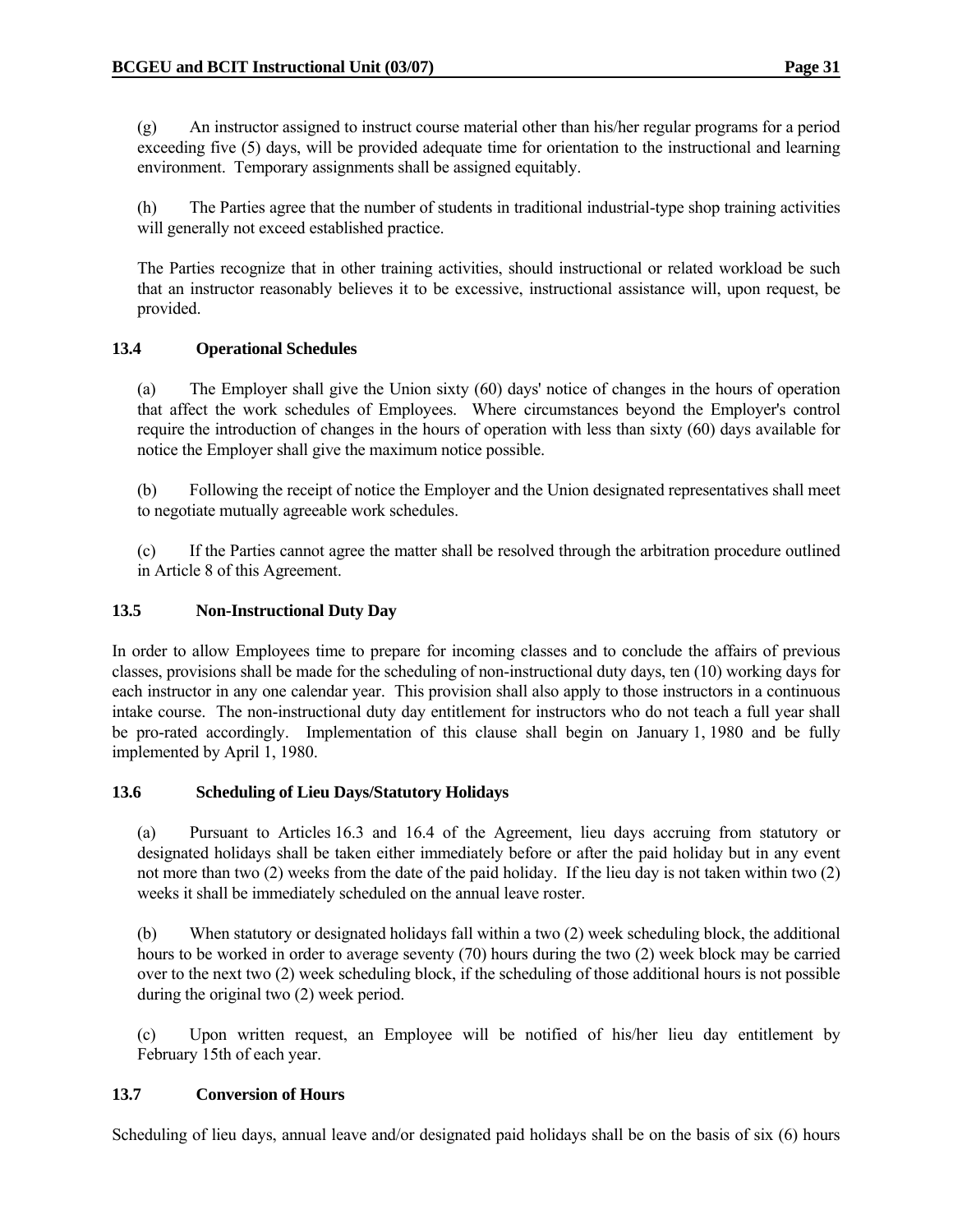(g) An instructor assigned to instruct course material other than his/her regular programs for a period exceeding five (5) days, will be provided adequate time for orientation to the instructional and learning environment. Temporary assignments shall be assigned equitably.

(h) The Parties agree that the number of students in traditional industrial-type shop training activities will generally not exceed established practice.

The Parties recognize that in other training activities, should instructional or related workload be such that an instructor reasonably believes it to be excessive, instructional assistance will, upon request, be provided.

### 13.4 Operational Schedules

(a) The Employer shall give the Union sixty (60) days' notice of changes in the hours of operation that affect the work schedules of Employees. Where circumstances beyond the Employer's control require the introduction of changes in the hours of operation with less than sixty (60) days available for notice the Employer shall give the maximum notice possible.

(b) Following the receipt of notice the Employer and the Union designated representatives shall meet to negotiate mutually agreeable work schedules.

(c) If the Parties cannot agree the matter shall be resolved through the arbitration procedure outlined in Article 8 of this Agreement.

### 13.5 Non-Instructional Duty Day

In order to allow Employees time to prepare for incoming classes and to conclude the affairs of previous classes, provisions shall be made for the scheduling of non-instructional duty days, ten (10) working days for each instructor in any one calendar year. This provision shall also apply to those instructors in a continuous intake course. The non-instructional duty day entitlement for instructors who do not teach a full year shall be pro-rated accordingly. Implementation of this clause shall begin on January 1, 1980 and be fully implemented by April 1, 1980.

### 13.6 Scheduling of Lieu Days/Statutory Holidays

(a) Pursuant to Articles 16.3 and 16.4 of the Agreement, lieu days accruing from statutory or designated holidays shall be taken either immediately before or after the paid holiday but in any event not more than two (2) weeks from the date of the paid holiday. If the lieu day is not taken within two (2) weeks it shall be immediately scheduled on the annual leave roster.

(b) When statutory or designated holidays fall within a two (2) week scheduling block, the additional hours to be worked in order to average seventy (70) hours during the two (2) week block may be carried over to the next two (2) week scheduling block, if the scheduling of those additional hours is not possible during the original two (2) week period.

(c) Upon written request, an Employee will be notified of his/her lieu day entitlement by February 15th of each year.

### 13.7 Conversion of Hours

Scheduling of lieu days, annual leave and/or designated paid holidays shall be on the basis of six (6) hours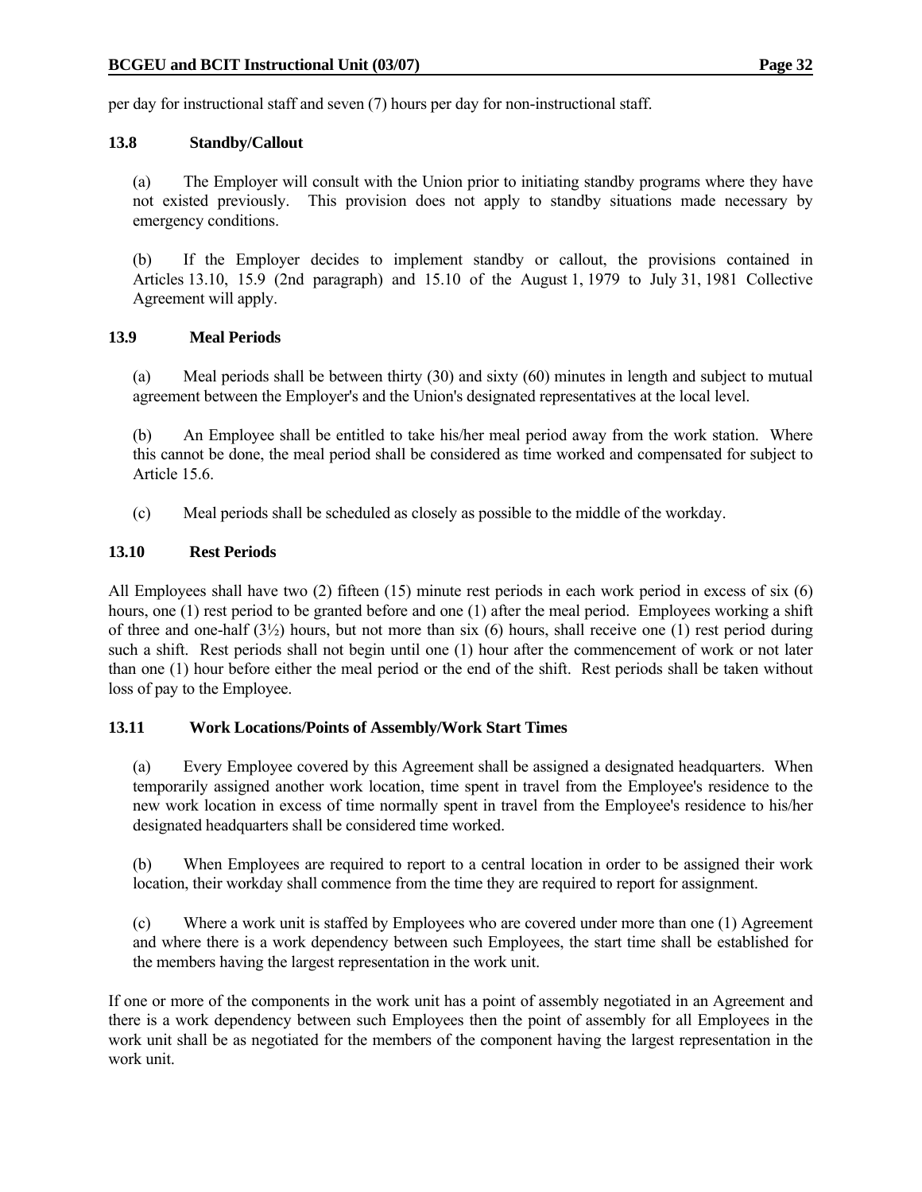per day for instructional staff and seven (7) hours per day for non-instructional staff.

### 13.8 Standby/Callout

(a) The Employer will consult with the Union prior to initiating standby programs where they have not existed previously. This provision does not apply to standby situations made necessary by emergency conditions.

(b) If the Employer decides to implement standby or callout, the provisions contained in Articles 13.10, 15.9 (2nd paragraph) and 15.10 of the August 1, 1979 to July 31, 1981 Collective Agreement will apply.

### 13.9 Meal Periods

(a) Meal periods shall be between thirty (30) and sixty (60) minutes in length and subject to mutual agreement between the Employer's and the Union's designated representatives at the local level.

(b) An Employee shall be entitled to take his/her meal period away from the work station. Where this cannot be done, the meal period shall be considered as time worked and compensated for subject to Article 15.6.

(c) Meal periods shall be scheduled as closely as possible to the middle of the workday.

### 13.10 Rest Periods

All Employees shall have two (2) fifteen (15) minute rest periods in each work period in excess of six (6) hours, one (1) rest period to be granted before and one (1) after the meal period. Employees working a shift of three and one-half (3½) hours, but not more than six (6) hours, shall receive one (1) rest period during such a shift. Rest periods shall not begin until one (1) hour after the commencement of work or not later than one (1) hour before either the meal period or the end of the shift. Rest periods shall be taken without loss of pay to the Employee.

### 13.11 Work Locations/Points of Assembly/Work Start Times

(a) Every Employee covered by this Agreement shall be assigned a designated headquarters. When temporarily assigned another work location, time spent in travel from the Employee's residence to the new work location in excess of time normally spent in travel from the Employee's residence to his/her designated headquarters shall be considered time worked.

(b) When Employees are required to report to a central location in order to be assigned their work location, their workday shall commence from the time they are required to report for assignment.

(c) Where a work unit is staffed by Employees who are covered under more than one (1) Agreement and where there is a work dependency between such Employees, the start time shall be established for the members having the largest representation in the work unit.

If one or more of the components in the work unit has a point of assembly negotiated in an Agreement and there is a work dependency between such Employees then the point of assembly for all Employees in the work unit shall be as negotiated for the members of the component having the largest representation in the work unit.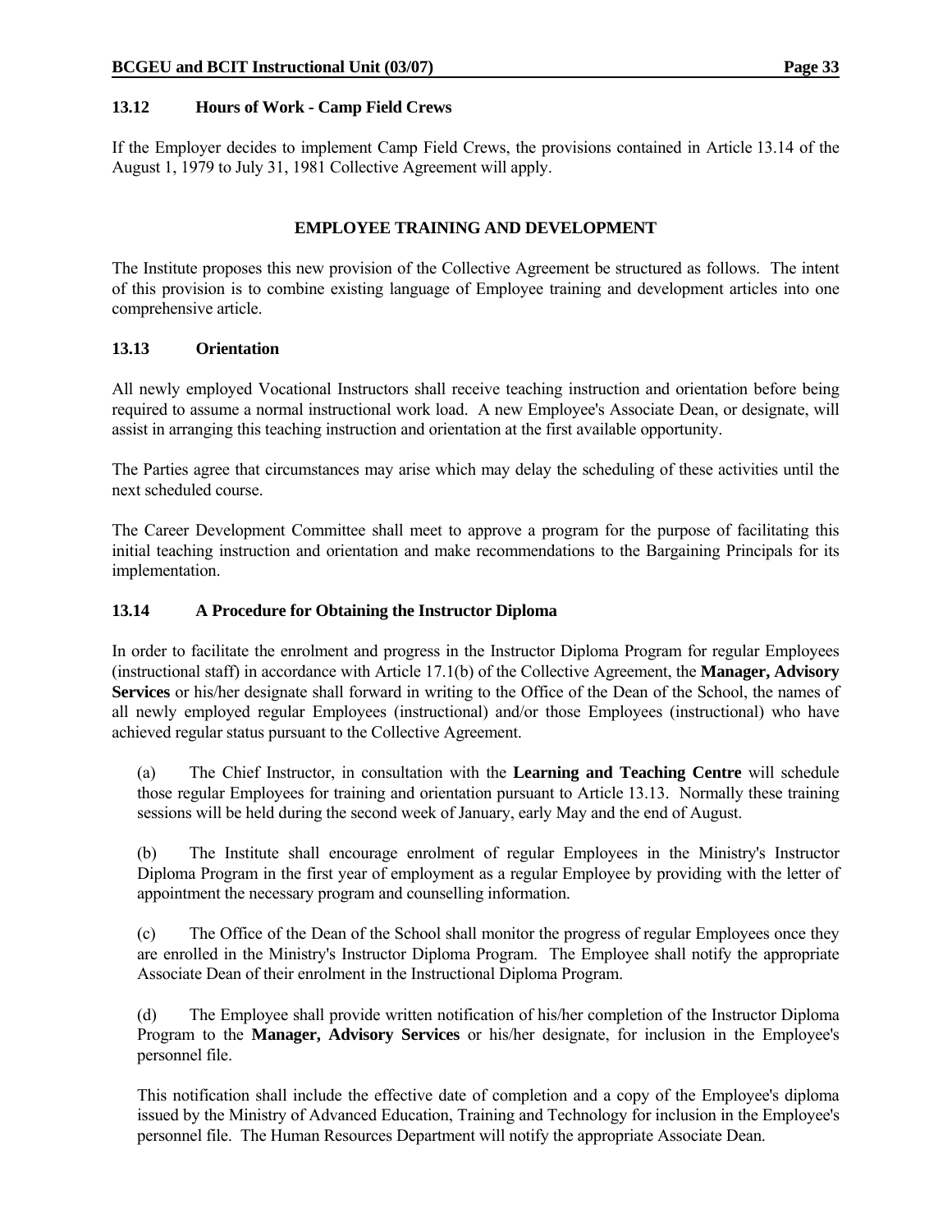### 13.12 Hours of Work - Camp Field Crews

If the Employer decides to implement Camp Field Crews, the provisions contained in Article 13.14 of the August 1, 1979 to July 31, 1981 Collective Agreement will apply.

## EMPLOYEE TRAINING AND DEVELOPMENT

The Institute proposes this new provision of the Collective Agreement be structured as follows. The intent of this provision is to combine existing language of Employee training and development articles into one comprehensive article.

### 13.13 Orientation

All newly employed Vocational Instructors shall receive teaching instruction and orientation before being required to assume a normal instructional work load. A new Employee's Associate Dean, or designate, will assist in arranging this teaching instruction and orientation at the first available opportunity.

The Parties agree that circumstances may arise which may delay the scheduling of these activities until the next scheduled course.

The Career Development Committee shall meet to approve a program for the purpose of facilitating this initial teaching instruction and orientation and make recommendations to the Bargaining Principals for its implementation.

### 13.14 A Procedure for Obtaining the Instructor Diploma

In order to facilitate the enrolment and progress in the Instructor Diploma Program for regular Employees (instructional staff) in accordance with Article 17.1(b) of the Collective Agreement, the **Manager, Advisory Services** or his/her designate shall forward in writing to the Office of the Dean of the School, the names of all newly employed regular Employees (instructional) and/or those Employees (instructional) who have achieved regular status pursuant to the Collective Agreement.

(a) The Chief Instructor, in consultation with the **Learning and Teaching Centre** will schedule those regular Employees for training and orientation pursuant to Article 13.13. Normally these training sessions will be held during the second week of January, early May and the end of August.

(b) The Institute shall encourage enrolment of regular Employees in the Ministry's Instructor Diploma Program in the first year of employment as a regular Employee by providing with the letter of appointment the necessary program and counselling information.

(c) The Office of the Dean of the School shall monitor the progress of regular Employees once they are enrolled in the Ministry's Instructor Diploma Program. The Employee shall notify the appropriate Associate Dean of their enrolment in the Instructional Diploma Program.

(d) The Employee shall provide written notification of his/her completion of the Instructor Diploma Program to the **Manager, Advisory Services** or his/her designate, for inclusion in the Employee's personnel file.

This notification shall include the effective date of completion and a copy of the Employee's diploma issued by the Ministry of Advanced Education, Training and Technology for inclusion in the Employee's personnel file. The Human Resources Department will notify the appropriate Associate Dean.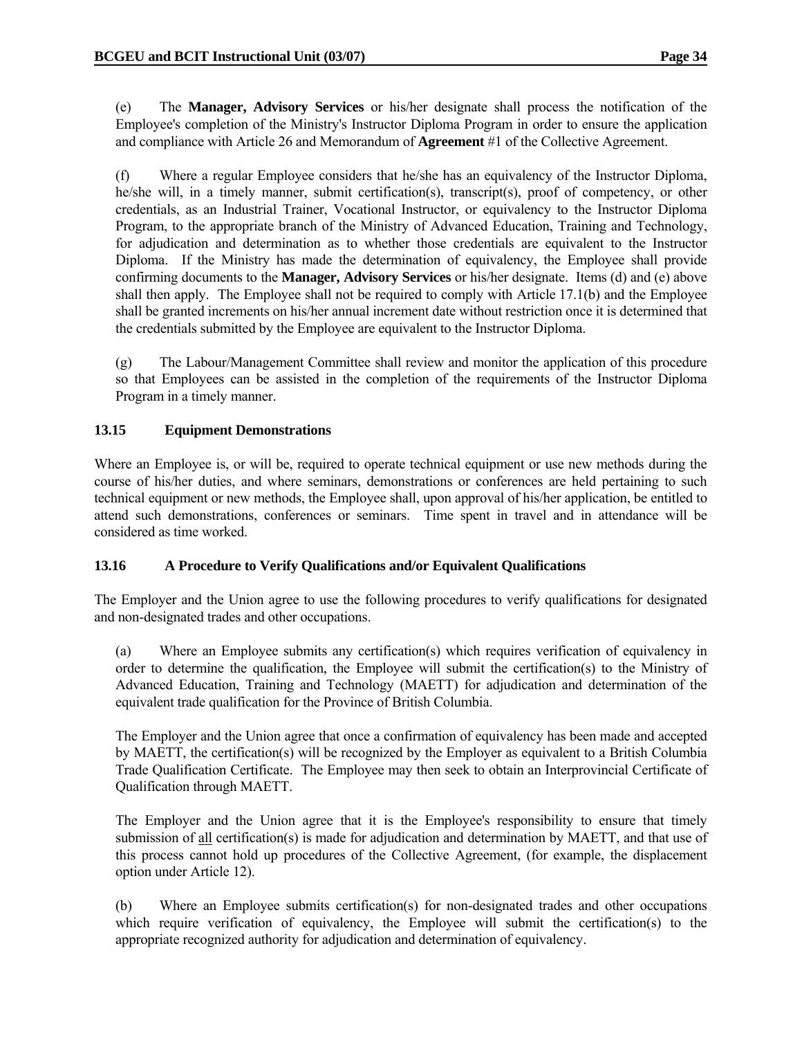(e) The **Manager, Advisory Services** or his/her designate shall process the notification of the Employee's completion of the Ministry's Instructor Diploma Program in order to ensure the application and compliance with Article 26 and Memorandum of **Agreement** #1 of the Collective Agreement.

(f) Where a regular Employee considers that he/she has an equivalency of the Instructor Diploma, he/she will, in a timely manner, submit certification(s), transcript(s), proof of competency, or other credentials, as an Industrial Trainer, Vocational Instructor, or equivalency to the Instructor Diploma Program, to the appropriate branch of the Ministry of Advanced Education, Training and Technology, for adjudication and determination as to whether those credentials are equivalent to the Instructor Diploma. If the Ministry has made the determination of equivalency, the Employee shall provide confirming documents to the **Manager, Advisory Services** or his/her designate. Items (d) and (e) above shall then apply. The Employee shall not be required to comply with Article 17.1(b) and the Employee shall be granted increments on his/her annual increment date without restriction once it is determined that the credentials submitted by the Employee are equivalent to the Instructor Diploma.

(g) The Labour/Management Committee shall review and monitor the application of this procedure so that Employees can be assisted in the completion of the requirements of the Instructor Diploma Program in a timely manner.

### 13.15 Equipment Demonstrations

Where an Employee is, or will be, required to operate technical equipment or use new methods during the course of his/her duties, and where seminars, demonstrations or conferences are held pertaining to such technical equipment or new methods, the Employee shall, upon approval of his/her application, be entitled to attend such demonstrations, conferences or seminars. Time spent in travel and in attendance will be considered as time worked.

### 13.16 A Procedure to Verify Qualifications and/or Equivalent Qualifications

The Employer and the Union agree to use the following procedures to verify qualifications for designated and non-designated trades and other occupations.

(a) Where an Employee submits any certification(s) which requires verification of equivalency in order to determine the qualification, the Employee will submit the certification(s) to the Ministry of Advanced Education, Training and Technology (MAETT) for adjudication and determination of the equivalent trade qualification for the Province of British Columbia.

The Employer and the Union agree that once a confirmation of equivalency has been made and accepted by MAETT, the certification(s) will be recognized by the Employer as equivalent to a British Columbia Trade Qualification Certificate. The Employee may then seek to obtain an Interprovincial Certificate of Qualification through MAETT.

The Employer and the Union agree that it is the Employee's responsibility to ensure that timely submission of <u>all</u> certification(s) is made for adjudication and determination by MAETT, and that use of this process cannot hold up procedures of the Collective Agreement, (for example, the displacement option under Article 12).

(b) Where an Employee submits certification(s) for non-designated trades and other occupations which require verification of equivalency, the Employee will submit the certification(s) to the appropriate recognized authority for adjudication and determination of equivalency.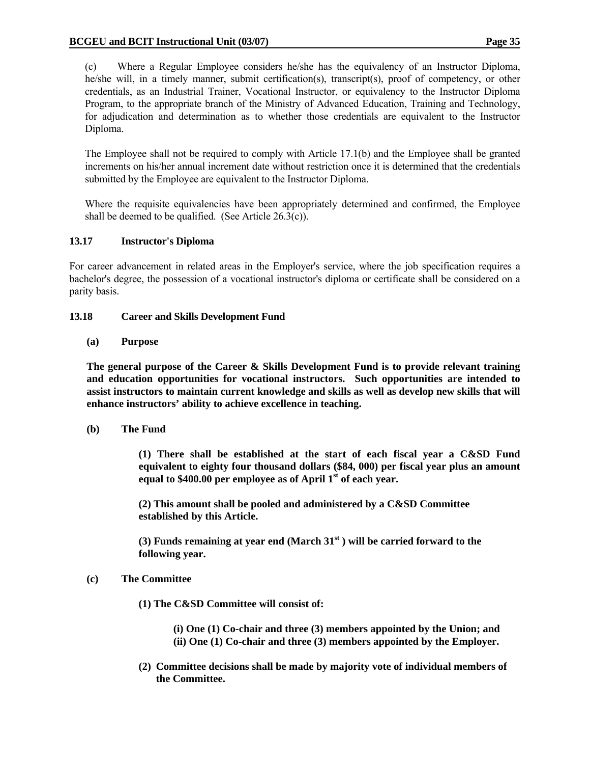(c) Where a Regular Employee considers he/she has the equivalency of an Instructor Diploma, he/she will, in a timely manner, submit certification(s), transcript(s), proof of competency, or other credentials, as an Industrial Trainer, Vocational Instructor, or equivalency to the Instructor Diploma Program, to the appropriate branch of the Ministry of Advanced Education, Training and Technology, for adjudication and determination as to whether those credentials are equivalent to the Instructor Diploma.

The Employee shall not be required to comply with Article 17.1(b) and the Employee shall be granted increments on his/her annual increment date without restriction once it is determined that the credentials submitted by the Employee are equivalent to the Instructor Diploma.

Where the requisite equivalencies have been appropriately determined and confirmed, the Employee shall be deemed to be qualified. (See Article 26.3(c)).

### 13.17 Instructor's Diploma

For career advancement in related areas in the Employer's service, where the job specification requires a bachelor's degree, the possession of a vocational instructor's diploma or certificate shall be considered on a parity basis.

### 13.18 Career and Skills Development Fund

**(a) Purpose**

**The general purpose of the Career & Skills Development Fund is to provide relevant training and education opportunities for vocational instructors. Such opportunities are intended to assist instructors to maintain current knowledge and skills as well as develop new skills that will enhance instructors' ability to achieve excellence in teaching.**

**(b) The Fund**

**(1) There shall be established at the start of each fiscal year a C&SD Fund equivalent to eighty four thousand dollars ($84, 000) per fiscal year plus an amount equal to $400.00 per employee as of April 1st of each year.**

**(2) This amount shall be pooled and administered by a C&SD Committee established by this Article.**

**(3) Funds remaining at year end (March 31st ) will be carried forward to the following year.**

**(c) The Committee**

**(1) The C&SD Committee will consist of:**

**(i) One (1) Co-chair and three (3) members appointed by the Union; and**
**(ii) One (1) Co-chair and three (3) members appointed by the Employer.**

**(2) Committee decisions shall be made by majority vote of individual members of the Committee.**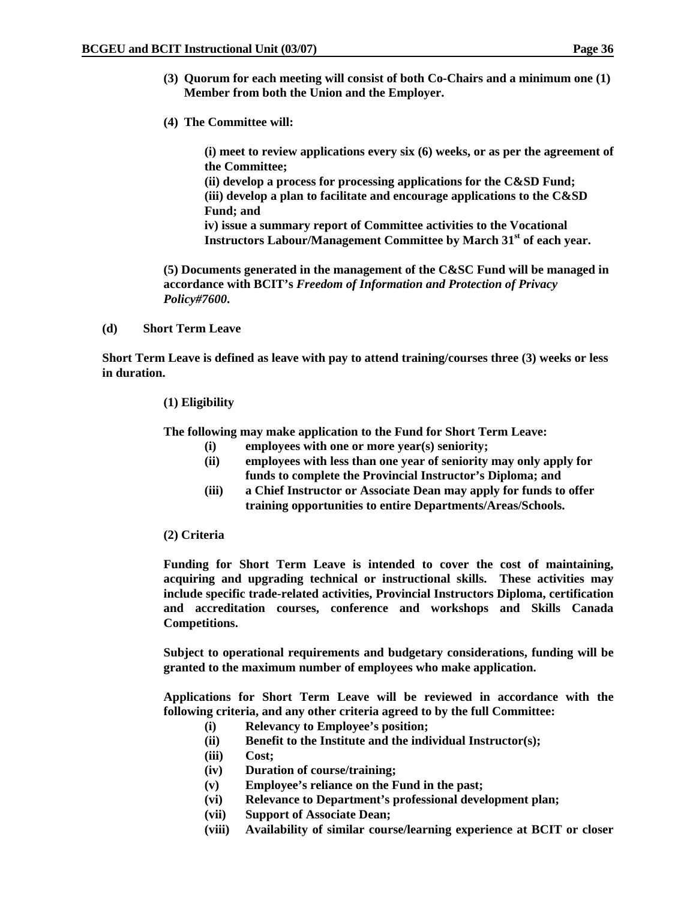**(3) Quorum for each meeting will consist of both Co-Chairs and a minimum one (1) Member from both the Union and the Employer.**

**(4) The Committee will:**

**(i) meet to review applications every six (6) weeks, or as per the agreement of the Committee;**
**(ii) develop a process for processing applications for the C&SD Fund;**
**(iii) develop a plan to facilitate and encourage applications to the C&SD Fund; and**
**iv) issue a summary report of Committee activities to the Vocational Instructors Labour/Management Committee by March 31st of each year.**

**(5) Documents generated in the management of the C&SC Fund will be managed in accordance with BCIT's *Freedom of Information and Protection of Privacy Policy#7600*.**

**(d) Short Term Leave**

**Short Term Leave is defined as leave with pay to attend training/courses three (3) weeks or less in duration.**

**(1) Eligibility**

**The following may make application to the Fund for Short Term Leave:**

- **(i) employees with one or more year(s) seniority;**
- **(ii) employees with less than one year of seniority may only apply for funds to complete the Provincial Instructor's Diploma; and**
- **(iii) a Chief Instructor or Associate Dean may apply for funds to offer training opportunities to entire Departments/Areas/Schools.**

**(2) Criteria**

**Funding for Short Term Leave is intended to cover the cost of maintaining, acquiring and upgrading technical or instructional skills. These activities may include specific trade-related activities, Provincial Instructors Diploma, certification and accreditation courses, conference and workshops and Skills Canada Competitions.**

**Subject to operational requirements and budgetary considerations, funding will be granted to the maximum number of employees who make application.**

**Applications for Short Term Leave will be reviewed in accordance with the following criteria, and any other criteria agreed to by the full Committee:**

- **(i) Relevancy to Employee's position;**
- **(ii) Benefit to the Institute and the individual Instructor(s);**
- **(iii) Cost;**
- **(iv) Duration of course/training;**
- **(v) Employee's reliance on the Fund in the past;**
- **(vi) Relevance to Department's professional development plan;**
- **(vii) Support of Associate Dean;**
- **(viii) Availability of similar course/learning experience at BCIT or closer**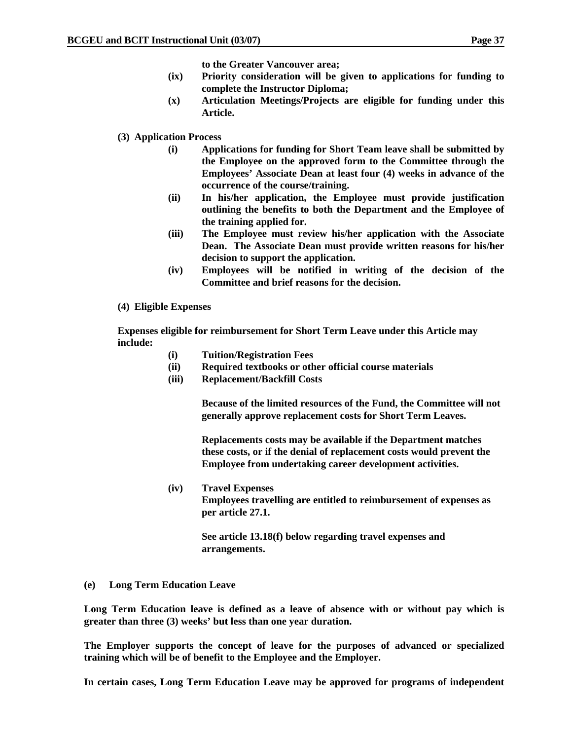to the Greater Vancouver area;

(ix) Priority consideration will be given to applications for funding to complete the Instructor Diploma;

(x) Articulation Meetings/Projects are eligible for funding under this Article.

**(3) Application Process**

(i) Applications for funding for Short Team leave shall be submitted by the Employee on the approved form to the Committee through the Employees' Associate Dean at least four (4) weeks in advance of the occurrence of the course/training.

(ii) In his/her application, the Employee must provide justification outlining the benefits to both the Department and the Employee of the training applied for.

(iii) The Employee must review his/her application with the Associate Dean. The Associate Dean must provide written reasons for his/her decision to support the application.

(iv) Employees will be notified in writing of the decision of the Committee and brief reasons for the decision.

**(4) Eligible Expenses**

Expenses eligible for reimbursement for Short Term Leave under this Article may include:

(i) Tuition/Registration Fees

(ii) Required textbooks or other official course materials

(iii) Replacement/Backfill Costs

Because of the limited resources of the Fund, the Committee will not generally approve replacement costs for Short Term Leaves.

Replacements costs may be available if the Department matches these costs, or if the denial of replacement costs would prevent the Employee from undertaking career development activities.

(iv) Travel Expenses
Employees travelling are entitled to reimbursement of expenses as per article 27.1.

See article 13.18(f) below regarding travel expenses and arrangements.

**(e) Long Term Education Leave**

Long Term Education leave is defined as a leave of absence with or without pay which is greater than three (3) weeks' but less than one year duration.

The Employer supports the concept of leave for the purposes of advanced or specialized training which will be of benefit to the Employee and the Employer.

In certain cases, Long Term Education Leave may be approved for programs of independent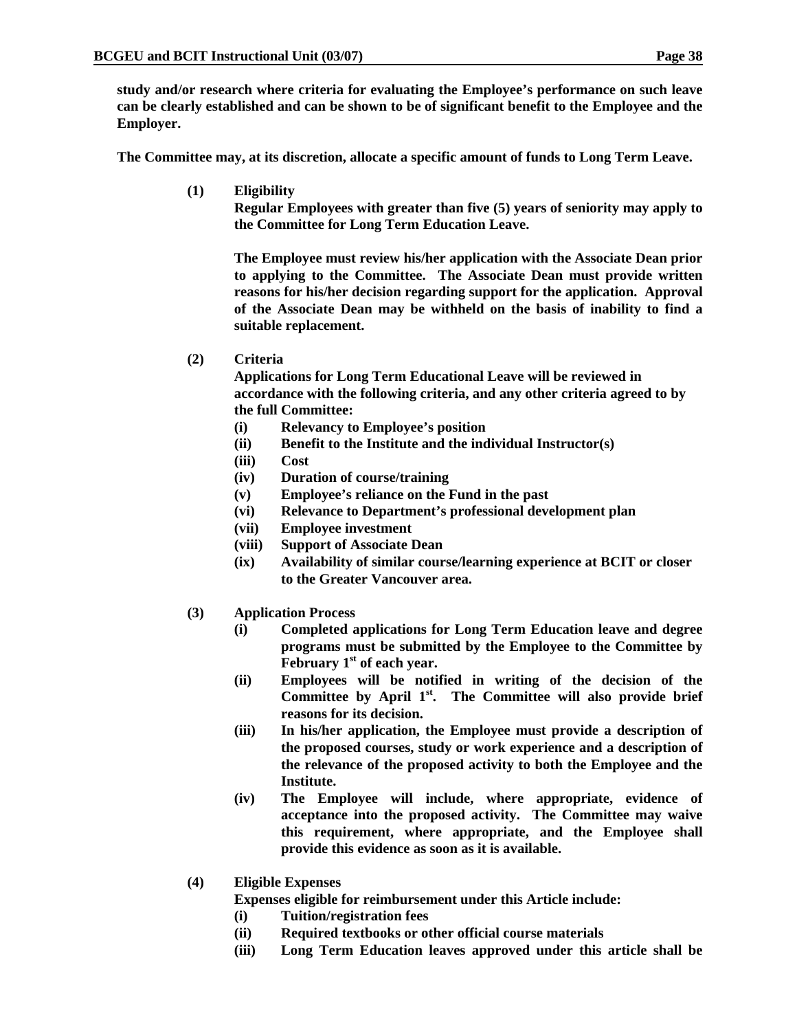**study and/or research where criteria for evaluating the Employee's performance on such leave can be clearly established and can be shown to be of significant benefit to the Employee and the Employer.**

**The Committee may, at its discretion, allocate a specific amount of funds to Long Term Leave.**

**(1) Eligibility**

**Regular Employees with greater than five (5) years of seniority may apply to the Committee for Long Term Education Leave.**

**The Employee must review his/her application with the Associate Dean prior to applying to the Committee. The Associate Dean must provide written reasons for his/her decision regarding support for the application. Approval of the Associate Dean may be withheld on the basis of inability to find a suitable replacement.**

**(2) Criteria**

**Applications for Long Term Educational Leave will be reviewed in accordance with the following criteria, and any other criteria agreed to by the full Committee:**

- **(i) Relevancy to Employee's position**
- **(ii) Benefit to the Institute and the individual Instructor(s)**
- **(iii) Cost**
- **(iv) Duration of course/training**
- **(v) Employee's reliance on the Fund in the past**
- **(vi) Relevance to Department's professional development plan**
- **(vii) Employee investment**
- **(viii) Support of Associate Dean**
- **(ix) Availability of similar course/learning experience at BCIT or closer to the Greater Vancouver area.**

**(3) Application Process**

- **(i) Completed applications for Long Term Education leave and degree programs must be submitted by the Employee to the Committee by February 1st of each year.**
- **(ii) Employees will be notified in writing of the decision of the Committee by April 1st. The Committee will also provide brief reasons for its decision.**
- **(iii) In his/her application, the Employee must provide a description of the proposed courses, study or work experience and a description of the relevance of the proposed activity to both the Employee and the Institute.**
- **(iv) The Employee will include, where appropriate, evidence of acceptance into the proposed activity. The Committee may waive this requirement, where appropriate, and the Employee shall provide this evidence as soon as it is available.**

**(4) Eligible Expenses**

**Expenses eligible for reimbursement under this Article include:**

- **(i) Tuition/registration fees**
- **(ii) Required textbooks or other official course materials**
- **(iii) Long Term Education leaves approved under this article shall be**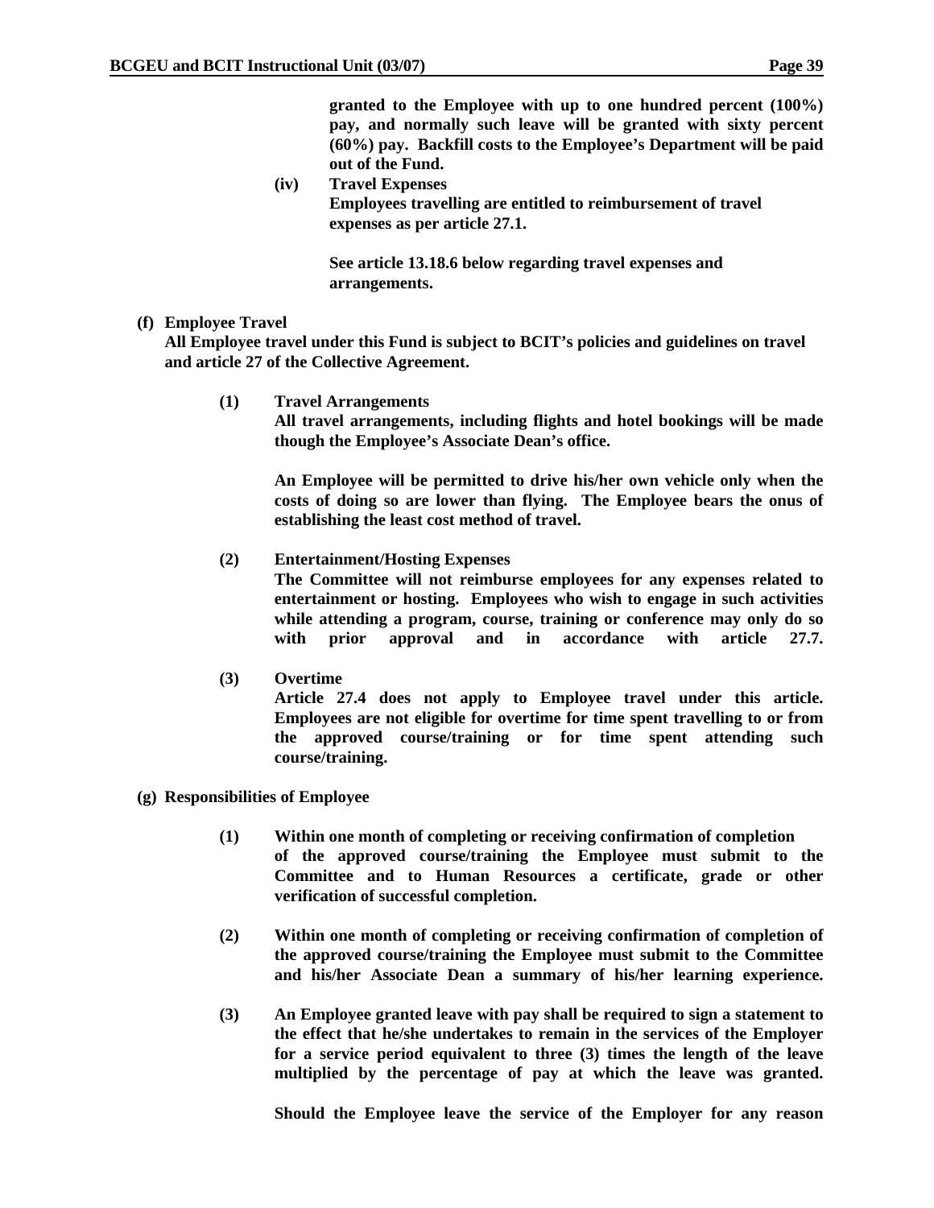**granted to the Employee with up to one hundred percent (100%) pay, and normally such leave will be granted with sixty percent (60%) pay. Backfill costs to the Employee's Department will be paid out of the Fund.**

**(iv) Travel Expenses**
**Employees travelling are entitled to reimbursement of travel expenses as per article 27.1.**

**See article 13.18.6 below regarding travel expenses and arrangements.**

**(f) Employee Travel**
**All Employee travel under this Fund is subject to BCIT's policies and guidelines on travel and article 27 of the Collective Agreement.**

**(1) Travel Arrangements**
**All travel arrangements, including flights and hotel bookings will be made though the Employee's Associate Dean's office.**

**An Employee will be permitted to drive his/her own vehicle only when the costs of doing so are lower than flying. The Employee bears the onus of establishing the least cost method of travel.**

**(2) Entertainment/Hosting Expenses**
**The Committee will not reimburse employees for any expenses related to entertainment or hosting. Employees who wish to engage in such activities while attending a program, course, training or conference may only do so with prior approval and in accordance with article 27.7.**

**(3) Overtime**
**Article 27.4 does not apply to Employee travel under this article. Employees are not eligible for overtime for time spent travelling to or from the approved course/training or for time spent attending such course/training.**

**(g) Responsibilities of Employee**

**(1) Within one month of completing or receiving confirmation of completion of the approved course/training the Employee must submit to the Committee and to Human Resources a certificate, grade or other verification of successful completion.**

**(2) Within one month of completing or receiving confirmation of completion of the approved course/training the Employee must submit to the Committee and his/her Associate Dean a summary of his/her learning experience.**

**(3) An Employee granted leave with pay shall be required to sign a statement to the effect that he/she undertakes to remain in the services of the Employer for a service period equivalent to three (3) times the length of the leave multiplied by the percentage of pay at which the leave was granted.**

**Should the Employee leave the service of the Employer for any reason**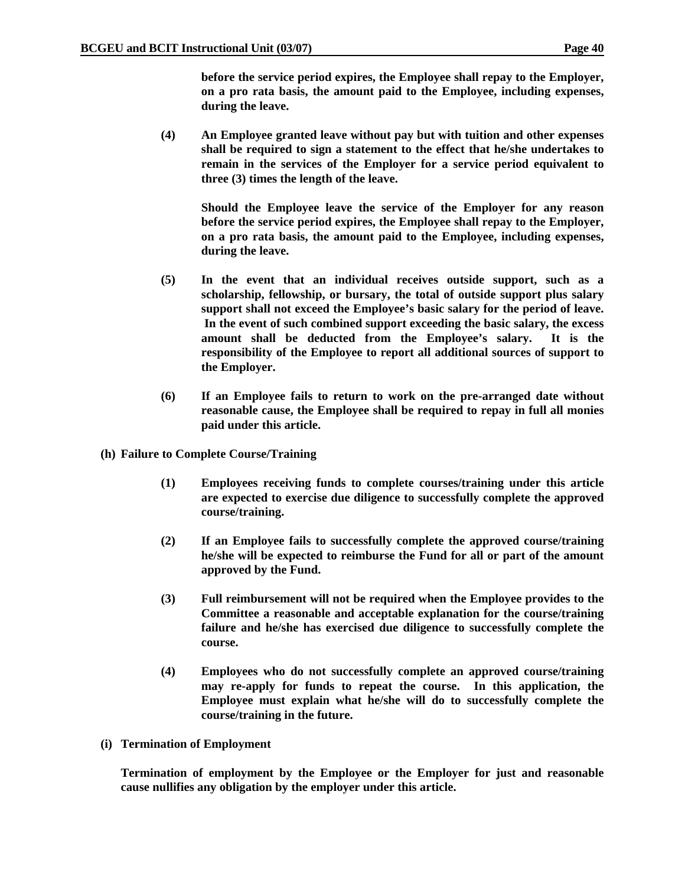**before the service period expires, the Employee shall repay to the Employer, on a pro rata basis, the amount paid to the Employee, including expenses, during the leave.**

**(4) An Employee granted leave without pay but with tuition and other expenses shall be required to sign a statement to the effect that he/she undertakes to remain in the services of the Employer for a service period equivalent to three (3) times the length of the leave.**

**Should the Employee leave the service of the Employer for any reason before the service period expires, the Employee shall repay to the Employer, on a pro rata basis, the amount paid to the Employee, including expenses, during the leave.**

**(5) In the event that an individual receives outside support, such as a scholarship, fellowship, or bursary, the total of outside support plus salary support shall not exceed the Employee's basic salary for the period of leave. In the event of such combined support exceeding the basic salary, the excess amount shall be deducted from the Employee's salary. It is the responsibility of the Employee to report all additional sources of support to the Employer.**

**(6) If an Employee fails to return to work on the pre-arranged date without reasonable cause, the Employee shall be required to repay in full all monies paid under this article.**

**(h) Failure to Complete Course/Training**

**(1) Employees receiving funds to complete courses/training under this article are expected to exercise due diligence to successfully complete the approved course/training.**

**(2) If an Employee fails to successfully complete the approved course/training he/she will be expected to reimburse the Fund for all or part of the amount approved by the Fund.**

**(3) Full reimbursement will not be required when the Employee provides to the Committee a reasonable and acceptable explanation for the course/training failure and he/she has exercised due diligence to successfully complete the course.**

**(4) Employees who do not successfully complete an approved course/training may re-apply for funds to repeat the course. In this application, the Employee must explain what he/she will do to successfully complete the course/training in the future.**

**(i) Termination of Employment**

**Termination of employment by the Employee or the Employer for just and reasonable cause nullifies any obligation by the employer under this article.**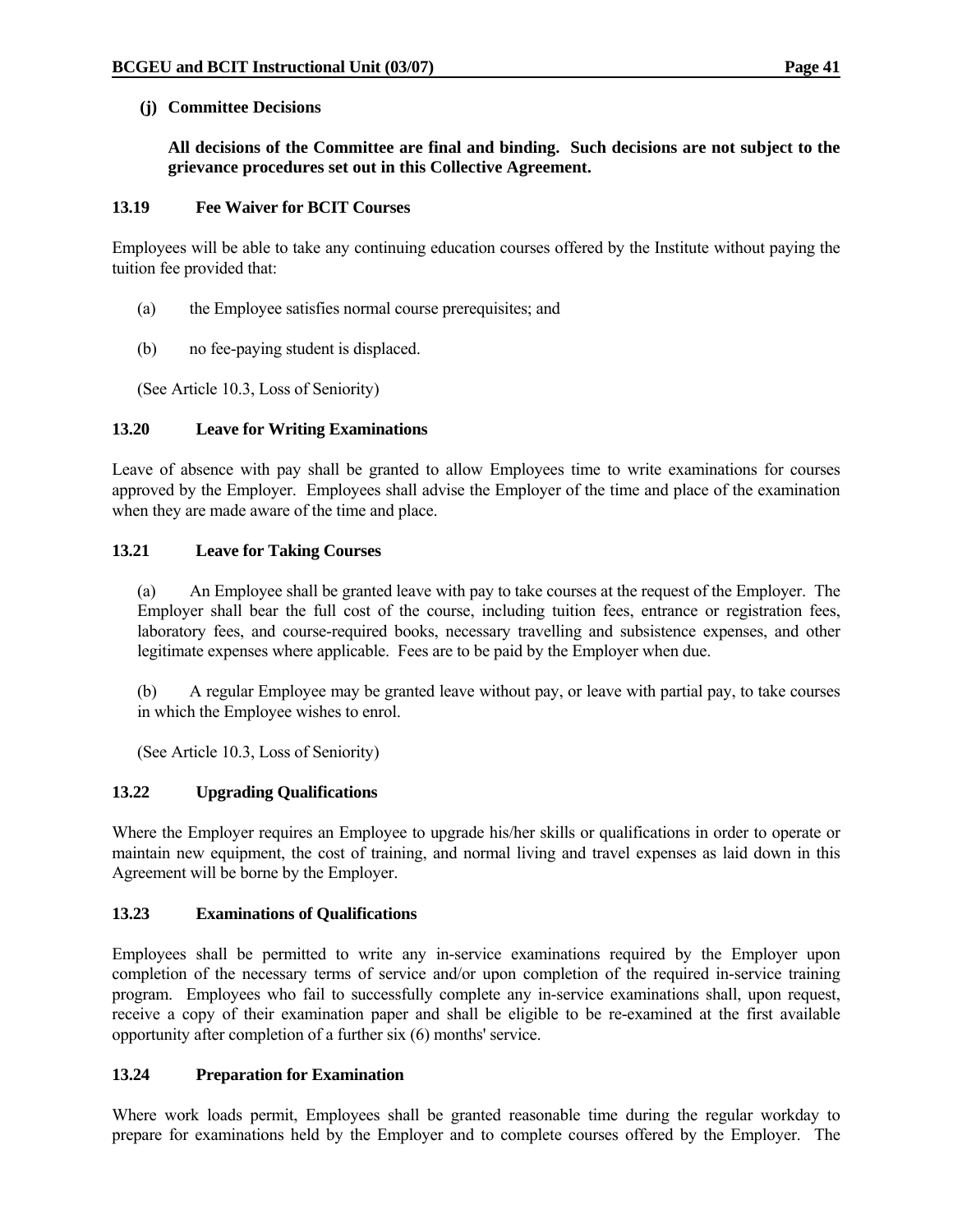**(j) Committee Decisions**

**All decisions of the Committee are final and binding. Such decisions are not subject to the grievance procedures set out in this Collective Agreement.**

### 13.19 Fee Waiver for BCIT Courses

Employees will be able to take any continuing education courses offered by the Institute without paying the tuition fee provided that:

(a) the Employee satisfies normal course prerequisites; and

(b) no fee-paying student is displaced.

(See Article 10.3, Loss of Seniority)

### 13.20 Leave for Writing Examinations

Leave of absence with pay shall be granted to allow Employees time to write examinations for courses approved by the Employer. Employees shall advise the Employer of the time and place of the examination when they are made aware of the time and place.

### 13.21 Leave for Taking Courses

(a) An Employee shall be granted leave with pay to take courses at the request of the Employer. The Employer shall bear the full cost of the course, including tuition fees, entrance or registration fees, laboratory fees, and course-required books, necessary travelling and subsistence expenses, and other legitimate expenses where applicable. Fees are to be paid by the Employer when due.

(b) A regular Employee may be granted leave without pay, or leave with partial pay, to take courses in which the Employee wishes to enrol.

(See Article 10.3, Loss of Seniority)

### 13.22 Upgrading Qualifications

Where the Employer requires an Employee to upgrade his/her skills or qualifications in order to operate or maintain new equipment, the cost of training, and normal living and travel expenses as laid down in this Agreement will be borne by the Employer.

### 13.23 Examinations of Qualifications

Employees shall be permitted to write any in-service examinations required by the Employer upon completion of the necessary terms of service and/or upon completion of the required in-service training program. Employees who fail to successfully complete any in-service examinations shall, upon request, receive a copy of their examination paper and shall be eligible to be re-examined at the first available opportunity after completion of a further six (6) months' service.

### 13.24 Preparation for Examination

Where work loads permit, Employees shall be granted reasonable time during the regular workday to prepare for examinations held by the Employer and to complete courses offered by the Employer. The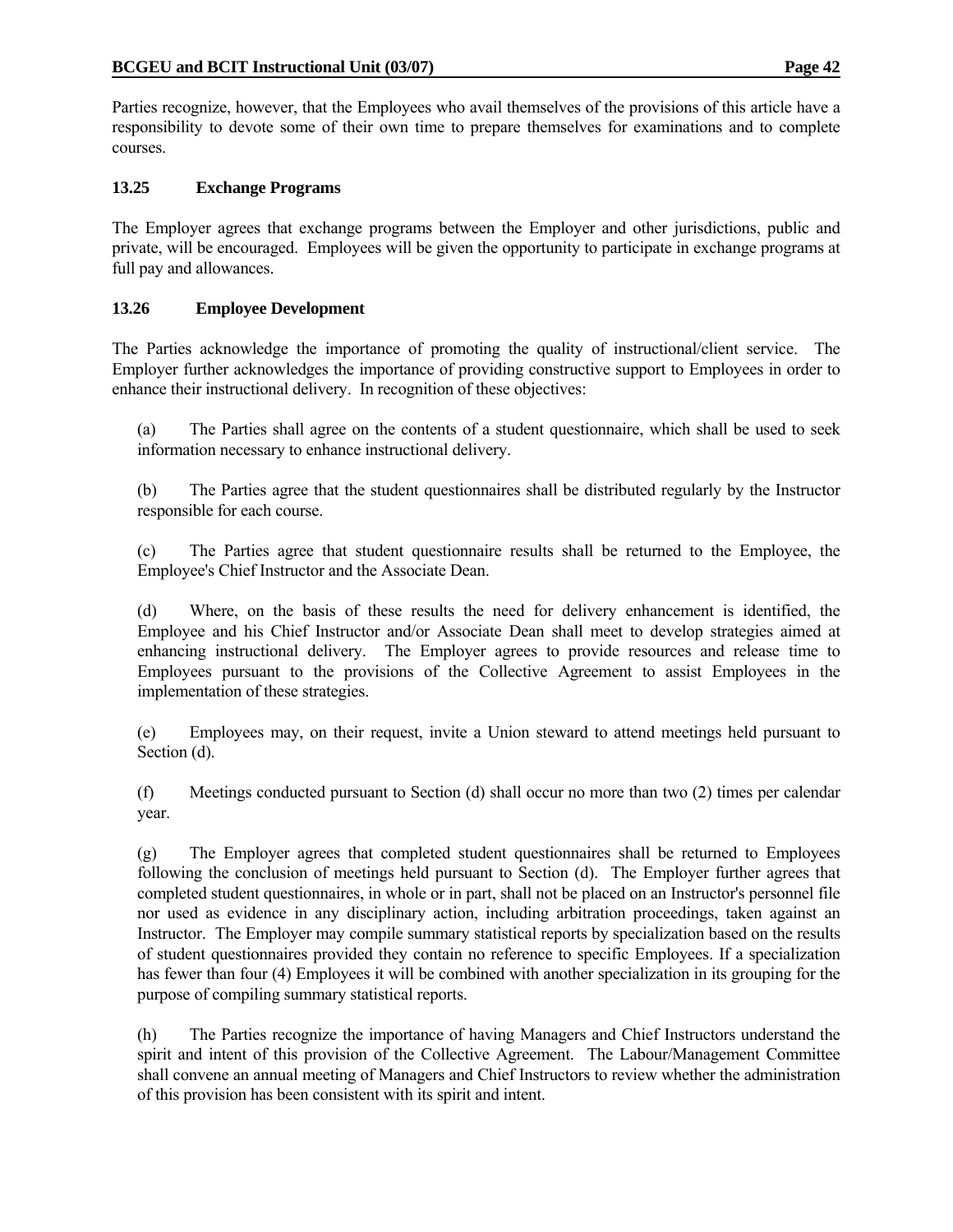Parties recognize, however, that the Employees who avail themselves of the provisions of this article have a responsibility to devote some of their own time to prepare themselves for examinations and to complete courses.

### 13.25 Exchange Programs

The Employer agrees that exchange programs between the Employer and other jurisdictions, public and private, will be encouraged. Employees will be given the opportunity to participate in exchange programs at full pay and allowances.

### 13.26 Employee Development

The Parties acknowledge the importance of promoting the quality of instructional/client service. The Employer further acknowledges the importance of providing constructive support to Employees in order to enhance their instructional delivery. In recognition of these objectives:

(a) The Parties shall agree on the contents of a student questionnaire, which shall be used to seek information necessary to enhance instructional delivery.

(b) The Parties agree that the student questionnaires shall be distributed regularly by the Instructor responsible for each course.

(c) The Parties agree that student questionnaire results shall be returned to the Employee, the Employee's Chief Instructor and the Associate Dean.

(d) Where, on the basis of these results the need for delivery enhancement is identified, the Employee and his Chief Instructor and/or Associate Dean shall meet to develop strategies aimed at enhancing instructional delivery. The Employer agrees to provide resources and release time to Employees pursuant to the provisions of the Collective Agreement to assist Employees in the implementation of these strategies.

(e) Employees may, on their request, invite a Union steward to attend meetings held pursuant to Section (d).

(f) Meetings conducted pursuant to Section (d) shall occur no more than two (2) times per calendar year.

(g) The Employer agrees that completed student questionnaires shall be returned to Employees following the conclusion of meetings held pursuant to Section (d). The Employer further agrees that completed student questionnaires, in whole or in part, shall not be placed on an Instructor's personnel file nor used as evidence in any disciplinary action, including arbitration proceedings, taken against an Instructor. The Employer may compile summary statistical reports by specialization based on the results of student questionnaires provided they contain no reference to specific Employees. If a specialization has fewer than four (4) Employees it will be combined with another specialization in its grouping for the purpose of compiling summary statistical reports.

(h) The Parties recognize the importance of having Managers and Chief Instructors understand the spirit and intent of this provision of the Collective Agreement. The Labour/Management Committee shall convene an annual meeting of Managers and Chief Instructors to review whether the administration of this provision has been consistent with its spirit and intent.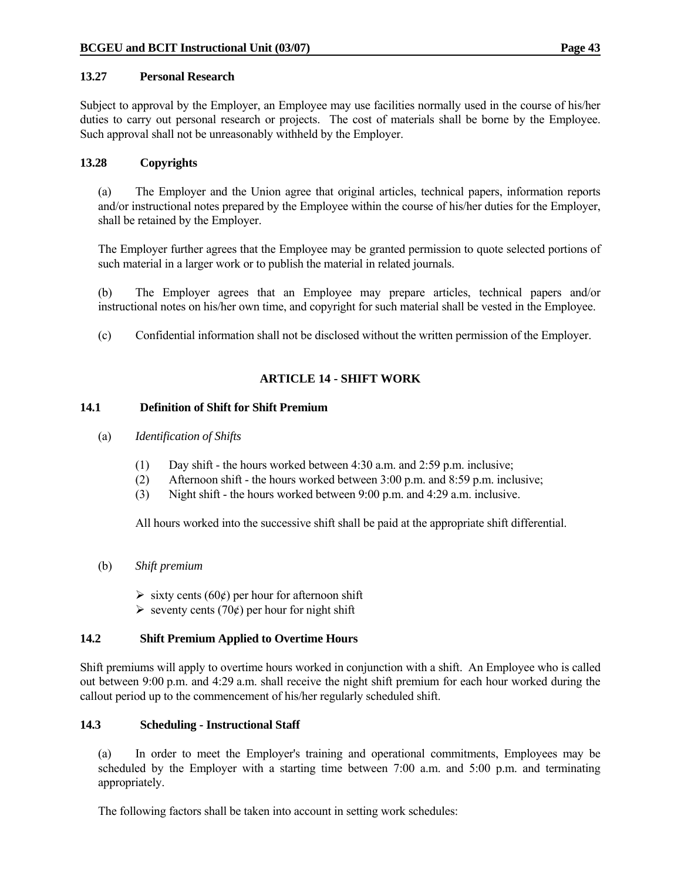### 13.27 Personal Research

Subject to approval by the Employer, an Employee may use facilities normally used in the course of his/her duties to carry out personal research or projects. The cost of materials shall be borne by the Employee. Such approval shall not be unreasonably withheld by the Employer.

### 13.28 Copyrights

(a) The Employer and the Union agree that original articles, technical papers, information reports and/or instructional notes prepared by the Employee within the course of his/her duties for the Employer, shall be retained by the Employer.

The Employer further agrees that the Employee may be granted permission to quote selected portions of such material in a larger work or to publish the material in related journals.

(b) The Employer agrees that an Employee may prepare articles, technical papers and/or instructional notes on his/her own time, and copyright for such material shall be vested in the Employee.

(c) Confidential information shall not be disclosed without the written permission of the Employer.

## ARTICLE 14 - SHIFT WORK

### 14.1 Definition of Shift for Shift Premium

(a) *Identification of Shifts*

(1) Day shift - the hours worked between 4:30 a.m. and 2:59 p.m. inclusive;
(2) Afternoon shift - the hours worked between 3:00 p.m. and 8:59 p.m. inclusive;
(3) Night shift - the hours worked between 9:00 p.m. and 4:29 a.m. inclusive.

All hours worked into the successive shift shall be paid at the appropriate shift differential.

(b) *Shift premium*

- sixty cents (60¢) per hour for afternoon shift
- seventy cents (70¢) per hour for night shift

### 14.2 Shift Premium Applied to Overtime Hours

Shift premiums will apply to overtime hours worked in conjunction with a shift. An Employee who is called out between 9:00 p.m. and 4:29 a.m. shall receive the night shift premium for each hour worked during the callout period up to the commencement of his/her regularly scheduled shift.

### 14.3 Scheduling - Instructional Staff

(a) In order to meet the Employer's training and operational commitments, Employees may be scheduled by the Employer with a starting time between 7:00 a.m. and 5:00 p.m. and terminating appropriately.

The following factors shall be taken into account in setting work schedules: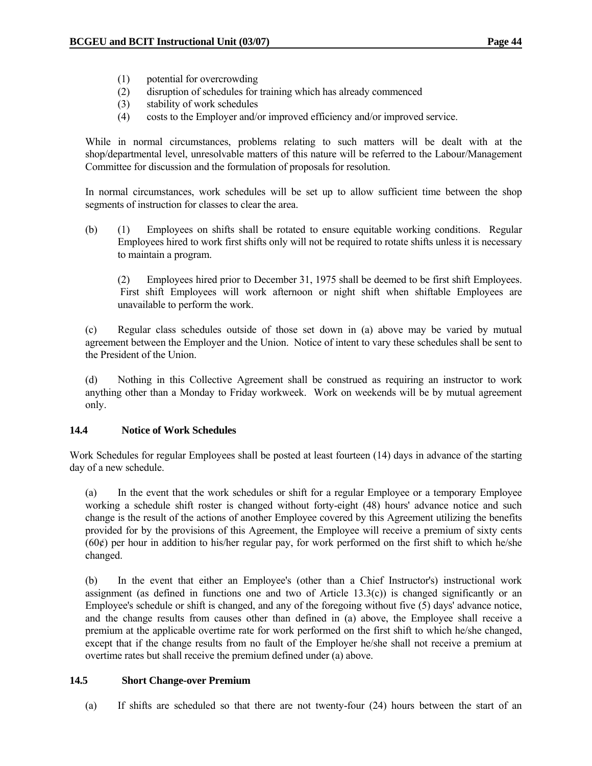(1) potential for overcrowding
(2) disruption of schedules for training which has already commenced
(3) stability of work schedules
(4) costs to the Employer and/or improved efficiency and/or improved service.

While in normal circumstances, problems relating to such matters will be dealt with at the shop/departmental level, unresolvable matters of this nature will be referred to the Labour/Management Committee for discussion and the formulation of proposals for resolution.

In normal circumstances, work schedules will be set up to allow sufficient time between the shop segments of instruction for classes to clear the area.

(b) (1) Employees on shifts shall be rotated to ensure equitable working conditions. Regular Employees hired to work first shifts only will not be required to rotate shifts unless it is necessary to maintain a program.

(2) Employees hired prior to December 31, 1975 shall be deemed to be first shift Employees. First shift Employees will work afternoon or night shift when shiftable Employees are unavailable to perform the work.

(c) Regular class schedules outside of those set down in (a) above may be varied by mutual agreement between the Employer and the Union. Notice of intent to vary these schedules shall be sent to the President of the Union.

(d) Nothing in this Collective Agreement shall be construed as requiring an instructor to work anything other than a Monday to Friday workweek. Work on weekends will be by mutual agreement only.

### 14.4 Notice of Work Schedules

Work Schedules for regular Employees shall be posted at least fourteen (14) days in advance of the starting day of a new schedule.

(a) In the event that the work schedules or shift for a regular Employee or a temporary Employee working a schedule shift roster is changed without forty-eight (48) hours' advance notice and such change is the result of the actions of another Employee covered by this Agreement utilizing the benefits provided for by the provisions of this Agreement, the Employee will receive a premium of sixty cents (60¢) per hour in addition to his/her regular pay, for work performed on the first shift to which he/she changed.

(b) In the event that either an Employee's (other than a Chief Instructor's) instructional work assignment (as defined in functions one and two of Article 13.3(c)) is changed significantly or an Employee's schedule or shift is changed, and any of the foregoing without five (5) days' advance notice, and the change results from causes other than defined in (a) above, the Employee shall receive a premium at the applicable overtime rate for work performed on the first shift to which he/she changed, except that if the change results from no fault of the Employer he/she shall not receive a premium at overtime rates but shall receive the premium defined under (a) above.

### 14.5 Short Change-over Premium

(a) If shifts are scheduled so that there are not twenty-four (24) hours between the start of an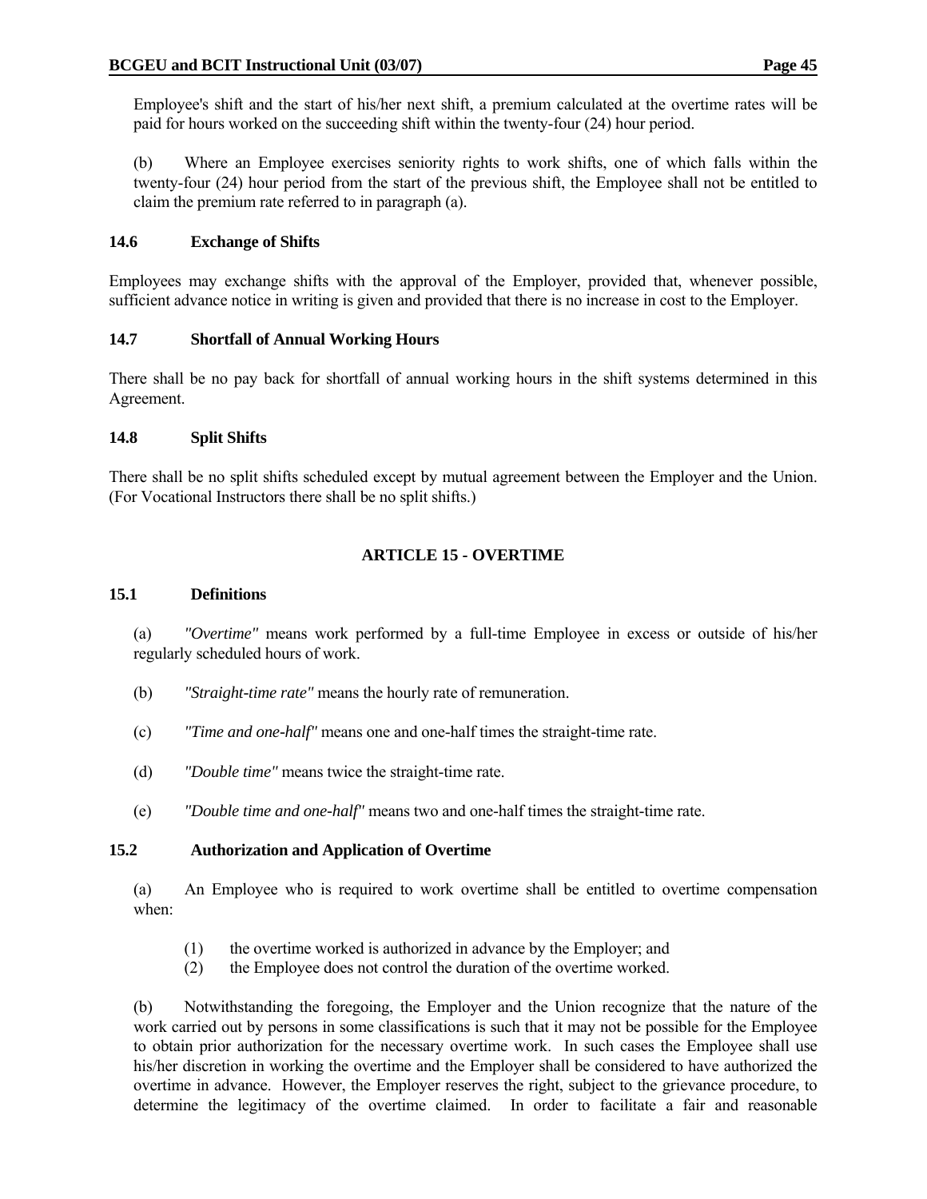Employee's shift and the start of his/her next shift, a premium calculated at the overtime rates will be paid for hours worked on the succeeding shift within the twenty-four (24) hour period.

(b) Where an Employee exercises seniority rights to work shifts, one of which falls within the twenty-four (24) hour period from the start of the previous shift, the Employee shall not be entitled to claim the premium rate referred to in paragraph (a).

### 14.6 Exchange of Shifts

Employees may exchange shifts with the approval of the Employer, provided that, whenever possible, sufficient advance notice in writing is given and provided that there is no increase in cost to the Employer.

### 14.7 Shortfall of Annual Working Hours

There shall be no pay back for shortfall of annual working hours in the shift systems determined in this Agreement.

### 14.8 Split Shifts

There shall be no split shifts scheduled except by mutual agreement between the Employer and the Union. (For Vocational Instructors there shall be no split shifts.)

## ARTICLE 15 - OVERTIME

### 15.1 Definitions

(a) *"Overtime"* means work performed by a full-time Employee in excess or outside of his/her regularly scheduled hours of work.

(b) *"Straight-time rate"* means the hourly rate of remuneration.

(c) *"Time and one-half"* means one and one-half times the straight-time rate.

(d) *"Double time"* means twice the straight-time rate.

(e) *"Double time and one-half"* means two and one-half times the straight-time rate.

### 15.2 Authorization and Application of Overtime

(a) An Employee who is required to work overtime shall be entitled to overtime compensation when:

(1) the overtime worked is authorized in advance by the Employer; and
(2) the Employee does not control the duration of the overtime worked.

(b) Notwithstanding the foregoing, the Employer and the Union recognize that the nature of the work carried out by persons in some classifications is such that it may not be possible for the Employee to obtain prior authorization for the necessary overtime work. In such cases the Employee shall use his/her discretion in working the overtime and the Employer shall be considered to have authorized the overtime in advance. However, the Employer reserves the right, subject to the grievance procedure, to determine the legitimacy of the overtime claimed. In order to facilitate a fair and reasonable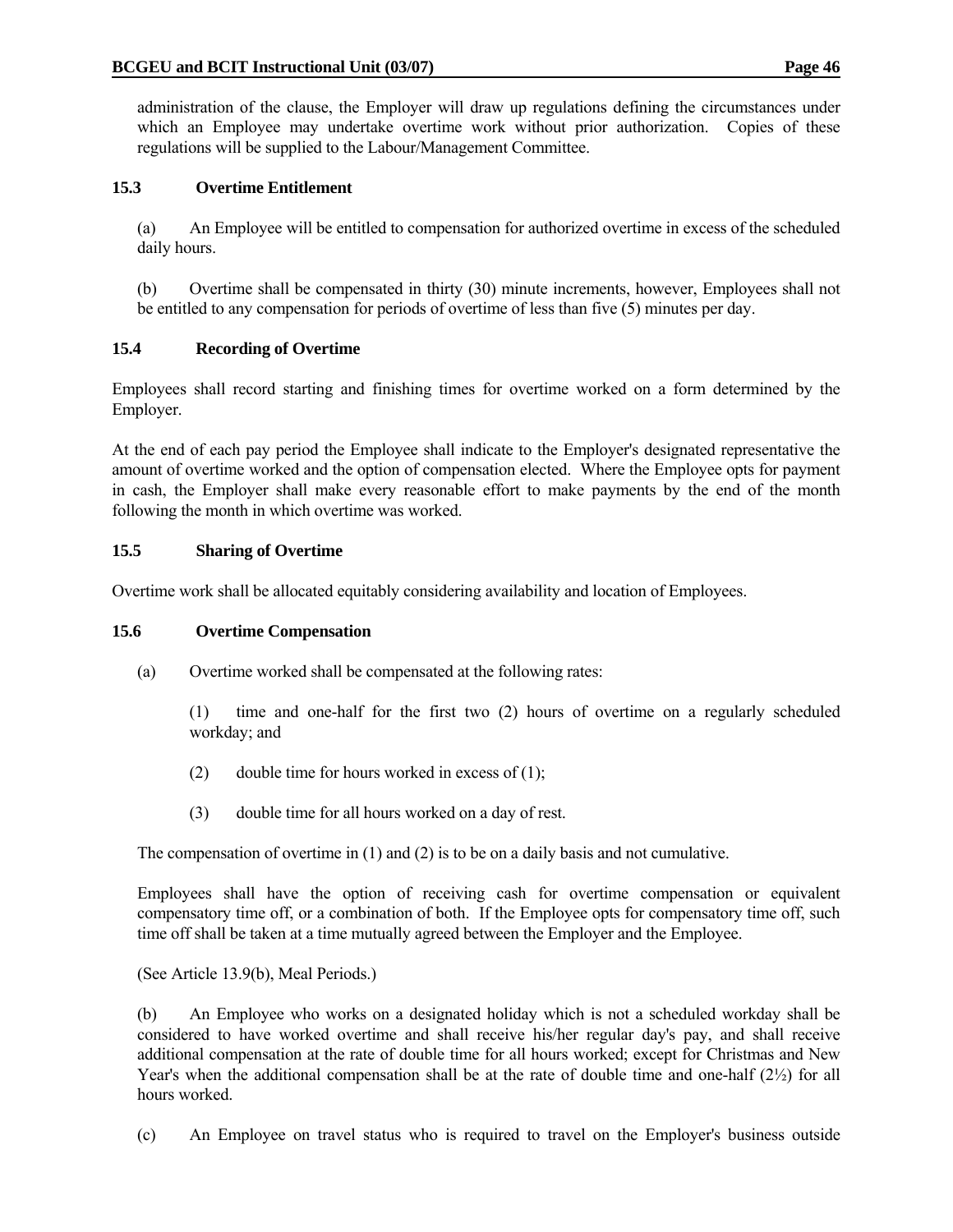administration of the clause, the Employer will draw up regulations defining the circumstances under which an Employee may undertake overtime work without prior authorization. Copies of these regulations will be supplied to the Labour/Management Committee.

### 15.3 Overtime Entitlement

(a) An Employee will be entitled to compensation for authorized overtime in excess of the scheduled daily hours.

(b) Overtime shall be compensated in thirty (30) minute increments, however, Employees shall not be entitled to any compensation for periods of overtime of less than five (5) minutes per day.

### 15.4 Recording of Overtime

Employees shall record starting and finishing times for overtime worked on a form determined by the Employer.

At the end of each pay period the Employee shall indicate to the Employer's designated representative the amount of overtime worked and the option of compensation elected. Where the Employee opts for payment in cash, the Employer shall make every reasonable effort to make payments by the end of the month following the month in which overtime was worked.

### 15.5 Sharing of Overtime

Overtime work shall be allocated equitably considering availability and location of Employees.

### 15.6 Overtime Compensation

(a) Overtime worked shall be compensated at the following rates:

(1) time and one-half for the first two (2) hours of overtime on a regularly scheduled workday; and

(2) double time for hours worked in excess of (1);

(3) double time for all hours worked on a day of rest.

The compensation of overtime in (1) and (2) is to be on a daily basis and not cumulative.

Employees shall have the option of receiving cash for overtime compensation or equivalent compensatory time off, or a combination of both. If the Employee opts for compensatory time off, such time off shall be taken at a time mutually agreed between the Employer and the Employee.

(See Article 13.9(b), Meal Periods.)

(b) An Employee who works on a designated holiday which is not a scheduled workday shall be considered to have worked overtime and shall receive his/her regular day's pay, and shall receive additional compensation at the rate of double time for all hours worked; except for Christmas and New Year's when the additional compensation shall be at the rate of double time and one-half (2½) for all hours worked.

(c) An Employee on travel status who is required to travel on the Employer's business outside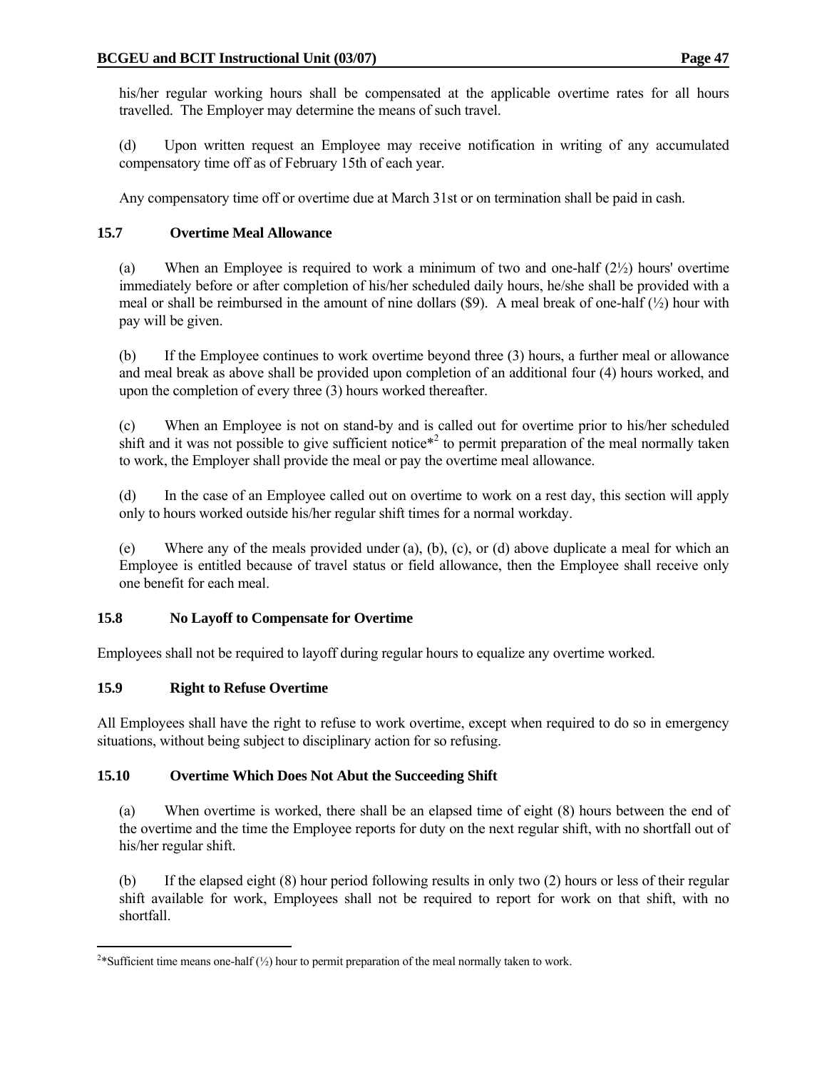his/her regular working hours shall be compensated at the applicable overtime rates for all hours travelled. The Employer may determine the means of such travel.

(d) Upon written request an Employee may receive notification in writing of any accumulated compensatory time off as of February 15th of each year.

Any compensatory time off or overtime due at March 31st or on termination shall be paid in cash.

### 15.7 Overtime Meal Allowance

(a) When an Employee is required to work a minimum of two and one-half (2½) hours' overtime immediately before or after completion of his/her scheduled daily hours, he/she shall be provided with a meal or shall be reimbursed in the amount of nine dollars ($9). A meal break of one-half (½) hour with pay will be given.

(b) If the Employee continues to work overtime beyond three (3) hours, a further meal or allowance and meal break as above shall be provided upon completion of an additional four (4) hours worked, and upon the completion of every three (3) hours worked thereafter.

(c) When an Employee is not on stand-by and is called out for overtime prior to his/her scheduled shift and it was not possible to give sufficient notice*[2] to permit preparation of the meal normally taken to work, the Employer shall provide the meal or pay the overtime meal allowance.

(d) In the case of an Employee called out on overtime to work on a rest day, this section will apply only to hours worked outside his/her regular shift times for a normal workday.

(e) Where any of the meals provided under (a), (b), (c), or (d) above duplicate a meal for which an Employee is entitled because of travel status or field allowance, then the Employee shall receive only one benefit for each meal.

### 15.8 No Layoff to Compensate for Overtime

Employees shall not be required to layoff during regular hours to equalize any overtime worked.

### 15.9 Right to Refuse Overtime

All Employees shall have the right to refuse to work overtime, except when required to do so in emergency situations, without being subject to disciplinary action for so refusing.

### 15.10 Overtime Which Does Not Abut the Succeeding Shift

(a) When overtime is worked, there shall be an elapsed time of eight (8) hours between the end of the overtime and the time the Employee reports for duty on the next regular shift, with no shortfall out of his/her regular shift.

(b) If the elapsed eight (8) hour period following results in only two (2) hours or less of their regular shift available for work, Employees shall not be required to report for work on that shift, with no shortfall.

---

[2]*Sufficient time means one-half (½) hour to permit preparation of the meal normally taken to work.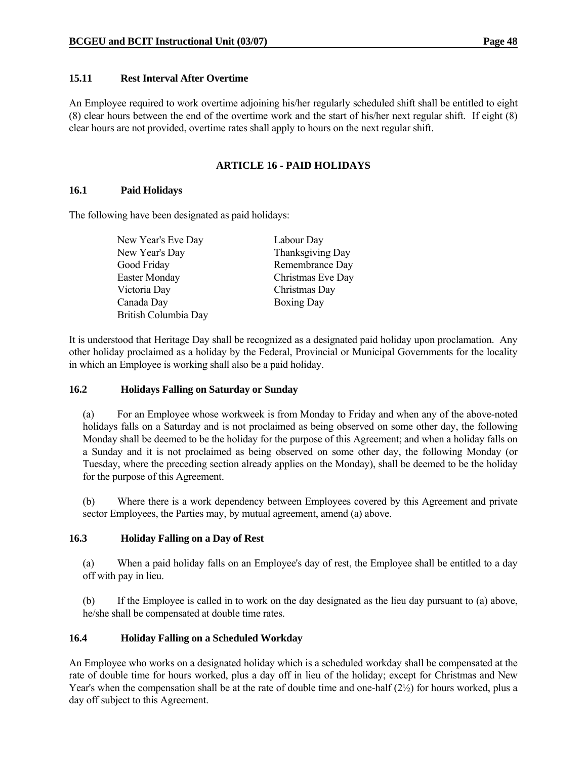### 15.11 Rest Interval After Overtime

An Employee required to work overtime adjoining his/her regularly scheduled shift shall be entitled to eight (8) clear hours between the end of the overtime work and the start of his/her next regular shift. If eight (8) clear hours are not provided, overtime rates shall apply to hours on the next regular shift.

## ARTICLE 16 - PAID HOLIDAYS

### 16.1 Paid Holidays

The following have been designated as paid holidays:

| | |
|---|---|
| New Year's Eve Day | Labour Day |
| New Year's Day | Thanksgiving Day |
| Good Friday | Remembrance Day |
| Easter Monday | Christmas Eve Day |
| Victoria Day | Christmas Day |
| Canada Day | Boxing Day |
| British Columbia Day | |

It is understood that Heritage Day shall be recognized as a designated paid holiday upon proclamation. Any other holiday proclaimed as a holiday by the Federal, Provincial or Municipal Governments for the locality in which an Employee is working shall also be a paid holiday.

### 16.2 Holidays Falling on Saturday or Sunday

(a) For an Employee whose workweek is from Monday to Friday and when any of the above-noted holidays falls on a Saturday and is not proclaimed as being observed on some other day, the following Monday shall be deemed to be the holiday for the purpose of this Agreement; and when a holiday falls on a Sunday and it is not proclaimed as being observed on some other day, the following Monday (or Tuesday, where the preceding section already applies on the Monday), shall be deemed to be the holiday for the purpose of this Agreement.

(b) Where there is a work dependency between Employees covered by this Agreement and private sector Employees, the Parties may, by mutual agreement, amend (a) above.

### 16.3 Holiday Falling on a Day of Rest

(a) When a paid holiday falls on an Employee's day of rest, the Employee shall be entitled to a day off with pay in lieu.

(b) If the Employee is called in to work on the day designated as the lieu day pursuant to (a) above, he/she shall be compensated at double time rates.

### 16.4 Holiday Falling on a Scheduled Workday

An Employee who works on a designated holiday which is a scheduled workday shall be compensated at the rate of double time for hours worked, plus a day off in lieu of the holiday; except for Christmas and New Year's when the compensation shall be at the rate of double time and one-half (2½) for hours worked, plus a day off subject to this Agreement.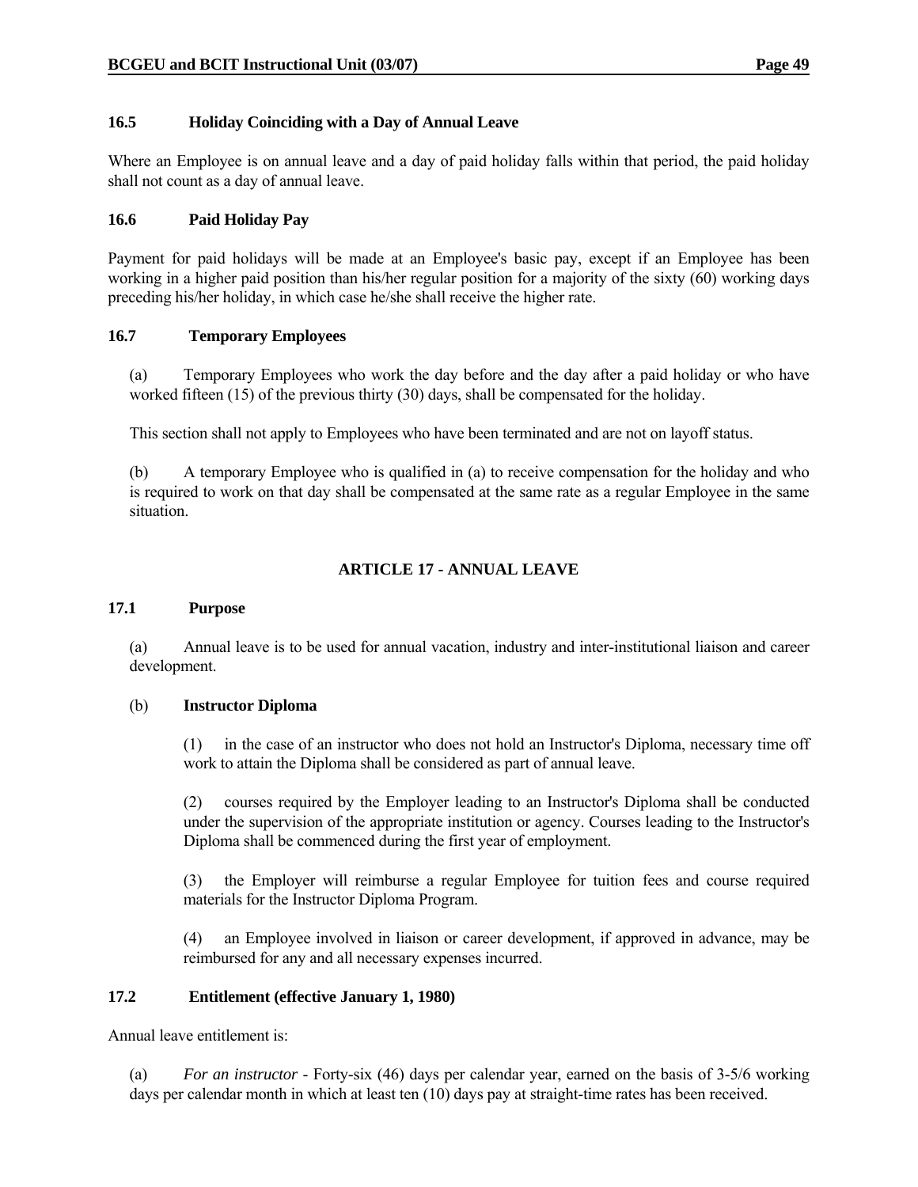### 16.5 Holiday Coinciding with a Day of Annual Leave

Where an Employee is on annual leave and a day of paid holiday falls within that period, the paid holiday shall not count as a day of annual leave.

### 16.6 Paid Holiday Pay

Payment for paid holidays will be made at an Employee's basic pay, except if an Employee has been working in a higher paid position than his/her regular position for a majority of the sixty (60) working days preceding his/her holiday, in which case he/she shall receive the higher rate.

### 16.7 Temporary Employees

(a) Temporary Employees who work the day before and the day after a paid holiday or who have worked fifteen (15) of the previous thirty (30) days, shall be compensated for the holiday.

This section shall not apply to Employees who have been terminated and are not on layoff status.

(b) A temporary Employee who is qualified in (a) to receive compensation for the holiday and who is required to work on that day shall be compensated at the same rate as a regular Employee in the same situation.

## ARTICLE 17 - ANNUAL LEAVE

### 17.1 Purpose

(a) Annual leave is to be used for annual vacation, industry and inter-institutional liaison and career development.

(b) **Instructor Diploma**

(1) in the case of an instructor who does not hold an Instructor's Diploma, necessary time off work to attain the Diploma shall be considered as part of annual leave.

(2) courses required by the Employer leading to an Instructor's Diploma shall be conducted under the supervision of the appropriate institution or agency. Courses leading to the Instructor's Diploma shall be commenced during the first year of employment.

(3) the Employer will reimburse a regular Employee for tuition fees and course required materials for the Instructor Diploma Program.

(4) an Employee involved in liaison or career development, if approved in advance, may be reimbursed for any and all necessary expenses incurred.

### 17.2 Entitlement (effective January 1, 1980)

Annual leave entitlement is:

(a) *For an instructor* - Forty-six (46) days per calendar year, earned on the basis of 3-5/6 working days per calendar month in which at least ten (10) days pay at straight-time rates has been received.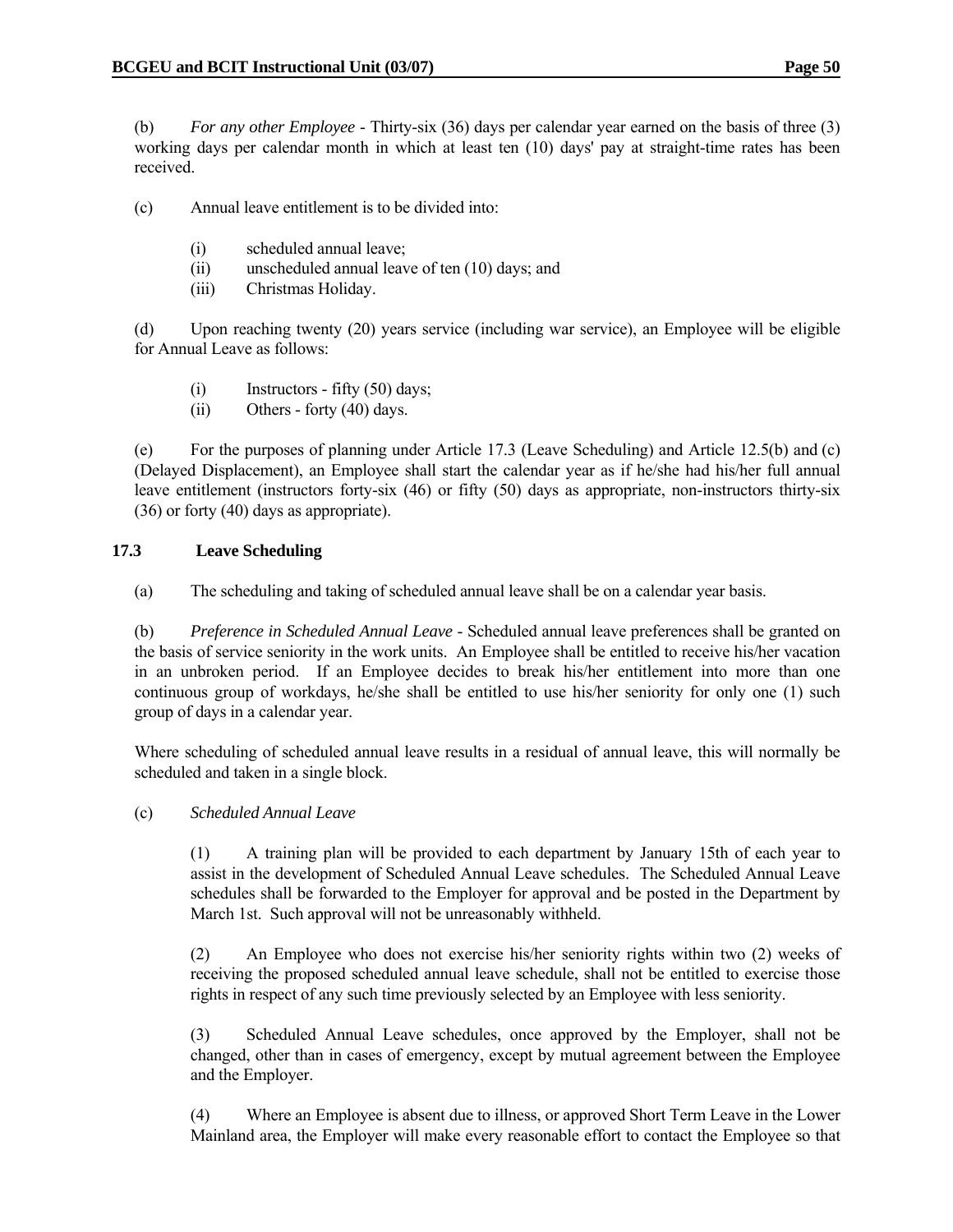(b) *For any other Employee* - Thirty-six (36) days per calendar year earned on the basis of three (3) working days per calendar month in which at least ten (10) days' pay at straight-time rates has been received.

(c) Annual leave entitlement is to be divided into:

- (i) scheduled annual leave;
- (ii) unscheduled annual leave of ten (10) days; and
- (iii) Christmas Holiday.

(d) Upon reaching twenty (20) years service (including war service), an Employee will be eligible for Annual Leave as follows:

- (i) Instructors - fifty (50) days;
- (ii) Others - forty (40) days.

(e) For the purposes of planning under Article 17.3 (Leave Scheduling) and Article 12.5(b) and (c) (Delayed Displacement), an Employee shall start the calendar year as if he/she had his/her full annual leave entitlement (instructors forty-six (46) or fifty (50) days as appropriate, non-instructors thirty-six (36) or forty (40) days as appropriate).

### 17.3 Leave Scheduling

(a) The scheduling and taking of scheduled annual leave shall be on a calendar year basis.

(b) *Preference in Scheduled Annual Leave* - Scheduled annual leave preferences shall be granted on the basis of service seniority in the work units. An Employee shall be entitled to receive his/her vacation in an unbroken period. If an Employee decides to break his/her entitlement into more than one continuous group of workdays, he/she shall be entitled to use his/her seniority for only one (1) such group of days in a calendar year.

Where scheduling of scheduled annual leave results in a residual of annual leave, this will normally be scheduled and taken in a single block.

(c) *Scheduled Annual Leave*

(1) A training plan will be provided to each department by January 15th of each year to assist in the development of Scheduled Annual Leave schedules. The Scheduled Annual Leave schedules shall be forwarded to the Employer for approval and be posted in the Department by March 1st. Such approval will not be unreasonably withheld.

(2) An Employee who does not exercise his/her seniority rights within two (2) weeks of receiving the proposed scheduled annual leave schedule, shall not be entitled to exercise those rights in respect of any such time previously selected by an Employee with less seniority.

(3) Scheduled Annual Leave schedules, once approved by the Employer, shall not be changed, other than in cases of emergency, except by mutual agreement between the Employee and the Employer.

(4) Where an Employee is absent due to illness, or approved Short Term Leave in the Lower Mainland area, the Employer will make every reasonable effort to contact the Employee so that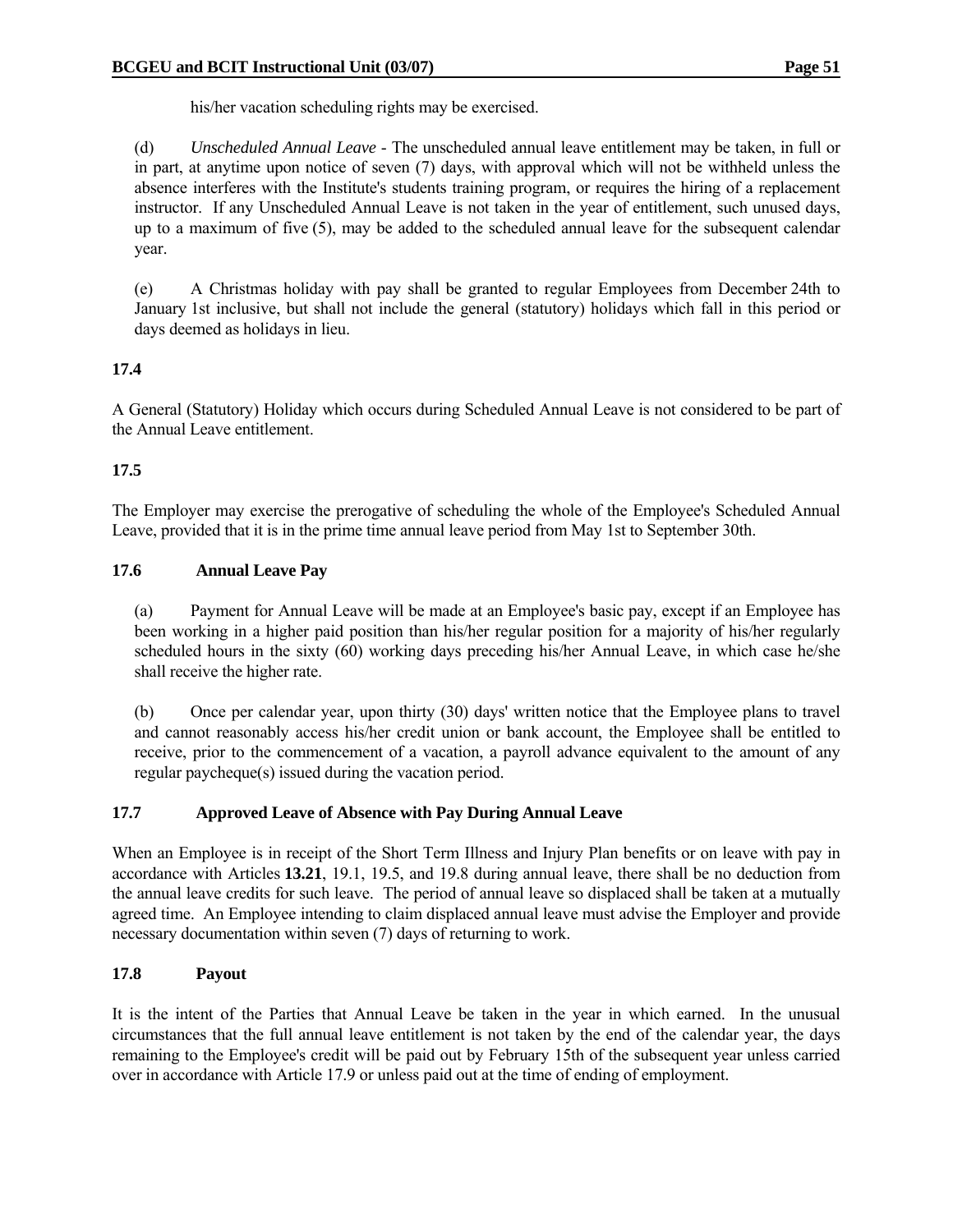his/her vacation scheduling rights may be exercised.

(d) *Unscheduled Annual Leave* - The unscheduled annual leave entitlement may be taken, in full or in part, at anytime upon notice of seven (7) days, with approval which will not be withheld unless the absence interferes with the Institute's students training program, or requires the hiring of a replacement instructor. If any Unscheduled Annual Leave is not taken in the year of entitlement, such unused days, up to a maximum of five (5), may be added to the scheduled annual leave for the subsequent calendar year.

(e) A Christmas holiday with pay shall be granted to regular Employees from December 24th to January 1st inclusive, but shall not include the general (statutory) holidays which fall in this period or days deemed as holidays in lieu.

**17.4**

A General (Statutory) Holiday which occurs during Scheduled Annual Leave is not considered to be part of the Annual Leave entitlement.

**17.5**

The Employer may exercise the prerogative of scheduling the whole of the Employee's Scheduled Annual Leave, provided that it is in the prime time annual leave period from May 1st to September 30th.

**17.6 Annual Leave Pay**

(a) Payment for Annual Leave will be made at an Employee's basic pay, except if an Employee has been working in a higher paid position than his/her regular position for a majority of his/her regularly scheduled hours in the sixty (60) working days preceding his/her Annual Leave, in which case he/she shall receive the higher rate.

(b) Once per calendar year, upon thirty (30) days' written notice that the Employee plans to travel and cannot reasonably access his/her credit union or bank account, the Employee shall be entitled to receive, prior to the commencement of a vacation, a payroll advance equivalent to the amount of any regular paycheque(s) issued during the vacation period.

**17.7 Approved Leave of Absence with Pay During Annual Leave**

When an Employee is in receipt of the Short Term Illness and Injury Plan benefits or on leave with pay in accordance with Articles **13.21**, 19.1, 19.5, and 19.8 during annual leave, there shall be no deduction from the annual leave credits for such leave. The period of annual leave so displaced shall be taken at a mutually agreed time. An Employee intending to claim displaced annual leave must advise the Employer and provide necessary documentation within seven (7) days of returning to work.

**17.8 Payout**

It is the intent of the Parties that Annual Leave be taken in the year in which earned. In the unusual circumstances that the full annual leave entitlement is not taken by the end of the calendar year, the days remaining to the Employee's credit will be paid out by February 15th of the subsequent year unless carried over in accordance with Article 17.9 or unless paid out at the time of ending of employment.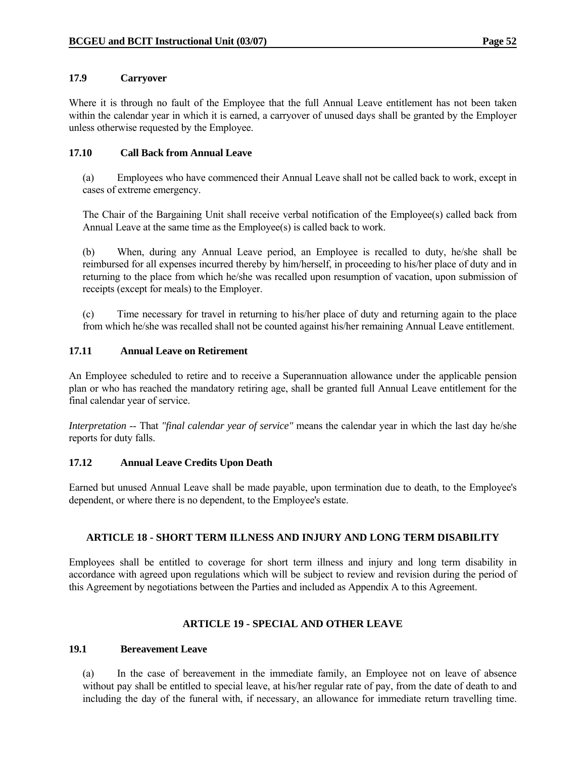### 17.9 Carryover

Where it is through no fault of the Employee that the full Annual Leave entitlement has not been taken within the calendar year in which it is earned, a carryover of unused days shall be granted by the Employer unless otherwise requested by the Employee.

### 17.10 Call Back from Annual Leave

(a) Employees who have commenced their Annual Leave shall not be called back to work, except in cases of extreme emergency.

The Chair of the Bargaining Unit shall receive verbal notification of the Employee(s) called back from Annual Leave at the same time as the Employee(s) is called back to work.

(b) When, during any Annual Leave period, an Employee is recalled to duty, he/she shall be reimbursed for all expenses incurred thereby by him/herself, in proceeding to his/her place of duty and in returning to the place from which he/she was recalled upon resumption of vacation, upon submission of receipts (except for meals) to the Employer.

(c) Time necessary for travel in returning to his/her place of duty and returning again to the place from which he/she was recalled shall not be counted against his/her remaining Annual Leave entitlement.

### 17.11 Annual Leave on Retirement

An Employee scheduled to retire and to receive a Superannuation allowance under the applicable pension plan or who has reached the mandatory retiring age, shall be granted full Annual Leave entitlement for the final calendar year of service.

*Interpretation* -- That *"final calendar year of service"* means the calendar year in which the last day he/she reports for duty falls.

### 17.12 Annual Leave Credits Upon Death

Earned but unused Annual Leave shall be made payable, upon termination due to death, to the Employee's dependent, or where there is no dependent, to the Employee's estate.

## ARTICLE 18 - SHORT TERM ILLNESS AND INJURY AND LONG TERM DISABILITY

Employees shall be entitled to coverage for short term illness and injury and long term disability in accordance with agreed upon regulations which will be subject to review and revision during the period of this Agreement by negotiations between the Parties and included as Appendix A to this Agreement.

## ARTICLE 19 - SPECIAL AND OTHER LEAVE

### 19.1 Bereavement Leave

(a) In the case of bereavement in the immediate family, an Employee not on leave of absence without pay shall be entitled to special leave, at his/her regular rate of pay, from the date of death to and including the day of the funeral with, if necessary, an allowance for immediate return travelling time.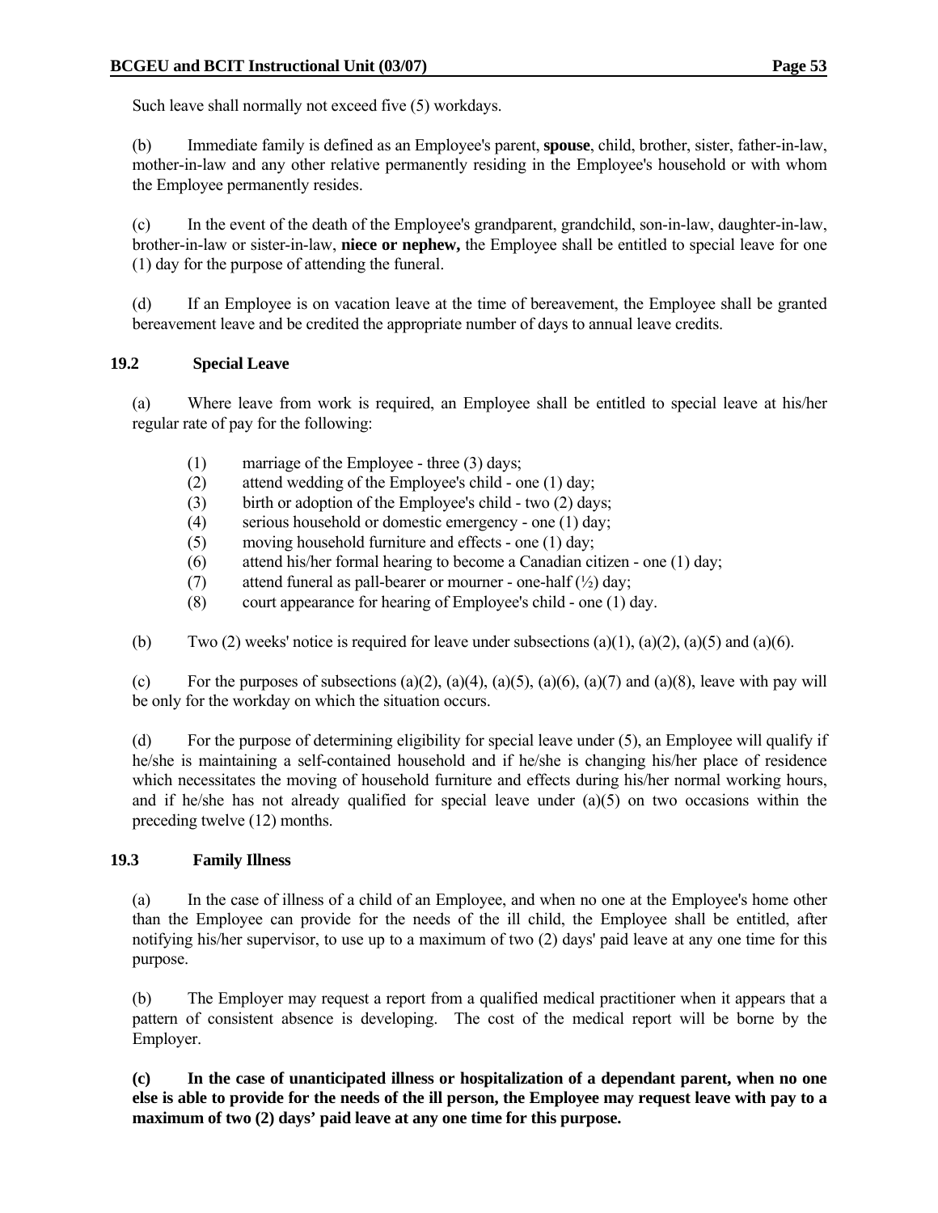Such leave shall normally not exceed five (5) workdays.

(b) Immediate family is defined as an Employee's parent, **spouse**, child, brother, sister, father-in-law, mother-in-law and any other relative permanently residing in the Employee's household or with whom the Employee permanently resides.

(c) In the event of the death of the Employee's grandparent, grandchild, son-in-law, daughter-in-law, brother-in-law or sister-in-law, **niece or nephew,** the Employee shall be entitled to special leave for one (1) day for the purpose of attending the funeral.

(d) If an Employee is on vacation leave at the time of bereavement, the Employee shall be granted bereavement leave and be credited the appropriate number of days to annual leave credits.

### 19.2 Special Leave

(a) Where leave from work is required, an Employee shall be entitled to special leave at his/her regular rate of pay for the following:

(1) marriage of the Employee - three (3) days;
(2) attend wedding of the Employee's child - one (1) day;
(3) birth or adoption of the Employee's child - two (2) days;
(4) serious household or domestic emergency - one (1) day;
(5) moving household furniture and effects - one (1) day;
(6) attend his/her formal hearing to become a Canadian citizen - one (1) day;
(7) attend funeral as pall-bearer or mourner - one-half (½) day;
(8) court appearance for hearing of Employee's child - one (1) day.

(b) Two (2) weeks' notice is required for leave under subsections (a)(1), (a)(2), (a)(5) and (a)(6).

(c) For the purposes of subsections (a)(2), (a)(4), (a)(5), (a)(6), (a)(7) and (a)(8), leave with pay will be only for the workday on which the situation occurs.

(d) For the purpose of determining eligibility for special leave under (5), an Employee will qualify if he/she is maintaining a self-contained household and if he/she is changing his/her place of residence which necessitates the moving of household furniture and effects during his/her normal working hours, and if he/she has not already qualified for special leave under (a)(5) on two occasions within the preceding twelve (12) months.

### 19.3 Family Illness

(a) In the case of illness of a child of an Employee, and when no one at the Employee's home other than the Employee can provide for the needs of the ill child, the Employee shall be entitled, after notifying his/her supervisor, to use up to a maximum of two (2) days' paid leave at any one time for this purpose.

(b) The Employer may request a report from a qualified medical practitioner when it appears that a pattern of consistent absence is developing. The cost of the medical report will be borne by the Employer.

**(c) In the case of unanticipated illness or hospitalization of a dependant parent, when no one else is able to provide for the needs of the ill person, the Employee may request leave with pay to a maximum of two (2) days' paid leave at any one time for this purpose.**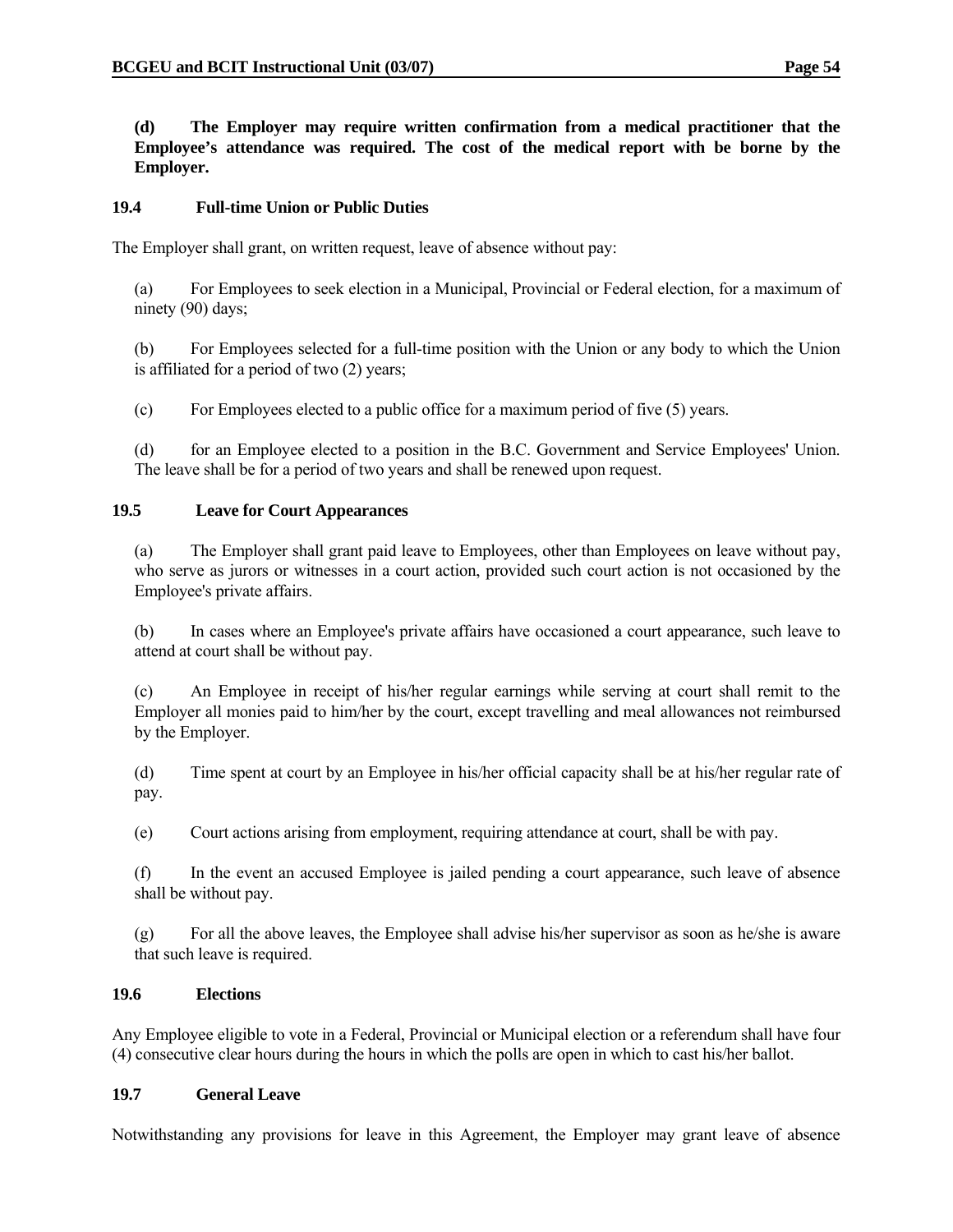**(d) The Employer may require written confirmation from a medical practitioner that the Employee's attendance was required. The cost of the medical report with be borne by the Employer.**

### 19.4 Full-time Union or Public Duties

The Employer shall grant, on written request, leave of absence without pay:

(a) For Employees to seek election in a Municipal, Provincial or Federal election, for a maximum of ninety (90) days;

(b) For Employees selected for a full-time position with the Union or any body to which the Union is affiliated for a period of two (2) years;

(c) For Employees elected to a public office for a maximum period of five (5) years.

(d) for an Employee elected to a position in the B.C. Government and Service Employees' Union. The leave shall be for a period of two years and shall be renewed upon request.

### 19.5 Leave for Court Appearances

(a) The Employer shall grant paid leave to Employees, other than Employees on leave without pay, who serve as jurors or witnesses in a court action, provided such court action is not occasioned by the Employee's private affairs.

(b) In cases where an Employee's private affairs have occasioned a court appearance, such leave to attend at court shall be without pay.

(c) An Employee in receipt of his/her regular earnings while serving at court shall remit to the Employer all monies paid to him/her by the court, except travelling and meal allowances not reimbursed by the Employer.

(d) Time spent at court by an Employee in his/her official capacity shall be at his/her regular rate of pay.

(e) Court actions arising from employment, requiring attendance at court, shall be with pay.

(f) In the event an accused Employee is jailed pending a court appearance, such leave of absence shall be without pay.

(g) For all the above leaves, the Employee shall advise his/her supervisor as soon as he/she is aware that such leave is required.

### 19.6 Elections

Any Employee eligible to vote in a Federal, Provincial or Municipal election or a referendum shall have four (4) consecutive clear hours during the hours in which the polls are open in which to cast his/her ballot.

### 19.7 General Leave

Notwithstanding any provisions for leave in this Agreement, the Employer may grant leave of absence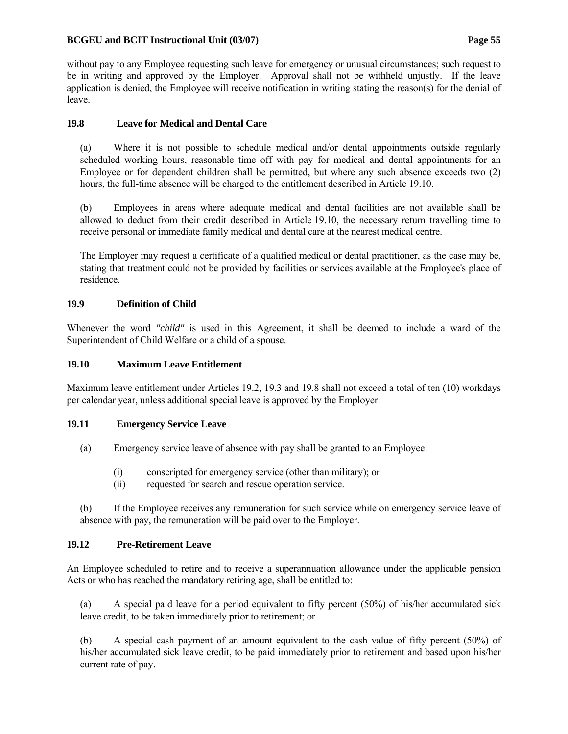without pay to any Employee requesting such leave for emergency or unusual circumstances; such request to be in writing and approved by the Employer. Approval shall not be withheld unjustly. If the leave application is denied, the Employee will receive notification in writing stating the reason(s) for the denial of leave.

### 19.8 Leave for Medical and Dental Care

(a) Where it is not possible to schedule medical and/or dental appointments outside regularly scheduled working hours, reasonable time off with pay for medical and dental appointments for an Employee or for dependent children shall be permitted, but where any such absence exceeds two (2) hours, the full-time absence will be charged to the entitlement described in Article 19.10.

(b) Employees in areas where adequate medical and dental facilities are not available shall be allowed to deduct from their credit described in Article 19.10, the necessary return travelling time to receive personal or immediate family medical and dental care at the nearest medical centre.

The Employer may request a certificate of a qualified medical or dental practitioner, as the case may be, stating that treatment could not be provided by facilities or services available at the Employee's place of residence.

### 19.9 Definition of Child

Whenever the word *"child"* is used in this Agreement, it shall be deemed to include a ward of the Superintendent of Child Welfare or a child of a spouse.

### 19.10 Maximum Leave Entitlement

Maximum leave entitlement under Articles 19.2, 19.3 and 19.8 shall not exceed a total of ten (10) workdays per calendar year, unless additional special leave is approved by the Employer.

### 19.11 Emergency Service Leave

(a) Emergency service leave of absence with pay shall be granted to an Employee:

(i) conscripted for emergency service (other than military); or
(ii) requested for search and rescue operation service.

(b) If the Employee receives any remuneration for such service while on emergency service leave of absence with pay, the remuneration will be paid over to the Employer.

### 19.12 Pre-Retirement Leave

An Employee scheduled to retire and to receive a superannuation allowance under the applicable pension Acts or who has reached the mandatory retiring age, shall be entitled to:

(a) A special paid leave for a period equivalent to fifty percent (50%) of his/her accumulated sick leave credit, to be taken immediately prior to retirement; or

(b) A special cash payment of an amount equivalent to the cash value of fifty percent (50%) of his/her accumulated sick leave credit, to be paid immediately prior to retirement and based upon his/her current rate of pay.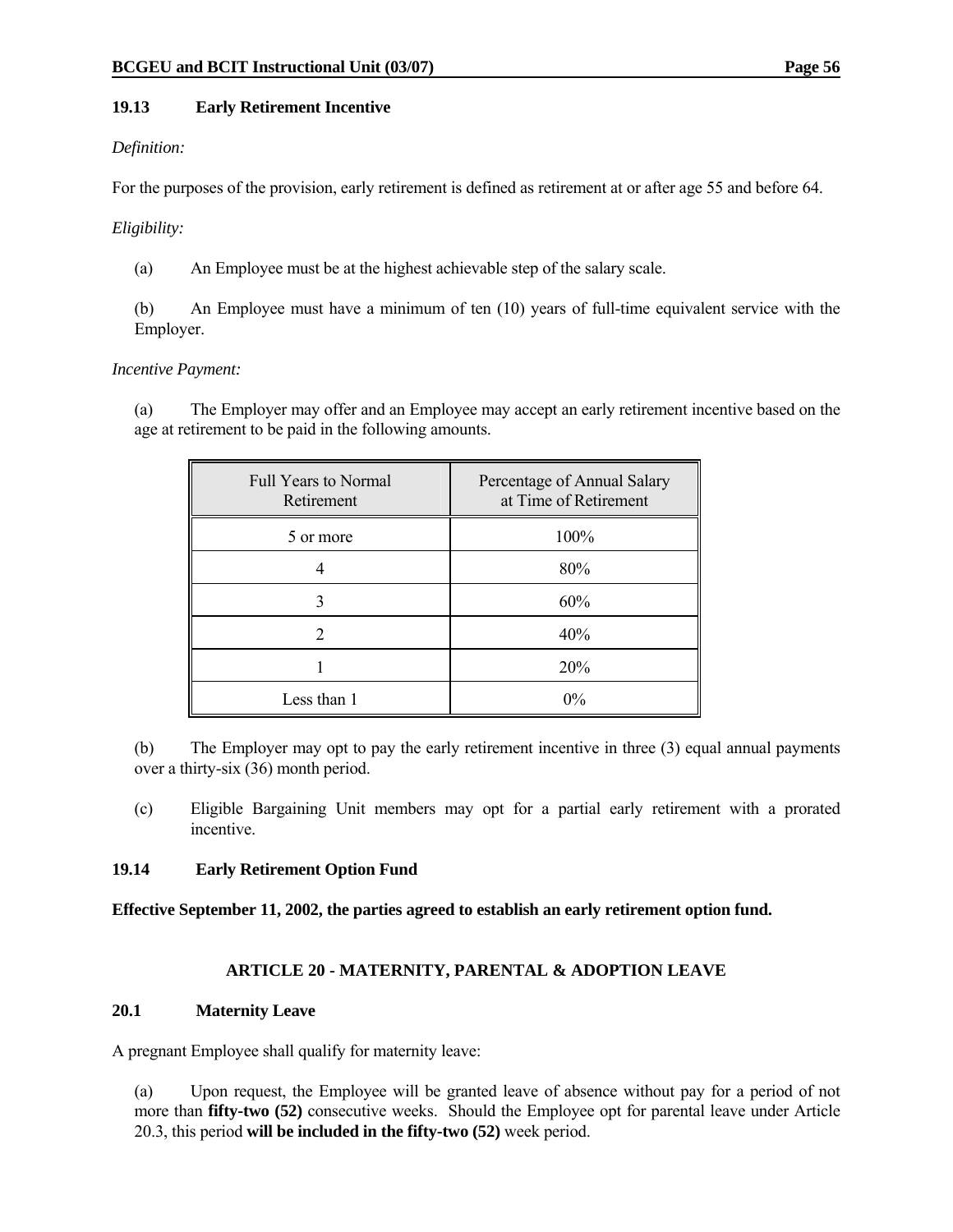### 19.13 Early Retirement Incentive

*Definition:*

For the purposes of the provision, early retirement is defined as retirement at or after age 55 and before 64.

*Eligibility:*

(a) An Employee must be at the highest achievable step of the salary scale.

(b) An Employee must have a minimum of ten (10) years of full-time equivalent service with the Employer.

*Incentive Payment:*

(a) The Employer may offer and an Employee may accept an early retirement incentive based on the age at retirement to be paid in the following amounts.

| Full Years to Normal Retirement | Percentage of Annual Salary at Time of Retirement |
|---|---|
| 5 or more | 100% |
| 4 | 80% |
| 3 | 60% |
| 2 | 40% |
| 1 | 20% |
| Less than 1 | 0% |

(b) The Employer may opt to pay the early retirement incentive in three (3) equal annual payments over a thirty-six (36) month period.

(c) Eligible Bargaining Unit members may opt for a partial early retirement with a prorated incentive.

### 19.14 Early Retirement Option Fund

**Effective September 11, 2002, the parties agreed to establish an early retirement option fund.**

## ARTICLE 20 - MATERNITY, PARENTAL & ADOPTION LEAVE

### 20.1 Maternity Leave

A pregnant Employee shall qualify for maternity leave:

(a) Upon request, the Employee will be granted leave of absence without pay for a period of not more than **fifty-two (52)** consecutive weeks. Should the Employee opt for parental leave under Article 20.3, this period **will be included in the fifty-two (52)** week period.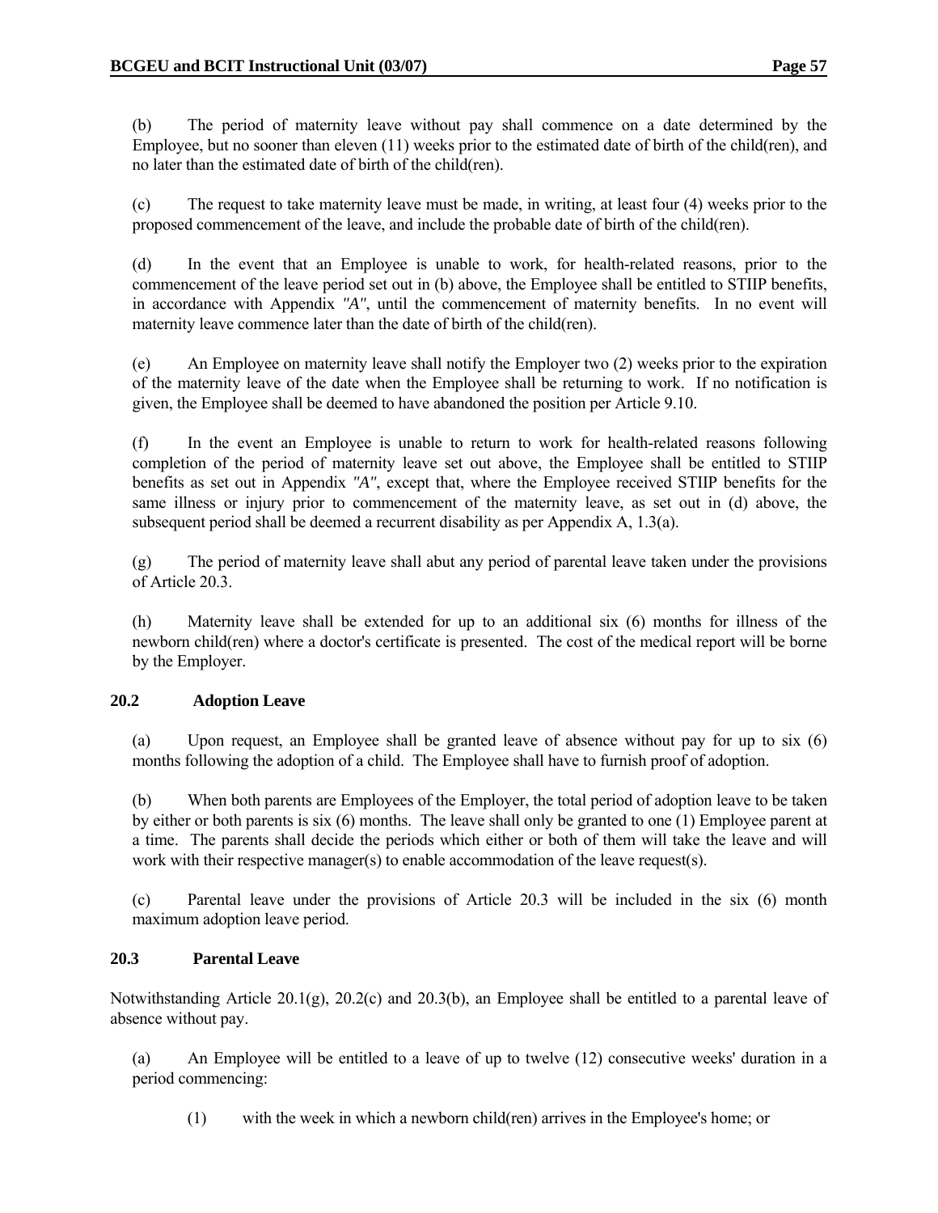(b) The period of maternity leave without pay shall commence on a date determined by the Employee, but no sooner than eleven (11) weeks prior to the estimated date of birth of the child(ren), and no later than the estimated date of birth of the child(ren).

(c) The request to take maternity leave must be made, in writing, at least four (4) weeks prior to the proposed commencement of the leave, and include the probable date of birth of the child(ren).

(d) In the event that an Employee is unable to work, for health-related reasons, prior to the commencement of the leave period set out in (b) above, the Employee shall be entitled to STIIP benefits, in accordance with Appendix *"A"*, until the commencement of maternity benefits. In no event will maternity leave commence later than the date of birth of the child(ren).

(e) An Employee on maternity leave shall notify the Employer two (2) weeks prior to the expiration of the maternity leave of the date when the Employee shall be returning to work. If no notification is given, the Employee shall be deemed to have abandoned the position per Article 9.10.

(f) In the event an Employee is unable to return to work for health-related reasons following completion of the period of maternity leave set out above, the Employee shall be entitled to STIIP benefits as set out in Appendix *"A"*, except that, where the Employee received STIIP benefits for the same illness or injury prior to commencement of the maternity leave, as set out in (d) above, the subsequent period shall be deemed a recurrent disability as per Appendix A, 1.3(a).

(g) The period of maternity leave shall abut any period of parental leave taken under the provisions of Article 20.3.

(h) Maternity leave shall be extended for up to an additional six (6) months for illness of the newborn child(ren) where a doctor's certificate is presented. The cost of the medical report will be borne by the Employer.

## 20.2 Adoption Leave

(a) Upon request, an Employee shall be granted leave of absence without pay for up to six (6) months following the adoption of a child. The Employee shall have to furnish proof of adoption.

(b) When both parents are Employees of the Employer, the total period of adoption leave to be taken by either or both parents is six (6) months. The leave shall only be granted to one (1) Employee parent at a time. The parents shall decide the periods which either or both of them will take the leave and will work with their respective manager(s) to enable accommodation of the leave request(s).

(c) Parental leave under the provisions of Article 20.3 will be included in the six (6) month maximum adoption leave period.

## 20.3 Parental Leave

Notwithstanding Article 20.1(g), 20.2(c) and 20.3(b), an Employee shall be entitled to a parental leave of absence without pay.

(a) An Employee will be entitled to a leave of up to twelve (12) consecutive weeks' duration in a period commencing:

(1) with the week in which a newborn child(ren) arrives in the Employee's home; or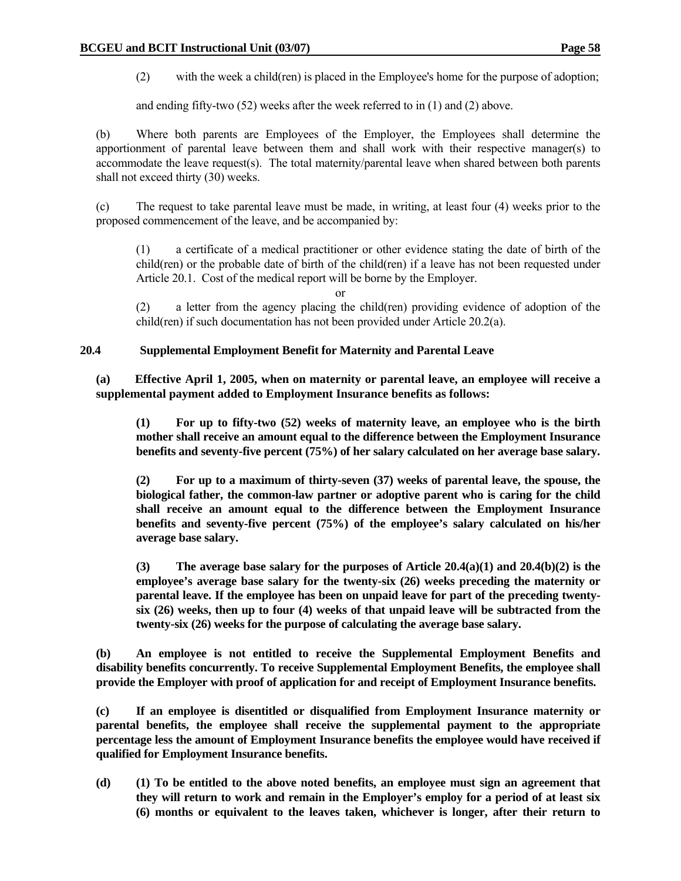(2) with the week a child(ren) is placed in the Employee's home for the purpose of adoption;

and ending fifty-two (52) weeks after the week referred to in (1) and (2) above.

(b) Where both parents are Employees of the Employer, the Employees shall determine the apportionment of parental leave between them and shall work with their respective manager(s) to accommodate the leave request(s). The total maternity/parental leave when shared between both parents shall not exceed thirty (30) weeks.

(c) The request to take parental leave must be made, in writing, at least four (4) weeks prior to the proposed commencement of the leave, and be accompanied by:

(1) a certificate of a medical practitioner or other evidence stating the date of birth of the child(ren) or the probable date of birth of the child(ren) if a leave has not been requested under Article 20.1. Cost of the medical report will be borne by the Employer.

or

(2) a letter from the agency placing the child(ren) providing evidence of adoption of the child(ren) if such documentation has not been provided under Article 20.2(a).

### 20.4 Supplemental Employment Benefit for Maternity and Parental Leave

**(a) Effective April 1, 2005, when on maternity or parental leave, an employee will receive a supplemental payment added to Employment Insurance benefits as follows:**

**(1) For up to fifty-two (52) weeks of maternity leave, an employee who is the birth mother shall receive an amount equal to the difference between the Employment Insurance benefits and seventy-five percent (75%) of her salary calculated on her average base salary.**

**(2) For up to a maximum of thirty-seven (37) weeks of parental leave, the spouse, the biological father, the common-law partner or adoptive parent who is caring for the child shall receive an amount equal to the difference between the Employment Insurance benefits and seventy-five percent (75%) of the employee's salary calculated on his/her average base salary.**

**(3) The average base salary for the purposes of Article 20.4(a)(1) and 20.4(b)(2) is the employee's average base salary for the twenty-six (26) weeks preceding the maternity or parental leave. If the employee has been on unpaid leave for part of the preceding twenty-six (26) weeks, then up to four (4) weeks of that unpaid leave will be subtracted from the twenty-six (26) weeks for the purpose of calculating the average base salary.**

**(b) An employee is not entitled to receive the Supplemental Employment Benefits and disability benefits concurrently. To receive Supplemental Employment Benefits, the employee shall provide the Employer with proof of application for and receipt of Employment Insurance benefits.**

**(c) If an employee is disentitled or disqualified from Employment Insurance maternity or parental benefits, the employee shall receive the supplemental payment to the appropriate percentage less the amount of Employment Insurance benefits the employee would have received if qualified for Employment Insurance benefits.**

**(d) (1) To be entitled to the above noted benefits, an employee must sign an agreement that they will return to work and remain in the Employer's employ for a period of at least six (6) months or equivalent to the leaves taken, whichever is longer, after their return to**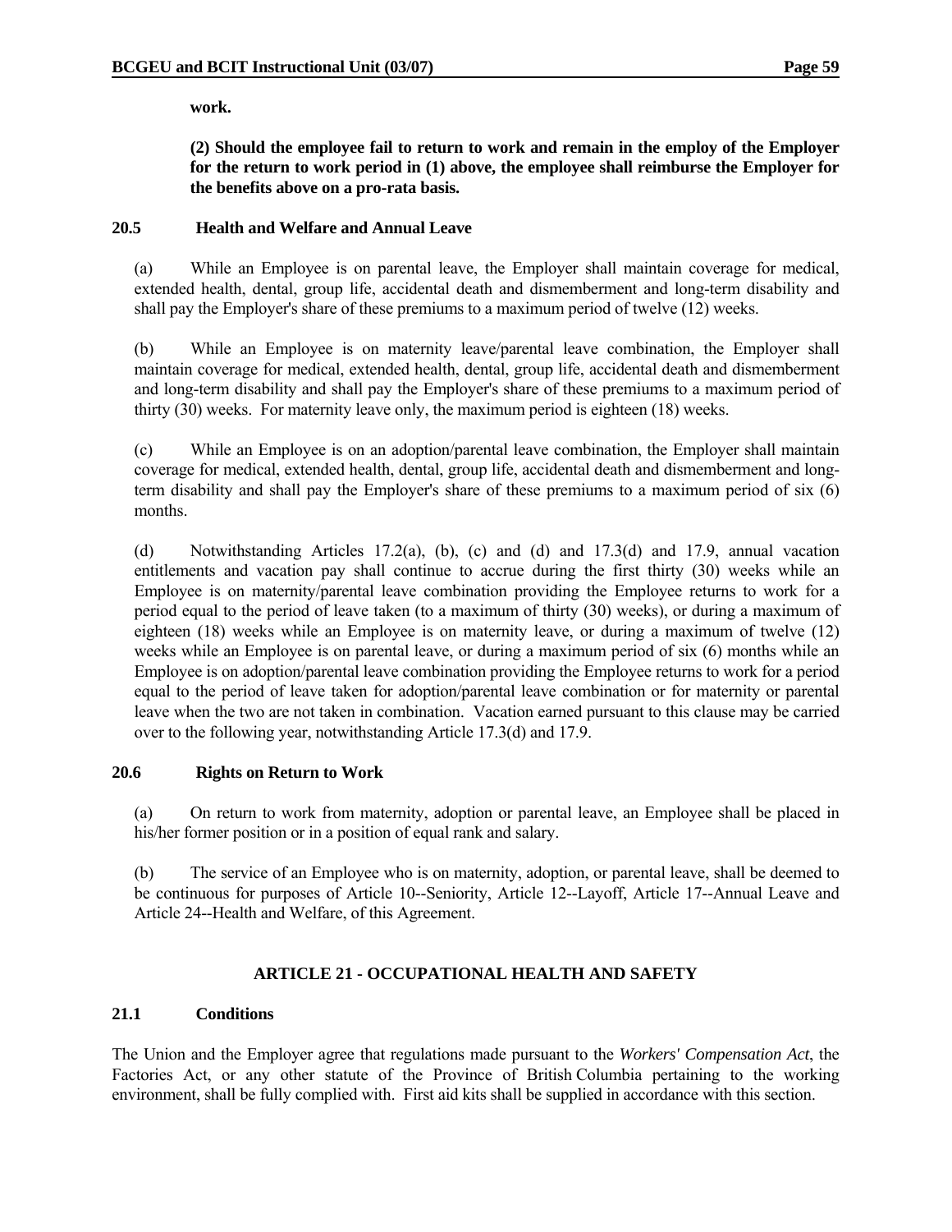**work.**

**(2) Should the employee fail to return to work and remain in the employ of the Employer for the return to work period in (1) above, the employee shall reimburse the Employer for the benefits above on a pro-rata basis.**

### 20.5 Health and Welfare and Annual Leave

(a) While an Employee is on parental leave, the Employer shall maintain coverage for medical, extended health, dental, group life, accidental death and dismemberment and long-term disability and shall pay the Employer's share of these premiums to a maximum period of twelve (12) weeks.

(b) While an Employee is on maternity leave/parental leave combination, the Employer shall maintain coverage for medical, extended health, dental, group life, accidental death and dismemberment and long-term disability and shall pay the Employer's share of these premiums to a maximum period of thirty (30) weeks. For maternity leave only, the maximum period is eighteen (18) weeks.

(c) While an Employee is on an adoption/parental leave combination, the Employer shall maintain coverage for medical, extended health, dental, group life, accidental death and dismemberment and long-term disability and shall pay the Employer's share of these premiums to a maximum period of six (6) months.

(d) Notwithstanding Articles 17.2(a), (b), (c) and (d) and 17.3(d) and 17.9, annual vacation entitlements and vacation pay shall continue to accrue during the first thirty (30) weeks while an Employee is on maternity/parental leave combination providing the Employee returns to work for a period equal to the period of leave taken (to a maximum of thirty (30) weeks), or during a maximum of eighteen (18) weeks while an Employee is on maternity leave, or during a maximum of twelve (12) weeks while an Employee is on parental leave, or during a maximum period of six (6) months while an Employee is on adoption/parental leave combination providing the Employee returns to work for a period equal to the period of leave taken for adoption/parental leave combination or for maternity or parental leave when the two are not taken in combination. Vacation earned pursuant to this clause may be carried over to the following year, notwithstanding Article 17.3(d) and 17.9.

### 20.6 Rights on Return to Work

(a) On return to work from maternity, adoption or parental leave, an Employee shall be placed in his/her former position or in a position of equal rank and salary.

(b) The service of an Employee who is on maternity, adoption, or parental leave, shall be deemed to be continuous for purposes of Article 10--Seniority, Article 12--Layoff, Article 17--Annual Leave and Article 24--Health and Welfare, of this Agreement.

## ARTICLE 21 - OCCUPATIONAL HEALTH AND SAFETY

### 21.1 Conditions

The Union and the Employer agree that regulations made pursuant to the *Workers' Compensation Act*, the Factories Act, or any other statute of the Province of British Columbia pertaining to the working environment, shall be fully complied with. First aid kits shall be supplied in accordance with this section.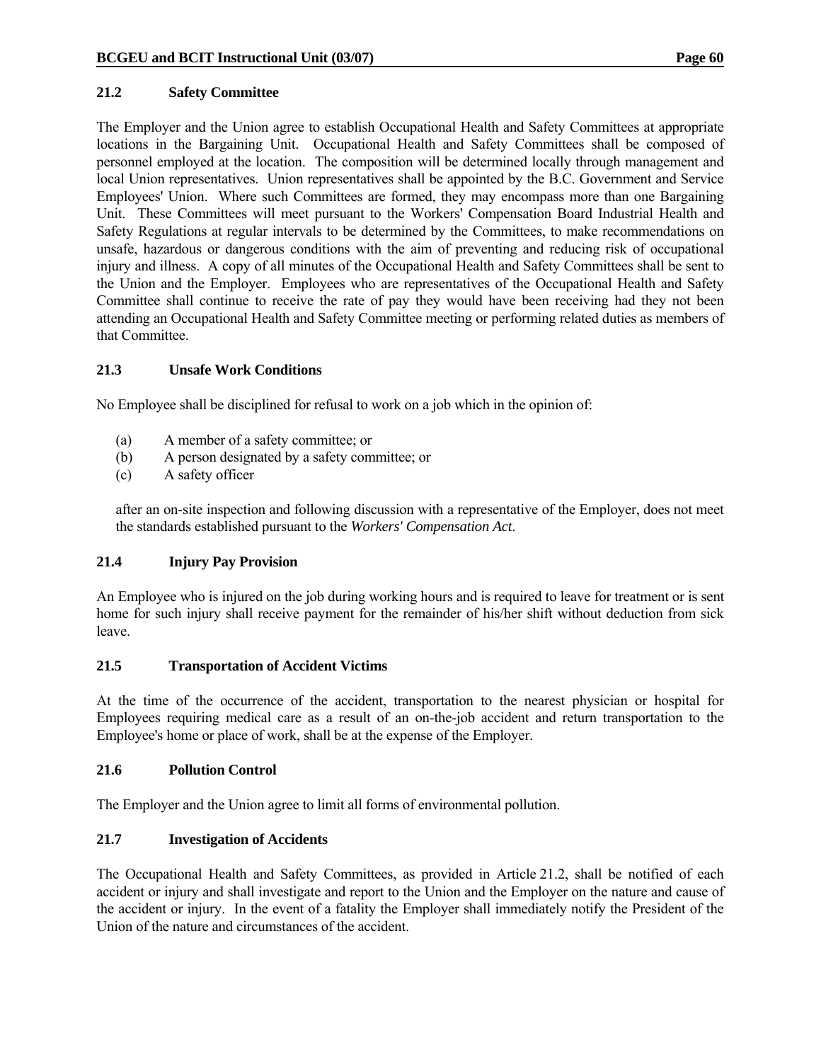### 21.2 Safety Committee

The Employer and the Union agree to establish Occupational Health and Safety Committees at appropriate locations in the Bargaining Unit. Occupational Health and Safety Committees shall be composed of personnel employed at the location. The composition will be determined locally through management and local Union representatives. Union representatives shall be appointed by the B.C. Government and Service Employees' Union. Where such Committees are formed, they may encompass more than one Bargaining Unit. These Committees will meet pursuant to the Workers' Compensation Board Industrial Health and Safety Regulations at regular intervals to be determined by the Committees, to make recommendations on unsafe, hazardous or dangerous conditions with the aim of preventing and reducing risk of occupational injury and illness. A copy of all minutes of the Occupational Health and Safety Committees shall be sent to the Union and the Employer. Employees who are representatives of the Occupational Health and Safety Committee shall continue to receive the rate of pay they would have been receiving had they not been attending an Occupational Health and Safety Committee meeting or performing related duties as members of that Committee.

### 21.3 Unsafe Work Conditions

No Employee shall be disciplined for refusal to work on a job which in the opinion of:

(a) A member of a safety committee; or
(b) A person designated by a safety committee; or
(c) A safety officer

after an on-site inspection and following discussion with a representative of the Employer, does not meet the standards established pursuant to the *Workers' Compensation Act*.

### 21.4 Injury Pay Provision

An Employee who is injured on the job during working hours and is required to leave for treatment or is sent home for such injury shall receive payment for the remainder of his/her shift without deduction from sick leave.

### 21.5 Transportation of Accident Victims

At the time of the occurrence of the accident, transportation to the nearest physician or hospital for Employees requiring medical care as a result of an on-the-job accident and return transportation to the Employee's home or place of work, shall be at the expense of the Employer.

### 21.6 Pollution Control

The Employer and the Union agree to limit all forms of environmental pollution.

### 21.7 Investigation of Accidents

The Occupational Health and Safety Committees, as provided in Article 21.2, shall be notified of each accident or injury and shall investigate and report to the Union and the Employer on the nature and cause of the accident or injury. In the event of a fatality the Employer shall immediately notify the President of the Union of the nature and circumstances of the accident.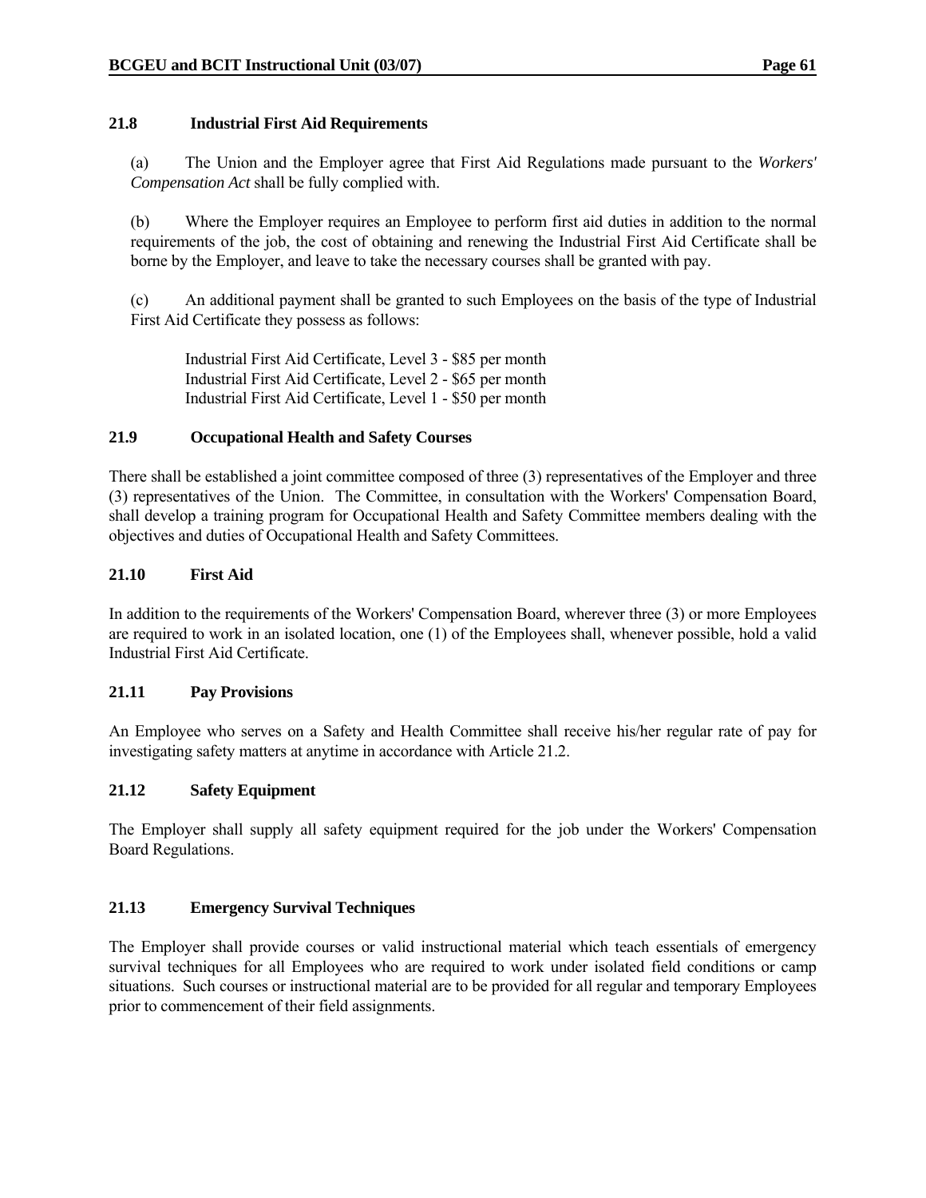### 21.8 Industrial First Aid Requirements

(a) The Union and the Employer agree that First Aid Regulations made pursuant to the *Workers' Compensation Act* shall be fully complied with.

(b) Where the Employer requires an Employee to perform first aid duties in addition to the normal requirements of the job, the cost of obtaining and renewing the Industrial First Aid Certificate shall be borne by the Employer, and leave to take the necessary courses shall be granted with pay.

(c) An additional payment shall be granted to such Employees on the basis of the type of Industrial First Aid Certificate they possess as follows:

Industrial First Aid Certificate, Level 3 - $85 per month
Industrial First Aid Certificate, Level 2 - $65 per month
Industrial First Aid Certificate, Level 1 - $50 per month

### 21.9 Occupational Health and Safety Courses

There shall be established a joint committee composed of three (3) representatives of the Employer and three (3) representatives of the Union. The Committee, in consultation with the Workers' Compensation Board, shall develop a training program for Occupational Health and Safety Committee members dealing with the objectives and duties of Occupational Health and Safety Committees.

### 21.10 First Aid

In addition to the requirements of the Workers' Compensation Board, wherever three (3) or more Employees are required to work in an isolated location, one (1) of the Employees shall, whenever possible, hold a valid Industrial First Aid Certificate.

### 21.11 Pay Provisions

An Employee who serves on a Safety and Health Committee shall receive his/her regular rate of pay for investigating safety matters at anytime in accordance with Article 21.2.

### 21.12 Safety Equipment

The Employer shall supply all safety equipment required for the job under the Workers' Compensation Board Regulations.

### 21.13 Emergency Survival Techniques

The Employer shall provide courses or valid instructional material which teach essentials of emergency survival techniques for all Employees who are required to work under isolated field conditions or camp situations. Such courses or instructional material are to be provided for all regular and temporary Employees prior to commencement of their field assignments.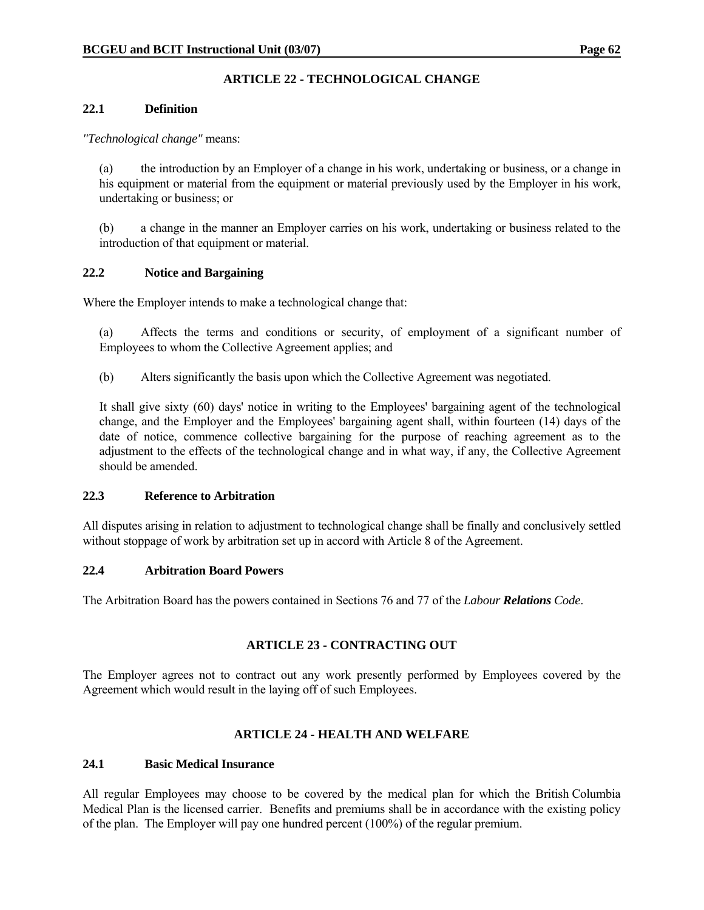## ARTICLE 22 - TECHNOLOGICAL CHANGE

### 22.1 Definition

*"Technological change"* means:

(a) the introduction by an Employer of a change in his work, undertaking or business, or a change in his equipment or material from the equipment or material previously used by the Employer in his work, undertaking or business; or

(b) a change in the manner an Employer carries on his work, undertaking or business related to the introduction of that equipment or material.

### 22.2 Notice and Bargaining

Where the Employer intends to make a technological change that:

(a) Affects the terms and conditions or security, of employment of a significant number of Employees to whom the Collective Agreement applies; and

(b) Alters significantly the basis upon which the Collective Agreement was negotiated.

It shall give sixty (60) days' notice in writing to the Employees' bargaining agent of the technological change, and the Employer and the Employees' bargaining agent shall, within fourteen (14) days of the date of notice, commence collective bargaining for the purpose of reaching agreement as to the adjustment to the effects of the technological change and in what way, if any, the Collective Agreement should be amended.

### 22.3 Reference to Arbitration

All disputes arising in relation to adjustment to technological change shall be finally and conclusively settled without stoppage of work by arbitration set up in accord with Article 8 of the Agreement.

### 22.4 Arbitration Board Powers

The Arbitration Board has the powers contained in Sections 76 and 77 of the *Labour **Relations** Code*.

## ARTICLE 23 - CONTRACTING OUT

The Employer agrees not to contract out any work presently performed by Employees covered by the Agreement which would result in the laying off of such Employees.

## ARTICLE 24 - HEALTH AND WELFARE

### 24.1 Basic Medical Insurance

All regular Employees may choose to be covered by the medical plan for which the British Columbia Medical Plan is the licensed carrier. Benefits and premiums shall be in accordance with the existing policy of the plan. The Employer will pay one hundred percent (100%) of the regular premium.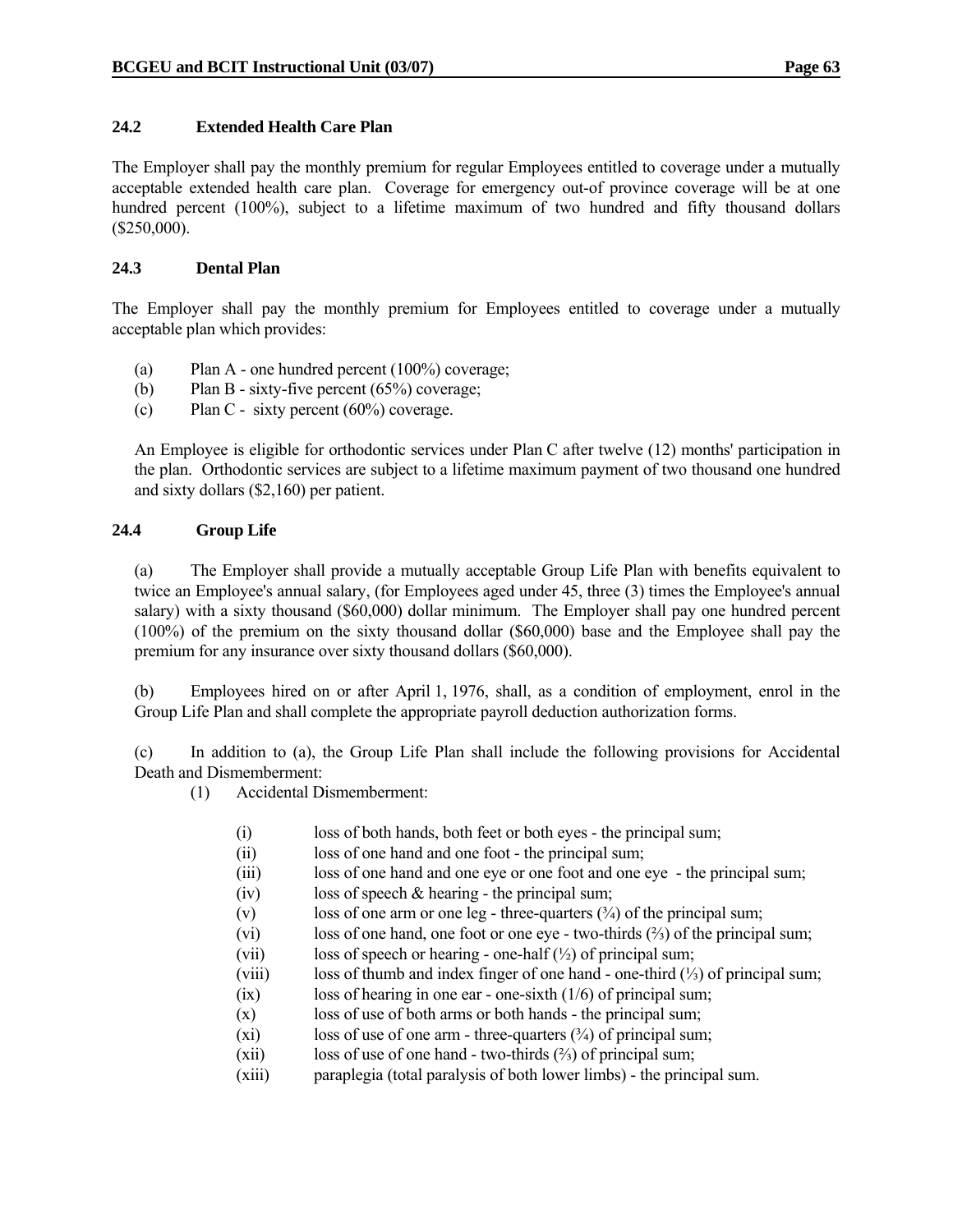### 24.2 Extended Health Care Plan

The Employer shall pay the monthly premium for regular Employees entitled to coverage under a mutually acceptable extended health care plan. Coverage for emergency out-of province coverage will be at one hundred percent (100%), subject to a lifetime maximum of two hundred and fifty thousand dollars ($250,000).

### 24.3 Dental Plan

The Employer shall pay the monthly premium for Employees entitled to coverage under a mutually acceptable plan which provides:

(a) Plan A - one hundred percent (100%) coverage;
(b) Plan B - sixty-five percent (65%) coverage;
(c) Plan C - sixty percent (60%) coverage.

An Employee is eligible for orthodontic services under Plan C after twelve (12) months' participation in the plan. Orthodontic services are subject to a lifetime maximum payment of two thousand one hundred and sixty dollars ($2,160) per patient.

### 24.4 Group Life

(a) The Employer shall provide a mutually acceptable Group Life Plan with benefits equivalent to twice an Employee's annual salary, (for Employees aged under 45, three (3) times the Employee's annual salary) with a sixty thousand ($60,000) dollar minimum. The Employer shall pay one hundred percent (100%) of the premium on the sixty thousand dollar ($60,000) base and the Employee shall pay the premium for any insurance over sixty thousand dollars ($60,000).

(b) Employees hired on or after April 1, 1976, shall, as a condition of employment, enrol in the Group Life Plan and shall complete the appropriate payroll deduction authorization forms.

(c) In addition to (a), the Group Life Plan shall include the following provisions for Accidental Death and Dismemberment:

(1) Accidental Dismemberment:

(i) loss of both hands, both feet or both eyes - the principal sum;
(ii) loss of one hand and one foot - the principal sum;
(iii) loss of one hand and one eye or one foot and one eye - the principal sum;
(iv) loss of speech & hearing - the principal sum;
(v) loss of one arm or one leg - three-quarters (¾) of the principal sum;
(vi) loss of one hand, one foot or one eye - two-thirds (⅔) of the principal sum;
(vii) loss of speech or hearing - one-half (½) of principal sum;
(viii) loss of thumb and index finger of one hand - one-third (⅓) of principal sum;
(ix) loss of hearing in one ear - one-sixth (1/6) of principal sum;
(x) loss of use of both arms or both hands - the principal sum;
(xi) loss of use of one arm - three-quarters (¾) of principal sum;
(xii) loss of use of one hand - two-thirds (⅔) of principal sum;
(xiii) paraplegia (total paralysis of both lower limbs) - the principal sum.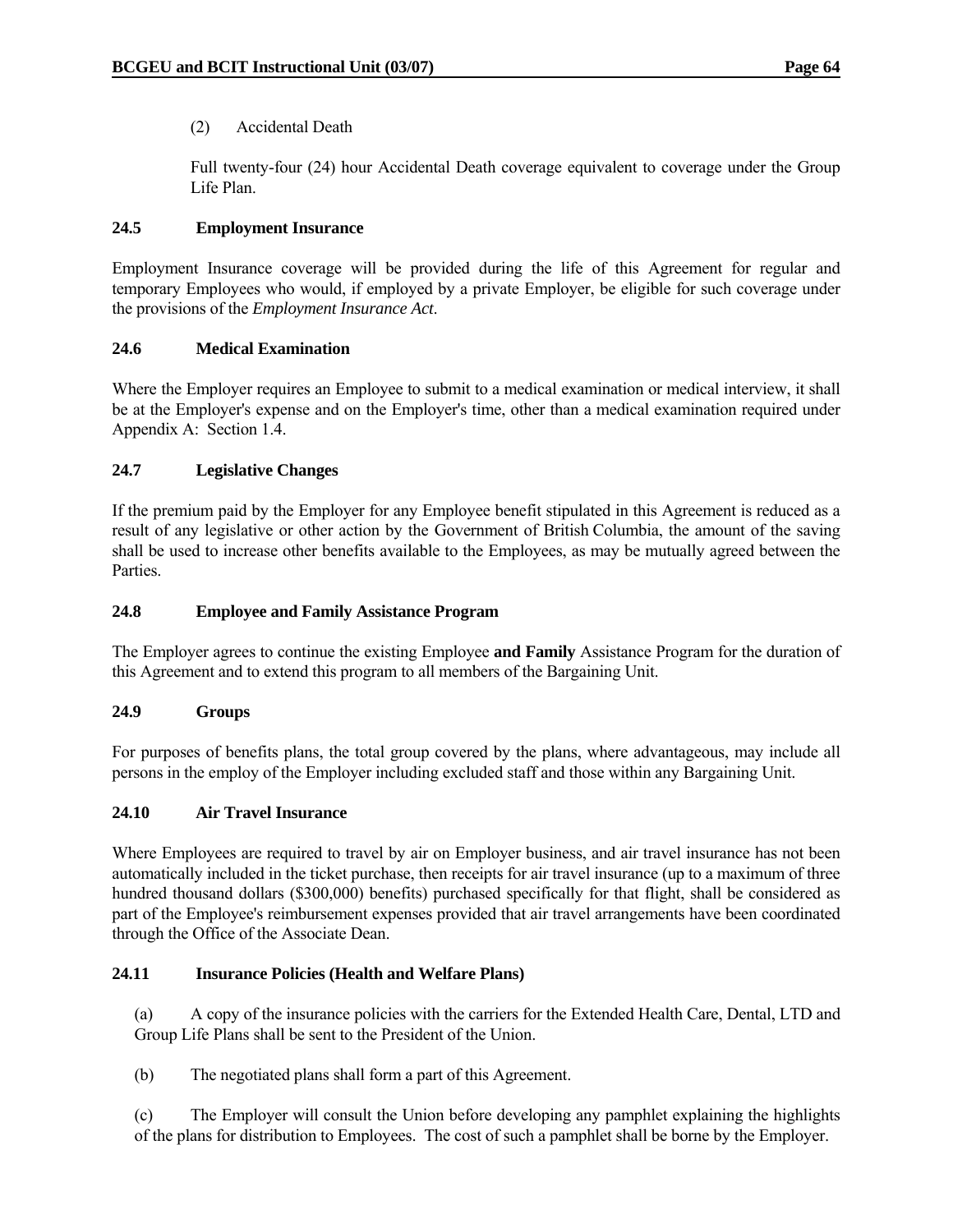(2) Accidental Death

Full twenty-four (24) hour Accidental Death coverage equivalent to coverage under the Group Life Plan.

### 24.5 Employment Insurance

Employment Insurance coverage will be provided during the life of this Agreement for regular and temporary Employees who would, if employed by a private Employer, be eligible for such coverage under the provisions of the *Employment Insurance Act*.

### 24.6 Medical Examination

Where the Employer requires an Employee to submit to a medical examination or medical interview, it shall be at the Employer's expense and on the Employer's time, other than a medical examination required under Appendix A: Section 1.4.

### 24.7 Legislative Changes

If the premium paid by the Employer for any Employee benefit stipulated in this Agreement is reduced as a result of any legislative or other action by the Government of British Columbia, the amount of the saving shall be used to increase other benefits available to the Employees, as may be mutually agreed between the Parties.

### 24.8 Employee and Family Assistance Program

The Employer agrees to continue the existing Employee **and Family** Assistance Program for the duration of this Agreement and to extend this program to all members of the Bargaining Unit.

### 24.9 Groups

For purposes of benefits plans, the total group covered by the plans, where advantageous, may include all persons in the employ of the Employer including excluded staff and those within any Bargaining Unit.

### 24.10 Air Travel Insurance

Where Employees are required to travel by air on Employer business, and air travel insurance has not been automatically included in the ticket purchase, then receipts for air travel insurance (up to a maximum of three hundred thousand dollars ($300,000) benefits) purchased specifically for that flight, shall be considered as part of the Employee's reimbursement expenses provided that air travel arrangements have been coordinated through the Office of the Associate Dean.

### 24.11 Insurance Policies (Health and Welfare Plans)

(a) A copy of the insurance policies with the carriers for the Extended Health Care, Dental, LTD and Group Life Plans shall be sent to the President of the Union.

(b) The negotiated plans shall form a part of this Agreement.

(c) The Employer will consult the Union before developing any pamphlet explaining the highlights of the plans for distribution to Employees. The cost of such a pamphlet shall be borne by the Employer.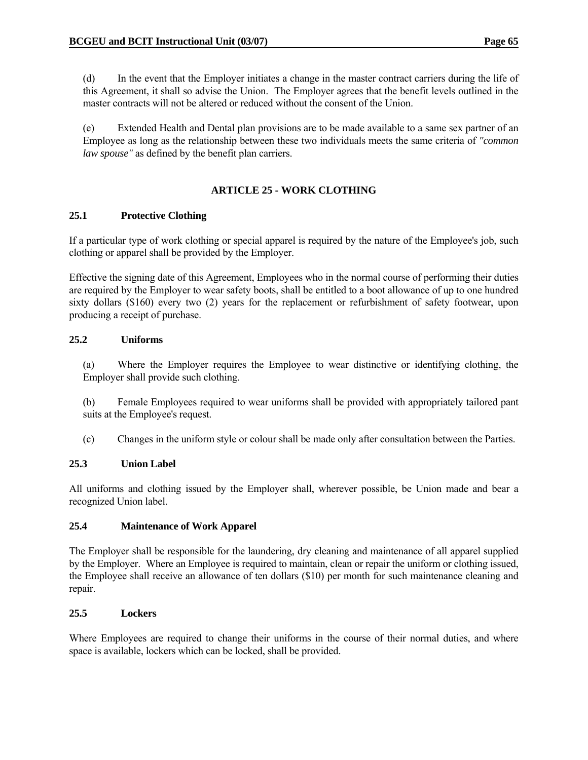(d) In the event that the Employer initiates a change in the master contract carriers during the life of this Agreement, it shall so advise the Union. The Employer agrees that the benefit levels outlined in the master contracts will not be altered or reduced without the consent of the Union.

(e) Extended Health and Dental plan provisions are to be made available to a same sex partner of an Employee as long as the relationship between these two individuals meets the same criteria of *"common law spouse"* as defined by the benefit plan carriers.

## ARTICLE 25 - WORK CLOTHING

### 25.1 Protective Clothing

If a particular type of work clothing or special apparel is required by the nature of the Employee's job, such clothing or apparel shall be provided by the Employer.

Effective the signing date of this Agreement, Employees who in the normal course of performing their duties are required by the Employer to wear safety boots, shall be entitled to a boot allowance of up to one hundred sixty dollars ($160) every two (2) years for the replacement or refurbishment of safety footwear, upon producing a receipt of purchase.

### 25.2 Uniforms

(a) Where the Employer requires the Employee to wear distinctive or identifying clothing, the Employer shall provide such clothing.

(b) Female Employees required to wear uniforms shall be provided with appropriately tailored pant suits at the Employee's request.

(c) Changes in the uniform style or colour shall be made only after consultation between the Parties.

### 25.3 Union Label

All uniforms and clothing issued by the Employer shall, wherever possible, be Union made and bear a recognized Union label.

### 25.4 Maintenance of Work Apparel

The Employer shall be responsible for the laundering, dry cleaning and maintenance of all apparel supplied by the Employer. Where an Employee is required to maintain, clean or repair the uniform or clothing issued, the Employee shall receive an allowance of ten dollars ($10) per month for such maintenance cleaning and repair.

### 25.5 Lockers

Where Employees are required to change their uniforms in the course of their normal duties, and where space is available, lockers which can be locked, shall be provided.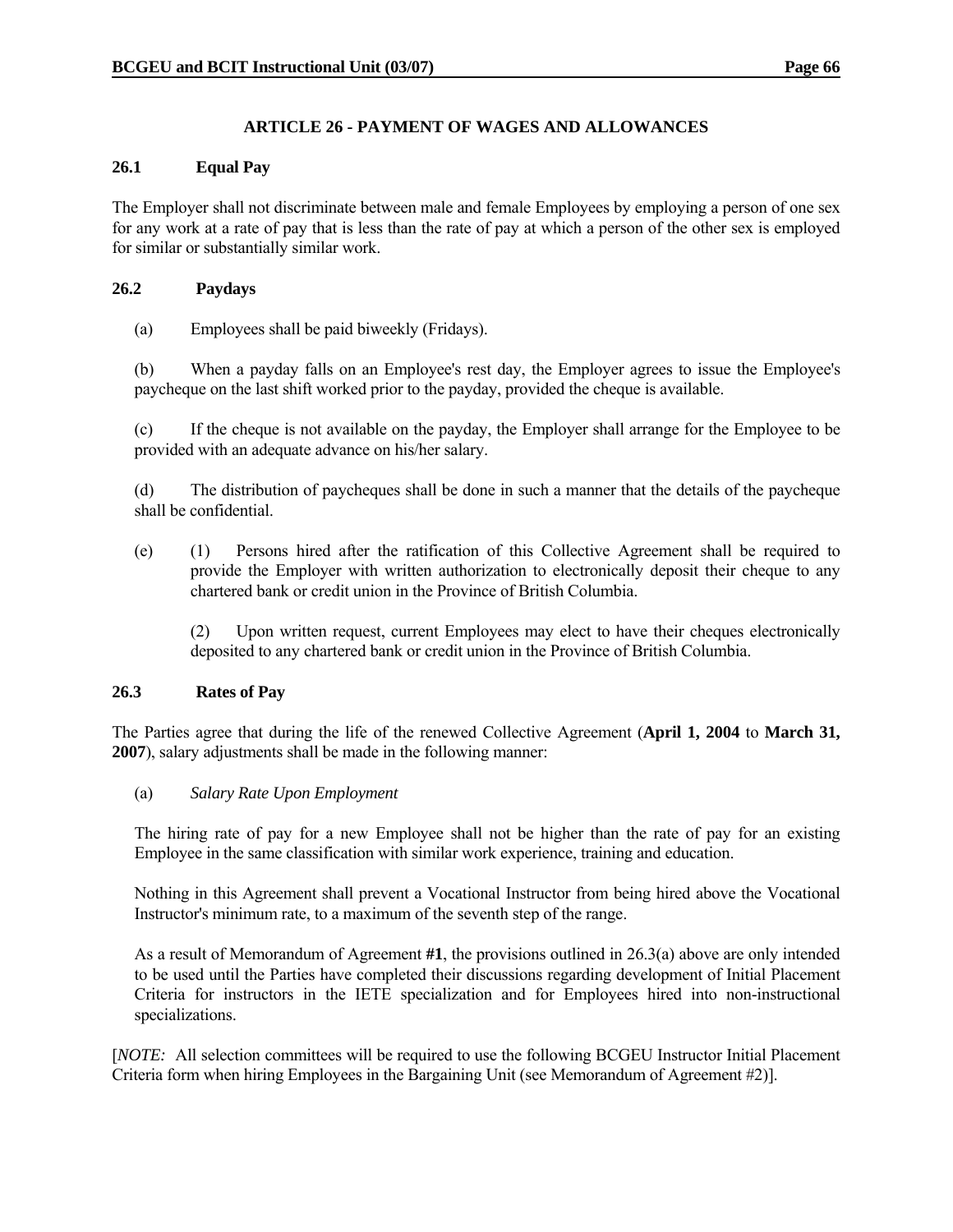## ARTICLE 26 - PAYMENT OF WAGES AND ALLOWANCES

### 26.1 Equal Pay

The Employer shall not discriminate between male and female Employees by employing a person of one sex for any work at a rate of pay that is less than the rate of pay at which a person of the other sex is employed for similar or substantially similar work.

### 26.2 Paydays

(a) Employees shall be paid biweekly (Fridays).

(b) When a payday falls on an Employee's rest day, the Employer agrees to issue the Employee's paycheque on the last shift worked prior to the payday, provided the cheque is available.

(c) If the cheque is not available on the payday, the Employer shall arrange for the Employee to be provided with an adequate advance on his/her salary.

(d) The distribution of paycheques shall be done in such a manner that the details of the paycheque shall be confidential.

(e) (1) Persons hired after the ratification of this Collective Agreement shall be required to provide the Employer with written authorization to electronically deposit their cheque to any chartered bank or credit union in the Province of British Columbia.

(2) Upon written request, current Employees may elect to have their cheques electronically deposited to any chartered bank or credit union in the Province of British Columbia.

### 26.3 Rates of Pay

The Parties agree that during the life of the renewed Collective Agreement (**April 1, 2004** to **March 31, 2007**), salary adjustments shall be made in the following manner:

(a) *Salary Rate Upon Employment*

The hiring rate of pay for a new Employee shall not be higher than the rate of pay for an existing Employee in the same classification with similar work experience, training and education.

Nothing in this Agreement shall prevent a Vocational Instructor from being hired above the Vocational Instructor's minimum rate, to a maximum of the seventh step of the range.

As a result of Memorandum of Agreement **#1**, the provisions outlined in 26.3(a) above are only intended to be used until the Parties have completed their discussions regarding development of Initial Placement Criteria for instructors in the IETE specialization and for Employees hired into non-instructional specializations.

[*NOTE:* All selection committees will be required to use the following BCGEU Instructor Initial Placement Criteria form when hiring Employees in the Bargaining Unit (see Memorandum of Agreement #2)].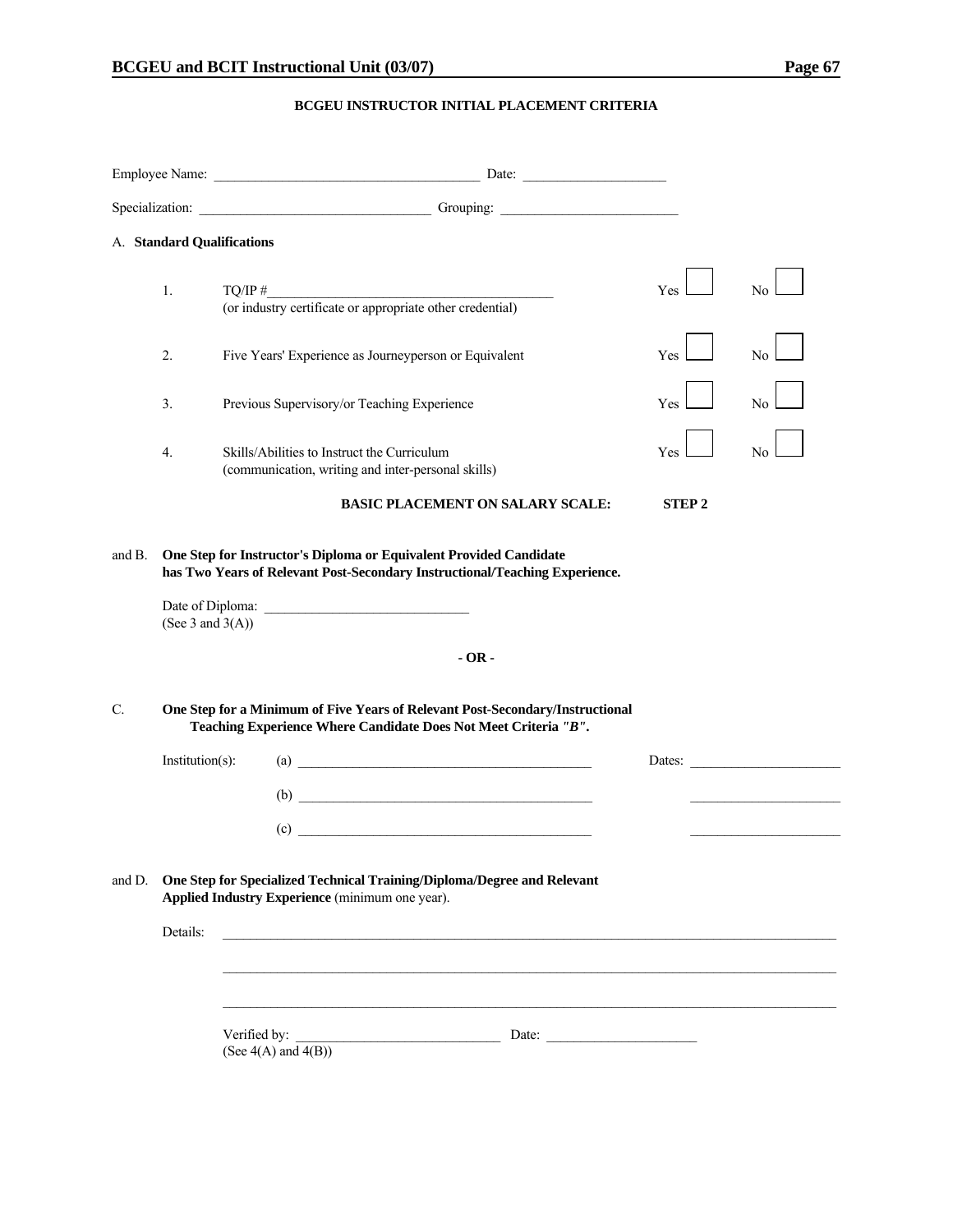## BCGEU INSTRUCTOR INITIAL PLACEMENT CRITERIA

Employee Name: ______________________________________ Date: ____________________

Specialization: __________________________________ Grouping: _________________________

A. **Standard Qualifications**

| | | | |
|---|---|---|---|
| 1. | TQ/IP #__________________________________________ (or industry certificate or appropriate other credential) | Yes ☐ | No ☐ |
| 2. | Five Years' Experience as Journeyperson or Equivalent | Yes ☐ | No ☐ |
| 3. | Previous Supervisory/or Teaching Experience | Yes ☐ | No ☐ |
| 4. | Skills/Abilities to Instruct the Curriculum (communication, writing and inter-personal skills) | Yes ☐ | No ☐ |

**BASIC PLACEMENT ON SALARY SCALE: STEP 2**

and B. **One Step for Instructor's Diploma or Equivalent Provided Candidate has Two Years of Relevant Post-Secondary Instructional/Teaching Experience.**

Date of Diploma: ______________________________
(See 3 and 3(A))

**- OR -**

C. **One Step for a Minimum of Five Years of Relevant Post-Secondary/Instructional Teaching Experience Where Candidate Does Not Meet Criteria *"B"*.**

Institution(s): (a) ____________________________________________ Dates: ______________________

(b) ____________________________________________ ______________________

(c) ____________________________________________ ______________________

and D. **One Step for Specialized Technical Training/Diploma/Degree and Relevant Applied Industry Experience** (minimum one year).

Details: ____________________________________________________________________________________

____________________________________________________________________________________

____________________________________________________________________________________

Verified by: ______________________________ Date: ______________________
(See 4(A) and 4(B))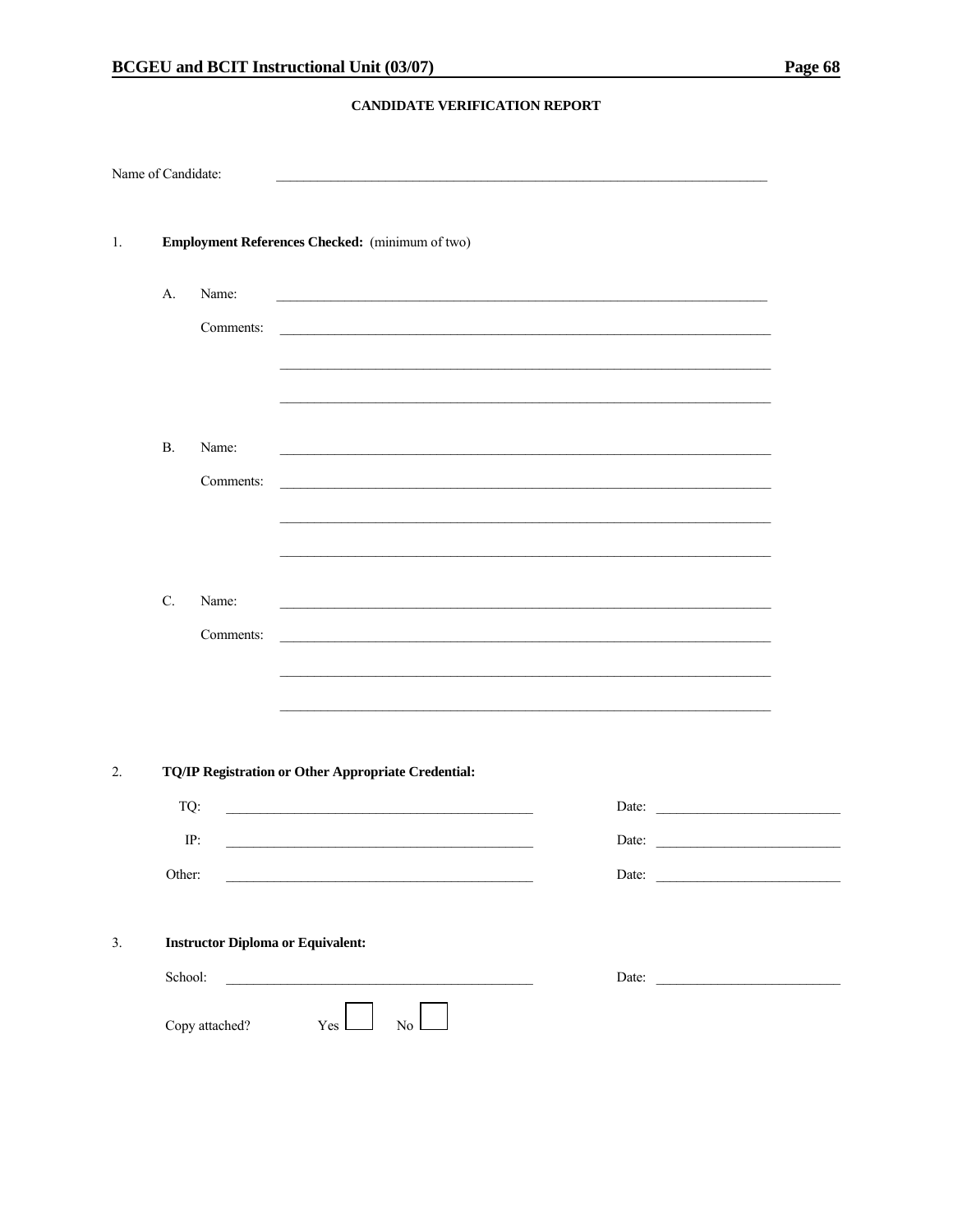**CANDIDATE VERIFICATION REPORT**

Name of Candidate: ______________________________________________

1. **Employment References Checked:** (minimum of two)

   A. Name: ______________________________________________

      Comments: ______________________________________________

      ______________________________________________

      ______________________________________________

   B. Name: ______________________________________________

      Comments: ______________________________________________

      ______________________________________________

      ______________________________________________

   C. Name: ______________________________________________

      Comments: ______________________________________________

      ______________________________________________

      ______________________________________________

2. **TQ/IP Registration or Other Appropriate Credential:**

   TQ: ______________________________ Date: ____________________

   IP: ______________________________ Date: ____________________

   Other: ______________________________ Date: ____________________

3. **Instructor Diploma or Equivalent:**

   School: ______________________________ Date: ____________________

   Copy attached? Yes ☐ No ☐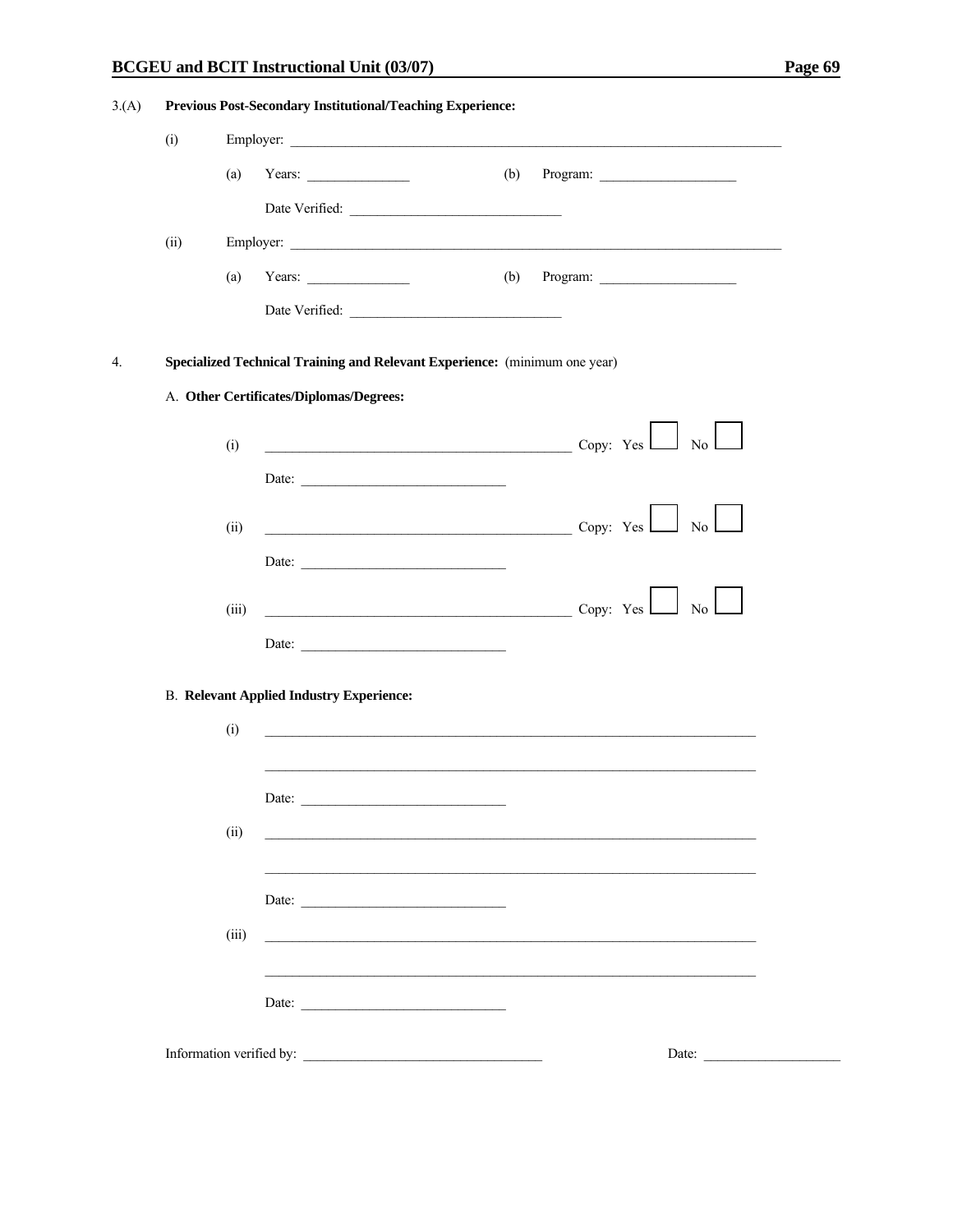3.(A) **Previous Post-Secondary Institutional/Teaching Experience:**

(i) Employer: ______________________________________________

(a) Years: ______________ (b) Program: __________________

Date Verified: ____________________________

(ii) Employer: ______________________________________________

(a) Years: ______________ (b) Program: __________________

Date Verified: ____________________________

4. **Specialized Technical Training and Relevant Experience:** (minimum one year)

A. **Other Certificates/Diplomas/Degrees:**

(i) ________________________________________ Copy: Yes ☐ No ☐

Date: ____________________________

(ii) ________________________________________ Copy: Yes ☐ No ☐

Date: ____________________________

(iii) ________________________________________ Copy: Yes ☐ No ☐

Date: ____________________________

B. **Relevant Applied Industry Experience:**

(i) ______________________________________________________________

______________________________________________________________

Date: ____________________________

(ii) ______________________________________________________________

______________________________________________________________

Date: ____________________________

(iii) ______________________________________________________________

______________________________________________________________

Date: ____________________________

Information verified by: ________________________________ Date: __________________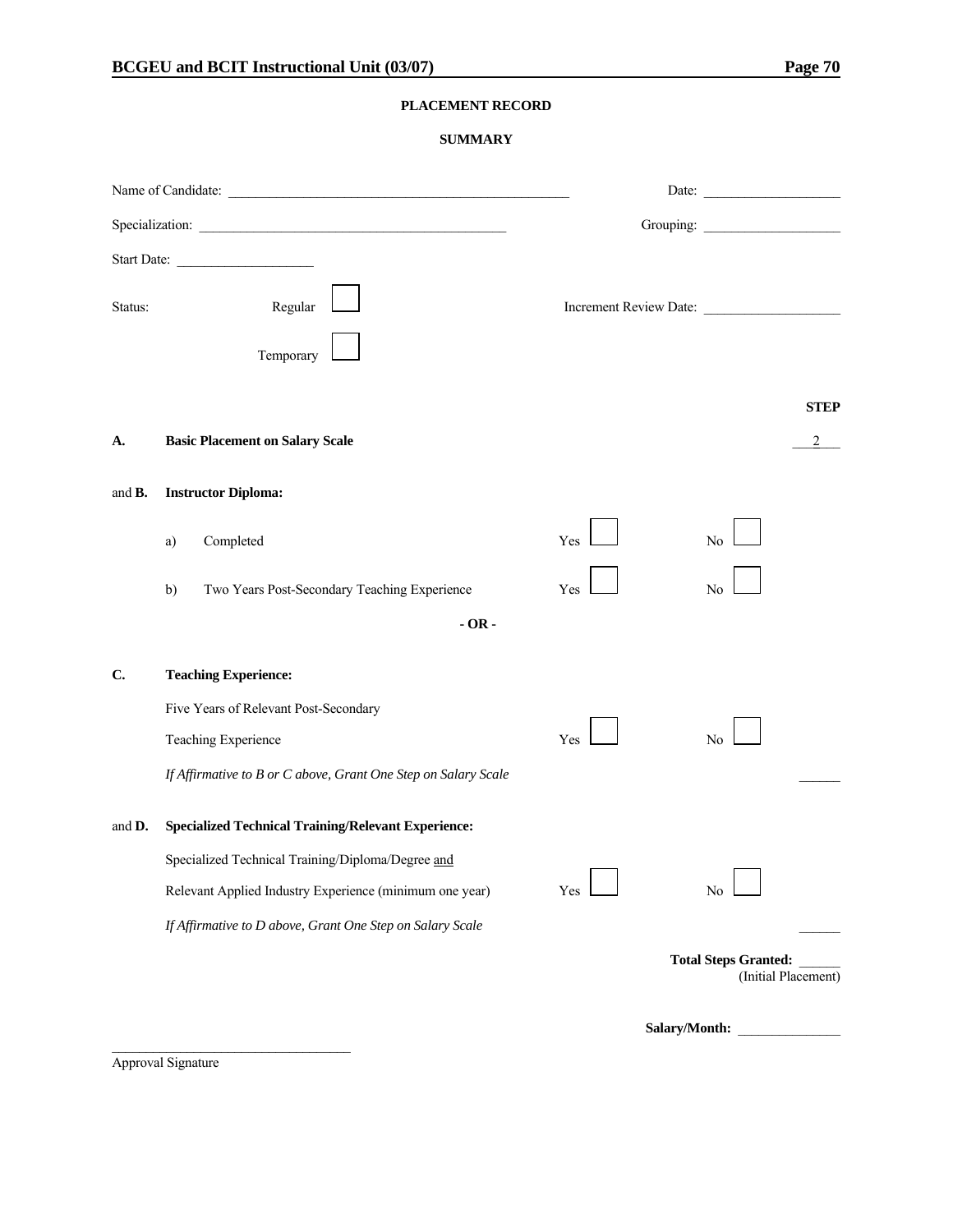**PLACEMENT RECORD**

**SUMMARY**

Name of Candidate: ______________________________ Date: ______________

Specialization: ______________________________ Grouping: ______________

Start Date: ______________

Status: Regular ☐ Increment Review Date: ______________

Temporary ☐

**STEP**

**A.** **Basic Placement on Salary Scale** 2

and **B.** **Instructor Diploma:**

a) Completed Yes ☐ No ☐

b) Two Years Post-Secondary Teaching Experience Yes ☐ No ☐

**- OR -**

**C.** **Teaching Experience:**

Five Years of Relevant Post-Secondary Teaching Experience Yes ☐ No ☐

*If Affirmative to B or C above, Grant One Step on Salary Scale* ______

and **D.** **Specialized Technical Training/Relevant Experience:**

Specialized Technical Training/Diploma/Degree and Relevant Applied Industry Experience (minimum one year) Yes ☐ No ☐

*If Affirmative to D above, Grant One Step on Salary Scale* ______

**Total Steps Granted:** ______
(Initial Placement)

**Salary/Month:** ______________

______________________________
Approval Signature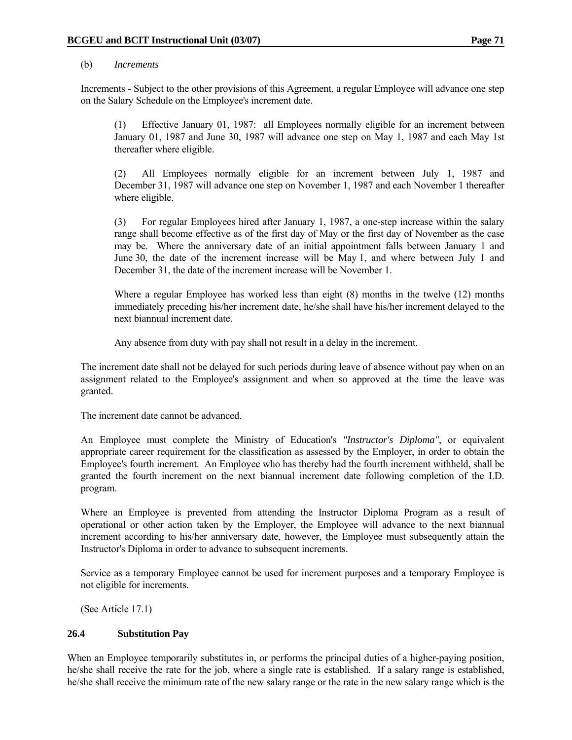(b) *Increments*

Increments - Subject to the other provisions of this Agreement, a regular Employee will advance one step on the Salary Schedule on the Employee's increment date.

> (1) Effective January 01, 1987: all Employees normally eligible for an increment between January 01, 1987 and June 30, 1987 will advance one step on May 1, 1987 and each May 1st thereafter where eligible.
>
> (2) All Employees normally eligible for an increment between July 1, 1987 and December 31, 1987 will advance one step on November 1, 1987 and each November 1 thereafter where eligible.
>
> (3) For regular Employees hired after January 1, 1987, a one-step increase within the salary range shall become effective as of the first day of May or the first day of November as the case may be. Where the anniversary date of an initial appointment falls between January 1 and June 30, the date of the increment increase will be May 1, and where between July 1 and December 31, the date of the increment increase will be November 1.
>
> Where a regular Employee has worked less than eight (8) months in the twelve (12) months immediately preceding his/her increment date, he/she shall have his/her increment delayed to the next biannual increment date.
>
> Any absence from duty with pay shall not result in a delay in the increment.

The increment date shall not be delayed for such periods during leave of absence without pay when on an assignment related to the Employee's assignment and when so approved at the time the leave was granted.

The increment date cannot be advanced.

An Employee must complete the Ministry of Education's *"Instructor's Diploma"*, or equivalent appropriate career requirement for the classification as assessed by the Employer, in order to obtain the Employee's fourth increment. An Employee who has thereby had the fourth increment withheld, shall be granted the fourth increment on the next biannual increment date following completion of the I.D. program.

Where an Employee is prevented from attending the Instructor Diploma Program as a result of operational or other action taken by the Employer, the Employee will advance to the next biannual increment according to his/her anniversary date, however, the Employee must subsequently attain the Instructor's Diploma in order to advance to subsequent increments.

Service as a temporary Employee cannot be used for increment purposes and a temporary Employee is not eligible for increments.

(See Article 17.1)

### 26.4 Substitution Pay

When an Employee temporarily substitutes in, or performs the principal duties of a higher-paying position, he/she shall receive the rate for the job, where a single rate is established. If a salary range is established, he/she shall receive the minimum rate of the new salary range or the rate in the new salary range which is the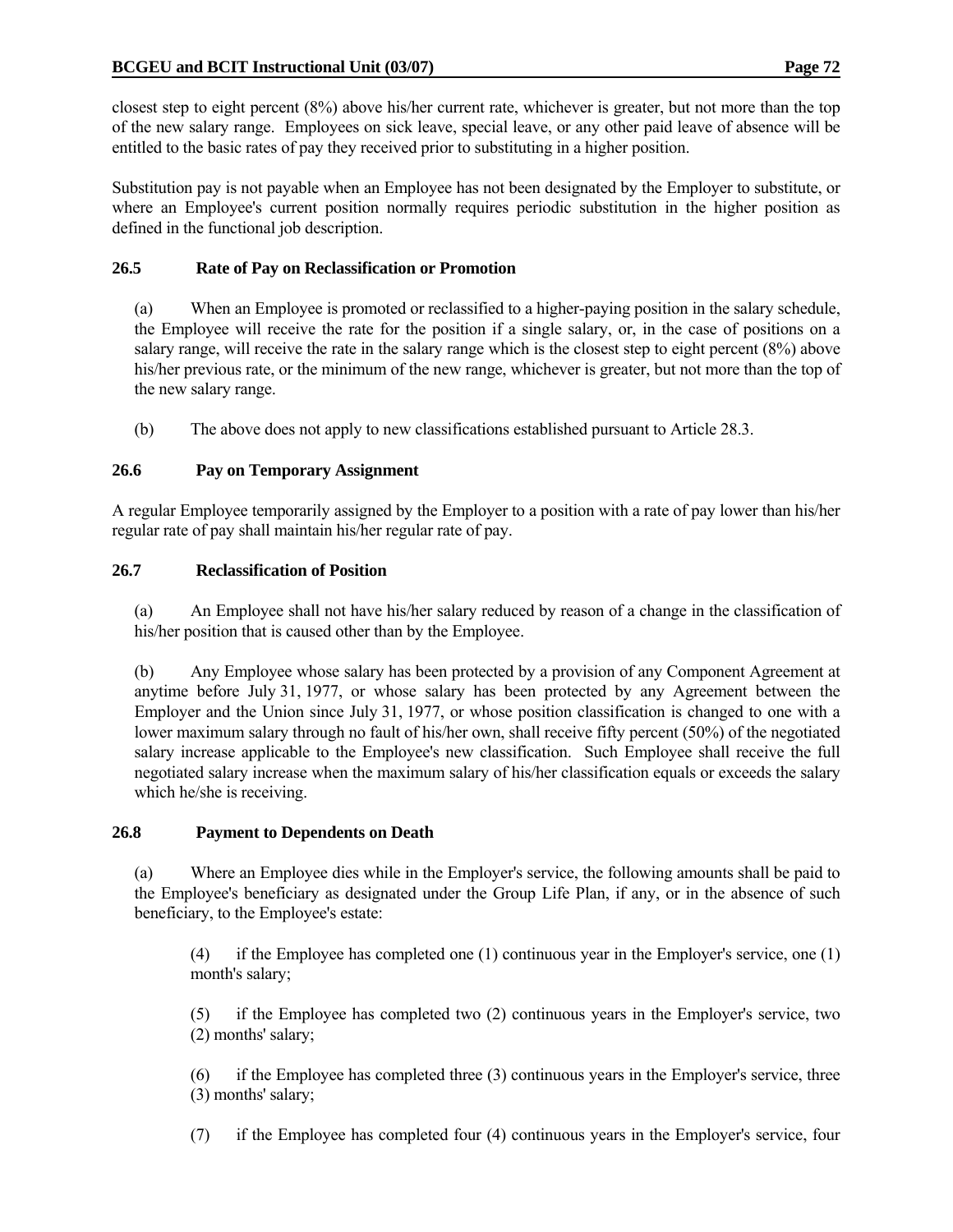closest step to eight percent (8%) above his/her current rate, whichever is greater, but not more than the top of the new salary range. Employees on sick leave, special leave, or any other paid leave of absence will be entitled to the basic rates of pay they received prior to substituting in a higher position.

Substitution pay is not payable when an Employee has not been designated by the Employer to substitute, or where an Employee's current position normally requires periodic substitution in the higher position as defined in the functional job description.

### 26.5 Rate of Pay on Reclassification or Promotion

(a) When an Employee is promoted or reclassified to a higher-paying position in the salary schedule, the Employee will receive the rate for the position if a single salary, or, in the case of positions on a salary range, will receive the rate in the salary range which is the closest step to eight percent (8%) above his/her previous rate, or the minimum of the new range, whichever is greater, but not more than the top of the new salary range.

(b) The above does not apply to new classifications established pursuant to Article 28.3.

### 26.6 Pay on Temporary Assignment

A regular Employee temporarily assigned by the Employer to a position with a rate of pay lower than his/her regular rate of pay shall maintain his/her regular rate of pay.

### 26.7 Reclassification of Position

(a) An Employee shall not have his/her salary reduced by reason of a change in the classification of his/her position that is caused other than by the Employee.

(b) Any Employee whose salary has been protected by a provision of any Component Agreement at anytime before July 31, 1977, or whose salary has been protected by any Agreement between the Employer and the Union since July 31, 1977, or whose position classification is changed to one with a lower maximum salary through no fault of his/her own, shall receive fifty percent (50%) of the negotiated salary increase applicable to the Employee's new classification. Such Employee shall receive the full negotiated salary increase when the maximum salary of his/her classification equals or exceeds the salary which he/she is receiving.

### 26.8 Payment to Dependents on Death

(a) Where an Employee dies while in the Employer's service, the following amounts shall be paid to the Employee's beneficiary as designated under the Group Life Plan, if any, or in the absence of such beneficiary, to the Employee's estate:

(4) if the Employee has completed one (1) continuous year in the Employer's service, one (1) month's salary;

(5) if the Employee has completed two (2) continuous years in the Employer's service, two (2) months' salary;

(6) if the Employee has completed three (3) continuous years in the Employer's service, three (3) months' salary;

(7) if the Employee has completed four (4) continuous years in the Employer's service, four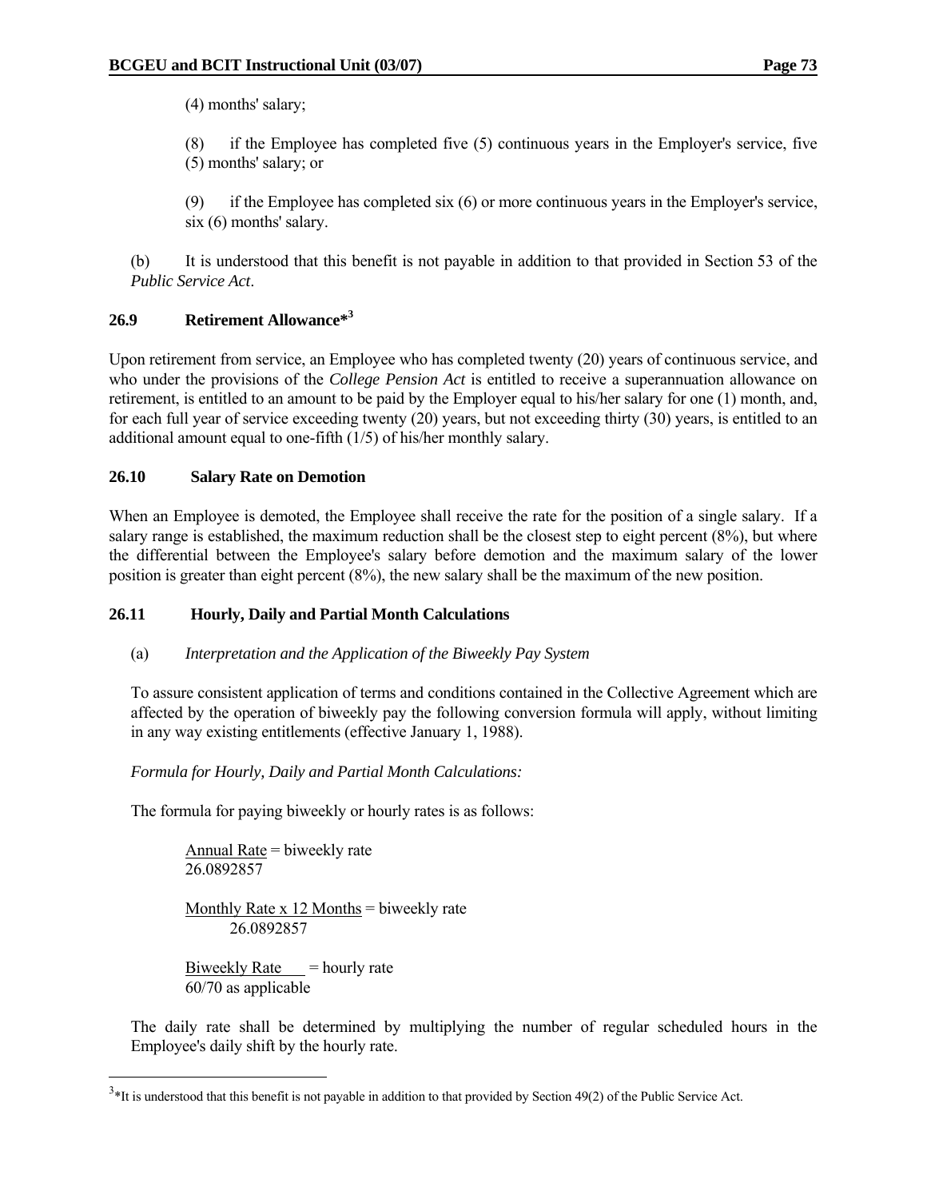(4) months' salary;

(8) if the Employee has completed five (5) continuous years in the Employer's service, five (5) months' salary; or

(9) if the Employee has completed six (6) or more continuous years in the Employer's service, six (6) months' salary.

(b) It is understood that this benefit is not payable in addition to that provided in Section 53 of the *Public Service Act*.

### 26.9 Retirement Allowance*[3]

Upon retirement from service, an Employee who has completed twenty (20) years of continuous service, and who under the provisions of the *College Pension Act* is entitled to receive a superannuation allowance on retirement, is entitled to an amount to be paid by the Employer equal to his/her salary for one (1) month, and, for each full year of service exceeding twenty (20) years, but not exceeding thirty (30) years, is entitled to an additional amount equal to one-fifth (1/5) of his/her monthly salary.

### 26.10 Salary Rate on Demotion

When an Employee is demoted, the Employee shall receive the rate for the position of a single salary. If a salary range is established, the maximum reduction shall be the closest step to eight percent (8%), but where the differential between the Employee's salary before demotion and the maximum salary of the lower position is greater than eight percent (8%), the new salary shall be the maximum of the new position.

### 26.11 Hourly, Daily and Partial Month Calculations

(a) *Interpretation and the Application of the Biweekly Pay System*

To assure consistent application of terms and conditions contained in the Collective Agreement which are affected by the operation of biweekly pay the following conversion formula will apply, without limiting in any way existing entitlements (effective January 1, 1988).

*Formula for Hourly, Daily and Partial Month Calculations:*

The formula for paying biweekly or hourly rates is as follows:

$$\frac{\text{Annual Rate}}{26.0892857} = \text{biweekly rate}$$

$$\frac{\text{Monthly Rate x 12 Months}}{26.0892857} = \text{biweekly rate}$$

$$\frac{\text{Biweekly Rate}}{\text{60/70 as applicable}} = \text{hourly rate}$$

The daily rate shall be determined by multiplying the number of regular scheduled hours in the Employee's daily shift by the hourly rate.

[3]*It is understood that this benefit is not payable in addition to that provided by Section 49(2) of the Public Service Act.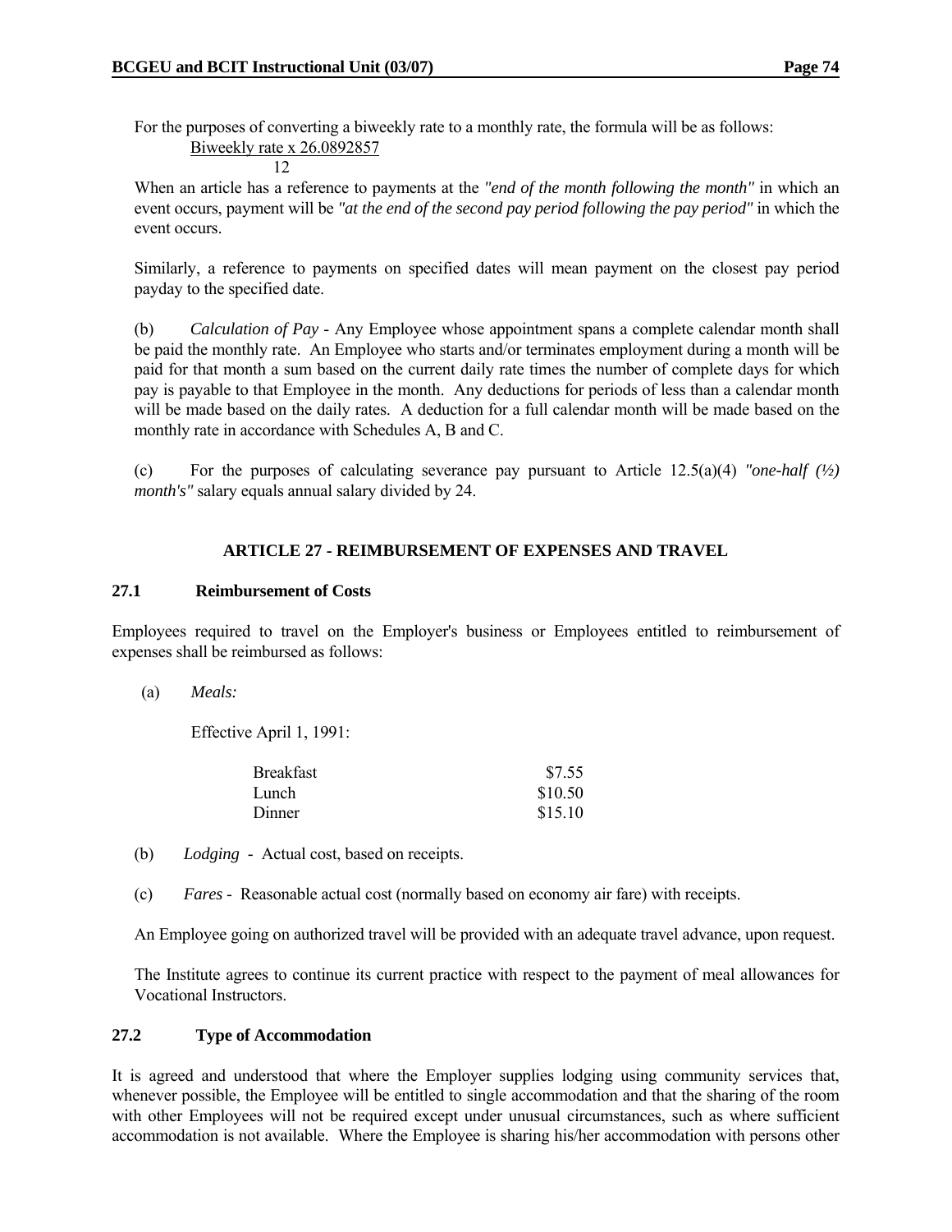For the purposes of converting a biweekly rate to a monthly rate, the formula will be as follows:

$$\frac{\text{Biweekly rate} \times 26.0892857}{12}$$

When an article has a reference to payments at the *"end of the month following the month"* in which an event occurs, payment will be *"at the end of the second pay period following the pay period"* in which the event occurs.

Similarly, a reference to payments on specified dates will mean payment on the closest pay period payday to the specified date.

(b) *Calculation of Pay* - Any Employee whose appointment spans a complete calendar month shall be paid the monthly rate. An Employee who starts and/or terminates employment during a month will be paid for that month a sum based on the current daily rate times the number of complete days for which pay is payable to that Employee in the month. Any deductions for periods of less than a calendar month will be made based on the daily rates. A deduction for a full calendar month will be made based on the monthly rate in accordance with Schedules A, B and C.

(c) For the purposes of calculating severance pay pursuant to Article 12.5(a)(4) *"one-half (½) month's"* salary equals annual salary divided by 24.

## ARTICLE 27 - REIMBURSEMENT OF EXPENSES AND TRAVEL

### 27.1 Reimbursement of Costs

Employees required to travel on the Employer's business or Employees entitled to reimbursement of expenses shall be reimbursed as follows:

(a) *Meals:*

Effective April 1, 1991:

| | |
|---|---|
| Breakfast | $7.55 |
| Lunch | $10.50 |
| Dinner | $15.10 |

(b) *Lodging* - Actual cost, based on receipts.

(c) *Fares* - Reasonable actual cost (normally based on economy air fare) with receipts.

An Employee going on authorized travel will be provided with an adequate travel advance, upon request.

The Institute agrees to continue its current practice with respect to the payment of meal allowances for Vocational Instructors.

### 27.2 Type of Accommodation

It is agreed and understood that where the Employer supplies lodging using community services that, whenever possible, the Employee will be entitled to single accommodation and that the sharing of the room with other Employees will not be required except under unusual circumstances, such as where sufficient accommodation is not available. Where the Employee is sharing his/her accommodation with persons other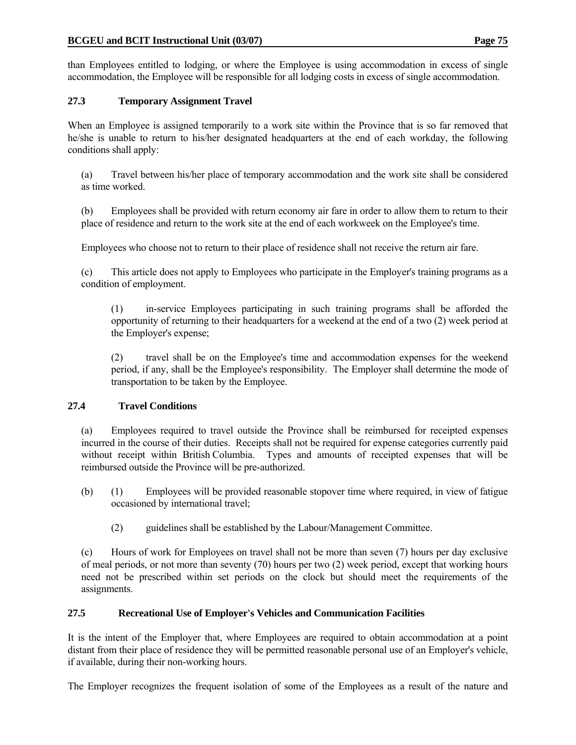than Employees entitled to lodging, or where the Employee is using accommodation in excess of single accommodation, the Employee will be responsible for all lodging costs in excess of single accommodation.

### 27.3 Temporary Assignment Travel

When an Employee is assigned temporarily to a work site within the Province that is so far removed that he/she is unable to return to his/her designated headquarters at the end of each workday, the following conditions shall apply:

(a) Travel between his/her place of temporary accommodation and the work site shall be considered as time worked.

(b) Employees shall be provided with return economy air fare in order to allow them to return to their place of residence and return to the work site at the end of each workweek on the Employee's time.

Employees who choose not to return to their place of residence shall not receive the return air fare.

(c) This article does not apply to Employees who participate in the Employer's training programs as a condition of employment.

(1) in-service Employees participating in such training programs shall be afforded the opportunity of returning to their headquarters for a weekend at the end of a two (2) week period at the Employer's expense;

(2) travel shall be on the Employee's time and accommodation expenses for the weekend period, if any, shall be the Employee's responsibility. The Employer shall determine the mode of transportation to be taken by the Employee.

### 27.4 Travel Conditions

(a) Employees required to travel outside the Province shall be reimbursed for receipted expenses incurred in the course of their duties. Receipts shall not be required for expense categories currently paid without receipt within British Columbia. Types and amounts of receipted expenses that will be reimbursed outside the Province will be pre-authorized.

(b) (1) Employees will be provided reasonable stopover time where required, in view of fatigue occasioned by international travel;

(2) guidelines shall be established by the Labour/Management Committee.

(c) Hours of work for Employees on travel shall not be more than seven (7) hours per day exclusive of meal periods, or not more than seventy (70) hours per two (2) week period, except that working hours need not be prescribed within set periods on the clock but should meet the requirements of the assignments.

### 27.5 Recreational Use of Employer's Vehicles and Communication Facilities

It is the intent of the Employer that, where Employees are required to obtain accommodation at a point distant from their place of residence they will be permitted reasonable personal use of an Employer's vehicle, if available, during their non-working hours.

The Employer recognizes the frequent isolation of some of the Employees as a result of the nature and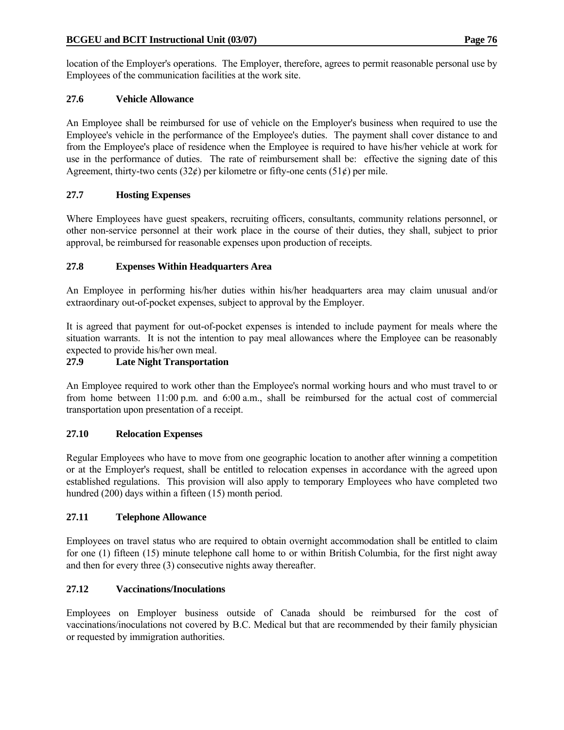location of the Employer's operations. The Employer, therefore, agrees to permit reasonable personal use by Employees of the communication facilities at the work site.

### 27.6 Vehicle Allowance

An Employee shall be reimbursed for use of vehicle on the Employer's business when required to use the Employee's vehicle in the performance of the Employee's duties. The payment shall cover distance to and from the Employee's place of residence when the Employee is required to have his/her vehicle at work for use in the performance of duties. The rate of reimbursement shall be: effective the signing date of this Agreement, thirty-two cents (32¢) per kilometre or fifty-one cents (51¢) per mile.

### 27.7 Hosting Expenses

Where Employees have guest speakers, recruiting officers, consultants, community relations personnel, or other non-service personnel at their work place in the course of their duties, they shall, subject to prior approval, be reimbursed for reasonable expenses upon production of receipts.

### 27.8 Expenses Within Headquarters Area

An Employee in performing his/her duties within his/her headquarters area may claim unusual and/or extraordinary out-of-pocket expenses, subject to approval by the Employer.

It is agreed that payment for out-of-pocket expenses is intended to include payment for meals where the situation warrants. It is not the intention to pay meal allowances where the Employee can be reasonably expected to provide his/her own meal.

### 27.9 Late Night Transportation

An Employee required to work other than the Employee's normal working hours and who must travel to or from home between 11:00 p.m. and 6:00 a.m., shall be reimbursed for the actual cost of commercial transportation upon presentation of a receipt.

### 27.10 Relocation Expenses

Regular Employees who have to move from one geographic location to another after winning a competition or at the Employer's request, shall be entitled to relocation expenses in accordance with the agreed upon established regulations. This provision will also apply to temporary Employees who have completed two hundred (200) days within a fifteen (15) month period.

### 27.11 Telephone Allowance

Employees on travel status who are required to obtain overnight accommodation shall be entitled to claim for one (1) fifteen (15) minute telephone call home to or within British Columbia, for the first night away and then for every three (3) consecutive nights away thereafter.

### 27.12 Vaccinations/Inoculations

Employees on Employer business outside of Canada should be reimbursed for the cost of vaccinations/inoculations not covered by B.C. Medical but that are recommended by their family physician or requested by immigration authorities.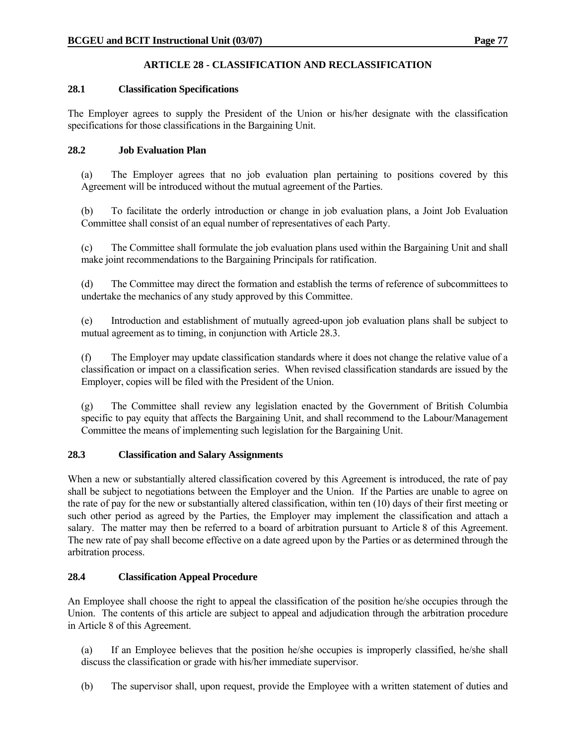## ARTICLE 28 - CLASSIFICATION AND RECLASSIFICATION

### 28.1 Classification Specifications

The Employer agrees to supply the President of the Union or his/her designate with the classification specifications for those classifications in the Bargaining Unit.

### 28.2 Job Evaluation Plan

(a) The Employer agrees that no job evaluation plan pertaining to positions covered by this Agreement will be introduced without the mutual agreement of the Parties.

(b) To facilitate the orderly introduction or change in job evaluation plans, a Joint Job Evaluation Committee shall consist of an equal number of representatives of each Party.

(c) The Committee shall formulate the job evaluation plans used within the Bargaining Unit and shall make joint recommendations to the Bargaining Principals for ratification.

(d) The Committee may direct the formation and establish the terms of reference of subcommittees to undertake the mechanics of any study approved by this Committee.

(e) Introduction and establishment of mutually agreed-upon job evaluation plans shall be subject to mutual agreement as to timing, in conjunction with Article 28.3.

(f) The Employer may update classification standards where it does not change the relative value of a classification or impact on a classification series. When revised classification standards are issued by the Employer, copies will be filed with the President of the Union.

(g) The Committee shall review any legislation enacted by the Government of British Columbia specific to pay equity that affects the Bargaining Unit, and shall recommend to the Labour/Management Committee the means of implementing such legislation for the Bargaining Unit.

### 28.3 Classification and Salary Assignments

When a new or substantially altered classification covered by this Agreement is introduced, the rate of pay shall be subject to negotiations between the Employer and the Union. If the Parties are unable to agree on the rate of pay for the new or substantially altered classification, within ten (10) days of their first meeting or such other period as agreed by the Parties, the Employer may implement the classification and attach a salary. The matter may then be referred to a board of arbitration pursuant to Article 8 of this Agreement. The new rate of pay shall become effective on a date agreed upon by the Parties or as determined through the arbitration process.

### 28.4 Classification Appeal Procedure

An Employee shall choose the right to appeal the classification of the position he/she occupies through the Union. The contents of this article are subject to appeal and adjudication through the arbitration procedure in Article 8 of this Agreement.

(a) If an Employee believes that the position he/she occupies is improperly classified, he/she shall discuss the classification or grade with his/her immediate supervisor.

(b) The supervisor shall, upon request, provide the Employee with a written statement of duties and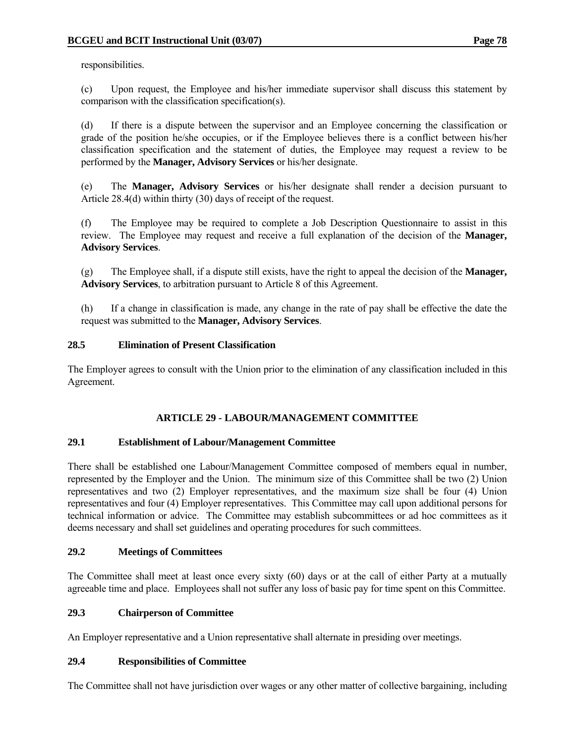responsibilities.

(c) Upon request, the Employee and his/her immediate supervisor shall discuss this statement by comparison with the classification specification(s).

(d) If there is a dispute between the supervisor and an Employee concerning the classification or grade of the position he/she occupies, or if the Employee believes there is a conflict between his/her classification specification and the statement of duties, the Employee may request a review to be performed by the **Manager, Advisory Services** or his/her designate.

(e) The **Manager, Advisory Services** or his/her designate shall render a decision pursuant to Article 28.4(d) within thirty (30) days of receipt of the request.

(f) The Employee may be required to complete a Job Description Questionnaire to assist in this review. The Employee may request and receive a full explanation of the decision of the **Manager, Advisory Services**.

(g) The Employee shall, if a dispute still exists, have the right to appeal the decision of the **Manager, Advisory Services**, to arbitration pursuant to Article 8 of this Agreement.

(h) If a change in classification is made, any change in the rate of pay shall be effective the date the request was submitted to the **Manager, Advisory Services**.

### 28.5 Elimination of Present Classification

The Employer agrees to consult with the Union prior to the elimination of any classification included in this Agreement.

## ARTICLE 29 - LABOUR/MANAGEMENT COMMITTEE

### 29.1 Establishment of Labour/Management Committee

There shall be established one Labour/Management Committee composed of members equal in number, represented by the Employer and the Union. The minimum size of this Committee shall be two (2) Union representatives and two (2) Employer representatives, and the maximum size shall be four (4) Union representatives and four (4) Employer representatives. This Committee may call upon additional persons for technical information or advice. The Committee may establish subcommittees or ad hoc committees as it deems necessary and shall set guidelines and operating procedures for such committees.

### 29.2 Meetings of Committees

The Committee shall meet at least once every sixty (60) days or at the call of either Party at a mutually agreeable time and place. Employees shall not suffer any loss of basic pay for time spent on this Committee.

### 29.3 Chairperson of Committee

An Employer representative and a Union representative shall alternate in presiding over meetings.

### 29.4 Responsibilities of Committee

The Committee shall not have jurisdiction over wages or any other matter of collective bargaining, including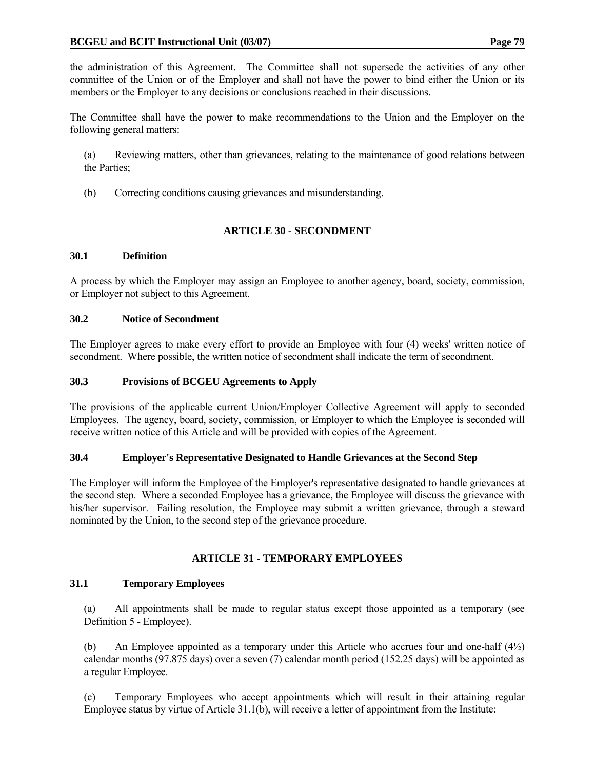the administration of this Agreement. The Committee shall not supersede the activities of any other committee of the Union or of the Employer and shall not have the power to bind either the Union or its members or the Employer to any decisions or conclusions reached in their discussions.

The Committee shall have the power to make recommendations to the Union and the Employer on the following general matters:

(a) Reviewing matters, other than grievances, relating to the maintenance of good relations between the Parties;

(b) Correcting conditions causing grievances and misunderstanding.

## ARTICLE 30 - SECONDMENT

### 30.1 Definition

A process by which the Employer may assign an Employee to another agency, board, society, commission, or Employer not subject to this Agreement.

### 30.2 Notice of Secondment

The Employer agrees to make every effort to provide an Employee with four (4) weeks' written notice of secondment. Where possible, the written notice of secondment shall indicate the term of secondment.

### 30.3 Provisions of BCGEU Agreements to Apply

The provisions of the applicable current Union/Employer Collective Agreement will apply to seconded Employees. The agency, board, society, commission, or Employer to which the Employee is seconded will receive written notice of this Article and will be provided with copies of the Agreement.

### 30.4 Employer's Representative Designated to Handle Grievances at the Second Step

The Employer will inform the Employee of the Employer's representative designated to handle grievances at the second step. Where a seconded Employee has a grievance, the Employee will discuss the grievance with his/her supervisor. Failing resolution, the Employee may submit a written grievance, through a steward nominated by the Union, to the second step of the grievance procedure.

## ARTICLE 31 - TEMPORARY EMPLOYEES

### 31.1 Temporary Employees

(a) All appointments shall be made to regular status except those appointed as a temporary (see Definition 5 - Employee).

(b) An Employee appointed as a temporary under this Article who accrues four and one-half (4½) calendar months (97.875 days) over a seven (7) calendar month period (152.25 days) will be appointed as a regular Employee.

(c) Temporary Employees who accept appointments which will result in their attaining regular Employee status by virtue of Article 31.1(b), will receive a letter of appointment from the Institute: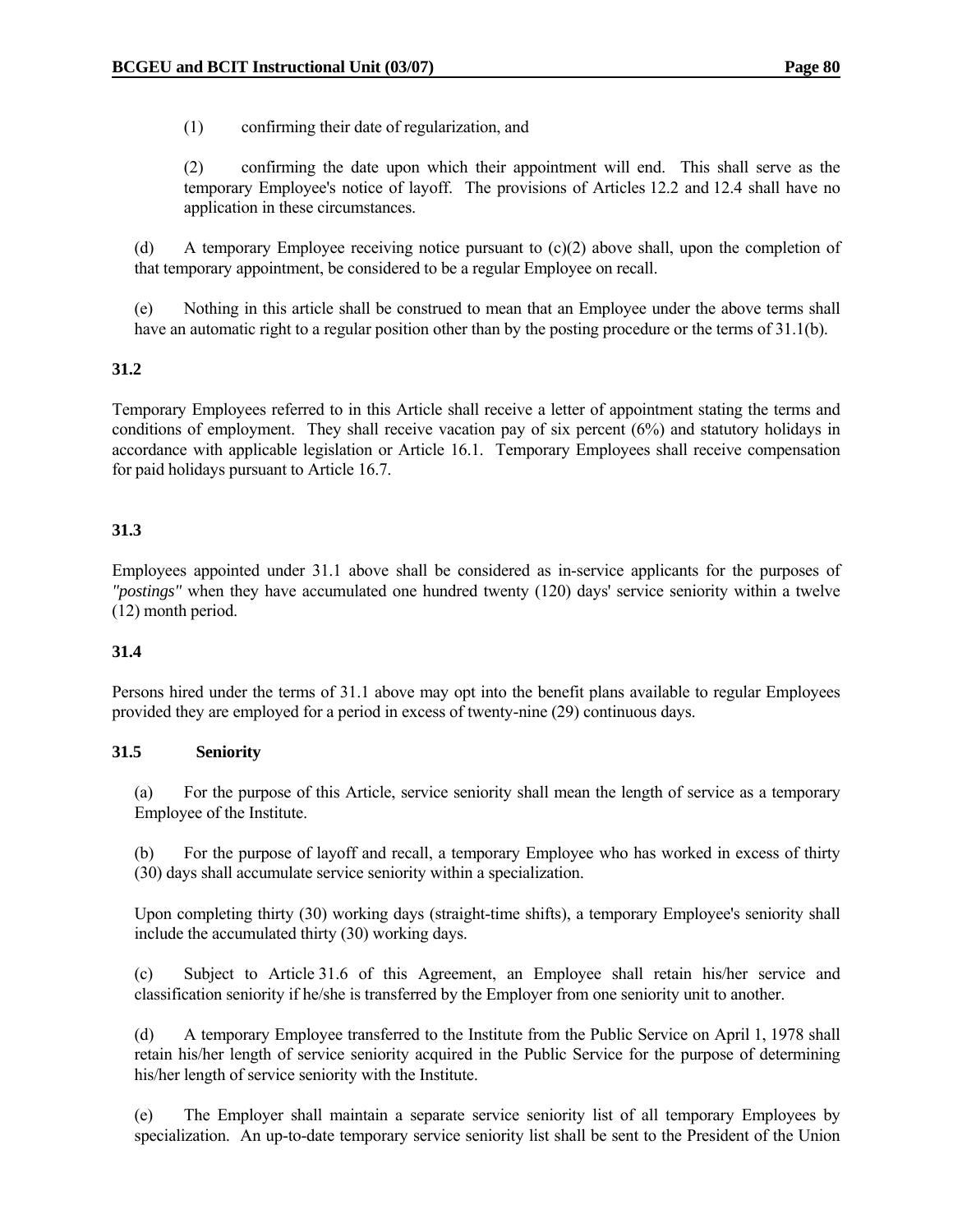(1) confirming their date of regularization, and

(2) confirming the date upon which their appointment will end. This shall serve as the temporary Employee's notice of layoff. The provisions of Articles 12.2 and 12.4 shall have no application in these circumstances.

(d) A temporary Employee receiving notice pursuant to (c)(2) above shall, upon the completion of that temporary appointment, be considered to be a regular Employee on recall.

(e) Nothing in this article shall be construed to mean that an Employee under the above terms shall have an automatic right to a regular position other than by the posting procedure or the terms of 31.1(b).

**31.2**

Temporary Employees referred to in this Article shall receive a letter of appointment stating the terms and conditions of employment. They shall receive vacation pay of six percent (6%) and statutory holidays in accordance with applicable legislation or Article 16.1. Temporary Employees shall receive compensation for paid holidays pursuant to Article 16.7.

**31.3**

Employees appointed under 31.1 above shall be considered as in-service applicants for the purposes of *"postings"* when they have accumulated one hundred twenty (120) days' service seniority within a twelve (12) month period.

**31.4**

Persons hired under the terms of 31.1 above may opt into the benefit plans available to regular Employees provided they are employed for a period in excess of twenty-nine (29) continuous days.

**31.5 Seniority**

(a) For the purpose of this Article, service seniority shall mean the length of service as a temporary Employee of the Institute.

(b) For the purpose of layoff and recall, a temporary Employee who has worked in excess of thirty (30) days shall accumulate service seniority within a specialization.

Upon completing thirty (30) working days (straight-time shifts), a temporary Employee's seniority shall include the accumulated thirty (30) working days.

(c) Subject to Article 31.6 of this Agreement, an Employee shall retain his/her service and classification seniority if he/she is transferred by the Employer from one seniority unit to another.

(d) A temporary Employee transferred to the Institute from the Public Service on April 1, 1978 shall retain his/her length of service seniority acquired in the Public Service for the purpose of determining his/her length of service seniority with the Institute.

(e) The Employer shall maintain a separate service seniority list of all temporary Employees by specialization. An up-to-date temporary service seniority list shall be sent to the President of the Union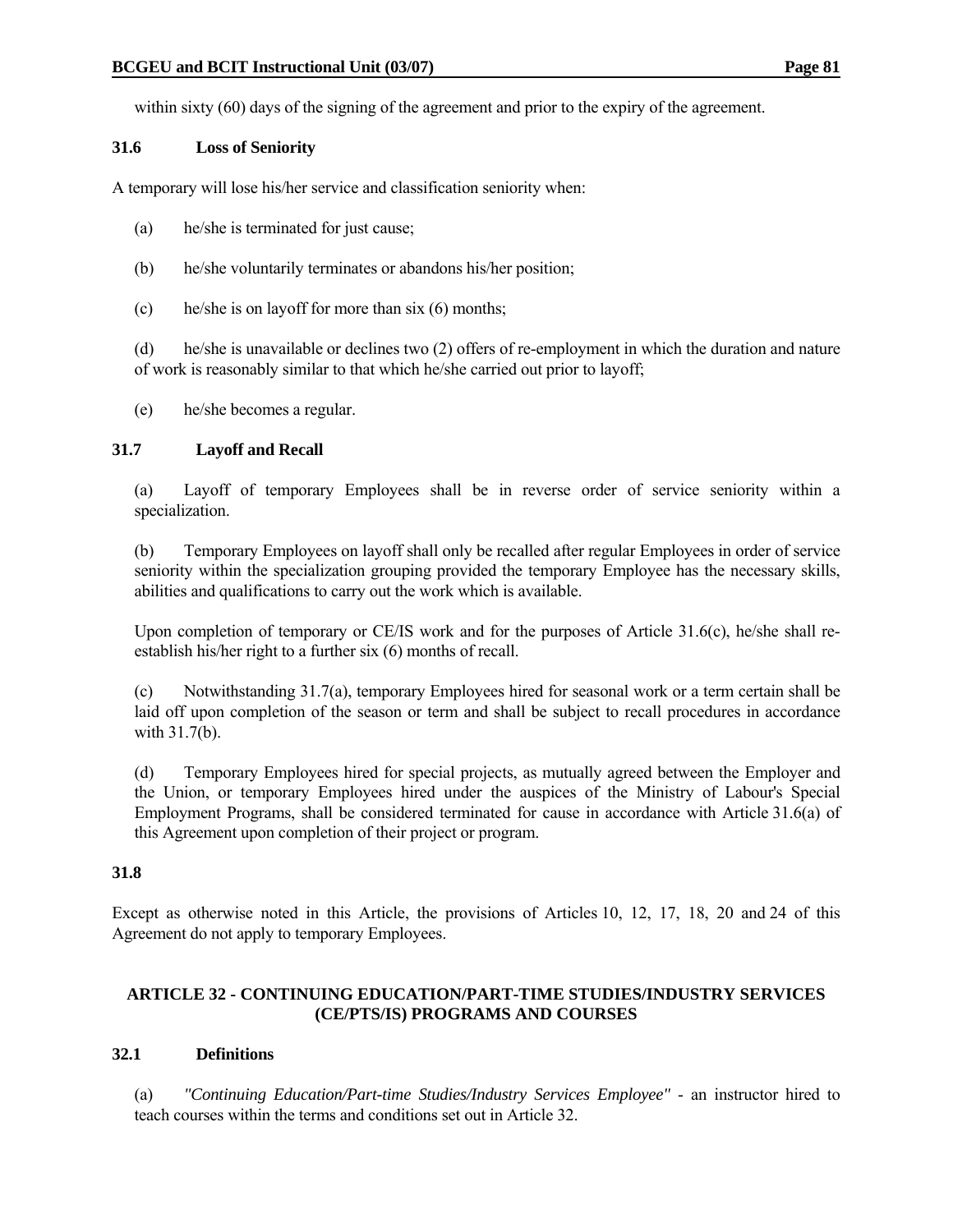within sixty (60) days of the signing of the agreement and prior to the expiry of the agreement.

### 31.6 Loss of Seniority

A temporary will lose his/her service and classification seniority when:

(a) he/she is terminated for just cause;

(b) he/she voluntarily terminates or abandons his/her position;

(c) he/she is on layoff for more than six (6) months;

(d) he/she is unavailable or declines two (2) offers of re-employment in which the duration and nature of work is reasonably similar to that which he/she carried out prior to layoff;

(e) he/she becomes a regular.

### 31.7 Layoff and Recall

(a) Layoff of temporary Employees shall be in reverse order of service seniority within a specialization.

(b) Temporary Employees on layoff shall only be recalled after regular Employees in order of service seniority within the specialization grouping provided the temporary Employee has the necessary skills, abilities and qualifications to carry out the work which is available.

Upon completion of temporary or CE/IS work and for the purposes of Article 31.6(c), he/she shall re-establish his/her right to a further six (6) months of recall.

(c) Notwithstanding 31.7(a), temporary Employees hired for seasonal work or a term certain shall be laid off upon completion of the season or term and shall be subject to recall procedures in accordance with 31.7(b).

(d) Temporary Employees hired for special projects, as mutually agreed between the Employer and the Union, or temporary Employees hired under the auspices of the Ministry of Labour's Special Employment Programs, shall be considered terminated for cause in accordance with Article 31.6(a) of this Agreement upon completion of their project or program.

### 31.8

Except as otherwise noted in this Article, the provisions of Articles 10, 12, 17, 18, 20 and 24 of this Agreement do not apply to temporary Employees.

## ARTICLE 32 - CONTINUING EDUCATION/PART-TIME STUDIES/INDUSTRY SERVICES (CE/PTS/IS) PROGRAMS AND COURSES

### 32.1 Definitions

(a) *"Continuing Education/Part-time Studies/Industry Services Employee"* - an instructor hired to teach courses within the terms and conditions set out in Article 32.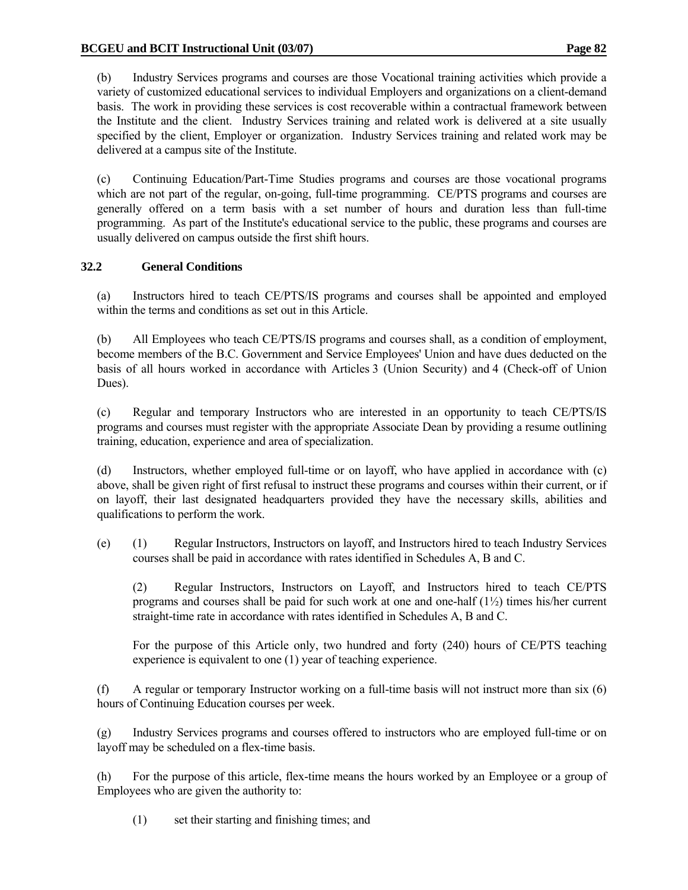(b) Industry Services programs and courses are those Vocational training activities which provide a variety of customized educational services to individual Employers and organizations on a client-demand basis. The work in providing these services is cost recoverable within a contractual framework between the Institute and the client. Industry Services training and related work is delivered at a site usually specified by the client, Employer or organization. Industry Services training and related work may be delivered at a campus site of the Institute.

(c) Continuing Education/Part-Time Studies programs and courses are those vocational programs which are not part of the regular, on-going, full-time programming. CE/PTS programs and courses are generally offered on a term basis with a set number of hours and duration less than full-time programming. As part of the Institute's educational service to the public, these programs and courses are usually delivered on campus outside the first shift hours.

### 32.2 General Conditions

(a) Instructors hired to teach CE/PTS/IS programs and courses shall be appointed and employed within the terms and conditions as set out in this Article.

(b) All Employees who teach CE/PTS/IS programs and courses shall, as a condition of employment, become members of the B.C. Government and Service Employees' Union and have dues deducted on the basis of all hours worked in accordance with Articles 3 (Union Security) and 4 (Check-off of Union Dues).

(c) Regular and temporary Instructors who are interested in an opportunity to teach CE/PTS/IS programs and courses must register with the appropriate Associate Dean by providing a resume outlining training, education, experience and area of specialization.

(d) Instructors, whether employed full-time or on layoff, who have applied in accordance with (c) above, shall be given right of first refusal to instruct these programs and courses within their current, or if on layoff, their last designated headquarters provided they have the necessary skills, abilities and qualifications to perform the work.

(e) (1) Regular Instructors, Instructors on layoff, and Instructors hired to teach Industry Services courses shall be paid in accordance with rates identified in Schedules A, B and C.

(2) Regular Instructors, Instructors on Layoff, and Instructors hired to teach CE/PTS programs and courses shall be paid for such work at one and one-half (1½) times his/her current straight-time rate in accordance with rates identified in Schedules A, B and C.

For the purpose of this Article only, two hundred and forty (240) hours of CE/PTS teaching experience is equivalent to one (1) year of teaching experience.

(f) A regular or temporary Instructor working on a full-time basis will not instruct more than six (6) hours of Continuing Education courses per week.

(g) Industry Services programs and courses offered to instructors who are employed full-time or on layoff may be scheduled on a flex-time basis.

(h) For the purpose of this article, flex-time means the hours worked by an Employee or a group of Employees who are given the authority to:

(1) set their starting and finishing times; and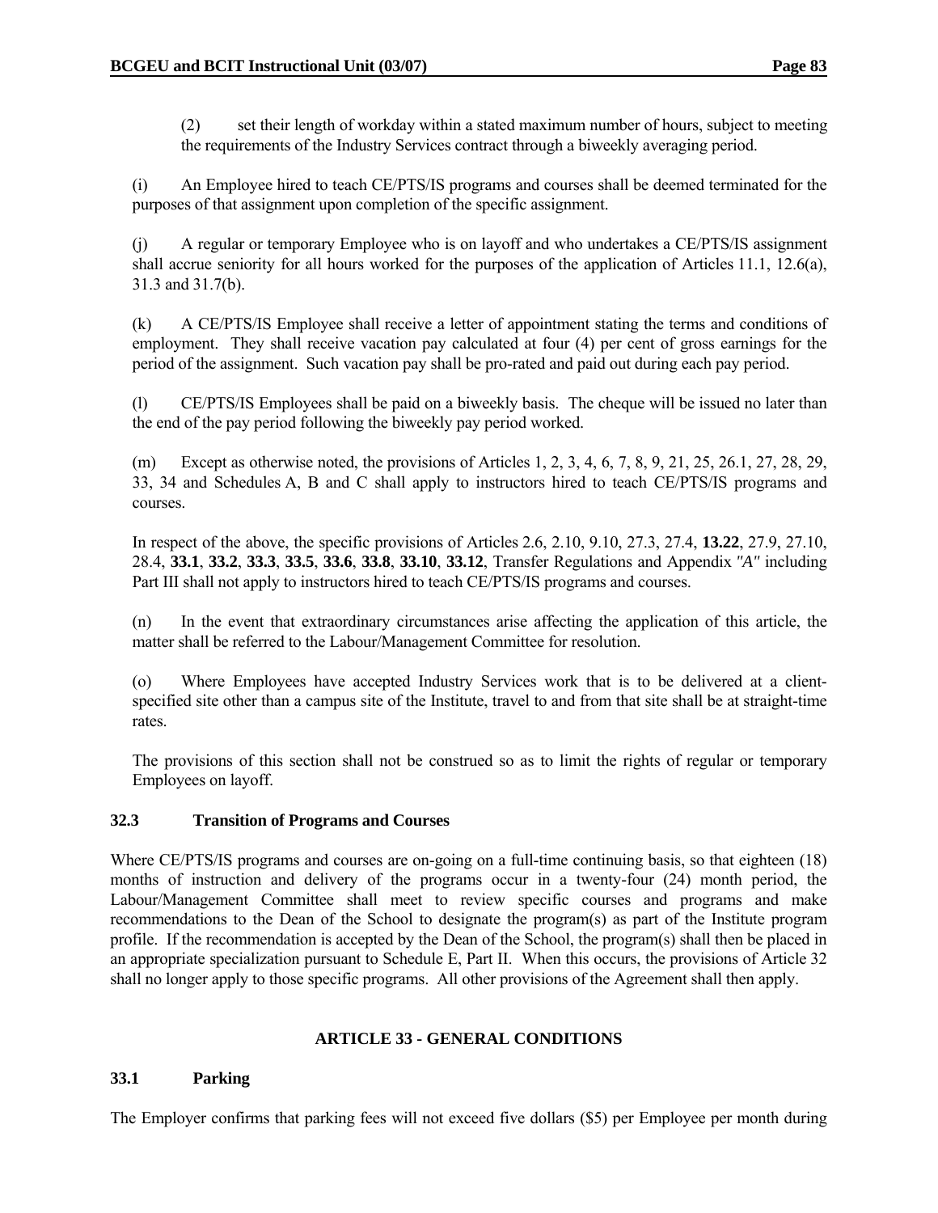(2) set their length of workday within a stated maximum number of hours, subject to meeting the requirements of the Industry Services contract through a biweekly averaging period.

(i) An Employee hired to teach CE/PTS/IS programs and courses shall be deemed terminated for the purposes of that assignment upon completion of the specific assignment.

(j) A regular or temporary Employee who is on layoff and who undertakes a CE/PTS/IS assignment shall accrue seniority for all hours worked for the purposes of the application of Articles 11.1, 12.6(a), 31.3 and 31.7(b).

(k) A CE/PTS/IS Employee shall receive a letter of appointment stating the terms and conditions of employment. They shall receive vacation pay calculated at four (4) per cent of gross earnings for the period of the assignment. Such vacation pay shall be pro-rated and paid out during each pay period.

(l) CE/PTS/IS Employees shall be paid on a biweekly basis. The cheque will be issued no later than the end of the pay period following the biweekly pay period worked.

(m) Except as otherwise noted, the provisions of Articles 1, 2, 3, 4, 6, 7, 8, 9, 21, 25, 26.1, 27, 28, 29, 33, 34 and Schedules A, B and C shall apply to instructors hired to teach CE/PTS/IS programs and courses.

In respect of the above, the specific provisions of Articles 2.6, 2.10, 9.10, 27.3, 27.4, **13.22**, 27.9, 27.10, 28.4, **33.1**, **33.2**, **33.3**, **33.5**, **33.6**, **33.8**, **33.10**, **33.12**, Transfer Regulations and Appendix *"A"* including Part III shall not apply to instructors hired to teach CE/PTS/IS programs and courses.

(n) In the event that extraordinary circumstances arise affecting the application of this article, the matter shall be referred to the Labour/Management Committee for resolution.

(o) Where Employees have accepted Industry Services work that is to be delivered at a client-specified site other than a campus site of the Institute, travel to and from that site shall be at straight-time rates.

The provisions of this section shall not be construed so as to limit the rights of regular or temporary Employees on layoff.

### 32.3 Transition of Programs and Courses

Where CE/PTS/IS programs and courses are on-going on a full-time continuing basis, so that eighteen (18) months of instruction and delivery of the programs occur in a twenty-four (24) month period, the Labour/Management Committee shall meet to review specific courses and programs and make recommendations to the Dean of the School to designate the program(s) as part of the Institute program profile. If the recommendation is accepted by the Dean of the School, the program(s) shall then be placed in an appropriate specialization pursuant to Schedule E, Part II. When this occurs, the provisions of Article 32 shall no longer apply to those specific programs. All other provisions of the Agreement shall then apply.

## ARTICLE 33 - GENERAL CONDITIONS

### 33.1 Parking

The Employer confirms that parking fees will not exceed five dollars ($5) per Employee per month during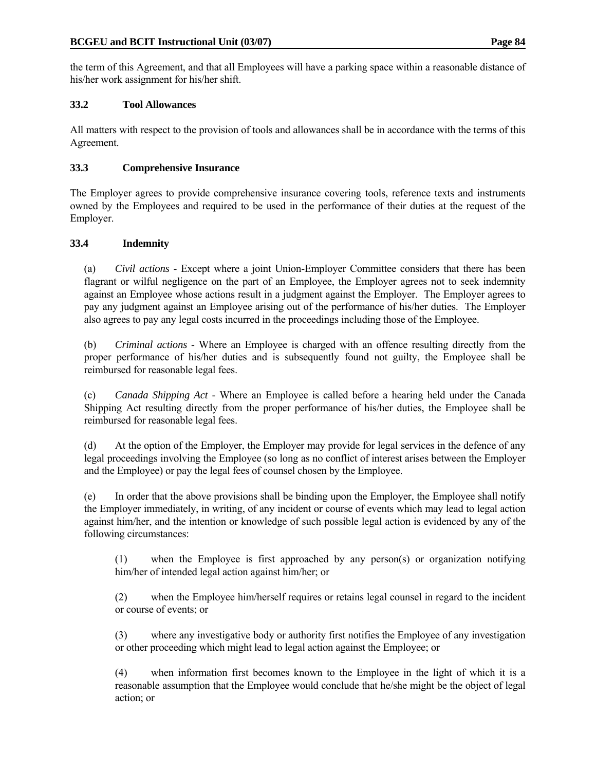the term of this Agreement, and that all Employees will have a parking space within a reasonable distance of his/her work assignment for his/her shift.

### 33.2 Tool Allowances

All matters with respect to the provision of tools and allowances shall be in accordance with the terms of this Agreement.

### 33.3 Comprehensive Insurance

The Employer agrees to provide comprehensive insurance covering tools, reference texts and instruments owned by the Employees and required to be used in the performance of their duties at the request of the Employer.

### 33.4 Indemnity

(a) *Civil actions* - Except where a joint Union-Employer Committee considers that there has been flagrant or wilful negligence on the part of an Employee, the Employer agrees not to seek indemnity against an Employee whose actions result in a judgment against the Employer. The Employer agrees to pay any judgment against an Employee arising out of the performance of his/her duties. The Employer also agrees to pay any legal costs incurred in the proceedings including those of the Employee.

(b) *Criminal actions* - Where an Employee is charged with an offence resulting directly from the proper performance of his/her duties and is subsequently found not guilty, the Employee shall be reimbursed for reasonable legal fees.

(c) *Canada Shipping Act* - Where an Employee is called before a hearing held under the Canada Shipping Act resulting directly from the proper performance of his/her duties, the Employee shall be reimbursed for reasonable legal fees.

(d) At the option of the Employer, the Employer may provide for legal services in the defence of any legal proceedings involving the Employee (so long as no conflict of interest arises between the Employer and the Employee) or pay the legal fees of counsel chosen by the Employee.

(e) In order that the above provisions shall be binding upon the Employer, the Employee shall notify the Employer immediately, in writing, of any incident or course of events which may lead to legal action against him/her, and the intention or knowledge of such possible legal action is evidenced by any of the following circumstances:

(1) when the Employee is first approached by any person(s) or organization notifying him/her of intended legal action against him/her; or

(2) when the Employee him/herself requires or retains legal counsel in regard to the incident or course of events; or

(3) where any investigative body or authority first notifies the Employee of any investigation or other proceeding which might lead to legal action against the Employee; or

(4) when information first becomes known to the Employee in the light of which it is a reasonable assumption that the Employee would conclude that he/she might be the object of legal action; or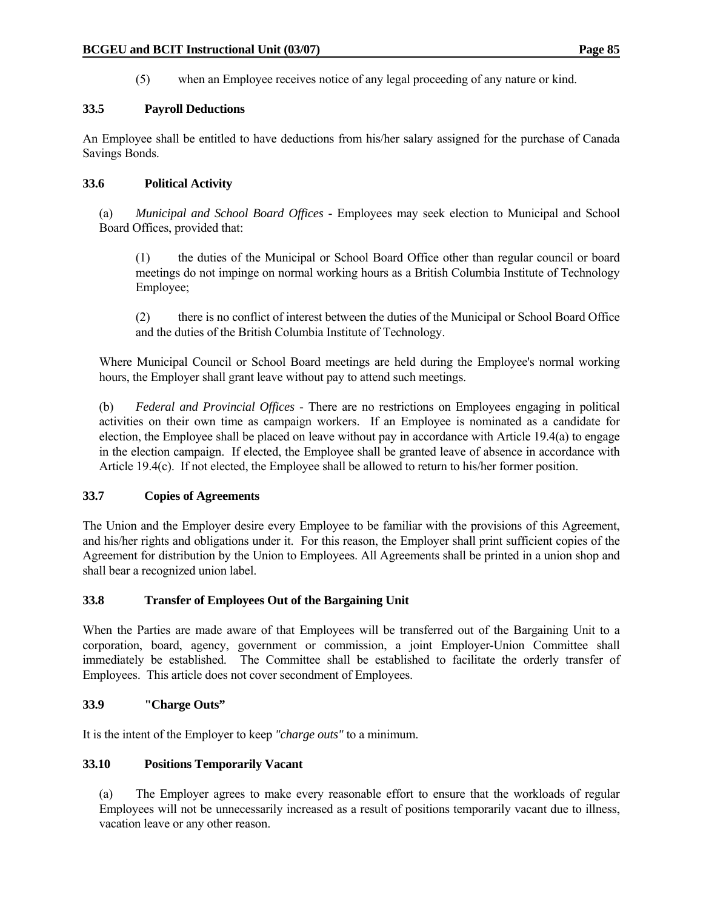(5) when an Employee receives notice of any legal proceeding of any nature or kind.

### 33.5 Payroll Deductions

An Employee shall be entitled to have deductions from his/her salary assigned for the purchase of Canada Savings Bonds.

### 33.6 Political Activity

(a) *Municipal and School Board Offices* - Employees may seek election to Municipal and School Board Offices, provided that:

(1) the duties of the Municipal or School Board Office other than regular council or board meetings do not impinge on normal working hours as a British Columbia Institute of Technology Employee;

(2) there is no conflict of interest between the duties of the Municipal or School Board Office and the duties of the British Columbia Institute of Technology.

Where Municipal Council or School Board meetings are held during the Employee's normal working hours, the Employer shall grant leave without pay to attend such meetings.

(b) *Federal and Provincial Offices* - There are no restrictions on Employees engaging in political activities on their own time as campaign workers. If an Employee is nominated as a candidate for election, the Employee shall be placed on leave without pay in accordance with Article 19.4(a) to engage in the election campaign. If elected, the Employee shall be granted leave of absence in accordance with Article 19.4(c). If not elected, the Employee shall be allowed to return to his/her former position.

### 33.7 Copies of Agreements

The Union and the Employer desire every Employee to be familiar with the provisions of this Agreement, and his/her rights and obligations under it. For this reason, the Employer shall print sufficient copies of the Agreement for distribution by the Union to Employees. All Agreements shall be printed in a union shop and shall bear a recognized union label.

### 33.8 Transfer of Employees Out of the Bargaining Unit

When the Parties are made aware of that Employees will be transferred out of the Bargaining Unit to a corporation, board, agency, government or commission, a joint Employer-Union Committee shall immediately be established. The Committee shall be established to facilitate the orderly transfer of Employees. This article does not cover secondment of Employees.

### 33.9 "Charge Outs"

It is the intent of the Employer to keep *"charge outs"* to a minimum.

### 33.10 Positions Temporarily Vacant

(a) The Employer agrees to make every reasonable effort to ensure that the workloads of regular Employees will not be unnecessarily increased as a result of positions temporarily vacant due to illness, vacation leave or any other reason.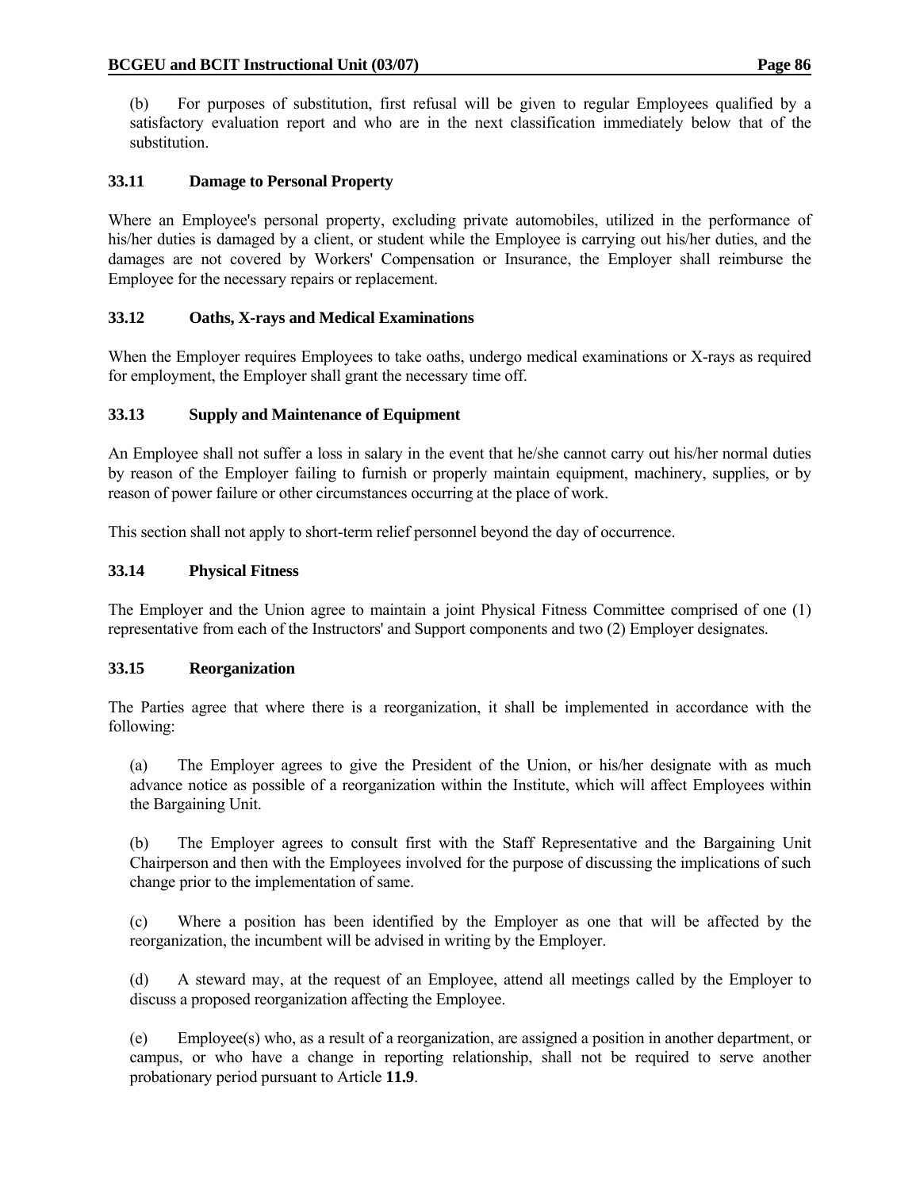(b) For purposes of substitution, first refusal will be given to regular Employees qualified by a satisfactory evaluation report and who are in the next classification immediately below that of the substitution.

### 33.11 Damage to Personal Property

Where an Employee's personal property, excluding private automobiles, utilized in the performance of his/her duties is damaged by a client, or student while the Employee is carrying out his/her duties, and the damages are not covered by Workers' Compensation or Insurance, the Employer shall reimburse the Employee for the necessary repairs or replacement.

### 33.12 Oaths, X-rays and Medical Examinations

When the Employer requires Employees to take oaths, undergo medical examinations or X-rays as required for employment, the Employer shall grant the necessary time off.

### 33.13 Supply and Maintenance of Equipment

An Employee shall not suffer a loss in salary in the event that he/she cannot carry out his/her normal duties by reason of the Employer failing to furnish or properly maintain equipment, machinery, supplies, or by reason of power failure or other circumstances occurring at the place of work.

This section shall not apply to short-term relief personnel beyond the day of occurrence.

### 33.14 Physical Fitness

The Employer and the Union agree to maintain a joint Physical Fitness Committee comprised of one (1) representative from each of the Instructors' and Support components and two (2) Employer designates.

### 33.15 Reorganization

The Parties agree that where there is a reorganization, it shall be implemented in accordance with the following:

(a) The Employer agrees to give the President of the Union, or his/her designate with as much advance notice as possible of a reorganization within the Institute, which will affect Employees within the Bargaining Unit.

(b) The Employer agrees to consult first with the Staff Representative and the Bargaining Unit Chairperson and then with the Employees involved for the purpose of discussing the implications of such change prior to the implementation of same.

(c) Where a position has been identified by the Employer as one that will be affected by the reorganization, the incumbent will be advised in writing by the Employer.

(d) A steward may, at the request of an Employee, attend all meetings called by the Employer to discuss a proposed reorganization affecting the Employee.

(e) Employee(s) who, as a result of a reorganization, are assigned a position in another department, or campus, or who have a change in reporting relationship, shall not be required to serve another probationary period pursuant to Article **11.9**.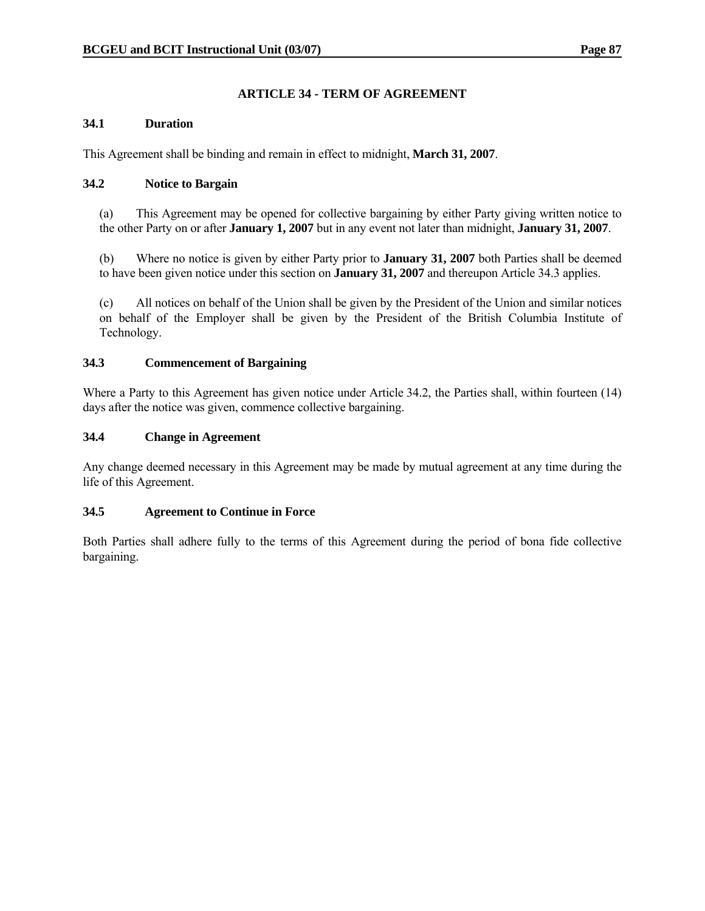## ARTICLE 34 - TERM OF AGREEMENT

### 34.1 Duration

This Agreement shall be binding and remain in effect to midnight, **March 31, 2007**.

### 34.2 Notice to Bargain

(a) This Agreement may be opened for collective bargaining by either Party giving written notice to the other Party on or after **January 1, 2007** but in any event not later than midnight, **January 31, 2007**.

(b) Where no notice is given by either Party prior to **January 31, 2007** both Parties shall be deemed to have been given notice under this section on **January 31, 2007** and thereupon Article 34.3 applies.

(c) All notices on behalf of the Union shall be given by the President of the Union and similar notices on behalf of the Employer shall be given by the President of the British Columbia Institute of Technology.

### 34.3 Commencement of Bargaining

Where a Party to this Agreement has given notice under Article 34.2, the Parties shall, within fourteen (14) days after the notice was given, commence collective bargaining.

### 34.4 Change in Agreement

Any change deemed necessary in this Agreement may be made by mutual agreement at any time during the life of this Agreement.

### 34.5 Agreement to Continue in Force

Both Parties shall adhere fully to the terms of this Agreement during the period of bona fide collective bargaining.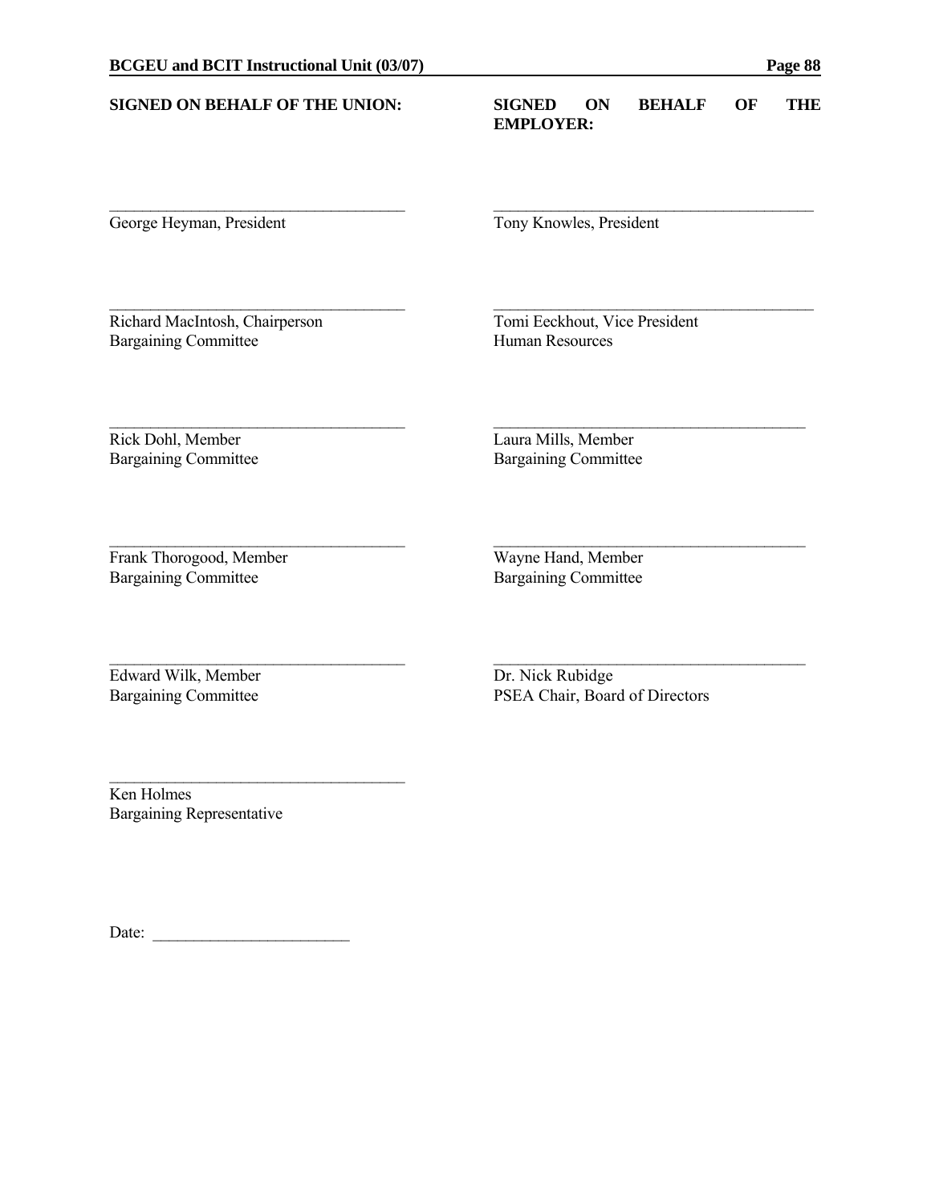**SIGNED ON BEHALF OF THE UNION:**

\_\_\_\_\_\_\_\_\_\_\_\_\_\_\_\_\_\_\_\_\_\_\_\_\_\_\_\_\_\_\_\_\_\_\_\_
George Heyman, President

\_\_\_\_\_\_\_\_\_\_\_\_\_\_\_\_\_\_\_\_\_\_\_\_\_\_\_\_\_\_\_\_\_\_\_\_
Richard MacIntosh, Chairperson
Bargaining Committee

\_\_\_\_\_\_\_\_\_\_\_\_\_\_\_\_\_\_\_\_\_\_\_\_\_\_\_\_\_\_\_\_\_\_\_\_
Rick Dohl, Member
Bargaining Committee

\_\_\_\_\_\_\_\_\_\_\_\_\_\_\_\_\_\_\_\_\_\_\_\_\_\_\_\_\_\_\_\_\_\_\_\_
Frank Thorogood, Member
Bargaining Committee

\_\_\_\_\_\_\_\_\_\_\_\_\_\_\_\_\_\_\_\_\_\_\_\_\_\_\_\_\_\_\_\_\_\_\_\_
Edward Wilk, Member
Bargaining Committee

\_\_\_\_\_\_\_\_\_\_\_\_\_\_\_\_\_\_\_\_\_\_\_\_\_\_\_\_\_\_\_\_\_\_\_\_
Ken Holmes
Bargaining Representative

**SIGNED ON BEHALF OF THE EMPLOYER:**

\_\_\_\_\_\_\_\_\_\_\_\_\_\_\_\_\_\_\_\_\_\_\_\_\_\_\_\_\_\_\_\_\_\_\_\_
Tony Knowles, President

\_\_\_\_\_\_\_\_\_\_\_\_\_\_\_\_\_\_\_\_\_\_\_\_\_\_\_\_\_\_\_\_\_\_\_\_
Tomi Eeckhout, Vice President
Human Resources

\_\_\_\_\_\_\_\_\_\_\_\_\_\_\_\_\_\_\_\_\_\_\_\_\_\_\_\_\_\_\_\_\_\_\_\_
Laura Mills, Member
Bargaining Committee

\_\_\_\_\_\_\_\_\_\_\_\_\_\_\_\_\_\_\_\_\_\_\_\_\_\_\_\_\_\_\_\_\_\_\_\_
Wayne Hand, Member
Bargaining Committee

\_\_\_\_\_\_\_\_\_\_\_\_\_\_\_\_\_\_\_\_\_\_\_\_\_\_\_\_\_\_\_\_\_\_\_\_
Dr. Nick Rubidge
PSEA Chair, Board of Directors

Date: \_\_\_\_\_\_\_\_\_\_\_\_\_\_\_\_\_\_\_\_\_\_\_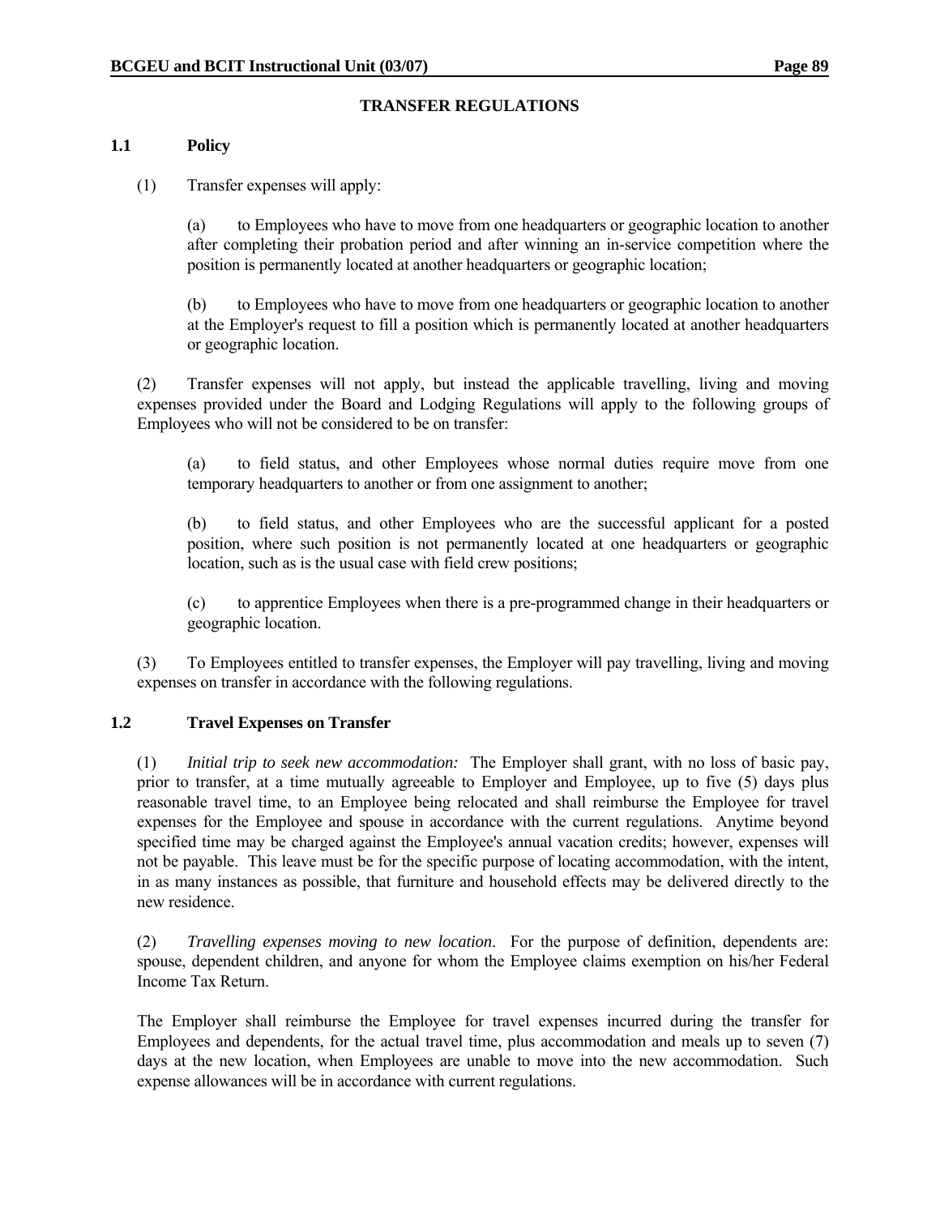## TRANSFER REGULATIONS

### 1.1 Policy

(1) Transfer expenses will apply:

(a) to Employees who have to move from one headquarters or geographic location to another after completing their probation period and after winning an in-service competition where the position is permanently located at another headquarters or geographic location;

(b) to Employees who have to move from one headquarters or geographic location to another at the Employer's request to fill a position which is permanently located at another headquarters or geographic location.

(2) Transfer expenses will not apply, but instead the applicable travelling, living and moving expenses provided under the Board and Lodging Regulations will apply to the following groups of Employees who will not be considered to be on transfer:

(a) to field status, and other Employees whose normal duties require move from one temporary headquarters to another or from one assignment to another;

(b) to field status, and other Employees who are the successful applicant for a posted position, where such position is not permanently located at one headquarters or geographic location, such as is the usual case with field crew positions;

(c) to apprentice Employees when there is a pre-programmed change in their headquarters or geographic location.

(3) To Employees entitled to transfer expenses, the Employer will pay travelling, living and moving expenses on transfer in accordance with the following regulations.

### 1.2 Travel Expenses on Transfer

(1) *Initial trip to seek new accommodation:* The Employer shall grant, with no loss of basic pay, prior to transfer, at a time mutually agreeable to Employer and Employee, up to five (5) days plus reasonable travel time, to an Employee being relocated and shall reimburse the Employee for travel expenses for the Employee and spouse in accordance with the current regulations. Anytime beyond specified time may be charged against the Employee's annual vacation credits; however, expenses will not be payable. This leave must be for the specific purpose of locating accommodation, with the intent, in as many instances as possible, that furniture and household effects may be delivered directly to the new residence.

(2) *Travelling expenses moving to new location*. For the purpose of definition, dependents are: spouse, dependent children, and anyone for whom the Employee claims exemption on his/her Federal Income Tax Return.

The Employer shall reimburse the Employee for travel expenses incurred during the transfer for Employees and dependents, for the actual travel time, plus accommodation and meals up to seven (7) days at the new location, when Employees are unable to move into the new accommodation. Such expense allowances will be in accordance with current regulations.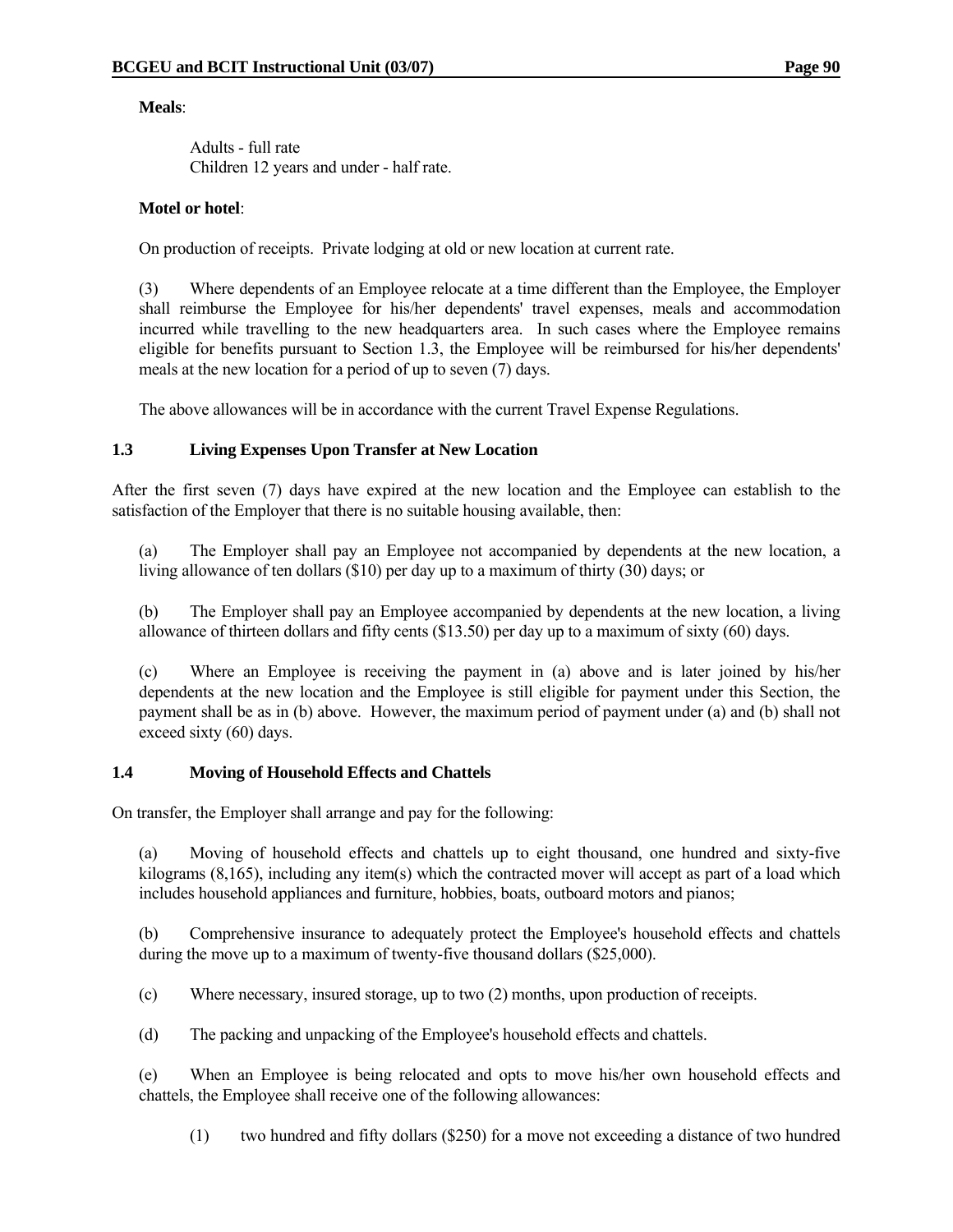**Meals**:

Adults - full rate
Children 12 years and under - half rate.

**Motel or hotel**:

On production of receipts. Private lodging at old or new location at current rate.

(3) Where dependents of an Employee relocate at a time different than the Employee, the Employer shall reimburse the Employee for his/her dependents' travel expenses, meals and accommodation incurred while travelling to the new headquarters area. In such cases where the Employee remains eligible for benefits pursuant to Section 1.3, the Employee will be reimbursed for his/her dependents' meals at the new location for a period of up to seven (7) days.

The above allowances will be in accordance with the current Travel Expense Regulations.

### 1.3 Living Expenses Upon Transfer at New Location

After the first seven (7) days have expired at the new location and the Employee can establish to the satisfaction of the Employer that there is no suitable housing available, then:

(a) The Employer shall pay an Employee not accompanied by dependents at the new location, a living allowance of ten dollars ($10) per day up to a maximum of thirty (30) days; or

(b) The Employer shall pay an Employee accompanied by dependents at the new location, a living allowance of thirteen dollars and fifty cents ($13.50) per day up to a maximum of sixty (60) days.

(c) Where an Employee is receiving the payment in (a) above and is later joined by his/her dependents at the new location and the Employee is still eligible for payment under this Section, the payment shall be as in (b) above. However, the maximum period of payment under (a) and (b) shall not exceed sixty (60) days.

### 1.4 Moving of Household Effects and Chattels

On transfer, the Employer shall arrange and pay for the following:

(a) Moving of household effects and chattels up to eight thousand, one hundred and sixty-five kilograms (8,165), including any item(s) which the contracted mover will accept as part of a load which includes household appliances and furniture, hobbies, boats, outboard motors and pianos;

(b) Comprehensive insurance to adequately protect the Employee's household effects and chattels during the move up to a maximum of twenty-five thousand dollars ($25,000).

(c) Where necessary, insured storage, up to two (2) months, upon production of receipts.

(d) The packing and unpacking of the Employee's household effects and chattels.

(e) When an Employee is being relocated and opts to move his/her own household effects and chattels, the Employee shall receive one of the following allowances:

(1) two hundred and fifty dollars ($250) for a move not exceeding a distance of two hundred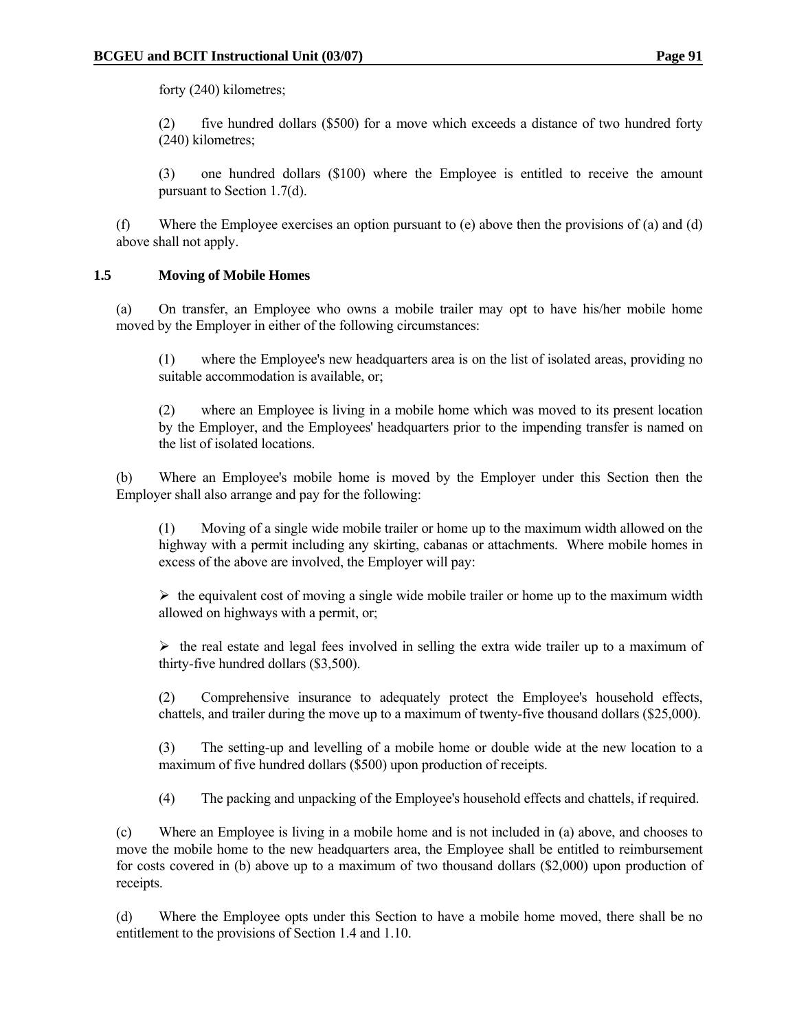forty (240) kilometres;

(2) five hundred dollars ($500) for a move which exceeds a distance of two hundred forty (240) kilometres;

(3) one hundred dollars ($100) where the Employee is entitled to receive the amount pursuant to Section 1.7(d).

(f) Where the Employee exercises an option pursuant to (e) above then the provisions of (a) and (d) above shall not apply.

### 1.5 Moving of Mobile Homes

(a) On transfer, an Employee who owns a mobile trailer may opt to have his/her mobile home moved by the Employer in either of the following circumstances:

(1) where the Employee's new headquarters area is on the list of isolated areas, providing no suitable accommodation is available, or;

(2) where an Employee is living in a mobile home which was moved to its present location by the Employer, and the Employees' headquarters prior to the impending transfer is named on the list of isolated locations.

(b) Where an Employee's mobile home is moved by the Employer under this Section then the Employer shall also arrange and pay for the following:

(1) Moving of a single wide mobile trailer or home up to the maximum width allowed on the highway with a permit including any skirting, cabanas or attachments. Where mobile homes in excess of the above are involved, the Employer will pay:

- the equivalent cost of moving a single wide mobile trailer or home up to the maximum width allowed on highways with a permit, or;

- the real estate and legal fees involved in selling the extra wide trailer up to a maximum of thirty-five hundred dollars ($3,500).

(2) Comprehensive insurance to adequately protect the Employee's household effects, chattels, and trailer during the move up to a maximum of twenty-five thousand dollars ($25,000).

(3) The setting-up and levelling of a mobile home or double wide at the new location to a maximum of five hundred dollars ($500) upon production of receipts.

(4) The packing and unpacking of the Employee's household effects and chattels, if required.

(c) Where an Employee is living in a mobile home and is not included in (a) above, and chooses to move the mobile home to the new headquarters area, the Employee shall be entitled to reimbursement for costs covered in (b) above up to a maximum of two thousand dollars ($2,000) upon production of receipts.

(d) Where the Employee opts under this Section to have a mobile home moved, there shall be no entitlement to the provisions of Section 1.4 and 1.10.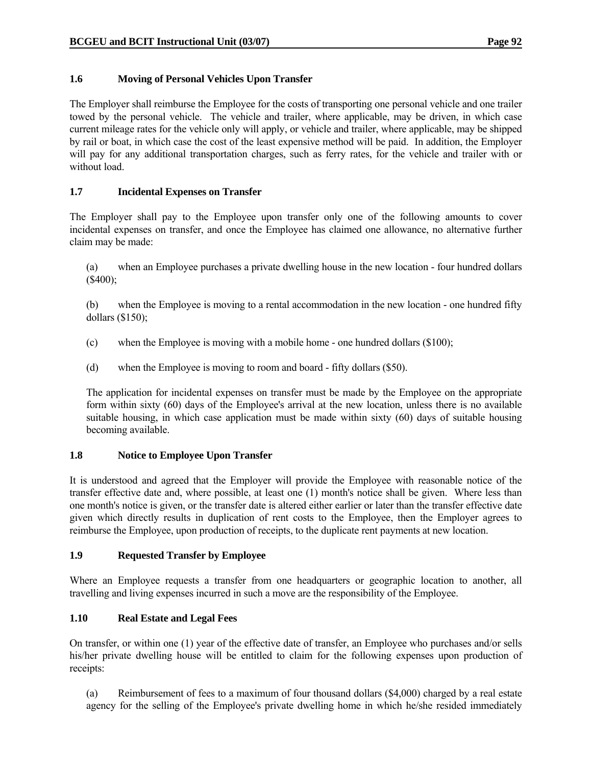### 1.6 Moving of Personal Vehicles Upon Transfer

The Employer shall reimburse the Employee for the costs of transporting one personal vehicle and one trailer towed by the personal vehicle. The vehicle and trailer, where applicable, may be driven, in which case current mileage rates for the vehicle only will apply, or vehicle and trailer, where applicable, may be shipped by rail or boat, in which case the cost of the least expensive method will be paid. In addition, the Employer will pay for any additional transportation charges, such as ferry rates, for the vehicle and trailer with or without load.

### 1.7 Incidental Expenses on Transfer

The Employer shall pay to the Employee upon transfer only one of the following amounts to cover incidental expenses on transfer, and once the Employee has claimed one allowance, no alternative further claim may be made:

(a) when an Employee purchases a private dwelling house in the new location - four hundred dollars ($400);

(b) when the Employee is moving to a rental accommodation in the new location - one hundred fifty dollars ($150);

(c) when the Employee is moving with a mobile home - one hundred dollars ($100);

(d) when the Employee is moving to room and board - fifty dollars ($50).

The application for incidental expenses on transfer must be made by the Employee on the appropriate form within sixty (60) days of the Employee's arrival at the new location, unless there is no available suitable housing, in which case application must be made within sixty (60) days of suitable housing becoming available.

### 1.8 Notice to Employee Upon Transfer

It is understood and agreed that the Employer will provide the Employee with reasonable notice of the transfer effective date and, where possible, at least one (1) month's notice shall be given. Where less than one month's notice is given, or the transfer date is altered either earlier or later than the transfer effective date given which directly results in duplication of rent costs to the Employee, then the Employer agrees to reimburse the Employee, upon production of receipts, to the duplicate rent payments at new location.

### 1.9 Requested Transfer by Employee

Where an Employee requests a transfer from one headquarters or geographic location to another, all travelling and living expenses incurred in such a move are the responsibility of the Employee.

### 1.10 Real Estate and Legal Fees

On transfer, or within one (1) year of the effective date of transfer, an Employee who purchases and/or sells his/her private dwelling house will be entitled to claim for the following expenses upon production of receipts:

(a) Reimbursement of fees to a maximum of four thousand dollars ($4,000) charged by a real estate agency for the selling of the Employee's private dwelling home in which he/she resided immediately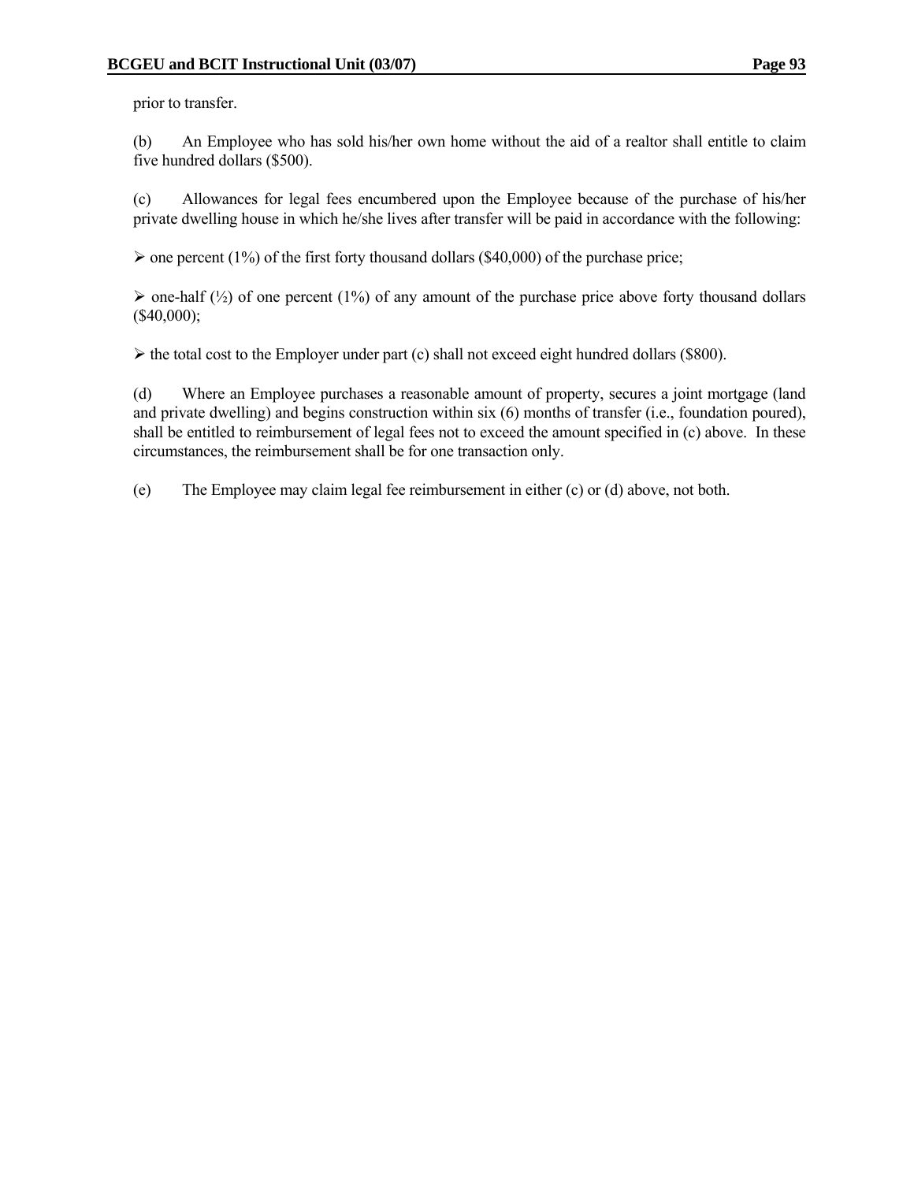prior to transfer.

(b) An Employee who has sold his/her own home without the aid of a realtor shall entitle to claim five hundred dollars ($500).

(c) Allowances for legal fees encumbered upon the Employee because of the purchase of his/her private dwelling house in which he/she lives after transfer will be paid in accordance with the following:

- one percent (1%) of the first forty thousand dollars ($40,000) of the purchase price;
- one-half (½) of one percent (1%) of any amount of the purchase price above forty thousand dollars ($40,000);
- the total cost to the Employer under part (c) shall not exceed eight hundred dollars ($800).

(d) Where an Employee purchases a reasonable amount of property, secures a joint mortgage (land and private dwelling) and begins construction within six (6) months of transfer (i.e., foundation poured), shall be entitled to reimbursement of legal fees not to exceed the amount specified in (c) above. In these circumstances, the reimbursement shall be for one transaction only.

(e) The Employee may claim legal fee reimbursement in either (c) or (d) above, not both.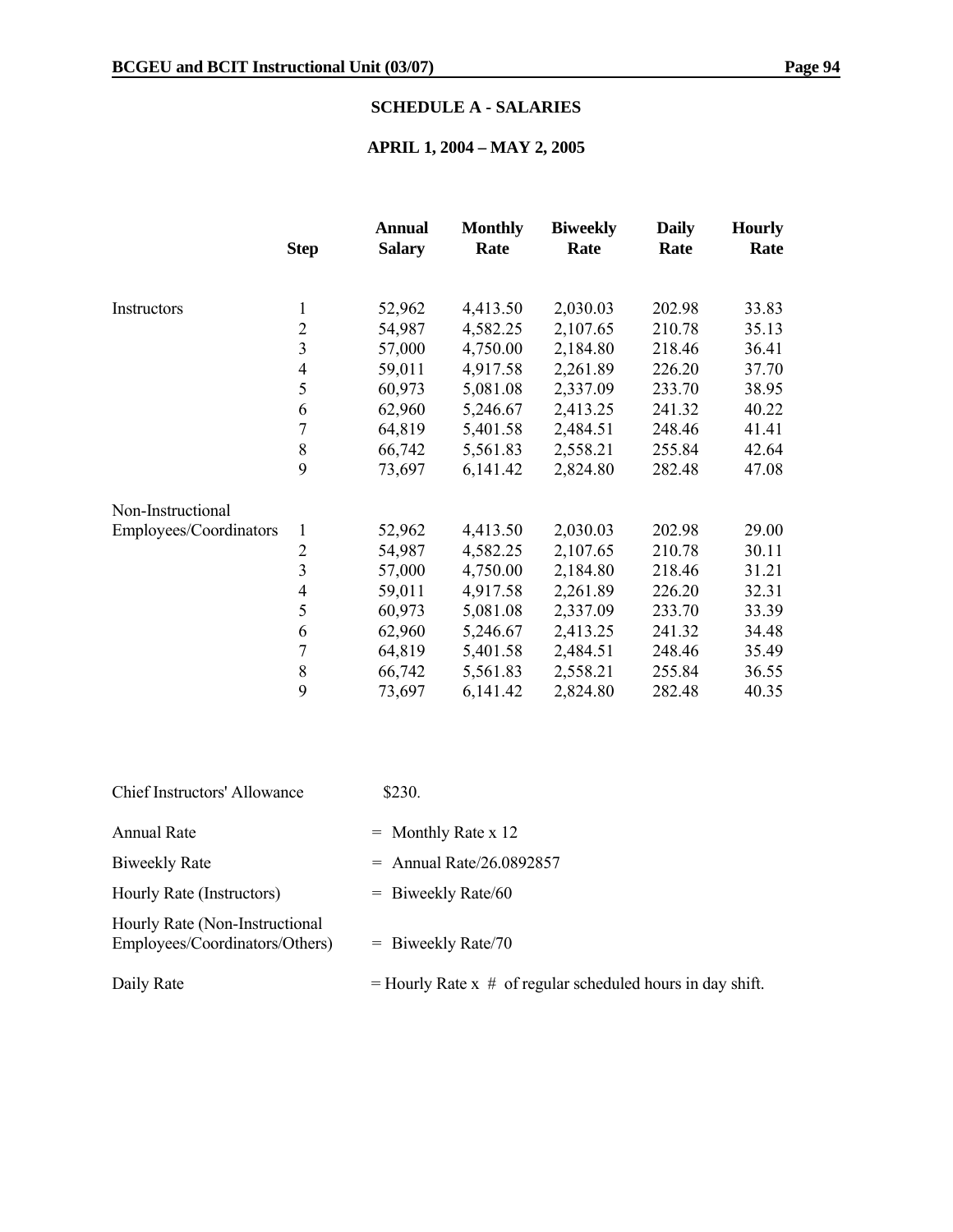## SCHEDULE A - SALARIES

### APRIL 1, 2004 – MAY 2, 2005

| | Step | Annual Salary | Monthly Rate | Biweekly Rate | Daily Rate | Hourly Rate |
|---|---|---|---|---|---|---|
| Instructors | 1 | 52,962 | 4,413.50 | 2,030.03 | 202.98 | 33.83 |
| | 2 | 54,987 | 4,582.25 | 2,107.65 | 210.78 | 35.13 |
| | 3 | 57,000 | 4,750.00 | 2,184.80 | 218.46 | 36.41 |
| | 4 | 59,011 | 4,917.58 | 2,261.89 | 226.20 | 37.70 |
| | 5 | 60,973 | 5,081.08 | 2,337.09 | 233.70 | 38.95 |
| | 6 | 62,960 | 5,246.67 | 2,413.25 | 241.32 | 40.22 |
| | 7 | 64,819 | 5,401.58 | 2,484.51 | 248.46 | 41.41 |
| | 8 | 66,742 | 5,561.83 | 2,558.21 | 255.84 | 42.64 |
| | 9 | 73,697 | 6,141.42 | 2,824.80 | 282.48 | 47.08 |
| Non-Instructional Employees/Coordinators | 1 | 52,962 | 4,413.50 | 2,030.03 | 202.98 | 29.00 |
| | 2 | 54,987 | 4,582.25 | 2,107.65 | 210.78 | 30.11 |
| | 3 | 57,000 | 4,750.00 | 2,184.80 | 218.46 | 31.21 |
| | 4 | 59,011 | 4,917.58 | 2,261.89 | 226.20 | 32.31 |
| | 5 | 60,973 | 5,081.08 | 2,337.09 | 233.70 | 33.39 |
| | 6 | 62,960 | 5,246.67 | 2,413.25 | 241.32 | 34.48 |
| | 7 | 64,819 | 5,401.58 | 2,484.51 | 248.46 | 35.49 |
| | 8 | 66,742 | 5,561.83 | 2,558.21 | 255.84 | 36.55 |
| | 9 | 73,697 | 6,141.42 | 2,824.80 | 282.48 | 40.35 |

Chief Instructors' Allowance $230.

Annual Rate = Monthly Rate x 12

Biweekly Rate = Annual Rate/26.0892857

Hourly Rate (Instructors) = Biweekly Rate/60

Hourly Rate (Non-Instructional Employees/Coordinators/Others) = Biweekly Rate/70

Daily Rate = Hourly Rate x # of regular scheduled hours in day shift.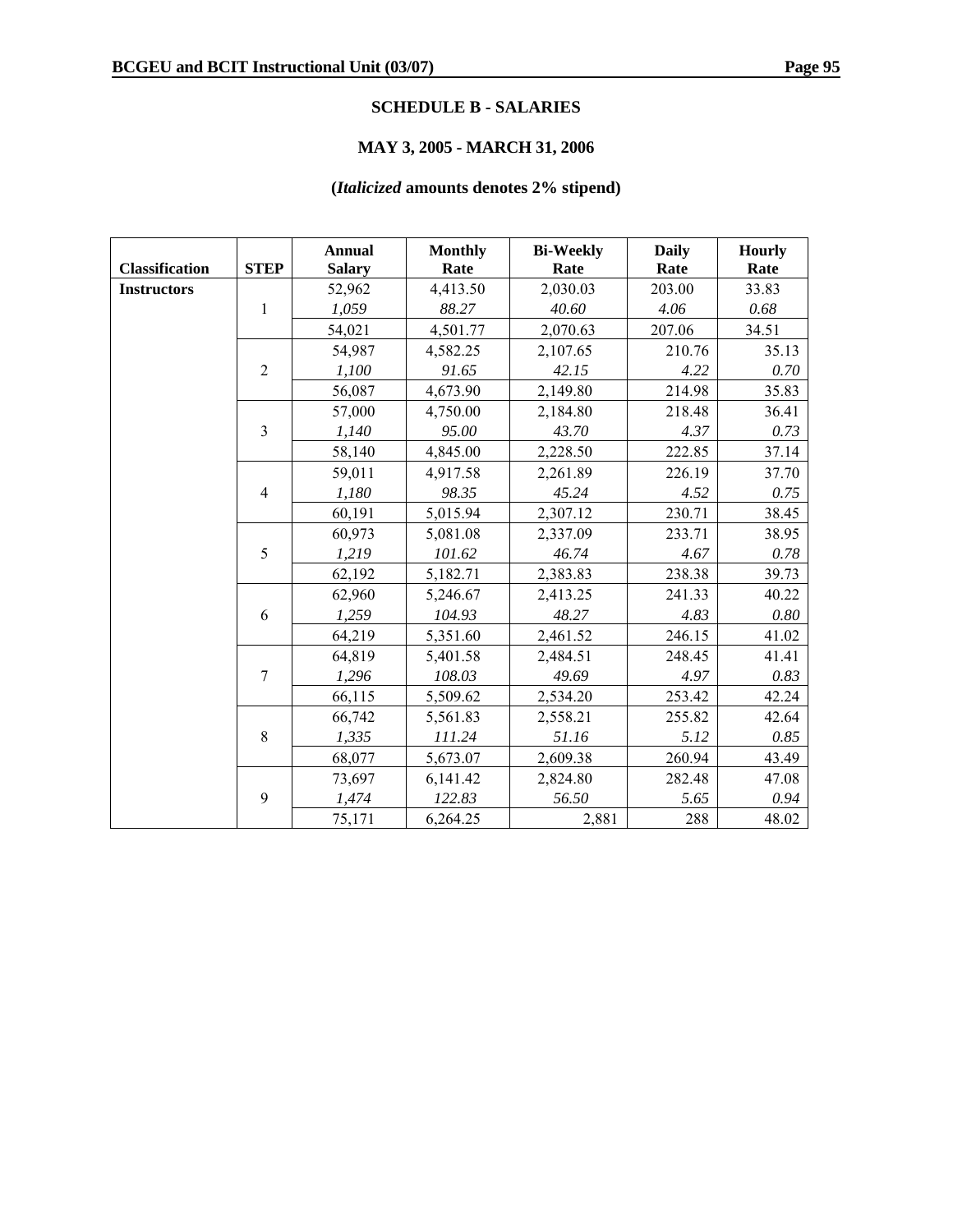## SCHEDULE B - SALARIES

## MAY 3, 2005 - MARCH 31, 2006

**(*Italicized* amounts denotes 2% stipend)**

| Classification | STEP | Annual Salary | Monthly Rate | Bi-Weekly Rate | Daily Rate | Hourly Rate |
|---|---|---|---|---|---|---|
| **Instructors** | | 52,962 | 4,413.50 | 2,030.03 | 203.00 | 33.83 |
| | 1 | *1,059* | *88.27* | *40.60* | *4.06* | *0.68* |
| | | 54,021 | 4,501.77 | 2,070.63 | 207.06 | 34.51 |
| | | 54,987 | 4,582.25 | 2,107.65 | 210.76 | 35.13 |
| | 2 | *1,100* | *91.65* | *42.15* | *4.22* | *0.70* |
| | | 56,087 | 4,673.90 | 2,149.80 | 214.98 | 35.83 |
| | | 57,000 | 4,750.00 | 2,184.80 | 218.48 | 36.41 |
| | 3 | *1,140* | *95.00* | *43.70* | *4.37* | *0.73* |
| | | 58,140 | 4,845.00 | 2,228.50 | 222.85 | 37.14 |
| | | 59,011 | 4,917.58 | 2,261.89 | 226.19 | 37.70 |
| | 4 | *1,180* | *98.35* | *45.24* | *4.52* | *0.75* |
| | | 60,191 | 5,015.94 | 2,307.12 | 230.71 | 38.45 |
| | | 60,973 | 5,081.08 | 2,337.09 | 233.71 | 38.95 |
| | 5 | *1,219* | *101.62* | *46.74* | *4.67* | *0.78* |
| | | 62,192 | 5,182.71 | 2,383.83 | 238.38 | 39.73 |
| | | 62,960 | 5,246.67 | 2,413.25 | 241.33 | 40.22 |
| | 6 | *1,259* | *104.93* | *48.27* | *4.83* | *0.80* |
| | | 64,219 | 5,351.60 | 2,461.52 | 246.15 | 41.02 |
| | | 64,819 | 5,401.58 | 2,484.51 | 248.45 | 41.41 |
| | 7 | *1,296* | *108.03* | *49.69* | *4.97* | *0.83* |
| | | 66,115 | 5,509.62 | 2,534.20 | 253.42 | 42.24 |
| | | 66,742 | 5,561.83 | 2,558.21 | 255.82 | 42.64 |
| | 8 | *1,335* | *111.24* | *51.16* | *5.12* | *0.85* |
| | | 68,077 | 5,673.07 | 2,609.38 | 260.94 | 43.49 |
| | | 73,697 | 6,141.42 | 2,824.80 | 282.48 | 47.08 |
| | 9 | *1,474* | *122.83* | *56.50* | *5.65* | *0.94* |
| | | 75,171 | 6,264.25 | 2,881 | 288 | 48.02 |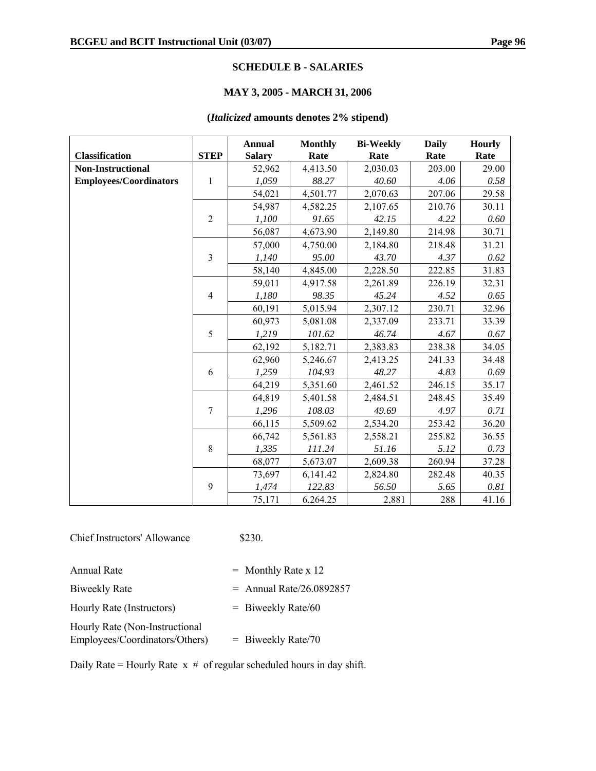**SCHEDULE B - SALARIES**

**MAY 3, 2005 - MARCH 31, 2006**

**(*Italicized* amounts denotes 2% stipend)**

| Classification | STEP | Annual Salary | Monthly Rate | Bi-Weekly Rate | Daily Rate | Hourly Rate |
|---|---|---|---|---|---|---|
| **Non-Instructional Employees/Coordinators** | 1 | 52,962 | 4,413.50 | 2,030.03 | 203.00 | 29.00 |
| | | *1,059* | *88.27* | *40.60* | *4.06* | *0.58* |
| | | 54,021 | 4,501.77 | 2,070.63 | 207.06 | 29.58 |
| | 2 | 54,987 | 4,582.25 | 2,107.65 | 210.76 | 30.11 |
| | | *1,100* | *91.65* | *42.15* | *4.22* | *0.60* |
| | | 56,087 | 4,673.90 | 2,149.80 | 214.98 | 30.71 |
| | 3 | 57,000 | 4,750.00 | 2,184.80 | 218.48 | 31.21 |
| | | *1,140* | *95.00* | *43.70* | *4.37* | *0.62* |
| | | 58,140 | 4,845.00 | 2,228.50 | 222.85 | 31.83 |
| | 4 | 59,011 | 4,917.58 | 2,261.89 | 226.19 | 32.31 |
| | | *1,180* | *98.35* | *45.24* | *4.52* | *0.65* |
| | | 60,191 | 5,015.94 | 2,307.12 | 230.71 | 32.96 |
| | 5 | 60,973 | 5,081.08 | 2,337.09 | 233.71 | 33.39 |
| | | *1,219* | *101.62* | *46.74* | *4.67* | *0.67* |
| | | 62,192 | 5,182.71 | 2,383.83 | 238.38 | 34.05 |
| | 6 | 62,960 | 5,246.67 | 2,413.25 | 241.33 | 34.48 |
| | | *1,259* | *104.93* | *48.27* | *4.83* | *0.69* |
| | | 64,219 | 5,351.60 | 2,461.52 | 246.15 | 35.17 |
| | 7 | 64,819 | 5,401.58 | 2,484.51 | 248.45 | 35.49 |
| | | *1,296* | *108.03* | *49.69* | *4.97* | *0.71* |
| | | 66,115 | 5,509.62 | 2,534.20 | 253.42 | 36.20 |
| | 8 | 66,742 | 5,561.83 | 2,558.21 | 255.82 | 36.55 |
| | | *1,335* | *111.24* | *51.16* | *5.12* | *0.73* |
| | | 68,077 | 5,673.07 | 2,609.38 | 260.94 | 37.28 |
| | 9 | 73,697 | 6,141.42 | 2,824.80 | 282.48 | 40.35 |
| | | *1,474* | *122.83* | *56.50* | *5.65* | *0.81* |
| | | 75,171 | 6,264.25 | 2,881 | 288 | 41.16 |

Chief Instructors' Allowance $230.

Annual Rate = Monthly Rate x 12

Biweekly Rate = Annual Rate/26.0892857

Hourly Rate (Instructors) = Biweekly Rate/60

Hourly Rate (Non-Instructional Employees/Coordinators/Others) = Biweekly Rate/70

Daily Rate = Hourly Rate x # of regular scheduled hours in day shift.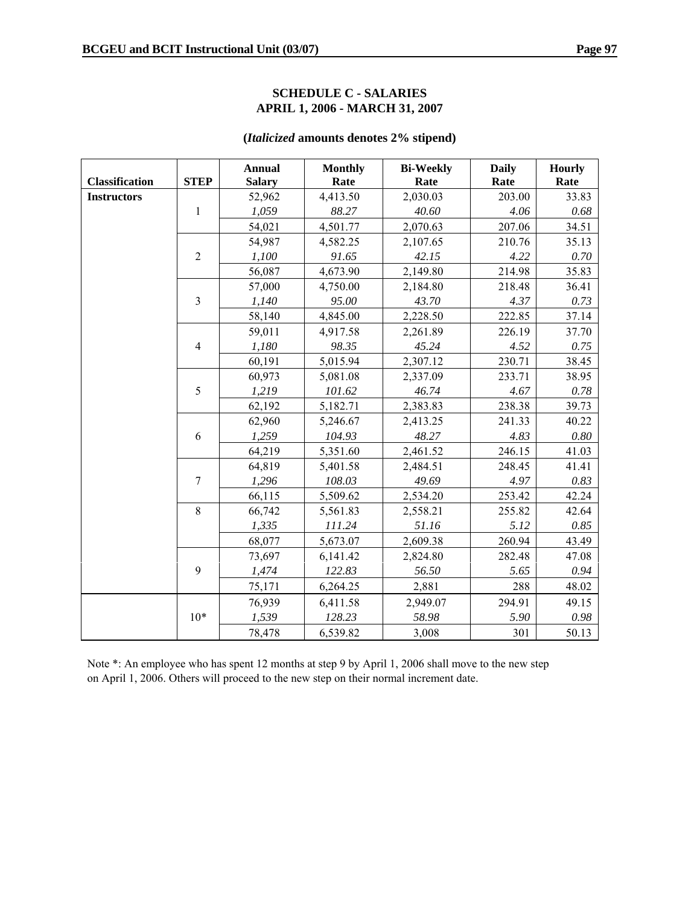**SCHEDULE C - SALARIES**
**APRIL 1, 2006 - MARCH 31, 2007**

**(*Italicized* amounts denotes 2% stipend)**

| Classification | STEP | Annual Salary | Monthly Rate | Bi-Weekly Rate | Daily Rate | Hourly Rate |
|---|---|---|---|---|---|---|
| **Instructors** | | 52,962 | 4,413.50 | 2,030.03 | 203.00 | 33.83 |
| | 1 | *1,059* | *88.27* | *40.60* | *4.06* | *0.68* |
| | | 54,021 | 4,501.77 | 2,070.63 | 207.06 | 34.51 |
| | | 54,987 | 4,582.25 | 2,107.65 | 210.76 | 35.13 |
| | 2 | *1,100* | *91.65* | *42.15* | *4.22* | *0.70* |
| | | 56,087 | 4,673.90 | 2,149.80 | 214.98 | 35.83 |
| | | 57,000 | 4,750.00 | 2,184.80 | 218.48 | 36.41 |
| | 3 | *1,140* | *95.00* | *43.70* | *4.37* | *0.73* |
| | | 58,140 | 4,845.00 | 2,228.50 | 222.85 | 37.14 |
| | | 59,011 | 4,917.58 | 2,261.89 | 226.19 | 37.70 |
| | 4 | *1,180* | *98.35* | *45.24* | *4.52* | *0.75* |
| | | 60,191 | 5,015.94 | 2,307.12 | 230.71 | 38.45 |
| | | 60,973 | 5,081.08 | 2,337.09 | 233.71 | 38.95 |
| | 5 | *1,219* | *101.62* | *46.74* | *4.67* | *0.78* |
| | | 62,192 | 5,182.71 | 2,383.83 | 238.38 | 39.73 |
| | | 62,960 | 5,246.67 | 2,413.25 | 241.33 | 40.22 |
| | 6 | *1,259* | *104.93* | *48.27* | *4.83* | *0.80* |
| | | 64,219 | 5,351.60 | 2,461.52 | 246.15 | 41.03 |
| | | 64,819 | 5,401.58 | 2,484.51 | 248.45 | 41.41 |
| | 7 | *1,296* | *108.03* | *49.69* | *4.97* | *0.83* |
| | | 66,115 | 5,509.62 | 2,534.20 | 253.42 | 42.24 |
| | 8 | 66,742 | 5,561.83 | 2,558.21 | 255.82 | 42.64 |
| | | *1,335* | *111.24* | *51.16* | *5.12* | *0.85* |
| | | 68,077 | 5,673.07 | 2,609.38 | 260.94 | 43.49 |
| | | 73,697 | 6,141.42 | 2,824.80 | 282.48 | 47.08 |
| | 9 | *1,474* | *122.83* | *56.50* | *5.65* | *0.94* |
| | | 75,171 | 6,264.25 | 2,881 | 288 | 48.02 |
| | | 76,939 | 6,411.58 | 2,949.07 | 294.91 | 49.15 |
| | 10* | *1,539* | *128.23* | *58.98* | *5.90* | *0.98* |
| | | 78,478 | 6,539.82 | 3,008 | 301 | 50.13 |

Note *: An employee who has spent 12 months at step 9 by April 1, 2006 shall move to the new step on April 1, 2006. Others will proceed to the new step on their normal increment date.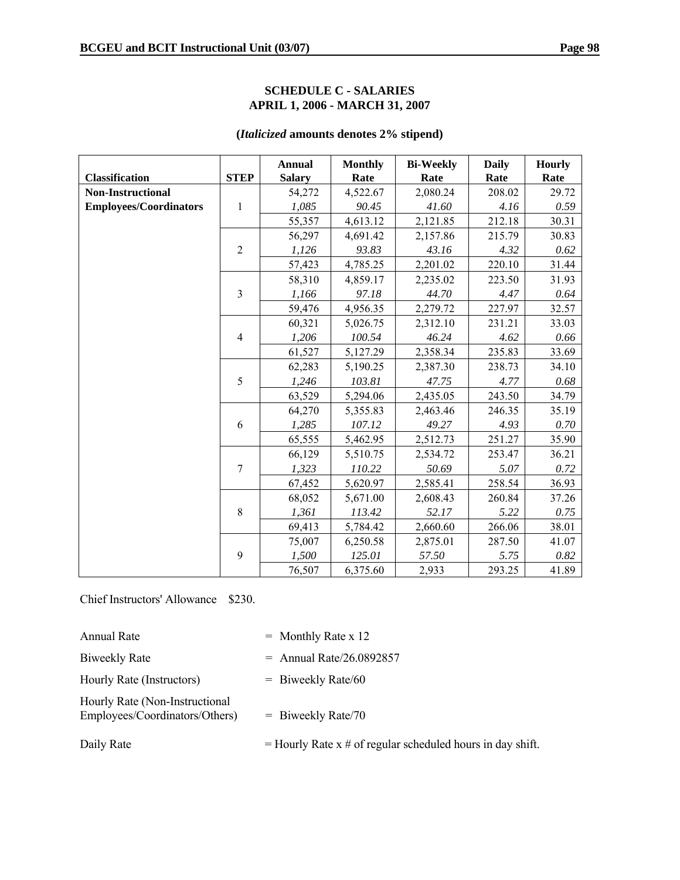## SCHEDULE C - SALARIES
## APRIL 1, 2006 - MARCH 31, 2007

**(*Italicized* amounts denotes 2% stipend)**

| Classification | STEP | Annual Salary | Monthly Rate | Bi-Weekly Rate | Daily Rate | Hourly Rate |
|---|---|---|---|---|---|---|
| **Non-Instructional** | | 54,272 | 4,522.67 | 2,080.24 | 208.02 | 29.72 |
| **Employees/Coordinators** | 1 | *1,085* | *90.45* | *41.60* | *4.16* | *0.59* |
| | | 55,357 | 4,613.12 | 2,121.85 | 212.18 | 30.31 |
| | | 56,297 | 4,691.42 | 2,157.86 | 215.79 | 30.83 |
| | 2 | *1,126* | *93.83* | *43.16* | *4.32* | *0.62* |
| | | 57,423 | 4,785.25 | 2,201.02 | 220.10 | 31.44 |
| | | 58,310 | 4,859.17 | 2,235.02 | 223.50 | 31.93 |
| | 3 | *1,166* | *97.18* | *44.70* | *4.47* | *0.64* |
| | | 59,476 | 4,956.35 | 2,279.72 | 227.97 | 32.57 |
| | | 60,321 | 5,026.75 | 2,312.10 | 231.21 | 33.03 |
| | 4 | *1,206* | *100.54* | *46.24* | *4.62* | *0.66* |
| | | 61,527 | 5,127.29 | 2,358.34 | 235.83 | 33.69 |
| | | 62,283 | 5,190.25 | 2,387.30 | 238.73 | 34.10 |
| | 5 | *1,246* | *103.81* | *47.75* | *4.77* | *0.68* |
| | | 63,529 | 5,294.06 | 2,435.05 | 243.50 | 34.79 |
| | | 64,270 | 5,355.83 | 2,463.46 | 246.35 | 35.19 |
| | 6 | *1,285* | *107.12* | *49.27* | *4.93* | *0.70* |
| | | 65,555 | 5,462.95 | 2,512.73 | 251.27 | 35.90 |
| | | 66,129 | 5,510.75 | 2,534.72 | 253.47 | 36.21 |
| | 7 | *1,323* | *110.22* | *50.69* | *5.07* | *0.72* |
| | | 67,452 | 5,620.97 | 2,585.41 | 258.54 | 36.93 |
| | | 68,052 | 5,671.00 | 2,608.43 | 260.84 | 37.26 |
| | 8 | *1,361* | *113.42* | *52.17* | *5.22* | *0.75* |
| | | 69,413 | 5,784.42 | 2,660.60 | 266.06 | 38.01 |
| | | 75,007 | 6,250.58 | 2,875.01 | 287.50 | 41.07 |
| | 9 | *1,500* | *125.01* | *57.50* | *5.75* | *0.82* |
| | | 76,507 | 6,375.60 | 2,933 | 293.25 | 41.89 |

Chief Instructors' Allowance $230.

| | |
|---|---|
| Annual Rate | = Monthly Rate x 12 |
| Biweekly Rate | = Annual Rate/26.0892857 |
| Hourly Rate (Instructors) | = Biweekly Rate/60 |
| Hourly Rate (Non-Instructional Employees/Coordinators/Others) | = Biweekly Rate/70 |
| Daily Rate | = Hourly Rate x # of regular scheduled hours in day shift. |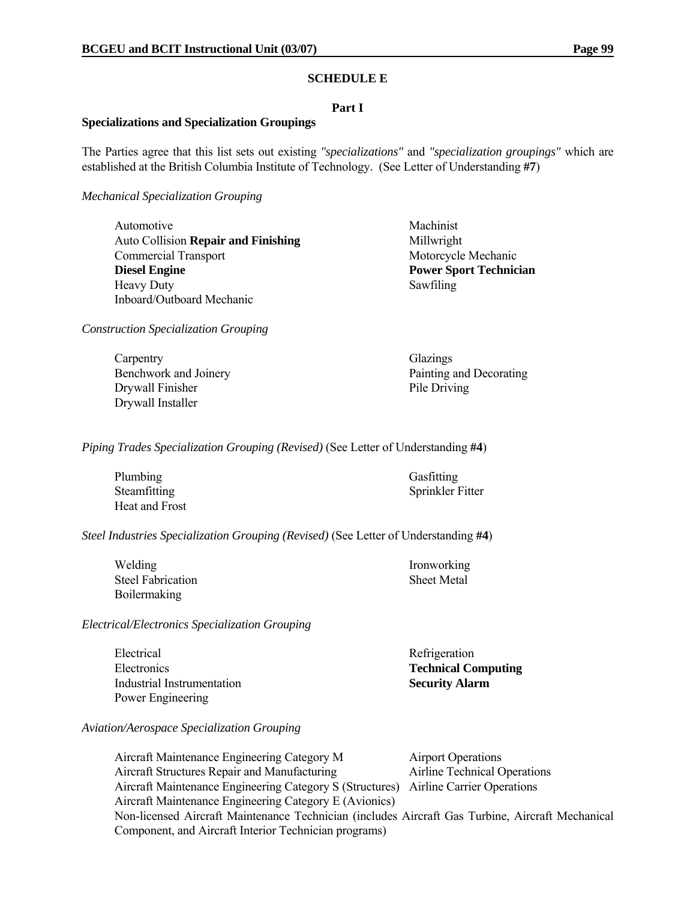## SCHEDULE E

### Part I

**Specializations and Specialization Groupings**

The Parties agree that this list sets out existing *"specializations"* and *"specialization groupings"* which are established at the British Columbia Institute of Technology. (See Letter of Understanding **#7**)

*Mechanical Specialization Grouping*

- Automotive
- Auto Collision **Repair and Finishing**
- Commercial Transport
- **Diesel Engine**
- Heavy Duty
- Inboard/Outboard Mechanic
- Machinist
- Millwright
- Motorcycle Mechanic
- **Power Sport Technician**
- Sawfiling

*Construction Specialization Grouping*

- Carpentry
- Benchwork and Joinery
- Drywall Finisher
- Drywall Installer
- Glazings
- Painting and Decorating
- Pile Driving

*Piping Trades Specialization Grouping (Revised)* (See Letter of Understanding **#4**)

- Plumbing
- Steamfitting
- Heat and Frost
- Gasfitting
- Sprinkler Fitter

*Steel Industries Specialization Grouping (Revised)* (See Letter of Understanding **#4**)

- Welding
- Steel Fabrication
- Boilermaking
- Ironworking
- Sheet Metal

*Electrical/Electronics Specialization Grouping*

- Electrical
- Electronics
- Industrial Instrumentation
- Power Engineering
- Refrigeration
- **Technical Computing**
- **Security Alarm**

*Aviation/Aerospace Specialization Grouping*

- Aircraft Maintenance Engineering Category M
- Aircraft Structures Repair and Manufacturing
- Aircraft Maintenance Engineering Category S (Structures)
- Aircraft Maintenance Engineering Category E (Avionics)
- Airport Operations
- Airline Technical Operations
- Airline Carrier Operations
- Non-licensed Aircraft Maintenance Technician (includes Aircraft Gas Turbine, Aircraft Mechanical Component, and Aircraft Interior Technician programs)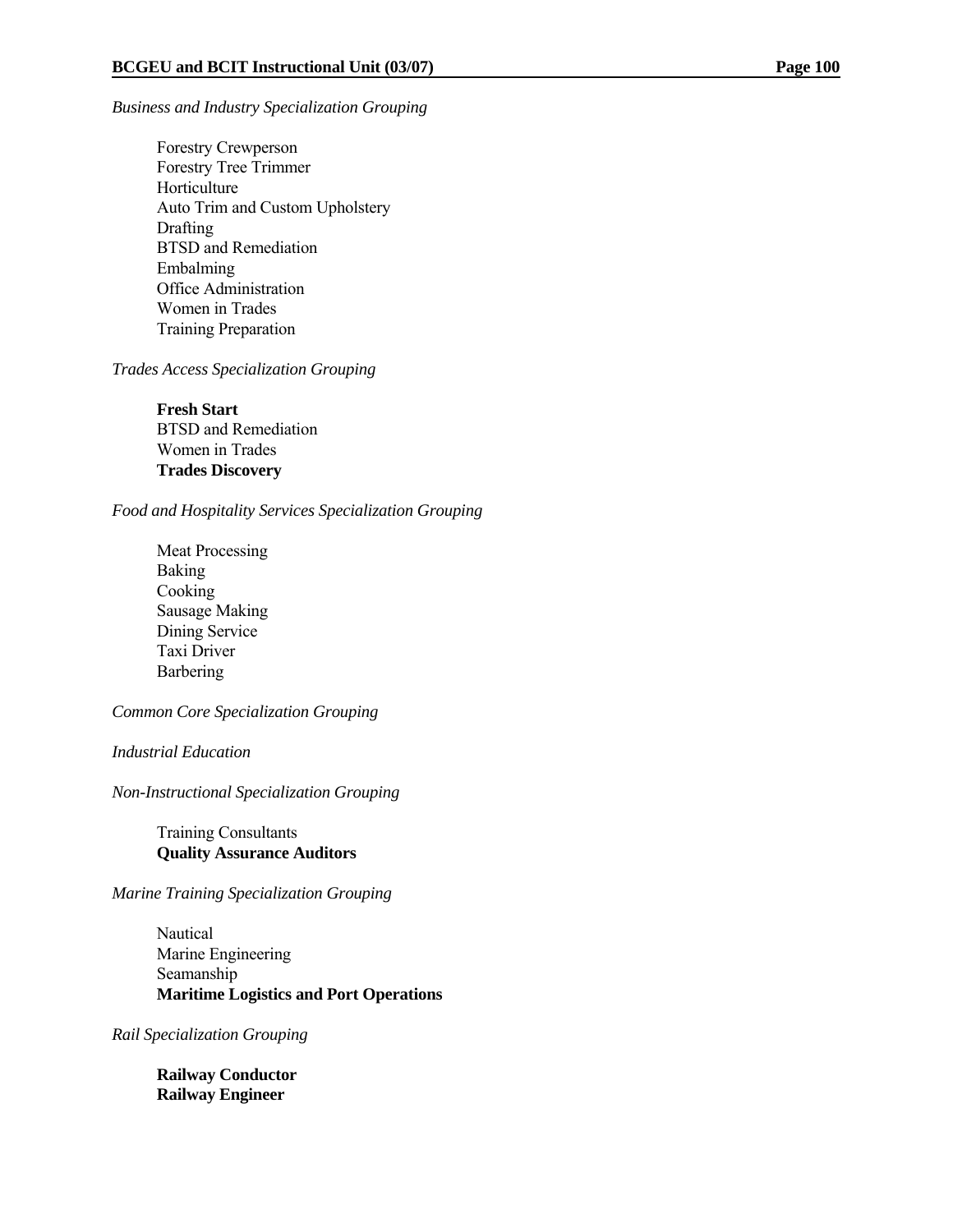*Business and Industry Specialization Grouping*

Forestry Crewperson
Forestry Tree Trimmer
Horticulture
Auto Trim and Custom Upholstery
Drafting
BTSD and Remediation
Embalming
Office Administration
Women in Trades
Training Preparation

*Trades Access Specialization Grouping*

**Fresh Start**
BTSD and Remediation
Women in Trades
**Trades Discovery**

*Food and Hospitality Services Specialization Grouping*

Meat Processing
Baking
Cooking
Sausage Making
Dining Service
Taxi Driver
Barbering

*Common Core Specialization Grouping*

*Industrial Education*

*Non-Instructional Specialization Grouping*

Training Consultants
**Quality Assurance Auditors**

*Marine Training Specialization Grouping*

Nautical
Marine Engineering
Seamanship
**Maritime Logistics and Port Operations**

*Rail Specialization Grouping*

**Railway Conductor**
**Railway Engineer**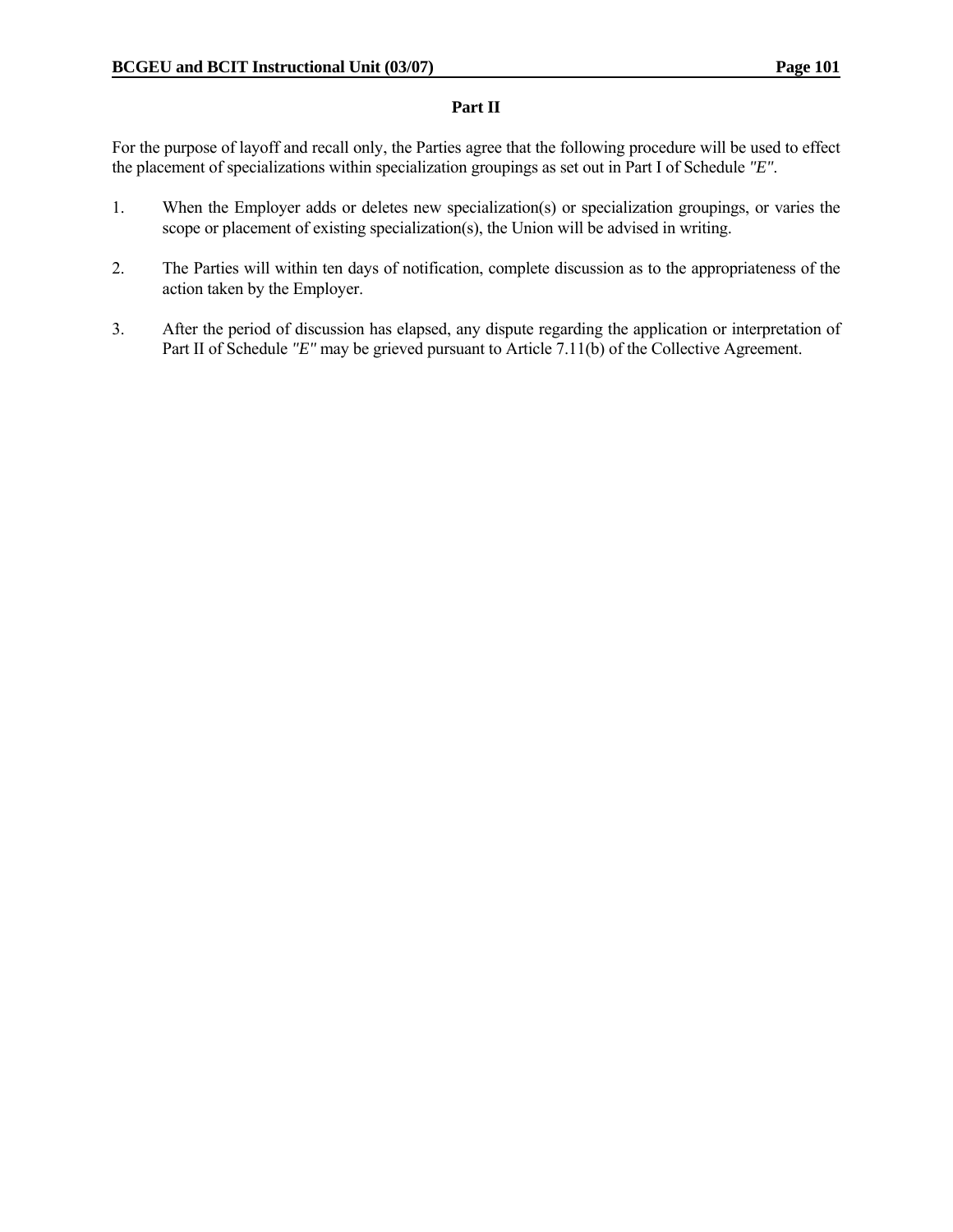## Part II

For the purpose of layoff and recall only, the Parties agree that the following procedure will be used to effect the placement of specializations within specialization groupings as set out in Part I of Schedule *"E"*.

1. When the Employer adds or deletes new specialization(s) or specialization groupings, or varies the scope or placement of existing specialization(s), the Union will be advised in writing.

2. The Parties will within ten days of notification, complete discussion as to the appropriateness of the action taken by the Employer.

3. After the period of discussion has elapsed, any dispute regarding the application or interpretation of Part II of Schedule *"E"* may be grieved pursuant to Article 7.11(b) of the Collective Agreement.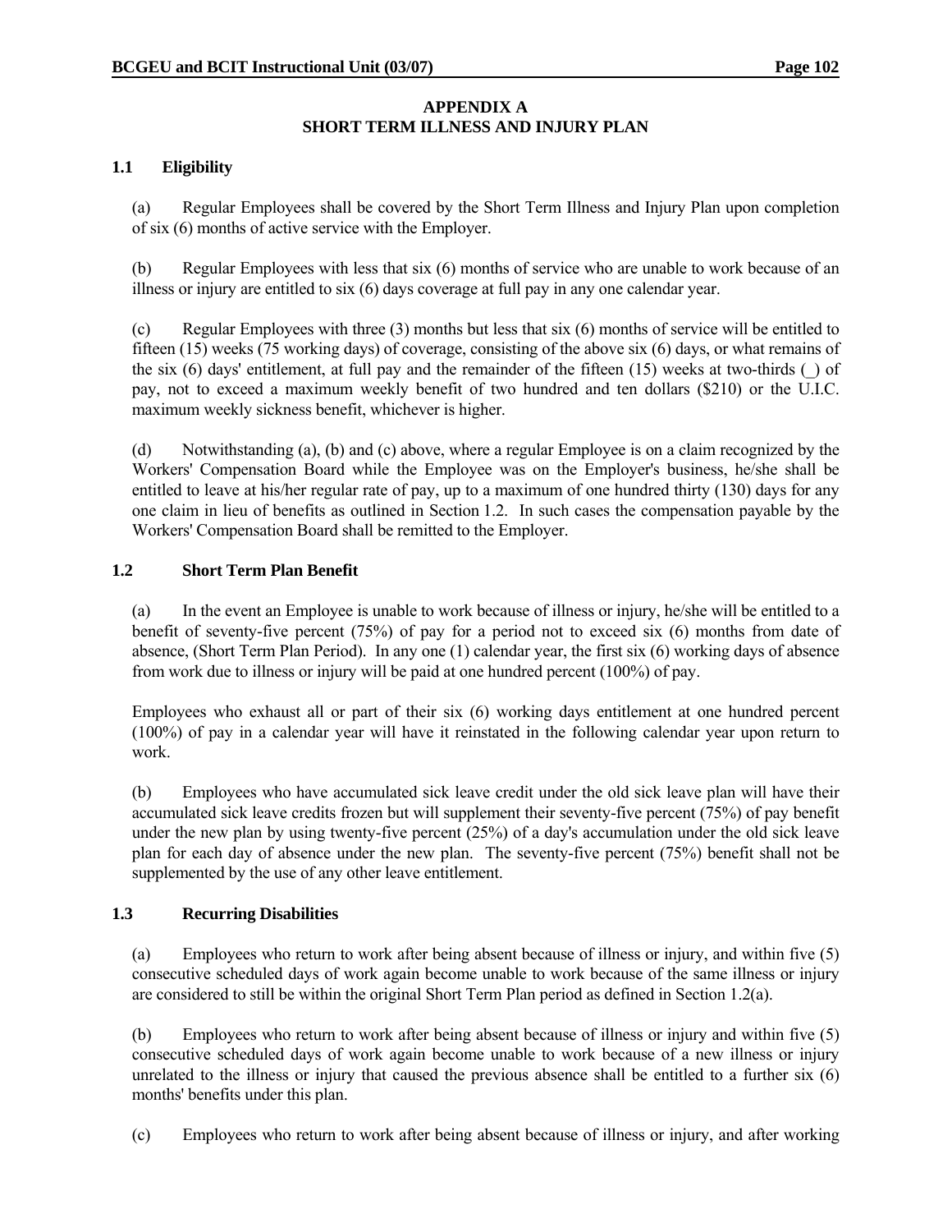## APPENDIX A
## SHORT TERM ILLNESS AND INJURY PLAN

### 1.1 Eligibility

(a) Regular Employees shall be covered by the Short Term Illness and Injury Plan upon completion of six (6) months of active service with the Employer.

(b) Regular Employees with less that six (6) months of service who are unable to work because of an illness or injury are entitled to six (6) days coverage at full pay in any one calendar year.

(c) Regular Employees with three (3) months but less that six (6) months of service will be entitled to fifteen (15) weeks (75 working days) of coverage, consisting of the above six (6) days, or what remains of the six (6) days' entitlement, at full pay and the remainder of the fifteen (15) weeks at two-thirds (_) of pay, not to exceed a maximum weekly benefit of two hundred and ten dollars ($210) or the U.I.C. maximum weekly sickness benefit, whichever is higher.

(d) Notwithstanding (a), (b) and (c) above, where a regular Employee is on a claim recognized by the Workers' Compensation Board while the Employee was on the Employer's business, he/she shall be entitled to leave at his/her regular rate of pay, up to a maximum of one hundred thirty (130) days for any one claim in lieu of benefits as outlined in Section 1.2. In such cases the compensation payable by the Workers' Compensation Board shall be remitted to the Employer.

### 1.2 Short Term Plan Benefit

(a) In the event an Employee is unable to work because of illness or injury, he/she will be entitled to a benefit of seventy-five percent (75%) of pay for a period not to exceed six (6) months from date of absence, (Short Term Plan Period). In any one (1) calendar year, the first six (6) working days of absence from work due to illness or injury will be paid at one hundred percent (100%) of pay.

Employees who exhaust all or part of their six (6) working days entitlement at one hundred percent (100%) of pay in a calendar year will have it reinstated in the following calendar year upon return to work.

(b) Employees who have accumulated sick leave credit under the old sick leave plan will have their accumulated sick leave credits frozen but will supplement their seventy-five percent (75%) of pay benefit under the new plan by using twenty-five percent (25%) of a day's accumulation under the old sick leave plan for each day of absence under the new plan. The seventy-five percent (75%) benefit shall not be supplemented by the use of any other leave entitlement.

### 1.3 Recurring Disabilities

(a) Employees who return to work after being absent because of illness or injury, and within five (5) consecutive scheduled days of work again become unable to work because of the same illness or injury are considered to still be within the original Short Term Plan period as defined in Section 1.2(a).

(b) Employees who return to work after being absent because of illness or injury and within five (5) consecutive scheduled days of work again become unable to work because of a new illness or injury unrelated to the illness or injury that caused the previous absence shall be entitled to a further six (6) months' benefits under this plan.

(c) Employees who return to work after being absent because of illness or injury, and after working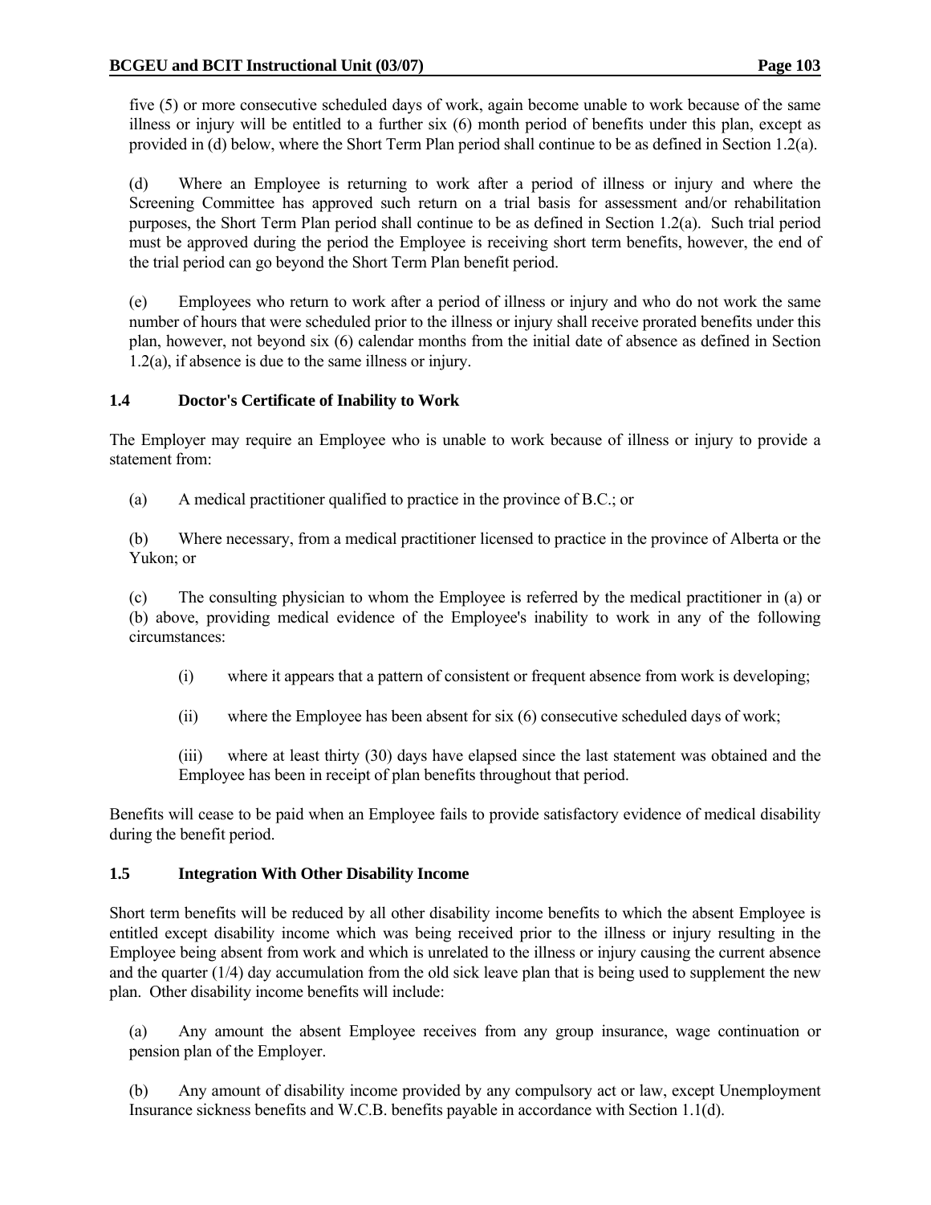five (5) or more consecutive scheduled days of work, again become unable to work because of the same illness or injury will be entitled to a further six (6) month period of benefits under this plan, except as provided in (d) below, where the Short Term Plan period shall continue to be as defined in Section 1.2(a).

(d) Where an Employee is returning to work after a period of illness or injury and where the Screening Committee has approved such return on a trial basis for assessment and/or rehabilitation purposes, the Short Term Plan period shall continue to be as defined in Section 1.2(a). Such trial period must be approved during the period the Employee is receiving short term benefits, however, the end of the trial period can go beyond the Short Term Plan benefit period.

(e) Employees who return to work after a period of illness or injury and who do not work the same number of hours that were scheduled prior to the illness or injury shall receive prorated benefits under this plan, however, not beyond six (6) calendar months from the initial date of absence as defined in Section 1.2(a), if absence is due to the same illness or injury.

### 1.4 Doctor's Certificate of Inability to Work

The Employer may require an Employee who is unable to work because of illness or injury to provide a statement from:

(a) A medical practitioner qualified to practice in the province of B.C.; or

(b) Where necessary, from a medical practitioner licensed to practice in the province of Alberta or the Yukon; or

(c) The consulting physician to whom the Employee is referred by the medical practitioner in (a) or (b) above, providing medical evidence of the Employee's inability to work in any of the following circumstances:

- (i) where it appears that a pattern of consistent or frequent absence from work is developing;
- (ii) where the Employee has been absent for six (6) consecutive scheduled days of work;
- (iii) where at least thirty (30) days have elapsed since the last statement was obtained and the Employee has been in receipt of plan benefits throughout that period.

Benefits will cease to be paid when an Employee fails to provide satisfactory evidence of medical disability during the benefit period.

### 1.5 Integration With Other Disability Income

Short term benefits will be reduced by all other disability income benefits to which the absent Employee is entitled except disability income which was being received prior to the illness or injury resulting in the Employee being absent from work and which is unrelated to the illness or injury causing the current absence and the quarter (1/4) day accumulation from the old sick leave plan that is being used to supplement the new plan. Other disability income benefits will include:

(a) Any amount the absent Employee receives from any group insurance, wage continuation or pension plan of the Employer.

(b) Any amount of disability income provided by any compulsory act or law, except Unemployment Insurance sickness benefits and W.C.B. benefits payable in accordance with Section 1.1(d).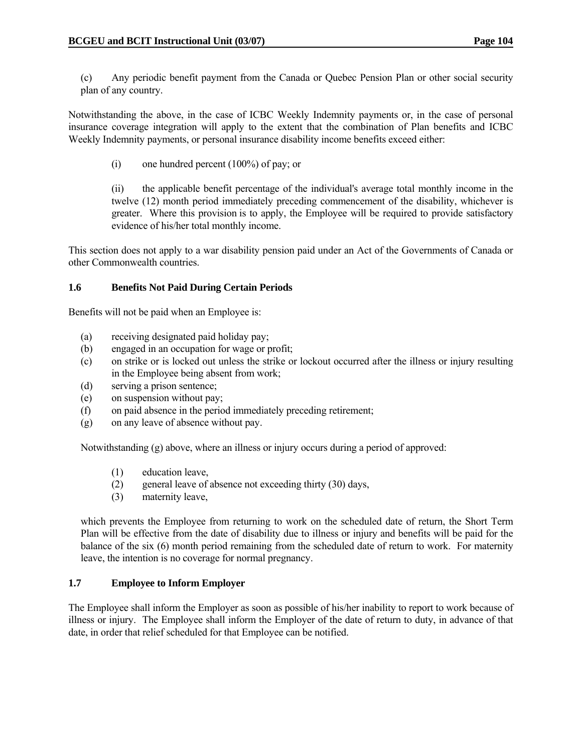(c) Any periodic benefit payment from the Canada or Quebec Pension Plan or other social security plan of any country.

Notwithstanding the above, in the case of ICBC Weekly Indemnity payments or, in the case of personal insurance coverage integration will apply to the extent that the combination of Plan benefits and ICBC Weekly Indemnity payments, or personal insurance disability income benefits exceed either:

(i) one hundred percent (100%) of pay; or

(ii) the applicable benefit percentage of the individual's average total monthly income in the twelve (12) month period immediately preceding commencement of the disability, whichever is greater. Where this provision is to apply, the Employee will be required to provide satisfactory evidence of his/her total monthly income.

This section does not apply to a war disability pension paid under an Act of the Governments of Canada or other Commonwealth countries.

### 1.6 Benefits Not Paid During Certain Periods

Benefits will not be paid when an Employee is:

(a) receiving designated paid holiday pay;
(b) engaged in an occupation for wage or profit;
(c) on strike or is locked out unless the strike or lockout occurred after the illness or injury resulting in the Employee being absent from work;
(d) serving a prison sentence;
(e) on suspension without pay;
(f) on paid absence in the period immediately preceding retirement;
(g) on any leave of absence without pay.

Notwithstanding (g) above, where an illness or injury occurs during a period of approved:

(1) education leave,
(2) general leave of absence not exceeding thirty (30) days,
(3) maternity leave,

which prevents the Employee from returning to work on the scheduled date of return, the Short Term Plan will be effective from the date of disability due to illness or injury and benefits will be paid for the balance of the six (6) month period remaining from the scheduled date of return to work. For maternity leave, the intention is no coverage for normal pregnancy.

### 1.7 Employee to Inform Employer

The Employee shall inform the Employer as soon as possible of his/her inability to report to work because of illness or injury. The Employee shall inform the Employer of the date of return to duty, in advance of that date, in order that relief scheduled for that Employee can be notified.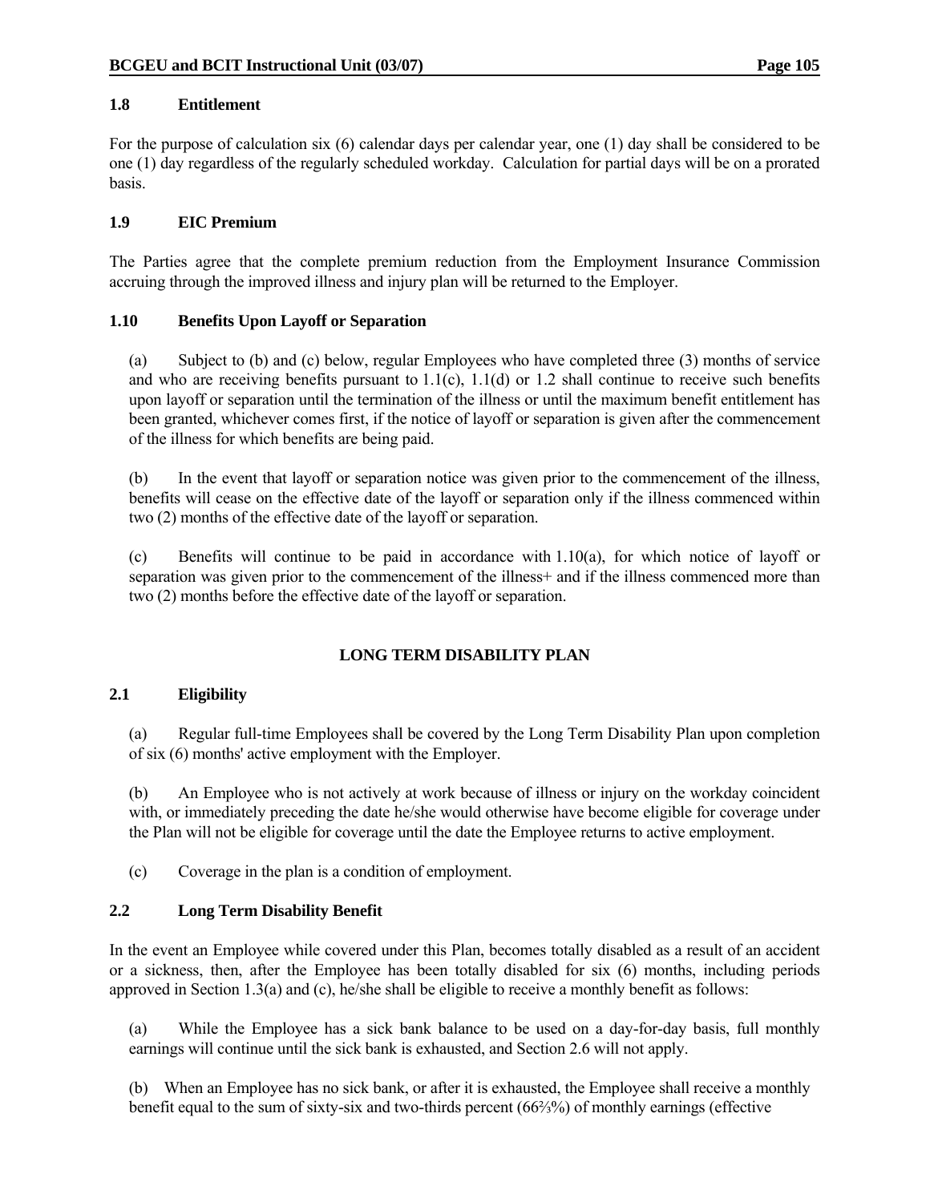### 1.8 Entitlement

For the purpose of calculation six (6) calendar days per calendar year, one (1) day shall be considered to be one (1) day regardless of the regularly scheduled workday. Calculation for partial days will be on a prorated basis.

### 1.9 EIC Premium

The Parties agree that the complete premium reduction from the Employment Insurance Commission accruing through the improved illness and injury plan will be returned to the Employer.

### 1.10 Benefits Upon Layoff or Separation

(a) Subject to (b) and (c) below, regular Employees who have completed three (3) months of service and who are receiving benefits pursuant to 1.1(c), 1.1(d) or 1.2 shall continue to receive such benefits upon layoff or separation until the termination of the illness or until the maximum benefit entitlement has been granted, whichever comes first, if the notice of layoff or separation is given after the commencement of the illness for which benefits are being paid.

(b) In the event that layoff or separation notice was given prior to the commencement of the illness, benefits will cease on the effective date of the layoff or separation only if the illness commenced within two (2) months of the effective date of the layoff or separation.

(c) Benefits will continue to be paid in accordance with 1.10(a), for which notice of layoff or separation was given prior to the commencement of the illness+ and if the illness commenced more than two (2) months before the effective date of the layoff or separation.

## LONG TERM DISABILITY PLAN

### 2.1 Eligibility

(a) Regular full-time Employees shall be covered by the Long Term Disability Plan upon completion of six (6) months' active employment with the Employer.

(b) An Employee who is not actively at work because of illness or injury on the workday coincident with, or immediately preceding the date he/she would otherwise have become eligible for coverage under the Plan will not be eligible for coverage until the date the Employee returns to active employment.

(c) Coverage in the plan is a condition of employment.

### 2.2 Long Term Disability Benefit

In the event an Employee while covered under this Plan, becomes totally disabled as a result of an accident or a sickness, then, after the Employee has been totally disabled for six (6) months, including periods approved in Section 1.3(a) and (c), he/she shall be eligible to receive a monthly benefit as follows:

(a) While the Employee has a sick bank balance to be used on a day-for-day basis, full monthly earnings will continue until the sick bank is exhausted, and Section 2.6 will not apply.

(b) When an Employee has no sick bank, or after it is exhausted, the Employee shall receive a monthly benefit equal to the sum of sixty-six and two-thirds percent (66⅔%) of monthly earnings (effective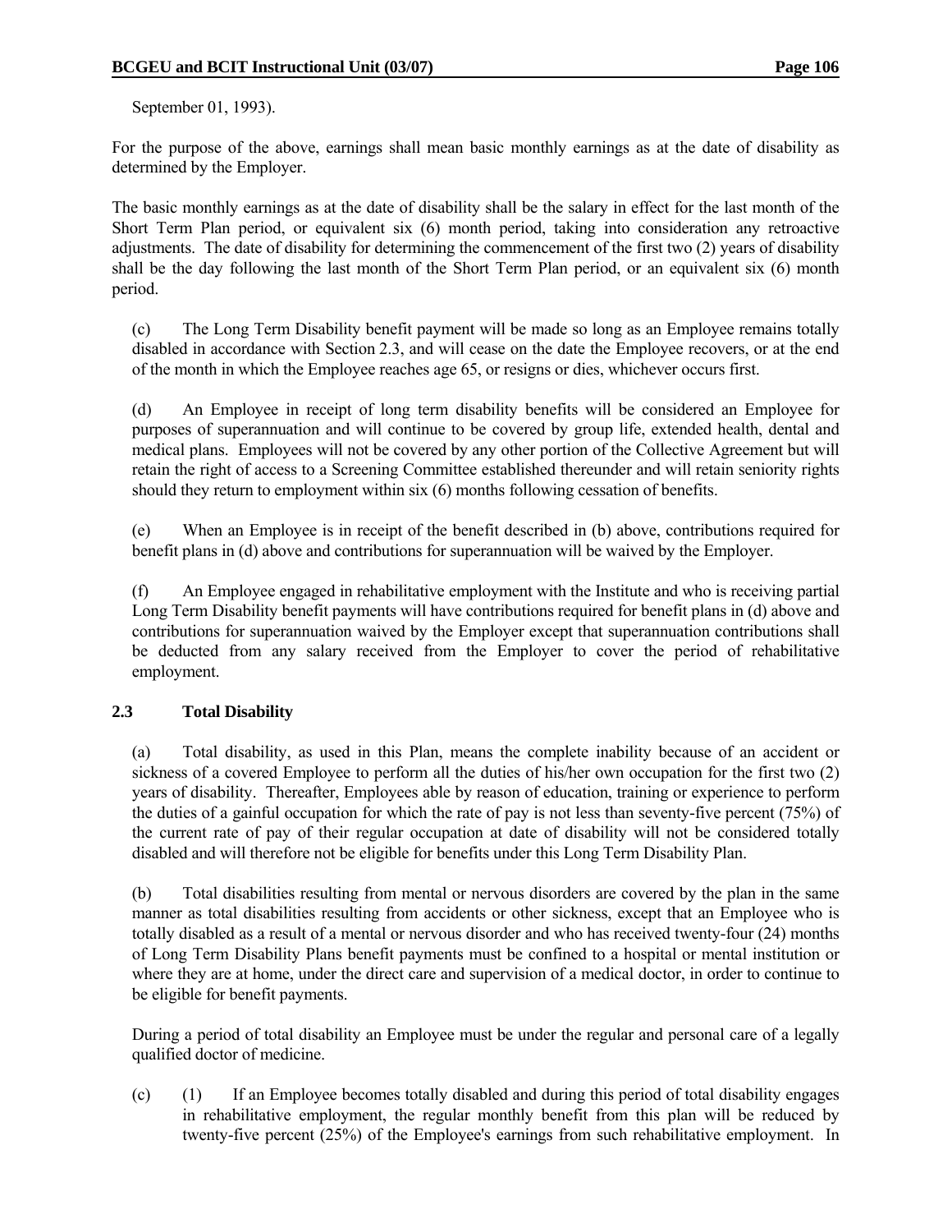September 01, 1993).

For the purpose of the above, earnings shall mean basic monthly earnings as at the date of disability as determined by the Employer.

The basic monthly earnings as at the date of disability shall be the salary in effect for the last month of the Short Term Plan period, or equivalent six (6) month period, taking into consideration any retroactive adjustments. The date of disability for determining the commencement of the first two (2) years of disability shall be the day following the last month of the Short Term Plan period, or an equivalent six (6) month period.

(c) The Long Term Disability benefit payment will be made so long as an Employee remains totally disabled in accordance with Section 2.3, and will cease on the date the Employee recovers, or at the end of the month in which the Employee reaches age 65, or resigns or dies, whichever occurs first.

(d) An Employee in receipt of long term disability benefits will be considered an Employee for purposes of superannuation and will continue to be covered by group life, extended health, dental and medical plans. Employees will not be covered by any other portion of the Collective Agreement but will retain the right of access to a Screening Committee established thereunder and will retain seniority rights should they return to employment within six (6) months following cessation of benefits.

(e) When an Employee is in receipt of the benefit described in (b) above, contributions required for benefit plans in (d) above and contributions for superannuation will be waived by the Employer.

(f) An Employee engaged in rehabilitative employment with the Institute and who is receiving partial Long Term Disability benefit payments will have contributions required for benefit plans in (d) above and contributions for superannuation waived by the Employer except that superannuation contributions shall be deducted from any salary received from the Employer to cover the period of rehabilitative employment.

### 2.3 Total Disability

(a) Total disability, as used in this Plan, means the complete inability because of an accident or sickness of a covered Employee to perform all the duties of his/her own occupation for the first two (2) years of disability. Thereafter, Employees able by reason of education, training or experience to perform the duties of a gainful occupation for which the rate of pay is not less than seventy-five percent (75%) of the current rate of pay of their regular occupation at date of disability will not be considered totally disabled and will therefore not be eligible for benefits under this Long Term Disability Plan.

(b) Total disabilities resulting from mental or nervous disorders are covered by the plan in the same manner as total disabilities resulting from accidents or other sickness, except that an Employee who is totally disabled as a result of a mental or nervous disorder and who has received twenty-four (24) months of Long Term Disability Plans benefit payments must be confined to a hospital or mental institution or where they are at home, under the direct care and supervision of a medical doctor, in order to continue to be eligible for benefit payments.

During a period of total disability an Employee must be under the regular and personal care of a legally qualified doctor of medicine.

(c) (1) If an Employee becomes totally disabled and during this period of total disability engages in rehabilitative employment, the regular monthly benefit from this plan will be reduced by twenty-five percent (25%) of the Employee's earnings from such rehabilitative employment. In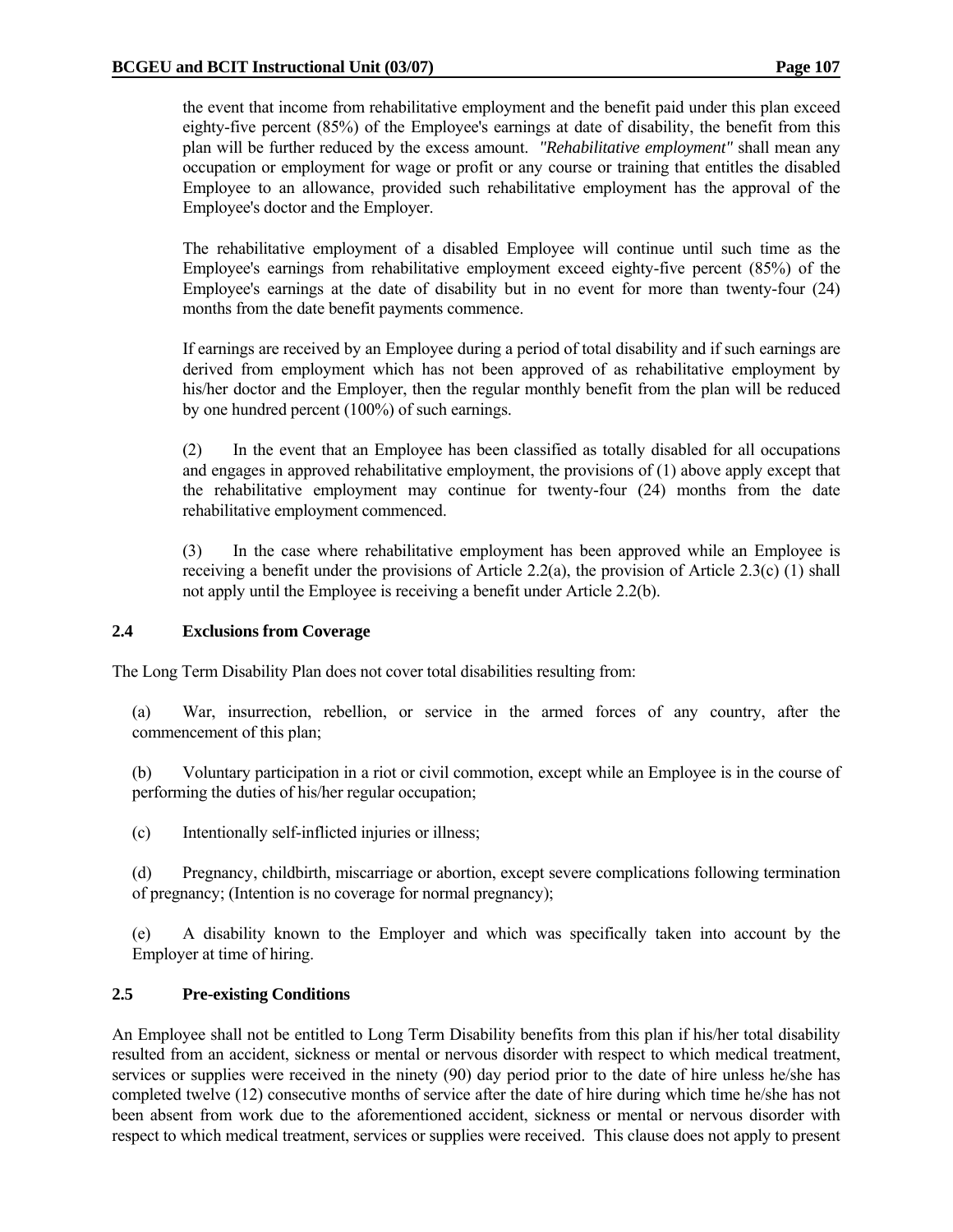the event that income from rehabilitative employment and the benefit paid under this plan exceed eighty-five percent (85%) of the Employee's earnings at date of disability, the benefit from this plan will be further reduced by the excess amount. *"Rehabilitative employment"* shall mean any occupation or employment for wage or profit or any course or training that entitles the disabled Employee to an allowance, provided such rehabilitative employment has the approval of the Employee's doctor and the Employer.

The rehabilitative employment of a disabled Employee will continue until such time as the Employee's earnings from rehabilitative employment exceed eighty-five percent (85%) of the Employee's earnings at the date of disability but in no event for more than twenty-four (24) months from the date benefit payments commence.

If earnings are received by an Employee during a period of total disability and if such earnings are derived from employment which has not been approved of as rehabilitative employment by his/her doctor and the Employer, then the regular monthly benefit from the plan will be reduced by one hundred percent (100%) of such earnings.

(2) In the event that an Employee has been classified as totally disabled for all occupations and engages in approved rehabilitative employment, the provisions of (1) above apply except that the rehabilitative employment may continue for twenty-four (24) months from the date rehabilitative employment commenced.

(3) In the case where rehabilitative employment has been approved while an Employee is receiving a benefit under the provisions of Article 2.2(a), the provision of Article 2.3(c) (1) shall not apply until the Employee is receiving a benefit under Article 2.2(b).

## 2.4 Exclusions from Coverage

The Long Term Disability Plan does not cover total disabilities resulting from:

(a) War, insurrection, rebellion, or service in the armed forces of any country, after the commencement of this plan;

(b) Voluntary participation in a riot or civil commotion, except while an Employee is in the course of performing the duties of his/her regular occupation;

(c) Intentionally self-inflicted injuries or illness;

(d) Pregnancy, childbirth, miscarriage or abortion, except severe complications following termination of pregnancy; (Intention is no coverage for normal pregnancy);

(e) A disability known to the Employer and which was specifically taken into account by the Employer at time of hiring.

## 2.5 Pre-existing Conditions

An Employee shall not be entitled to Long Term Disability benefits from this plan if his/her total disability resulted from an accident, sickness or mental or nervous disorder with respect to which medical treatment, services or supplies were received in the ninety (90) day period prior to the date of hire unless he/she has completed twelve (12) consecutive months of service after the date of hire during which time he/she has not been absent from work due to the aforementioned accident, sickness or mental or nervous disorder with respect to which medical treatment, services or supplies were received. This clause does not apply to present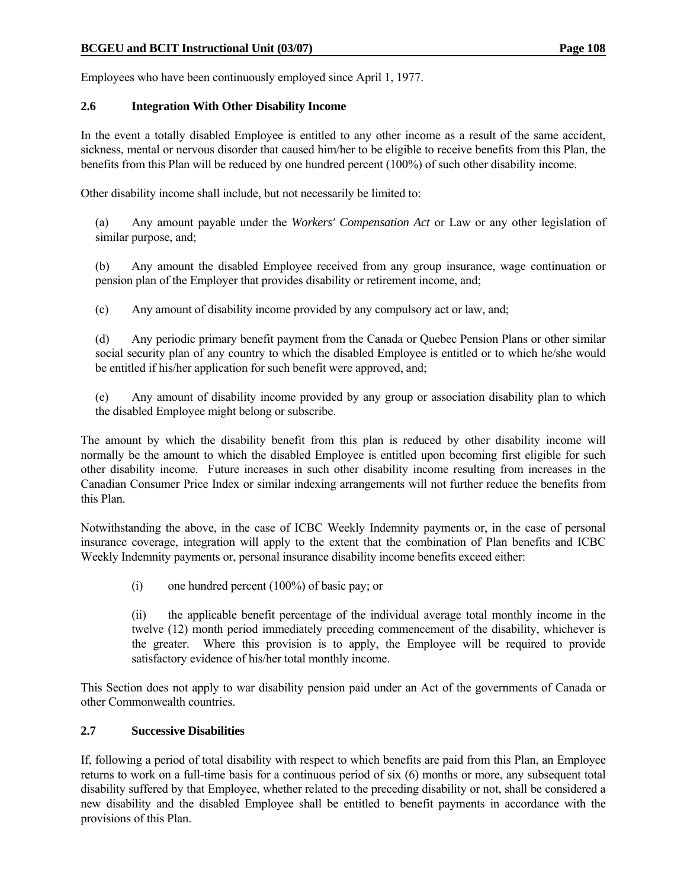Employees who have been continuously employed since April 1, 1977.

### 2.6 Integration With Other Disability Income

In the event a totally disabled Employee is entitled to any other income as a result of the same accident, sickness, mental or nervous disorder that caused him/her to be eligible to receive benefits from this Plan, the benefits from this Plan will be reduced by one hundred percent (100%) of such other disability income.

Other disability income shall include, but not necessarily be limited to:

(a) Any amount payable under the *Workers' Compensation Act* or Law or any other legislation of similar purpose, and;

(b) Any amount the disabled Employee received from any group insurance, wage continuation or pension plan of the Employer that provides disability or retirement income, and;

(c) Any amount of disability income provided by any compulsory act or law, and;

(d) Any periodic primary benefit payment from the Canada or Quebec Pension Plans or other similar social security plan of any country to which the disabled Employee is entitled or to which he/she would be entitled if his/her application for such benefit were approved, and;

(e) Any amount of disability income provided by any group or association disability plan to which the disabled Employee might belong or subscribe.

The amount by which the disability benefit from this plan is reduced by other disability income will normally be the amount to which the disabled Employee is entitled upon becoming first eligible for such other disability income. Future increases in such other disability income resulting from increases in the Canadian Consumer Price Index or similar indexing arrangements will not further reduce the benefits from this Plan.

Notwithstanding the above, in the case of ICBC Weekly Indemnity payments or, in the case of personal insurance coverage, integration will apply to the extent that the combination of Plan benefits and ICBC Weekly Indemnity payments or, personal insurance disability income benefits exceed either:

(i) one hundred percent (100%) of basic pay; or

(ii) the applicable benefit percentage of the individual average total monthly income in the twelve (12) month period immediately preceding commencement of the disability, whichever is the greater. Where this provision is to apply, the Employee will be required to provide satisfactory evidence of his/her total monthly income.

This Section does not apply to war disability pension paid under an Act of the governments of Canada or other Commonwealth countries.

### 2.7 Successive Disabilities

If, following a period of total disability with respect to which benefits are paid from this Plan, an Employee returns to work on a full-time basis for a continuous period of six (6) months or more, any subsequent total disability suffered by that Employee, whether related to the preceding disability or not, shall be considered a new disability and the disabled Employee shall be entitled to benefit payments in accordance with the provisions of this Plan.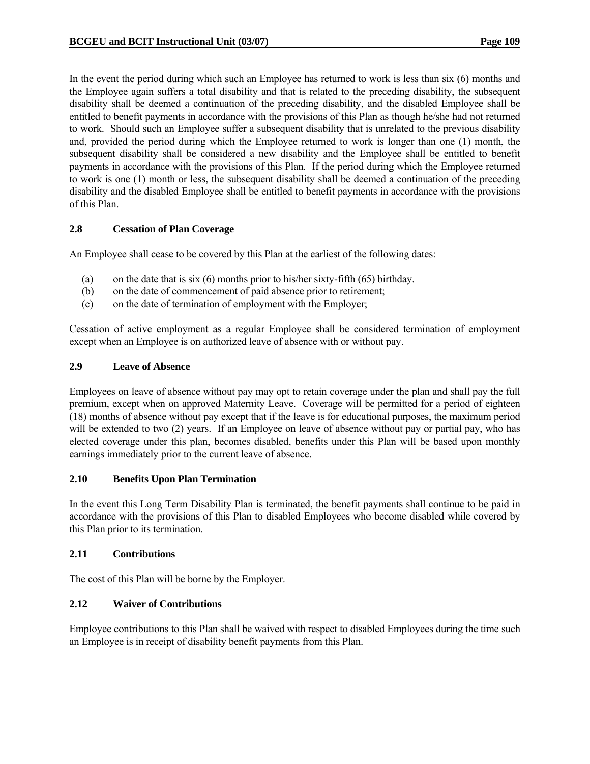In the event the period during which such an Employee has returned to work is less than six (6) months and the Employee again suffers a total disability and that is related to the preceding disability, the subsequent disability shall be deemed a continuation of the preceding disability, and the disabled Employee shall be entitled to benefit payments in accordance with the provisions of this Plan as though he/she had not returned to work. Should such an Employee suffer a subsequent disability that is unrelated to the previous disability and, provided the period during which the Employee returned to work is longer than one (1) month, the subsequent disability shall be considered a new disability and the Employee shall be entitled to benefit payments in accordance with the provisions of this Plan. If the period during which the Employee returned to work is one (1) month or less, the subsequent disability shall be deemed a continuation of the preceding disability and the disabled Employee shall be entitled to benefit payments in accordance with the provisions of this Plan.

### 2.8 Cessation of Plan Coverage

An Employee shall cease to be covered by this Plan at the earliest of the following dates:

(a) on the date that is six (6) months prior to his/her sixty-fifth (65) birthday.
(b) on the date of commencement of paid absence prior to retirement;
(c) on the date of termination of employment with the Employer;

Cessation of active employment as a regular Employee shall be considered termination of employment except when an Employee is on authorized leave of absence with or without pay.

### 2.9 Leave of Absence

Employees on leave of absence without pay may opt to retain coverage under the plan and shall pay the full premium, except when on approved Maternity Leave. Coverage will be permitted for a period of eighteen (18) months of absence without pay except that if the leave is for educational purposes, the maximum period will be extended to two (2) years. If an Employee on leave of absence without pay or partial pay, who has elected coverage under this plan, becomes disabled, benefits under this Plan will be based upon monthly earnings immediately prior to the current leave of absence.

### 2.10 Benefits Upon Plan Termination

In the event this Long Term Disability Plan is terminated, the benefit payments shall continue to be paid in accordance with the provisions of this Plan to disabled Employees who become disabled while covered by this Plan prior to its termination.

### 2.11 Contributions

The cost of this Plan will be borne by the Employer.

### 2.12 Waiver of Contributions

Employee contributions to this Plan shall be waived with respect to disabled Employees during the time such an Employee is in receipt of disability benefit payments from this Plan.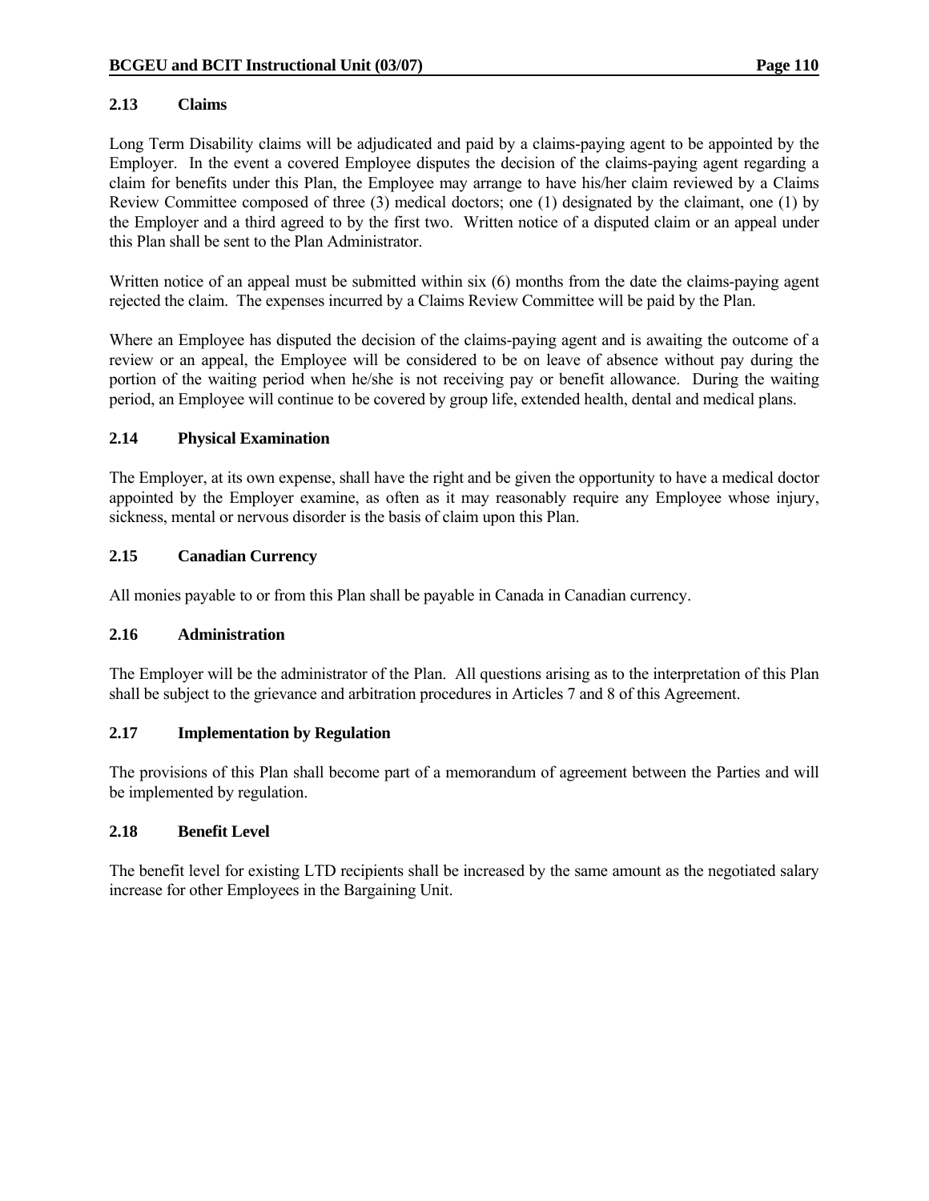### 2.13 Claims

Long Term Disability claims will be adjudicated and paid by a claims-paying agent to be appointed by the Employer. In the event a covered Employee disputes the decision of the claims-paying agent regarding a claim for benefits under this Plan, the Employee may arrange to have his/her claim reviewed by a Claims Review Committee composed of three (3) medical doctors; one (1) designated by the claimant, one (1) by the Employer and a third agreed to by the first two. Written notice of a disputed claim or an appeal under this Plan shall be sent to the Plan Administrator.

Written notice of an appeal must be submitted within six (6) months from the date the claims-paying agent rejected the claim. The expenses incurred by a Claims Review Committee will be paid by the Plan.

Where an Employee has disputed the decision of the claims-paying agent and is awaiting the outcome of a review or an appeal, the Employee will be considered to be on leave of absence without pay during the portion of the waiting period when he/she is not receiving pay or benefit allowance. During the waiting period, an Employee will continue to be covered by group life, extended health, dental and medical plans.

### 2.14 Physical Examination

The Employer, at its own expense, shall have the right and be given the opportunity to have a medical doctor appointed by the Employer examine, as often as it may reasonably require any Employee whose injury, sickness, mental or nervous disorder is the basis of claim upon this Plan.

### 2.15 Canadian Currency

All monies payable to or from this Plan shall be payable in Canada in Canadian currency.

### 2.16 Administration

The Employer will be the administrator of the Plan. All questions arising as to the interpretation of this Plan shall be subject to the grievance and arbitration procedures in Articles 7 and 8 of this Agreement.

### 2.17 Implementation by Regulation

The provisions of this Plan shall become part of a memorandum of agreement between the Parties and will be implemented by regulation.

### 2.18 Benefit Level

The benefit level for existing LTD recipients shall be increased by the same amount as the negotiated salary increase for other Employees in the Bargaining Unit.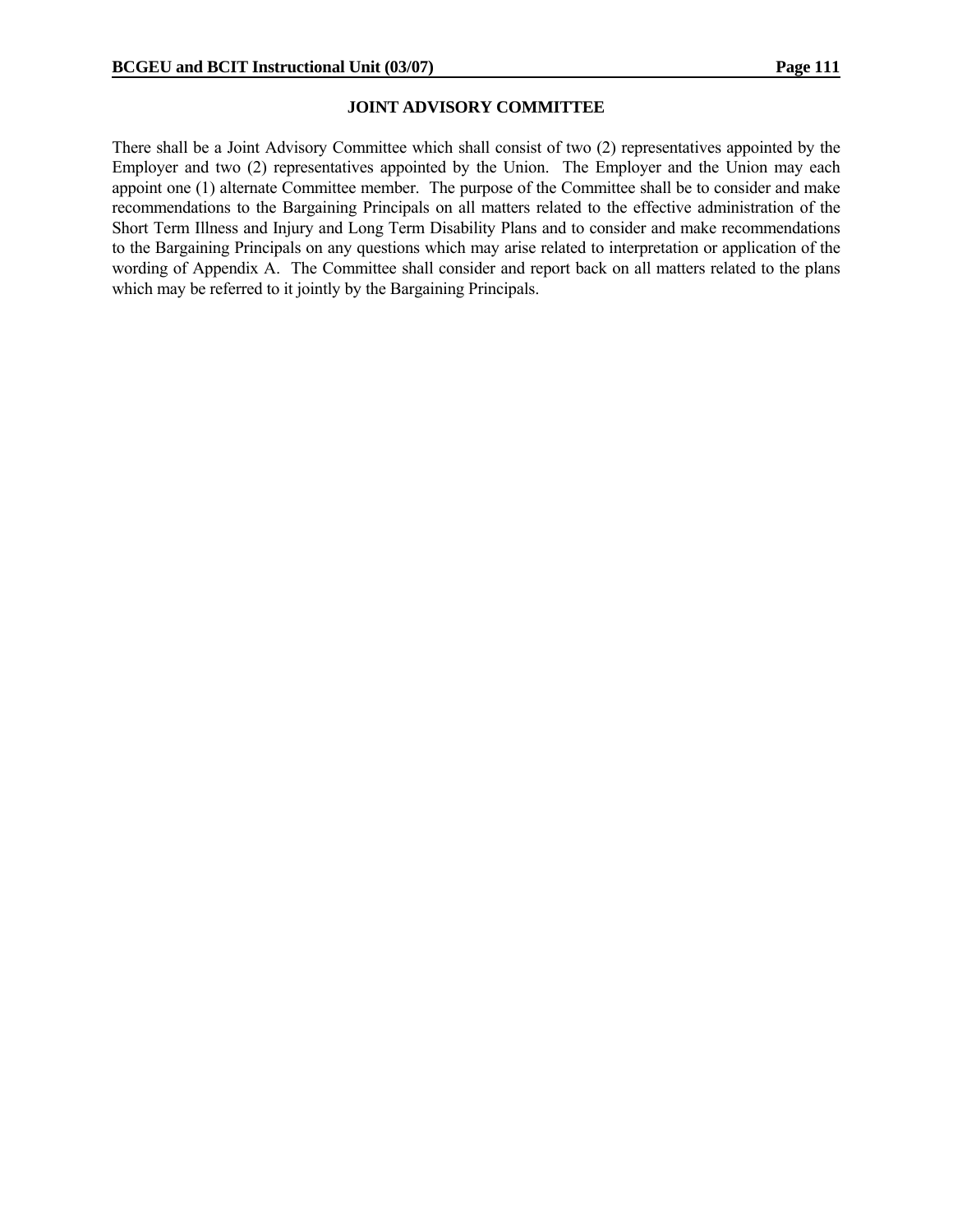## JOINT ADVISORY COMMITTEE

There shall be a Joint Advisory Committee which shall consist of two (2) representatives appointed by the Employer and two (2) representatives appointed by the Union. The Employer and the Union may each appoint one (1) alternate Committee member. The purpose of the Committee shall be to consider and make recommendations to the Bargaining Principals on all matters related to the effective administration of the Short Term Illness and Injury and Long Term Disability Plans and to consider and make recommendations to the Bargaining Principals on any questions which may arise related to interpretation or application of the wording of Appendix A. The Committee shall consider and report back on all matters related to the plans which may be referred to it jointly by the Bargaining Principals.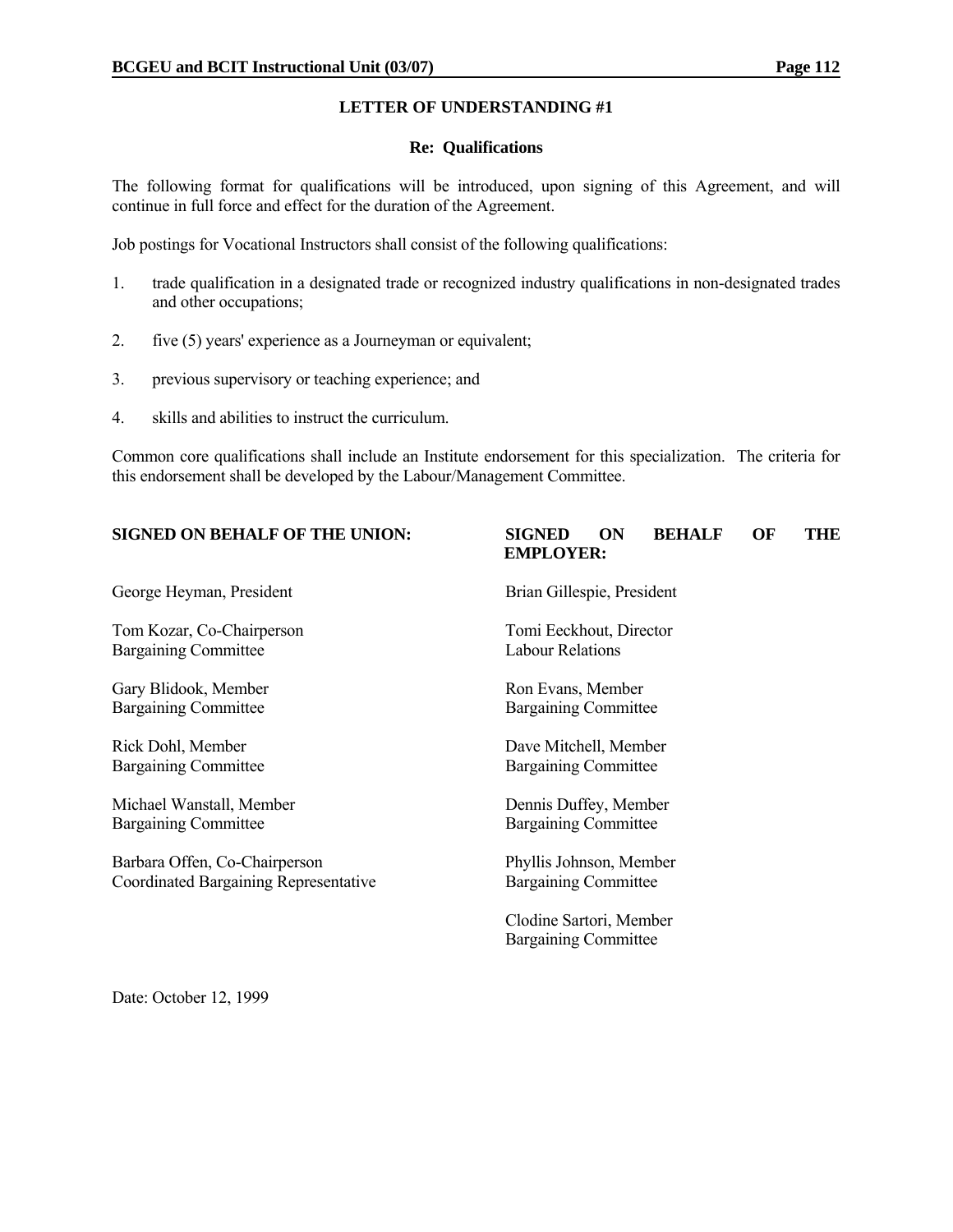## LETTER OF UNDERSTANDING #1

### Re: Qualifications

The following format for qualifications will be introduced, upon signing of this Agreement, and will continue in full force and effect for the duration of the Agreement.

Job postings for Vocational Instructors shall consist of the following qualifications:

1. trade qualification in a designated trade or recognized industry qualifications in non-designated trades and other occupations;
2. five (5) years' experience as a Journeyman or equivalent;
3. previous supervisory or teaching experience; and
4. skills and abilities to instruct the curriculum.

Common core qualifications shall include an Institute endorsement for this specialization. The criteria for this endorsement shall be developed by the Labour/Management Committee.

| **SIGNED ON BEHALF OF THE UNION:** | **SIGNED ON BEHALF OF THE EMPLOYER:** |
|---|---|
| George Heyman, President | Brian Gillespie, President |
| Tom Kozar, Co-Chairperson<br>Bargaining Committee | Tomi Eeckhout, Director<br>Labour Relations |
| Gary Blidook, Member<br>Bargaining Committee | Ron Evans, Member<br>Bargaining Committee |
| Rick Dohl, Member<br>Bargaining Committee | Dave Mitchell, Member<br>Bargaining Committee |
| Michael Wanstall, Member<br>Bargaining Committee | Dennis Duffey, Member<br>Bargaining Committee |
| Barbara Offen, Co-Chairperson<br>Coordinated Bargaining Representative | Phyllis Johnson, Member<br>Bargaining Committee |
| | Clodine Sartori, Member<br>Bargaining Committee |

Date: October 12, 1999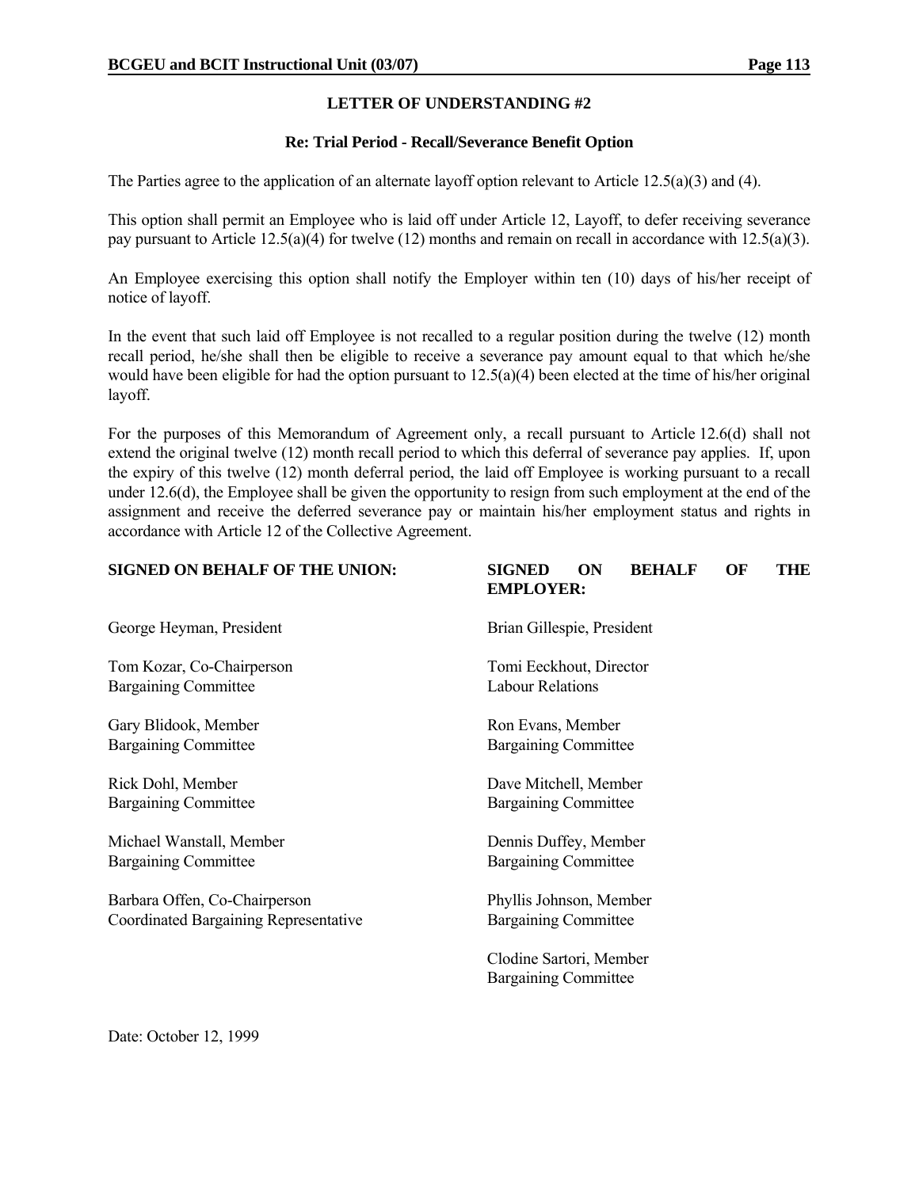## LETTER OF UNDERSTANDING #2

### Re: Trial Period - Recall/Severance Benefit Option

The Parties agree to the application of an alternate layoff option relevant to Article 12.5(a)(3) and (4).

This option shall permit an Employee who is laid off under Article 12, Layoff, to defer receiving severance pay pursuant to Article 12.5(a)(4) for twelve (12) months and remain on recall in accordance with 12.5(a)(3).

An Employee exercising this option shall notify the Employer within ten (10) days of his/her receipt of notice of layoff.

In the event that such laid off Employee is not recalled to a regular position during the twelve (12) month recall period, he/she shall then be eligible to receive a severance pay amount equal to that which he/she would have been eligible for had the option pursuant to 12.5(a)(4) been elected at the time of his/her original layoff.

For the purposes of this Memorandum of Agreement only, a recall pursuant to Article 12.6(d) shall not extend the original twelve (12) month recall period to which this deferral of severance pay applies. If, upon the expiry of this twelve (12) month deferral period, the laid off Employee is working pursuant to a recall under 12.6(d), the Employee shall be given the opportunity to resign from such employment at the end of the assignment and receive the deferred severance pay or maintain his/her employment status and rights in accordance with Article 12 of the Collective Agreement.

| **SIGNED ON BEHALF OF THE UNION:** | **SIGNED ON BEHALF OF THE EMPLOYER:** |
|---|---|
| George Heyman, President | Brian Gillespie, President |
| Tom Kozar, Co-Chairperson<br>Bargaining Committee | Tomi Eeckhout, Director<br>Labour Relations |
| Gary Blidook, Member<br>Bargaining Committee | Ron Evans, Member<br>Bargaining Committee |
| Rick Dohl, Member<br>Bargaining Committee | Dave Mitchell, Member<br>Bargaining Committee |
| Michael Wanstall, Member<br>Bargaining Committee | Dennis Duffey, Member<br>Bargaining Committee |
| Barbara Offen, Co-Chairperson<br>Coordinated Bargaining Representative | Phyllis Johnson, Member<br>Bargaining Committee |
| | Clodine Sartori, Member<br>Bargaining Committee |

Date: October 12, 1999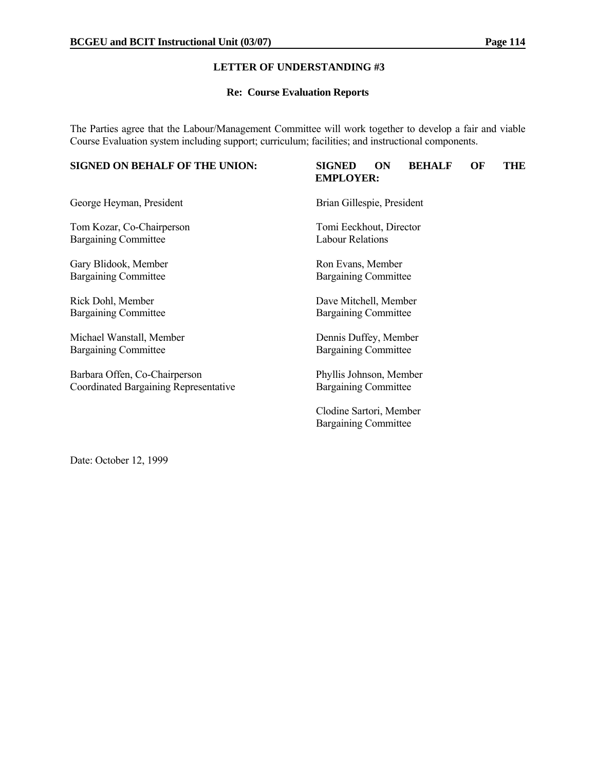## LETTER OF UNDERSTANDING #3

### Re: Course Evaluation Reports

The Parties agree that the Labour/Management Committee will work together to develop a fair and viable Course Evaluation system including support; curriculum; facilities; and instructional components.

| SIGNED ON BEHALF OF THE UNION: | SIGNED ON BEHALF OF THE EMPLOYER: |
|---|---|
| George Heyman, President | Brian Gillespie, President |
| Tom Kozar, Co-Chairperson<br>Bargaining Committee | Tomi Eeckhout, Director<br>Labour Relations |
| Gary Blidook, Member<br>Bargaining Committee | Ron Evans, Member<br>Bargaining Committee |
| Rick Dohl, Member<br>Bargaining Committee | Dave Mitchell, Member<br>Bargaining Committee |
| Michael Wanstall, Member<br>Bargaining Committee | Dennis Duffey, Member<br>Bargaining Committee |
| Barbara Offen, Co-Chairperson<br>Coordinated Bargaining Representative | Phyllis Johnson, Member<br>Bargaining Committee |
| | Clodine Sartori, Member<br>Bargaining Committee |

Date: October 12, 1999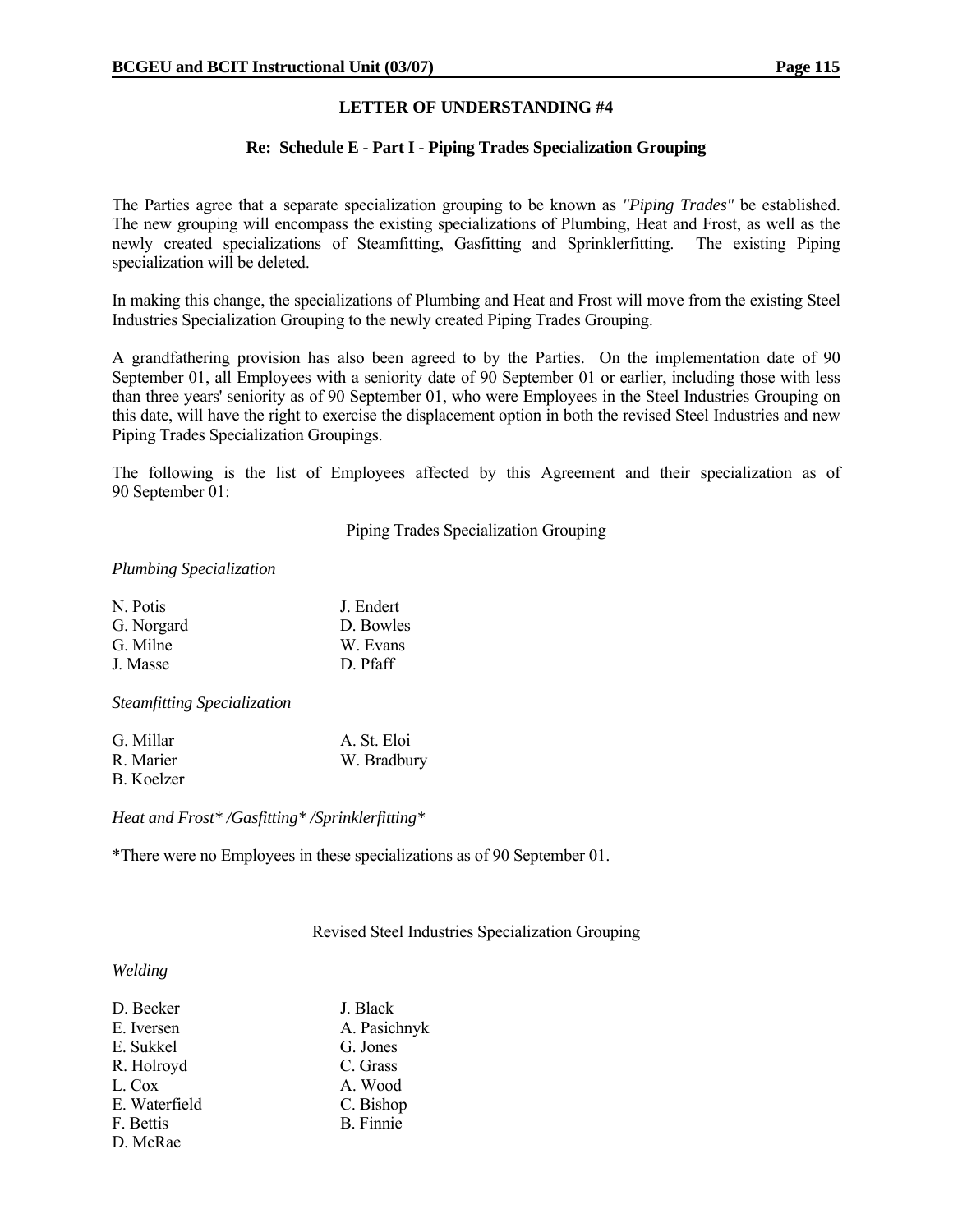## LETTER OF UNDERSTANDING #4

### Re: Schedule E - Part I - Piping Trades Specialization Grouping

The Parties agree that a separate specialization grouping to be known as *"Piping Trades"* be established. The new grouping will encompass the existing specializations of Plumbing, Heat and Frost, as well as the newly created specializations of Steamfitting, Gasfitting and Sprinklerfitting. The existing Piping specialization will be deleted.

In making this change, the specializations of Plumbing and Heat and Frost will move from the existing Steel Industries Specialization Grouping to the newly created Piping Trades Grouping.

A grandfathering provision has also been agreed to by the Parties. On the implementation date of 90 September 01, all Employees with a seniority date of 90 September 01 or earlier, including those with less than three years' seniority as of 90 September 01, who were Employees in the Steel Industries Grouping on this date, will have the right to exercise the displacement option in both the revised Steel Industries and new Piping Trades Specialization Groupings.

The following is the list of Employees affected by this Agreement and their specialization as of 90 September 01:

Piping Trades Specialization Grouping

*Plumbing Specialization*

| | |
|---|---|
| N. Potis | J. Endert |
| G. Norgard | D. Bowles |
| G. Milne | W. Evans |
| J. Masse | D. Pfaff |

*Steamfitting Specialization*

| | |
|---|---|
| G. Millar | A. St. Eloi |
| R. Marier | W. Bradbury |
| B. Koelzer | |

*Heat and Frost* /Gasfitting* /Sprinklerfitting**

*There were no Employees in these specializations as of 90 September 01.

Revised Steel Industries Specialization Grouping

*Welding*

| | |
|---|---|
| D. Becker | J. Black |
| E. Iversen | A. Pasichnyk |
| E. Sukkel | G. Jones |
| R. Holroyd | C. Grass |
| L. Cox | A. Wood |
| E. Waterfield | C. Bishop |
| F. Bettis | B. Finnie |
| D. McRae | |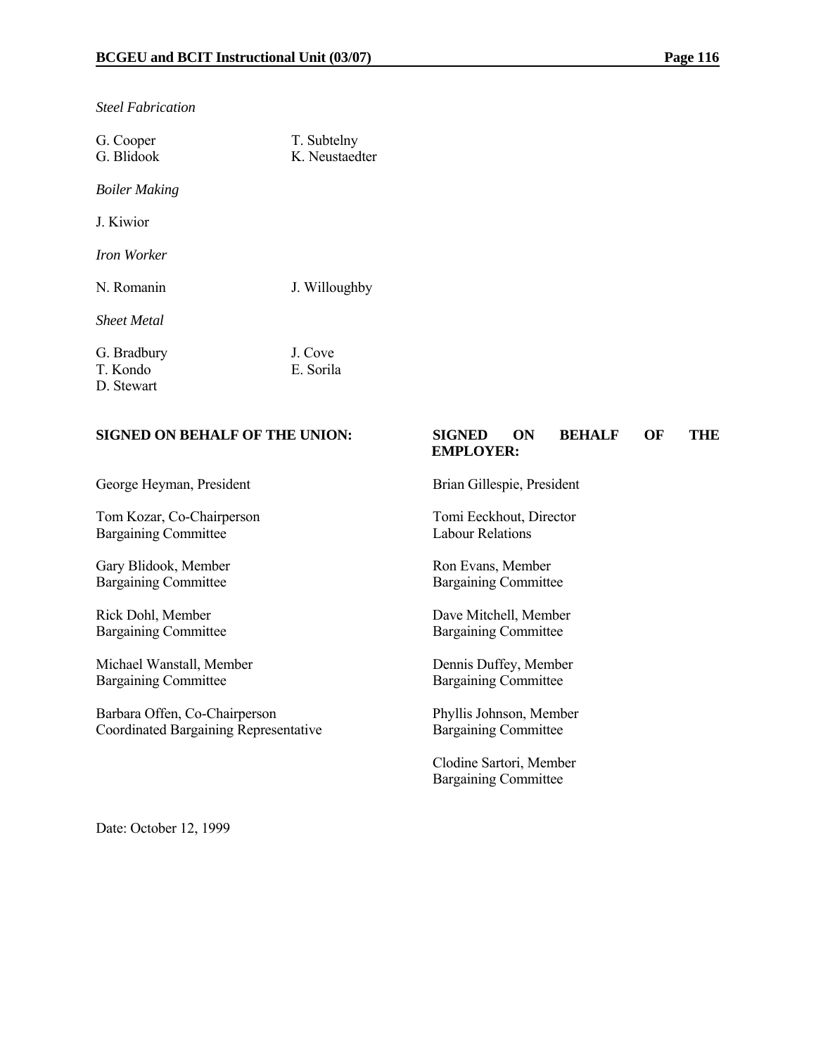*Steel Fabrication*

G. Cooper　　T. Subtelny
G. Blidook　　K. Neustaedter

*Boiler Making*

J. Kiwior

*Iron Worker*

N. Romanin　　J. Willoughby

*Sheet Metal*

G. Bradbury　　J. Cove
T. Kondo　　E. Sorila
D. Stewart

| **SIGNED ON BEHALF OF THE UNION:** | **SIGNED ON BEHALF OF THE EMPLOYER:** |
|---|---|
| George Heyman, President | Brian Gillespie, President |
| Tom Kozar, Co-Chairperson<br>Bargaining Committee | Tomi Eeckhout, Director<br>Labour Relations |
| Gary Blidook, Member<br>Bargaining Committee | Ron Evans, Member<br>Bargaining Committee |
| Rick Dohl, Member<br>Bargaining Committee | Dave Mitchell, Member<br>Bargaining Committee |
| Michael Wanstall, Member<br>Bargaining Committee | Dennis Duffey, Member<br>Bargaining Committee |
| Barbara Offen, Co-Chairperson<br>Coordinated Bargaining Representative | Phyllis Johnson, Member<br>Bargaining Committee |
| | Clodine Sartori, Member<br>Bargaining Committee |

Date: October 12, 1999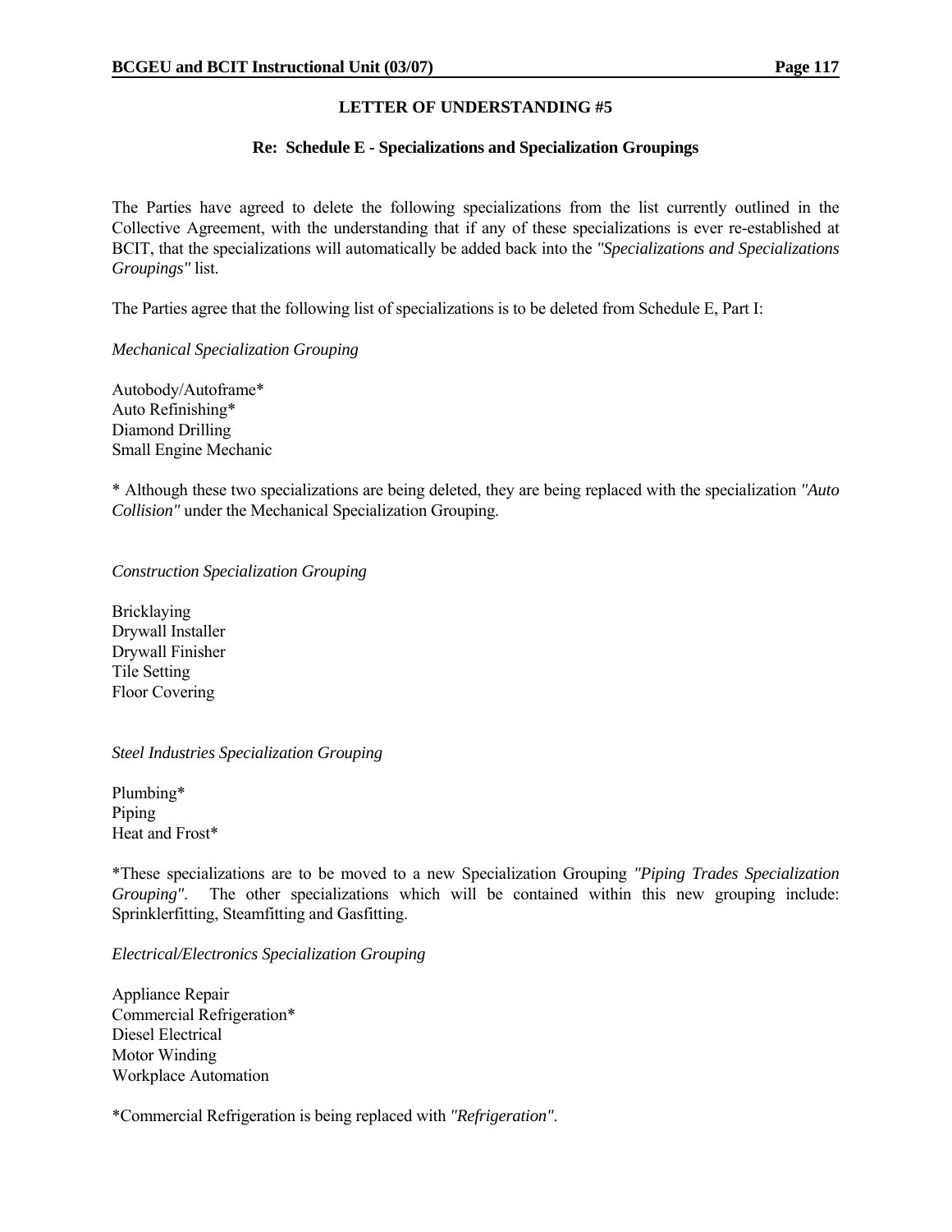## LETTER OF UNDERSTANDING #5

### Re: Schedule E - Specializations and Specialization Groupings

The Parties have agreed to delete the following specializations from the list currently outlined in the Collective Agreement, with the understanding that if any of these specializations is ever re-established at BCIT, that the specializations will automatically be added back into the *"Specializations and Specializations Groupings"* list.

The Parties agree that the following list of specializations is to be deleted from Schedule E, Part I:

*Mechanical Specialization Grouping*

Autobody/Autoframe*
Auto Refinishing*
Diamond Drilling
Small Engine Mechanic

* Although these two specializations are being deleted, they are being replaced with the specialization *"Auto Collision"* under the Mechanical Specialization Grouping.

*Construction Specialization Grouping*

Bricklaying
Drywall Installer
Drywall Finisher
Tile Setting
Floor Covering

*Steel Industries Specialization Grouping*

Plumbing*
Piping
Heat and Frost*

*These specializations are to be moved to a new Specialization Grouping *"Piping Trades Specialization Grouping"*. The other specializations which will be contained within this new grouping include: Sprinklerfitting, Steamfitting and Gasfitting.

*Electrical/Electronics Specialization Grouping*

Appliance Repair
Commercial Refrigeration*
Diesel Electrical
Motor Winding
Workplace Automation

*Commercial Refrigeration is being replaced with *"Refrigeration"*.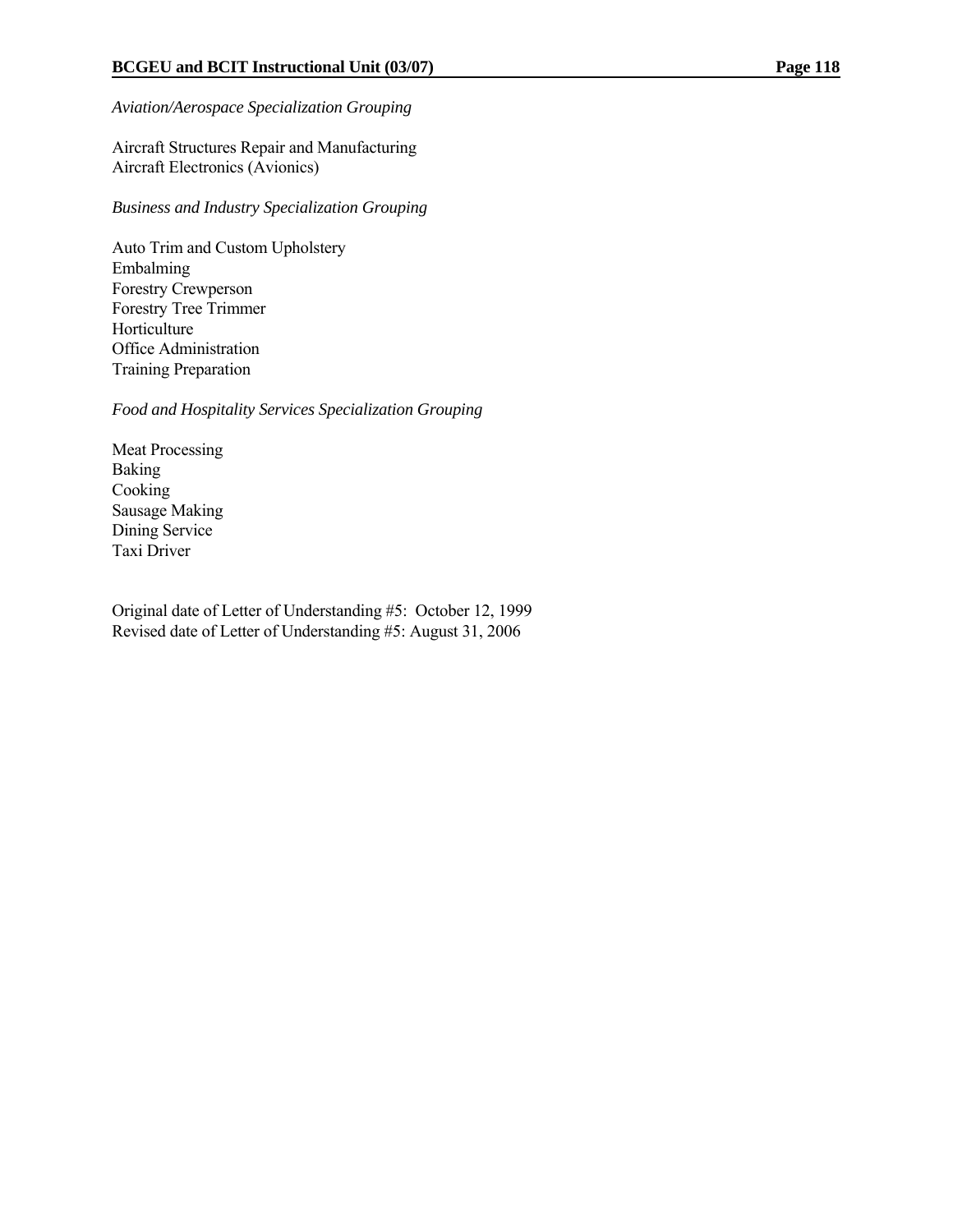*Aviation/Aerospace Specialization Grouping*

Aircraft Structures Repair and Manufacturing
Aircraft Electronics (Avionics)

*Business and Industry Specialization Grouping*

Auto Trim and Custom Upholstery
Embalming
Forestry Crewperson
Forestry Tree Trimmer
Horticulture
Office Administration
Training Preparation

*Food and Hospitality Services Specialization Grouping*

Meat Processing
Baking
Cooking
Sausage Making
Dining Service
Taxi Driver

Original date of Letter of Understanding #5: October 12, 1999
Revised date of Letter of Understanding #5: August 31, 2006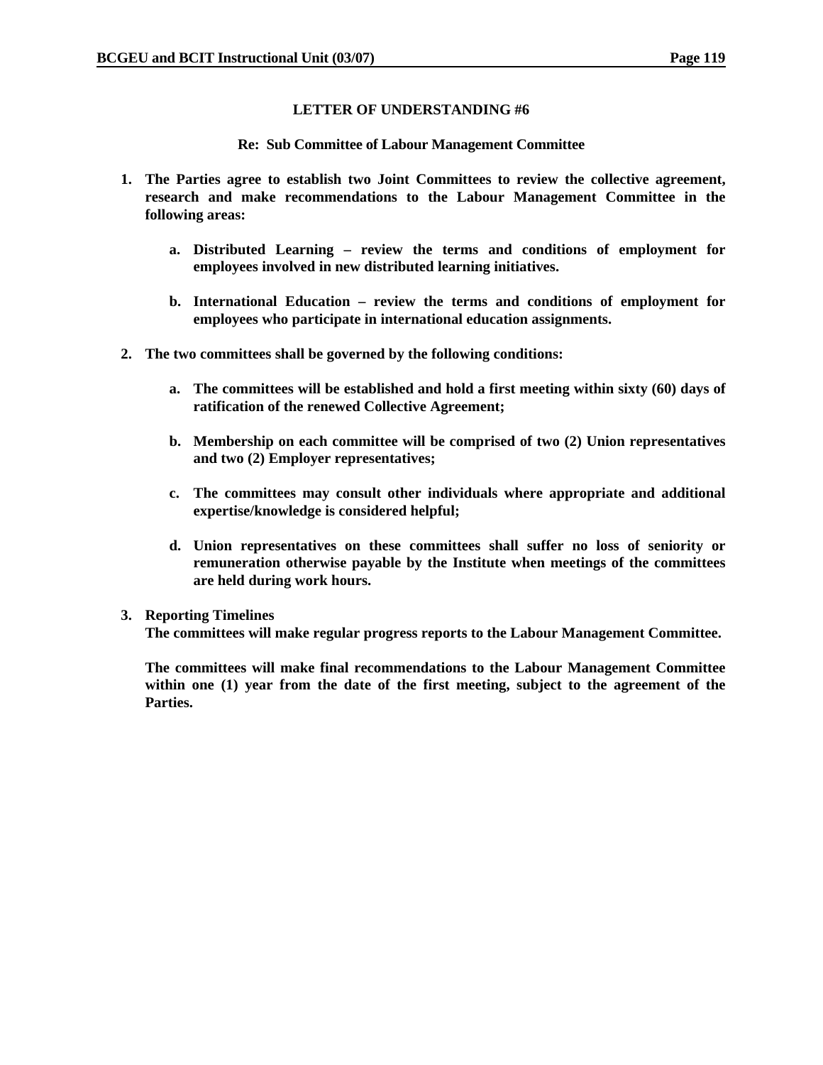## LETTER OF UNDERSTANDING #6

### Re: Sub Committee of Labour Management Committee

1. **The Parties agree to establish two Joint Committees to review the collective agreement, research and make recommendations to the Labour Management Committee in the following areas:**

   a. **Distributed Learning – review the terms and conditions of employment for employees involved in new distributed learning initiatives.**

   b. **International Education – review the terms and conditions of employment for employees who participate in international education assignments.**

2. **The two committees shall be governed by the following conditions:**

   a. **The committees will be established and hold a first meeting within sixty (60) days of ratification of the renewed Collective Agreement;**

   b. **Membership on each committee will be comprised of two (2) Union representatives and two (2) Employer representatives;**

   c. **The committees may consult other individuals where appropriate and additional expertise/knowledge is considered helpful;**

   d. **Union representatives on these committees shall suffer no loss of seniority or remuneration otherwise payable by the Institute when meetings of the committees are held during work hours.**

3. **Reporting Timelines**
   **The committees will make regular progress reports to the Labour Management Committee.**

   **The committees will make final recommendations to the Labour Management Committee within one (1) year from the date of the first meeting, subject to the agreement of the Parties.**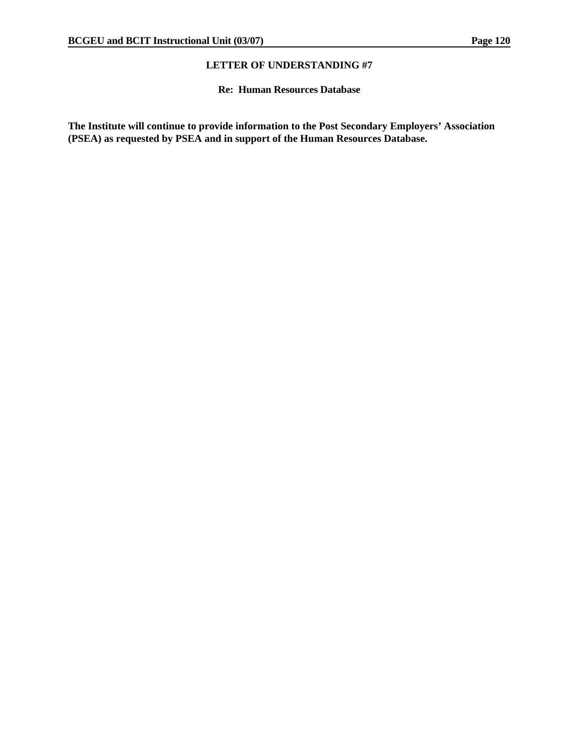## LETTER OF UNDERSTANDING #7

### Re: Human Resources Database

**The Institute will continue to provide information to the Post Secondary Employers' Association (PSEA) as requested by PSEA and in support of the Human Resources Database.**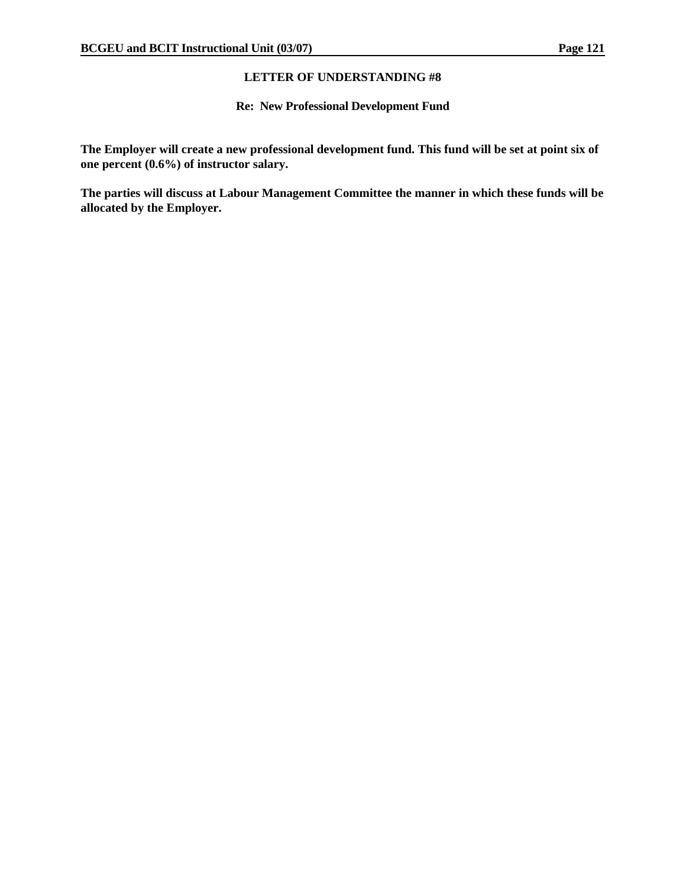## LETTER OF UNDERSTANDING #8

### Re: New Professional Development Fund

**The Employer will create a new professional development fund. This fund will be set at point six of one percent (0.6%) of instructor salary.**

**The parties will discuss at Labour Management Committee the manner in which these funds will be allocated by the Employer.**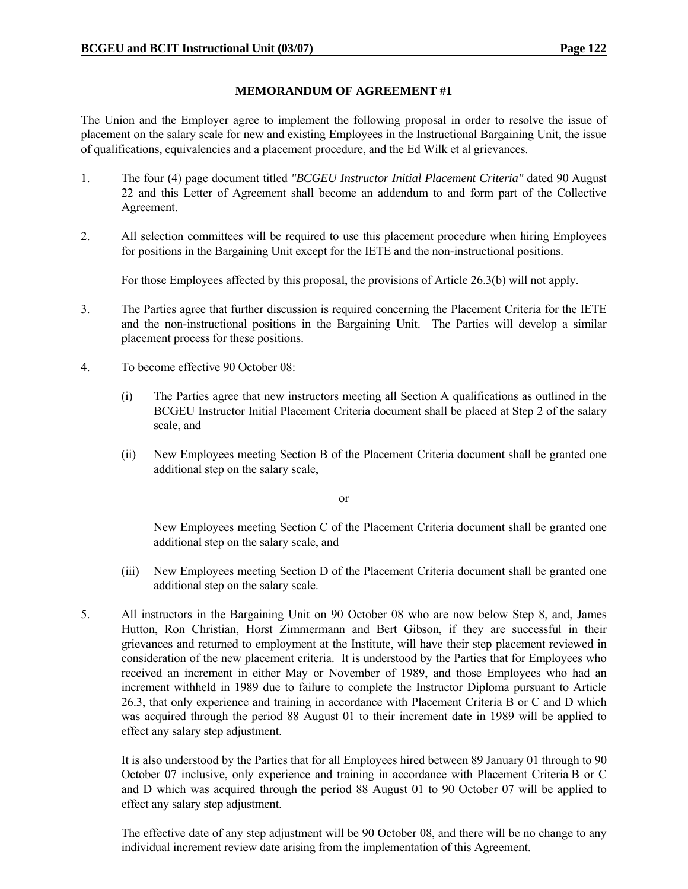## MEMORANDUM OF AGREEMENT #1

The Union and the Employer agree to implement the following proposal in order to resolve the issue of placement on the salary scale for new and existing Employees in the Instructional Bargaining Unit, the issue of qualifications, equivalencies and a placement procedure, and the Ed Wilk et al grievances.

1. The four (4) page document titled *"BCGEU Instructor Initial Placement Criteria"* dated 90 August 22 and this Letter of Agreement shall become an addendum to and form part of the Collective Agreement.

2. All selection committees will be required to use this placement procedure when hiring Employees for positions in the Bargaining Unit except for the IETE and the non-instructional positions.

   For those Employees affected by this proposal, the provisions of Article 26.3(b) will not apply.

3. The Parties agree that further discussion is required concerning the Placement Criteria for the IETE and the non-instructional positions in the Bargaining Unit. The Parties will develop a similar placement process for these positions.

4. To become effective 90 October 08:

   (i) The Parties agree that new instructors meeting all Section A qualifications as outlined in the BCGEU Instructor Initial Placement Criteria document shall be placed at Step 2 of the salary scale, and

   (ii) New Employees meeting Section B of the Placement Criteria document shall be granted one additional step on the salary scale,

   or

   New Employees meeting Section C of the Placement Criteria document shall be granted one additional step on the salary scale, and

   (iii) New Employees meeting Section D of the Placement Criteria document shall be granted one additional step on the salary scale.

5. All instructors in the Bargaining Unit on 90 October 08 who are now below Step 8, and, James Hutton, Ron Christian, Horst Zimmermann and Bert Gibson, if they are successful in their grievances and returned to employment at the Institute, will have their step placement reviewed in consideration of the new placement criteria. It is understood by the Parties that for Employees who received an increment in either May or November of 1989, and those Employees who had an increment withheld in 1989 due to failure to complete the Instructor Diploma pursuant to Article 26.3, that only experience and training in accordance with Placement Criteria B or C and D which was acquired through the period 88 August 01 to their increment date in 1989 will be applied to effect any salary step adjustment.

   It is also understood by the Parties that for all Employees hired between 89 January 01 through to 90 October 07 inclusive, only experience and training in accordance with Placement Criteria B or C and D which was acquired through the period 88 August 01 to 90 October 07 will be applied to effect any salary step adjustment.

   The effective date of any step adjustment will be 90 October 08, and there will be no change to any individual increment review date arising from the implementation of this Agreement.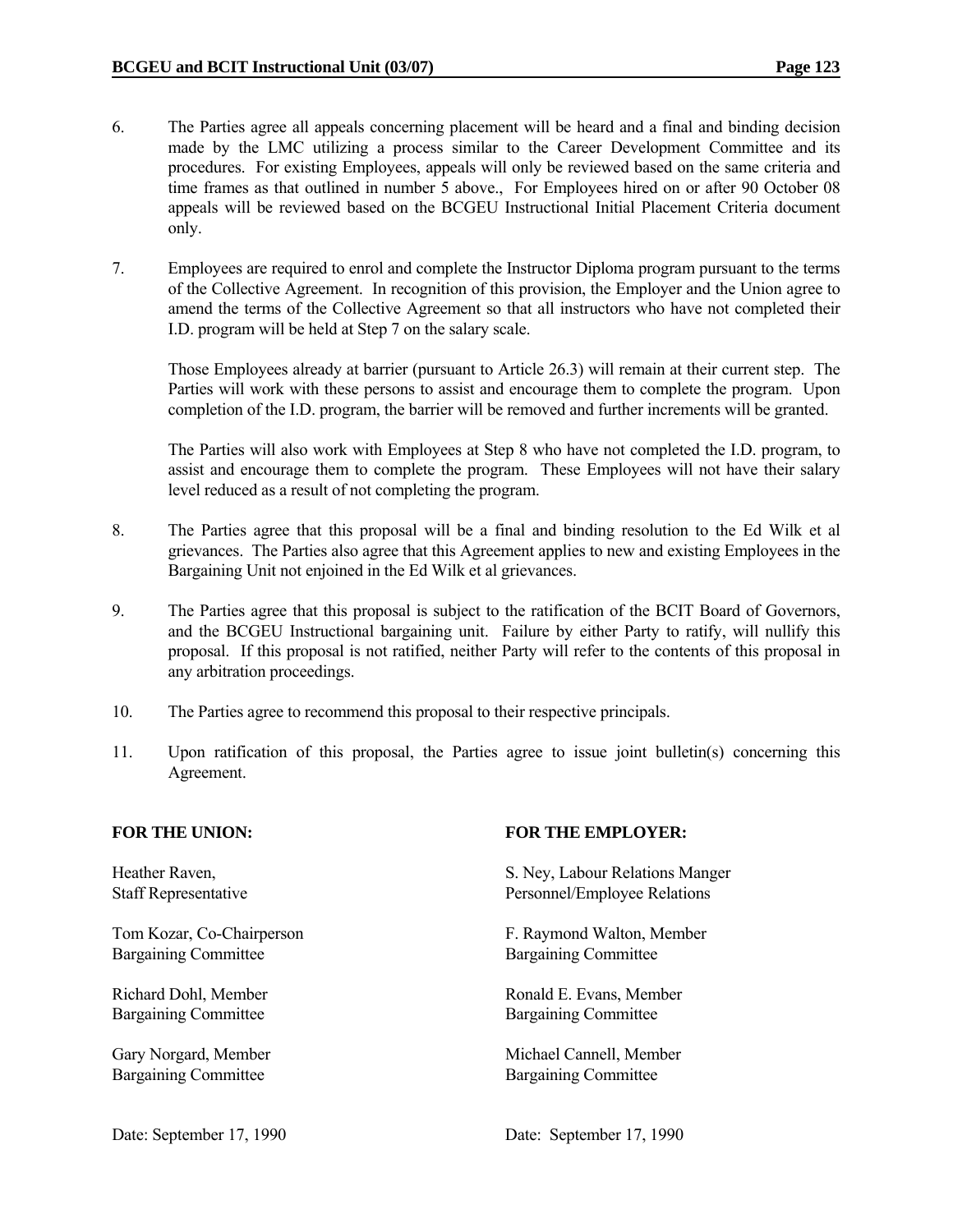6. The Parties agree all appeals concerning placement will be heard and a final and binding decision made by the LMC utilizing a process similar to the Career Development Committee and its procedures. For existing Employees, appeals will only be reviewed based on the same criteria and time frames as that outlined in number 5 above., For Employees hired on or after 90 October 08 appeals will be reviewed based on the BCGEU Instructional Initial Placement Criteria document only.

7. Employees are required to enrol and complete the Instructor Diploma program pursuant to the terms of the Collective Agreement. In recognition of this provision, the Employer and the Union agree to amend the terms of the Collective Agreement so that all instructors who have not completed their I.D. program will be held at Step 7 on the salary scale.

   Those Employees already at barrier (pursuant to Article 26.3) will remain at their current step. The Parties will work with these persons to assist and encourage them to complete the program. Upon completion of the I.D. program, the barrier will be removed and further increments will be granted.

   The Parties will also work with Employees at Step 8 who have not completed the I.D. program, to assist and encourage them to complete the program. These Employees will not have their salary level reduced as a result of not completing the program.

8. The Parties agree that this proposal will be a final and binding resolution to the Ed Wilk et al grievances. The Parties also agree that this Agreement applies to new and existing Employees in the Bargaining Unit not enjoined in the Ed Wilk et al grievances.

9. The Parties agree that this proposal is subject to the ratification of the BCIT Board of Governors, and the BCGEU Instructional bargaining unit. Failure by either Party to ratify, will nullify this proposal. If this proposal is not ratified, neither Party will refer to the contents of this proposal in any arbitration proceedings.

10. The Parties agree to recommend this proposal to their respective principals.

11. Upon ratification of this proposal, the Parties agree to issue joint bulletin(s) concerning this Agreement.

| **FOR THE UNION:** | **FOR THE EMPLOYER:** |
|---|---|
| Heather Raven,<br>Staff Representative | S. Ney, Labour Relations Manger<br>Personnel/Employee Relations |
| Tom Kozar, Co-Chairperson<br>Bargaining Committee | F. Raymond Walton, Member<br>Bargaining Committee |
| Richard Dohl, Member<br>Bargaining Committee | Ronald E. Evans, Member<br>Bargaining Committee |
| Gary Norgard, Member<br>Bargaining Committee | Michael Cannell, Member<br>Bargaining Committee |
| Date: September 17, 1990 | Date: September 17, 1990 |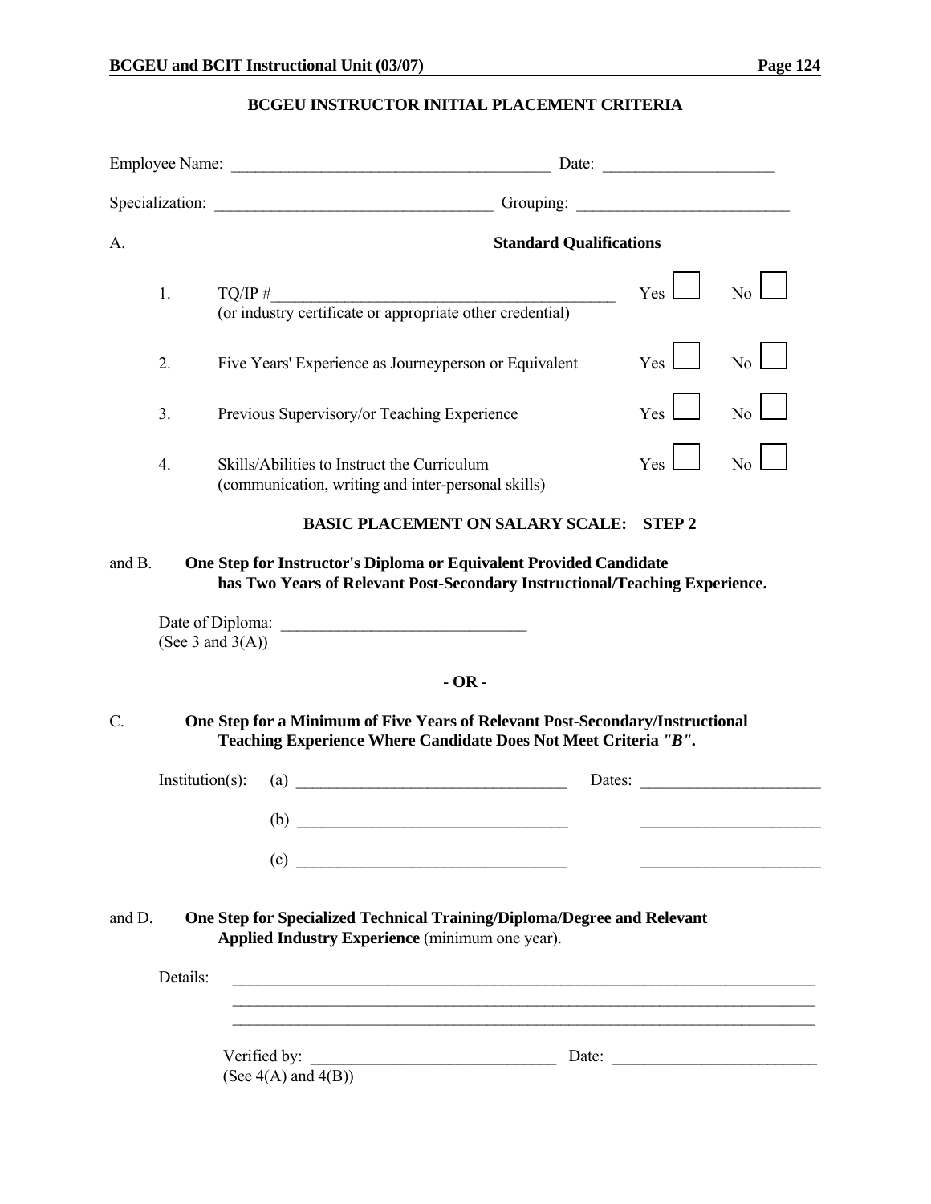## BCGEU INSTRUCTOR INITIAL PLACEMENT CRITERIA

Employee Name: ________________________________________ Date: _____________________

Specialization: __________________________________ Grouping: __________________________

A. **Standard Qualifications**

| | | Yes | No |
|---|---|---|---|
| 1. | TQ/IP #___________________________________________ (or industry certificate or appropriate other credential) | Yes ☐ | No ☐ |
| 2. | Five Years' Experience as Journeyperson or Equivalent | Yes ☐ | No ☐ |
| 3. | Previous Supervisory/or Teaching Experience | Yes ☐ | No ☐ |
| 4. | Skills/Abilities to Instruct the Curriculum (communication, writing and inter-personal skills) | Yes ☐ | No ☐ |

**BASIC PLACEMENT ON SALARY SCALE: STEP 2**

and B. **One Step for Instructor's Diploma or Equivalent Provided Candidate has Two Years of Relevant Post-Secondary Instructional/Teaching Experience.**

Date of Diploma: _______________________________
(See 3 and 3(A))

**- OR -**

C. **One Step for a Minimum of Five Years of Relevant Post-Secondary/Instructional Teaching Experience Where Candidate Does Not Meet Criteria *"B"*.**

Institution(s): (a) __________________________________ Dates: ______________________

(b) __________________________________ ______________________

(c) __________________________________ ______________________

and D. **One Step for Specialized Technical Training/Diploma/Degree and Relevant Applied Industry Experience** (minimum one year).

Details: ____________________________________________________________________________
____________________________________________________________________________
____________________________________________________________________________

Verified by: _______________________________ Date: _________________________
(See 4(A) and 4(B))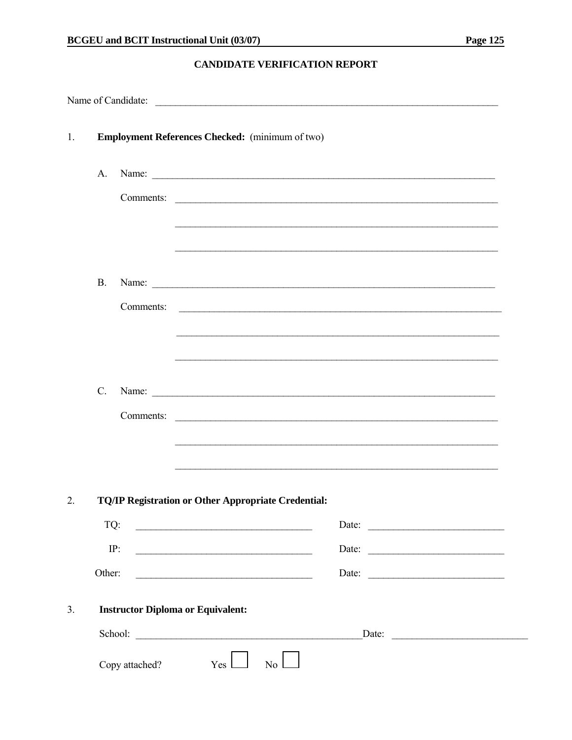## CANDIDATE VERIFICATION REPORT

Name of Candidate: ______________________________________________

1. **Employment References Checked:** (minimum of two)

   A. Name: ______________________________________________

      Comments: ______________________________________________

      ______________________________________________

      ______________________________________________

   B. Name: ______________________________________________

      Comments: ______________________________________________

      ______________________________________________

      ______________________________________________

   C. Name: ______________________________________________

      Comments: ______________________________________________

      ______________________________________________

      ______________________________________________

2. **TQ/IP Registration or Other Appropriate Credential:**

   TQ: ______________________ Date: ______________________

   IP: ______________________ Date: ______________________

   Other: ______________________ Date: ______________________

3. **Instructor Diploma or Equivalent:**

   School: ______________________________ Date: ______________________

   Copy attached? Yes ☐ No ☐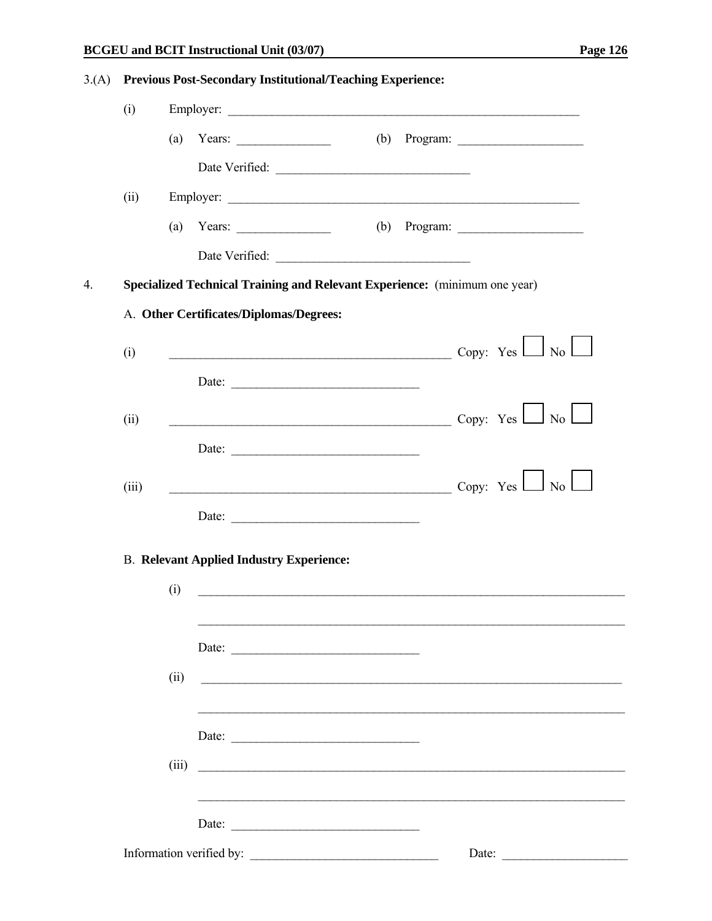3.(A) **Previous Post-Secondary Institutional/Teaching Experience:**

(i) Employer: ____________________________________________________________

(a) Years: _______________ (b) Program: ____________________

Date Verified: _______________________________

(ii) Employer: ____________________________________________________________

(a) Years: _______________ (b) Program: ____________________

Date Verified: _______________________________

4. **Specialized Technical Training and Relevant Experience:** (minimum one year)

A. **Other Certificates/Diplomas/Degrees:**

(i) ______________________________________________ Copy: Yes ☐ No ☐

Date: ______________________________

(ii) ______________________________________________ Copy: Yes ☐ No ☐

Date: ______________________________

(iii) ______________________________________________ Copy: Yes ☐ No ☐

Date: ______________________________

B. **Relevant Applied Industry Experience:**

(i) ________________________________________________________________________

________________________________________________________________________

Date: ______________________________

(ii) ________________________________________________________________________

________________________________________________________________________

Date: ______________________________

(iii) ________________________________________________________________________

________________________________________________________________________

Date: ______________________________

Information verified by: ______________________________ Date: ____________________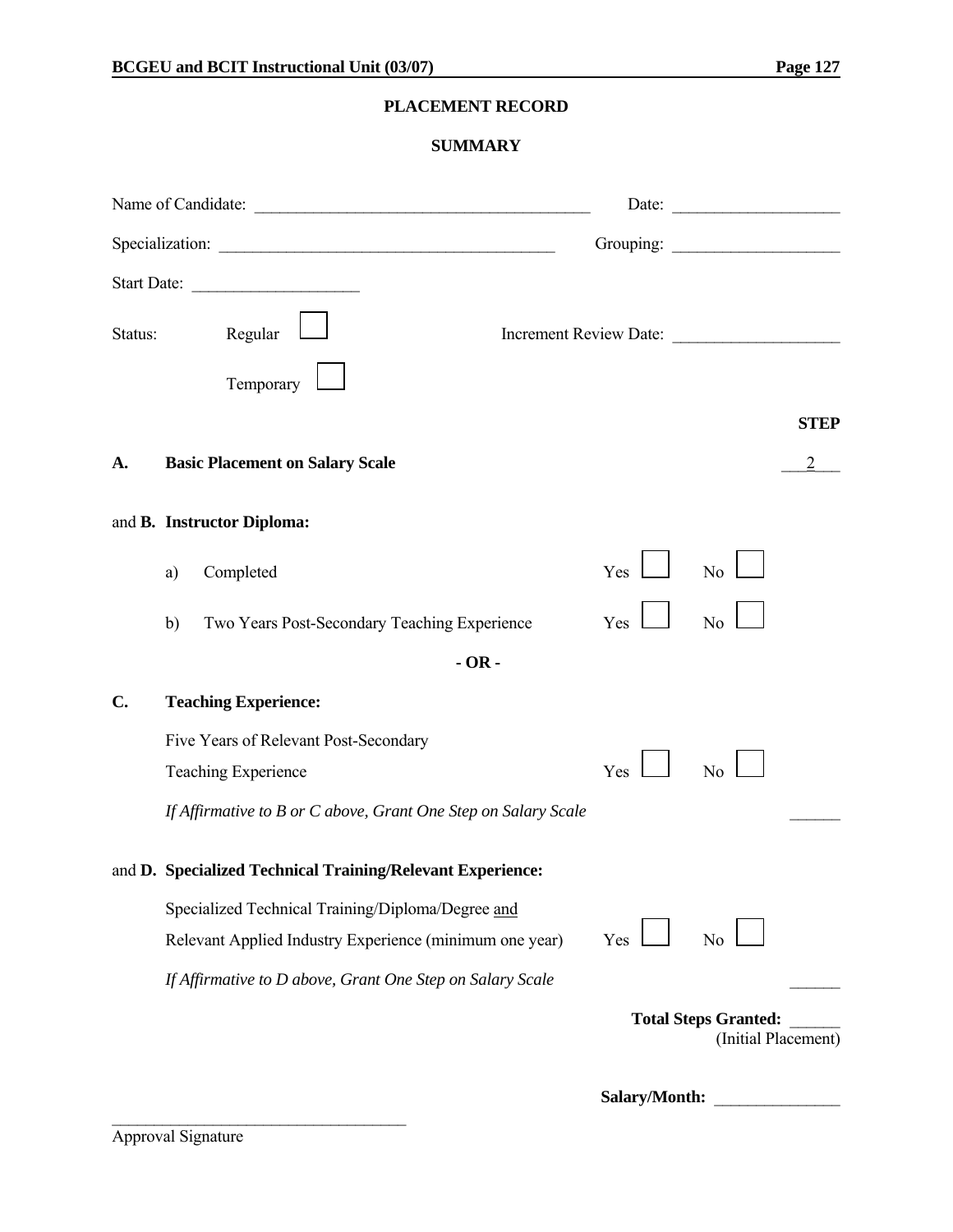# PLACEMENT RECORD

## SUMMARY

Name of Candidate: ________________________________________ Date: ____________________

Specialization: ________________________________________ Grouping: ____________________

Start Date: ____________________

Status: Regular ☐ Increment Review Date: ____________________

Temporary ☐

**STEP**

**A. Basic Placement on Salary Scale** ___2___

and **B. Instructor Diploma:**

a) Completed Yes ☐ No ☐

b) Two Years Post-Secondary Teaching Experience Yes ☐ No ☐

**- OR -**

**C. Teaching Experience:**

Five Years of Relevant Post-Secondary Teaching Experience Yes ☐ No ☐

*If Affirmative to B or C above, Grant One Step on Salary Scale* ______

and **D. Specialized Technical Training/Relevant Experience:**

Specialized Technical Training/Diploma/Degree and Relevant Applied Industry Experience (minimum one year) Yes ☐ No ☐

*If Affirmative to D above, Grant One Step on Salary Scale* ______

**Total Steps Granted:** ______
(Initial Placement)

**Salary/Month:** _______________

____________________________________
Approval Signature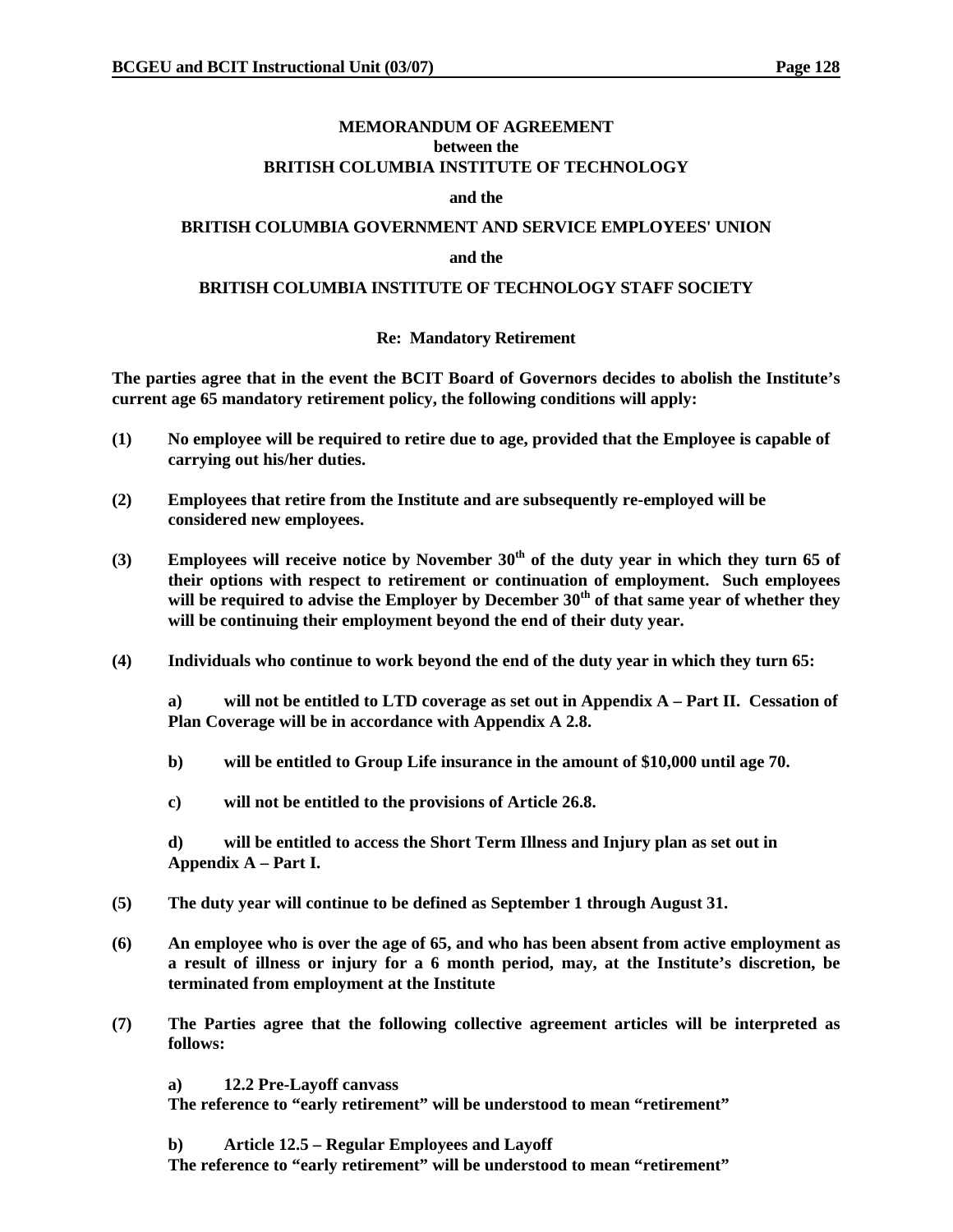**MEMORANDUM OF AGREEMENT**
**between the**
**BRITISH COLUMBIA INSTITUTE OF TECHNOLOGY**

**and the**

**BRITISH COLUMBIA GOVERNMENT AND SERVICE EMPLOYEES' UNION**

**and the**

**BRITISH COLUMBIA INSTITUTE OF TECHNOLOGY STAFF SOCIETY**

**Re: Mandatory Retirement**

**The parties agree that in the event the BCIT Board of Governors decides to abolish the Institute's current age 65 mandatory retirement policy, the following conditions will apply:**

**(1)** **No employee will be required to retire due to age, provided that the Employee is capable of carrying out his/her duties.**

**(2)** **Employees that retire from the Institute and are subsequently re-employed will be considered new employees.**

**(3)** **Employees will receive notice by November 30th of the duty year in which they turn 65 of their options with respect to retirement or continuation of employment. Such employees will be required to advise the Employer by December 30th of that same year of whether they will be continuing their employment beyond the end of their duty year.**

**(4)** **Individuals who continue to work beyond the end of the duty year in which they turn 65:**

**a)** **will not be entitled to LTD coverage as set out in Appendix A – Part II. Cessation of Plan Coverage will be in accordance with Appendix A 2.8.**

**b)** **will be entitled to Group Life insurance in the amount of $10,000 until age 70.**

**c)** **will not be entitled to the provisions of Article 26.8.**

**d)** **will be entitled to access the Short Term Illness and Injury plan as set out in Appendix A – Part I.**

**(5)** **The duty year will continue to be defined as September 1 through August 31.**

**(6)** **An employee who is over the age of 65, and who has been absent from active employment as a result of illness or injury for a 6 month period, may, at the Institute's discretion, be terminated from employment at the Institute**

**(7)** **The Parties agree that the following collective agreement articles will be interpreted as follows:**

**a)** **12.2 Pre-Layoff canvass**
**The reference to "early retirement" will be understood to mean "retirement"**

**b)** **Article 12.5 – Regular Employees and Layoff**
**The reference to "early retirement" will be understood to mean "retirement"**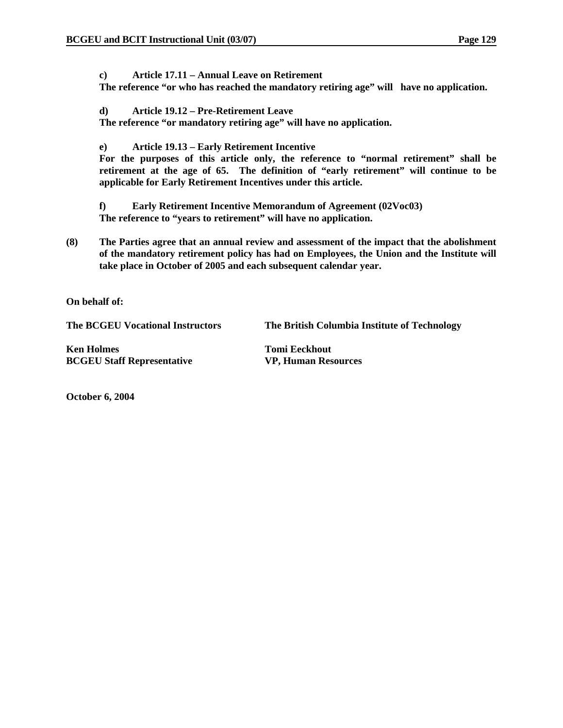**c) Article 17.11 – Annual Leave on Retirement**

**The reference "or who has reached the mandatory retiring age" will have no application.**

**d) Article 19.12 – Pre-Retirement Leave**

**The reference "or mandatory retiring age" will have no application.**

**e) Article 19.13 – Early Retirement Incentive**

**For the purposes of this article only, the reference to "normal retirement" shall be retirement at the age of 65. The definition of "early retirement" will continue to be applicable for Early Retirement Incentives under this article.**

**f) Early Retirement Incentive Memorandum of Agreement (02Voc03)**

**The reference to "years to retirement" will have no application.**

**(8) The Parties agree that an annual review and assessment of the impact that the abolishment of the mandatory retirement policy has had on Employees, the Union and the Institute will take place in October of 2005 and each subsequent calendar year.**

**On behalf of:**

| | |
|---|---|
| **The BCGEU Vocational Instructors** | **The British Columbia Institute of Technology** |
| **Ken Holmes**<br>**BCGEU Staff Representative** | **Tomi Eeckhout**<br>**VP, Human Resources** |

**October 6, 2004**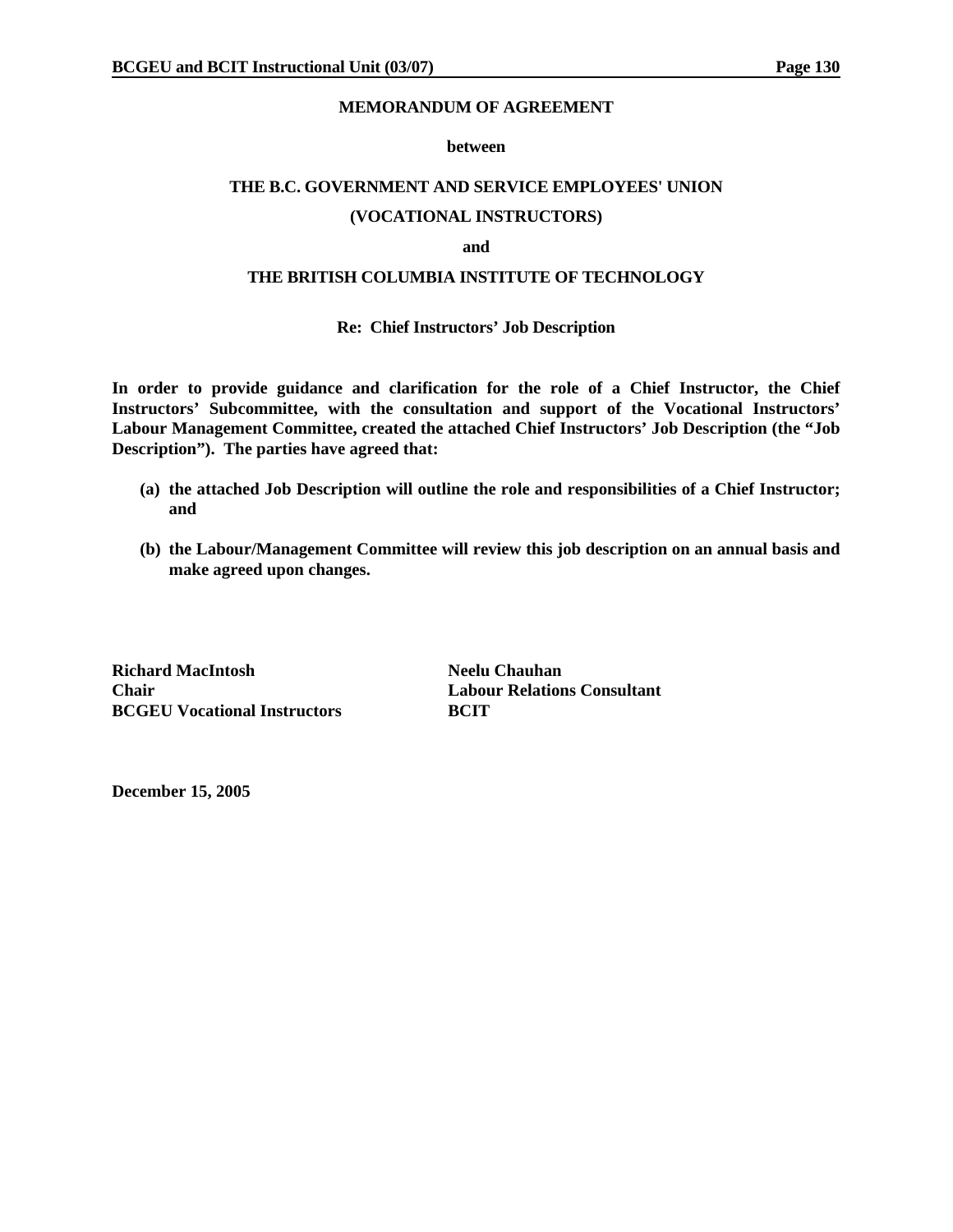**MEMORANDUM OF AGREEMENT**

**between**

**THE B.C. GOVERNMENT AND SERVICE EMPLOYEES' UNION**

**(VOCATIONAL INSTRUCTORS)**

**and**

**THE BRITISH COLUMBIA INSTITUTE OF TECHNOLOGY**

**Re: Chief Instructors' Job Description**

**In order to provide guidance and clarification for the role of a Chief Instructor, the Chief Instructors' Subcommittee, with the consultation and support of the Vocational Instructors' Labour Management Committee, created the attached Chief Instructors' Job Description (the "Job Description"). The parties have agreed that:**

**(a) the attached Job Description will outline the role and responsibilities of a Chief Instructor; and**

**(b) the Labour/Management Committee will review this job description on an annual basis and make agreed upon changes.**

**Richard MacIntosh**
**Chair**
**BCGEU Vocational Instructors**

**Neelu Chauhan**
**Labour Relations Consultant**
**BCIT**

**December 15, 2005**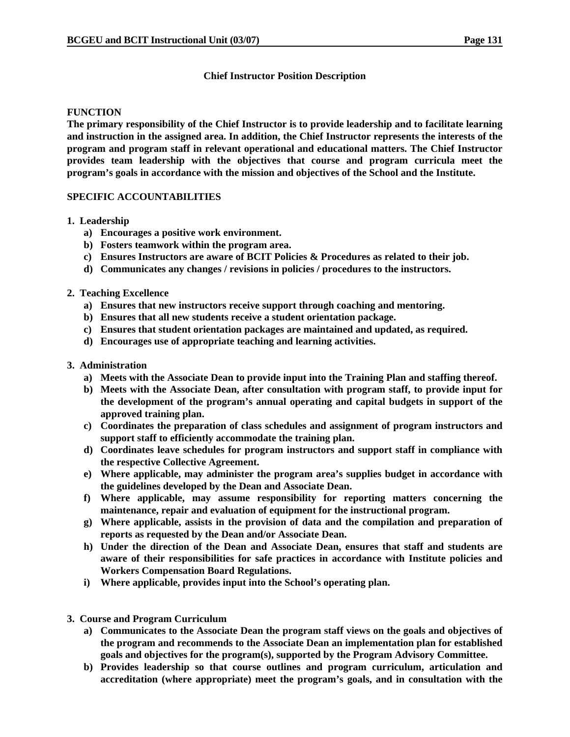## Chief Instructor Position Description

**FUNCTION**

**The primary responsibility of the Chief Instructor is to provide leadership and to facilitate learning and instruction in the assigned area. In addition, the Chief Instructor represents the interests of the program and program staff in relevant operational and educational matters. The Chief Instructor provides team leadership with the objectives that course and program curricula meet the program's goals in accordance with the mission and objectives of the School and the Institute.**

**SPECIFIC ACCOUNTABILITIES**

**1. Leadership**

- **a) Encourages a positive work environment.**
- **b) Fosters teamwork within the program area.**
- **c) Ensures Instructors are aware of BCIT Policies & Procedures as related to their job.**
- **d) Communicates any changes / revisions in policies / procedures to the instructors.**

**2. Teaching Excellence**

- **a) Ensures that new instructors receive support through coaching and mentoring.**
- **b) Ensures that all new students receive a student orientation package.**
- **c) Ensures that student orientation packages are maintained and updated, as required.**
- **d) Encourages use of appropriate teaching and learning activities.**

**3. Administration**

- **a) Meets with the Associate Dean to provide input into the Training Plan and staffing thereof.**
- **b) Meets with the Associate Dean, after consultation with program staff, to provide input for the development of the program's annual operating and capital budgets in support of the approved training plan.**
- **c) Coordinates the preparation of class schedules and assignment of program instructors and support staff to efficiently accommodate the training plan.**
- **d) Coordinates leave schedules for program instructors and support staff in compliance with the respective Collective Agreement.**
- **e) Where applicable, may administer the program area's supplies budget in accordance with the guidelines developed by the Dean and Associate Dean.**
- **f) Where applicable, may assume responsibility for reporting matters concerning the maintenance, repair and evaluation of equipment for the instructional program.**
- **g) Where applicable, assists in the provision of data and the compilation and preparation of reports as requested by the Dean and/or Associate Dean.**
- **h) Under the direction of the Dean and Associate Dean, ensures that staff and students are aware of their responsibilities for safe practices in accordance with Institute policies and Workers Compensation Board Regulations.**
- **i) Where applicable, provides input into the School's operating plan.**

**3. Course and Program Curriculum**

- **a) Communicates to the Associate Dean the program staff views on the goals and objectives of the program and recommends to the Associate Dean an implementation plan for established goals and objectives for the program(s), supported by the Program Advisory Committee.**
- **b) Provides leadership so that course outlines and program curriculum, articulation and accreditation (where appropriate) meet the program's goals, and in consultation with the**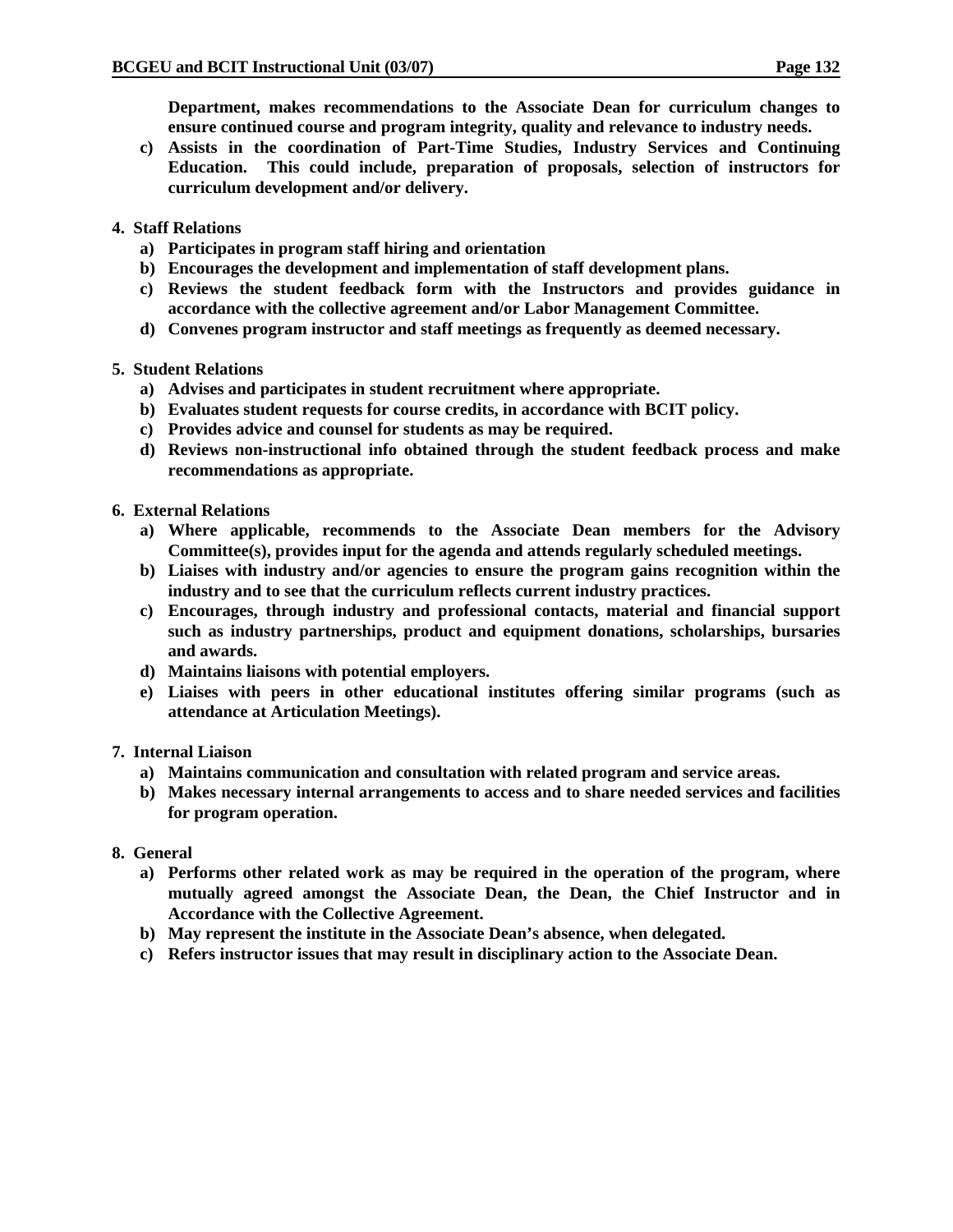**Department, makes recommendations to the Associate Dean for curriculum changes to ensure continued course and program integrity, quality and relevance to industry needs.**

**c) Assists in the coordination of Part-Time Studies, Industry Services and Continuing Education. This could include, preparation of proposals, selection of instructors for curriculum development and/or delivery.**

**4. Staff Relations**

**a) Participates in program staff hiring and orientation**

**b) Encourages the development and implementation of staff development plans.**

**c) Reviews the student feedback form with the Instructors and provides guidance in accordance with the collective agreement and/or Labor Management Committee.**

**d) Convenes program instructor and staff meetings as frequently as deemed necessary.**

**5. Student Relations**

**a) Advises and participates in student recruitment where appropriate.**

**b) Evaluates student requests for course credits, in accordance with BCIT policy.**

**c) Provides advice and counsel for students as may be required.**

**d) Reviews non-instructional info obtained through the student feedback process and make recommendations as appropriate.**

**6. External Relations**

**a) Where applicable, recommends to the Associate Dean members for the Advisory Committee(s), provides input for the agenda and attends regularly scheduled meetings.**

**b) Liaises with industry and/or agencies to ensure the program gains recognition within the industry and to see that the curriculum reflects current industry practices.**

**c) Encourages, through industry and professional contacts, material and financial support such as industry partnerships, product and equipment donations, scholarships, bursaries and awards.**

**d) Maintains liaisons with potential employers.**

**e) Liaises with peers in other educational institutes offering similar programs (such as attendance at Articulation Meetings).**

**7. Internal Liaison**

**a) Maintains communication and consultation with related program and service areas.**

**b) Makes necessary internal arrangements to access and to share needed services and facilities for program operation.**

**8. General**

**a) Performs other related work as may be required in the operation of the program, where mutually agreed amongst the Associate Dean, the Dean, the Chief Instructor and in Accordance with the Collective Agreement.**

**b) May represent the institute in the Associate Dean's absence, when delegated.**

**c) Refers instructor issues that may result in disciplinary action to the Associate Dean.**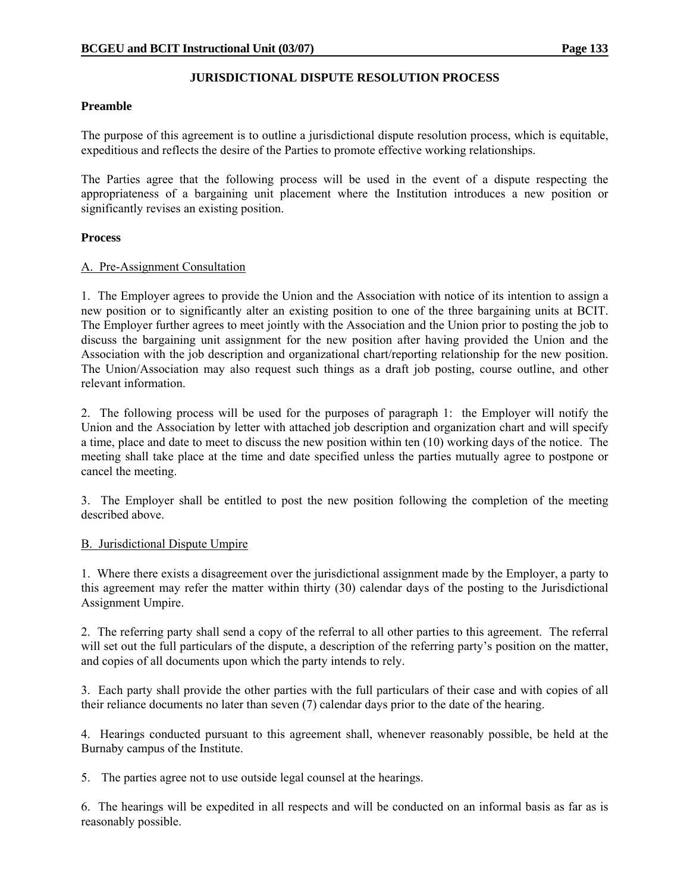## JURISDICTIONAL DISPUTE RESOLUTION PROCESS

### Preamble

The purpose of this agreement is to outline a jurisdictional dispute resolution process, which is equitable, expeditious and reflects the desire of the Parties to promote effective working relationships.

The Parties agree that the following process will be used in the event of a dispute respecting the appropriateness of a bargaining unit placement where the Institution introduces a new position or significantly revises an existing position.

### Process

#### A. Pre-Assignment Consultation

1. The Employer agrees to provide the Union and the Association with notice of its intention to assign a new position or to significantly alter an existing position to one of the three bargaining units at BCIT. The Employer further agrees to meet jointly with the Association and the Union prior to posting the job to discuss the bargaining unit assignment for the new position after having provided the Union and the Association with the job description and organizational chart/reporting relationship for the new position. The Union/Association may also request such things as a draft job posting, course outline, and other relevant information.

2. The following process will be used for the purposes of paragraph 1: the Employer will notify the Union and the Association by letter with attached job description and organization chart and will specify a time, place and date to meet to discuss the new position within ten (10) working days of the notice. The meeting shall take place at the time and date specified unless the parties mutually agree to postpone or cancel the meeting.

3. The Employer shall be entitled to post the new position following the completion of the meeting described above.

#### B. Jurisdictional Dispute Umpire

1. Where there exists a disagreement over the jurisdictional assignment made by the Employer, a party to this agreement may refer the matter within thirty (30) calendar days of the posting to the Jurisdictional Assignment Umpire.

2. The referring party shall send a copy of the referral to all other parties to this agreement. The referral will set out the full particulars of the dispute, a description of the referring party's position on the matter, and copies of all documents upon which the party intends to rely.

3. Each party shall provide the other parties with the full particulars of their case and with copies of all their reliance documents no later than seven (7) calendar days prior to the date of the hearing.

4. Hearings conducted pursuant to this agreement shall, whenever reasonably possible, be held at the Burnaby campus of the Institute.

5. The parties agree not to use outside legal counsel at the hearings.

6. The hearings will be expedited in all respects and will be conducted on an informal basis as far as is reasonably possible.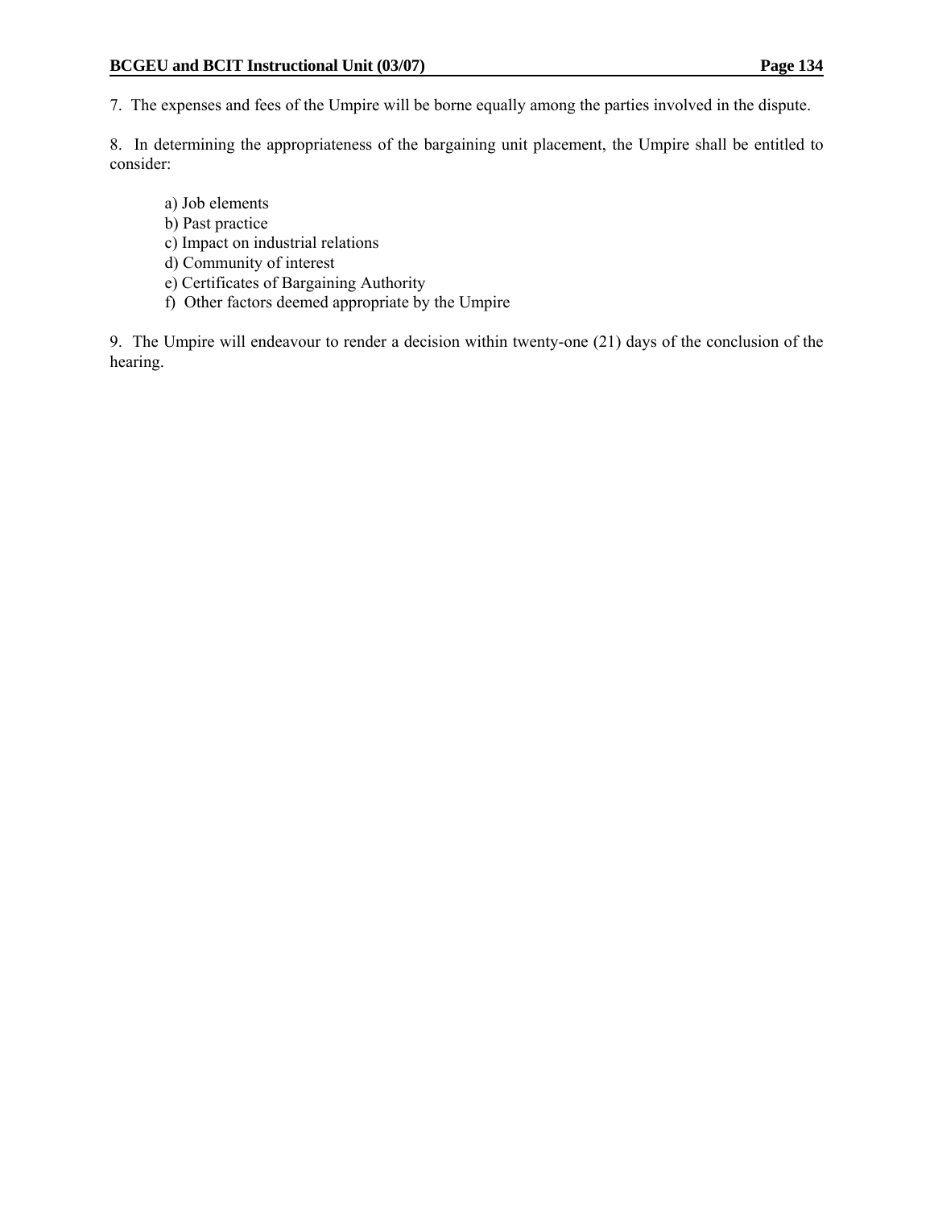7. The expenses and fees of the Umpire will be borne equally among the parties involved in the dispute.

8. In determining the appropriateness of the bargaining unit placement, the Umpire shall be entitled to consider:

a) Job elements
b) Past practice
c) Impact on industrial relations
d) Community of interest
e) Certificates of Bargaining Authority
f) Other factors deemed appropriate by the Umpire

9. The Umpire will endeavour to render a decision within twenty-one (21) days of the conclusion of the hearing.